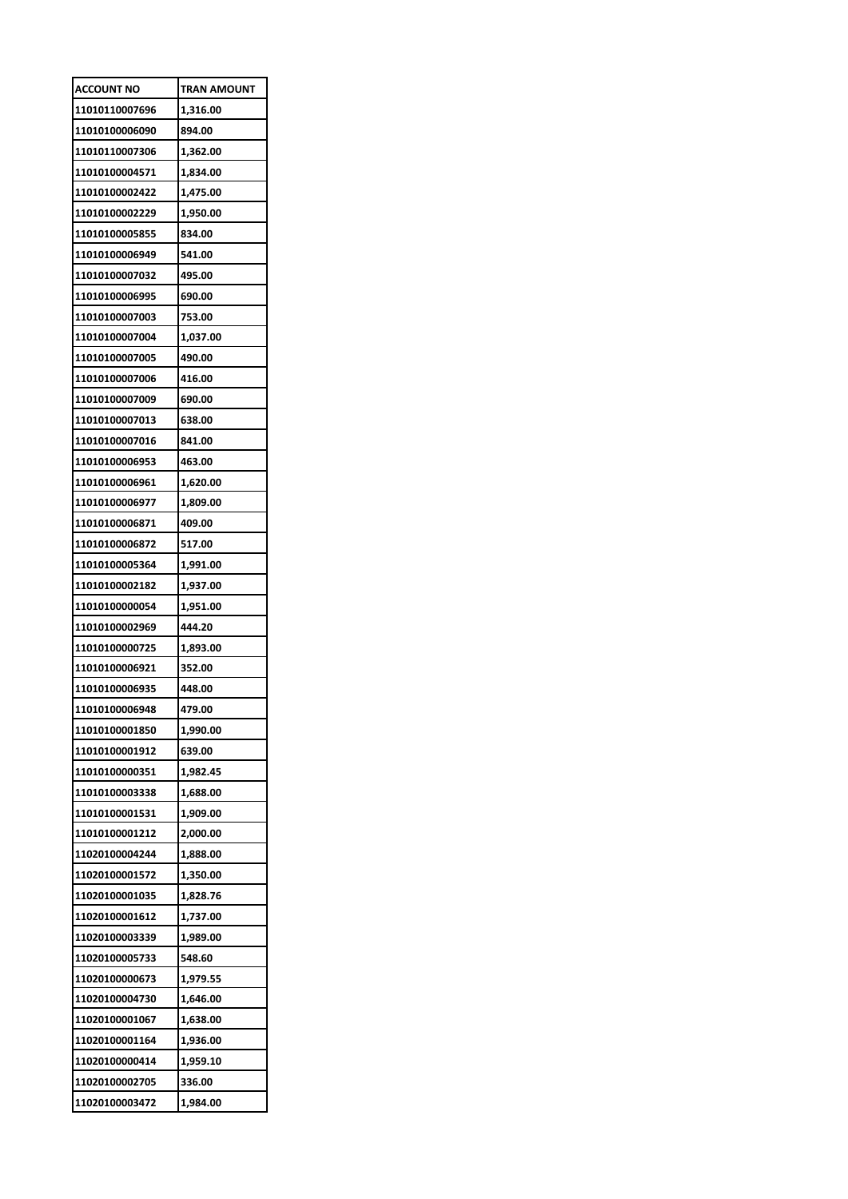| ACCOUNT NO | TRAN AMOUNT |
| --- | --- |
| 11010110007696 | 1,316.00 |
| 11010100006090 | 894.00 |
| 11010110007306 | 1,362.00 |
| 11010100004571 | 1,834.00 |
| 11010100002422 | 1,475.00 |
| 11010100002229 | 1,950.00 |
| 11010100005855 | 834.00 |
| 11010100006949 | 541.00 |
| 11010100007032 | 495.00 |
| 11010100006995 | 690.00 |
| 11010100007003 | 753.00 |
| 11010100007004 | 1,037.00 |
| 11010100007005 | 490.00 |
| 11010100007006 | 416.00 |
| 11010100007009 | 690.00 |
| 11010100007013 | 638.00 |
| 11010100007016 | 841.00 |
| 11010100006953 | 463.00 |
| 11010100006961 | 1,620.00 |
| 11010100006977 | 1,809.00 |
| 11010100006871 | 409.00 |
| 11010100006872 | 517.00 |
| 11010100005364 | 1,991.00 |
| 11010100002182 | 1,937.00 |
| 11010100000054 | 1,951.00 |
| 11010100002969 | 444.20 |
| 11010100000725 | 1,893.00 |
| 11010100006921 | 352.00 |
| 11010100006935 | 448.00 |
| 11010100006948 | 479.00 |
| 11010100001850 | 1,990.00 |
| 11010100001912 | 639.00 |
| 11010100000351 | 1,982.45 |
| 11010100003338 | 1,688.00 |
| 11010100001531 | 1,909.00 |
| 11010100001212 | 2,000.00 |
| 11020100004244 | 1,888.00 |
| 11020100001572 | 1,350.00 |
| 11020100001035 | 1,828.76 |
| 11020100001612 | 1,737.00 |
| 11020100003339 | 1,989.00 |
| 11020100005733 | 548.60 |
| 11020100000673 | 1,979.55 |
| 11020100004730 | 1,646.00 |
| 11020100001067 | 1,638.00 |
| 11020100001164 | 1,936.00 |
| 11020100000414 | 1,959.10 |
| 11020100002705 | 336.00 |
| 11020100003472 | 1,984.00 |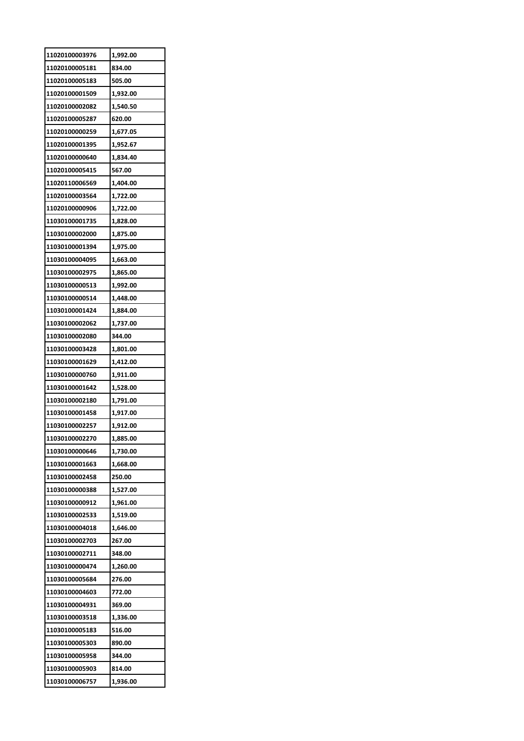| 11020100003976 | 1,992.00 |
|---|---|
| 11020100005181 | 834.00 |
| 11020100005183 | 505.00 |
| 11020100001509 | 1,932.00 |
| 11020100002082 | 1,540.50 |
| 11020100005287 | 620.00 |
| 11020100000259 | 1,677.05 |
| 11020100001395 | 1,952.67 |
| 11020100000640 | 1,834.40 |
| 11020100005415 | 567.00 |
| 11020110006569 | 1,404.00 |
| 11020100003564 | 1,722.00 |
| 11020100000906 | 1,722.00 |
| 11030100001735 | 1,828.00 |
| 11030100002000 | 1,875.00 |
| 11030100001394 | 1,975.00 |
| 11030100004095 | 1,663.00 |
| 11030100002975 | 1,865.00 |
| 11030100000513 | 1,992.00 |
| 11030100000514 | 1,448.00 |
| 11030100001424 | 1,884.00 |
| 11030100002062 | 1,737.00 |
| 11030100002080 | 344.00 |
| 11030100003428 | 1,801.00 |
| 11030100001629 | 1,412.00 |
| 11030100000760 | 1,911.00 |
| 11030100001642 | 1,528.00 |
| 11030100002180 | 1,791.00 |
| 11030100001458 | 1,917.00 |
| 11030100002257 | 1,912.00 |
| 11030100002270 | 1,885.00 |
| 11030100000646 | 1,730.00 |
| 11030100001663 | 1,668.00 |
| 11030100002458 | 250.00 |
| 11030100000388 | 1,527.00 |
| 11030100000912 | 1,961.00 |
| 11030100002533 | 1,519.00 |
| 11030100004018 | 1,646.00 |
| 11030100002703 | 267.00 |
| 11030100002711 | 348.00 |
| 11030100000474 | 1,260.00 |
| 11030100005684 | 276.00 |
| 11030100004603 | 772.00 |
| 11030100004931 | 369.00 |
| 11030100003518 | 1,336.00 |
| 11030100005183 | 516.00 |
| 11030100005303 | 890.00 |
| 11030100005958 | 344.00 |
| 11030100005903 | 814.00 |
| 11030100006757 | 1,936.00 |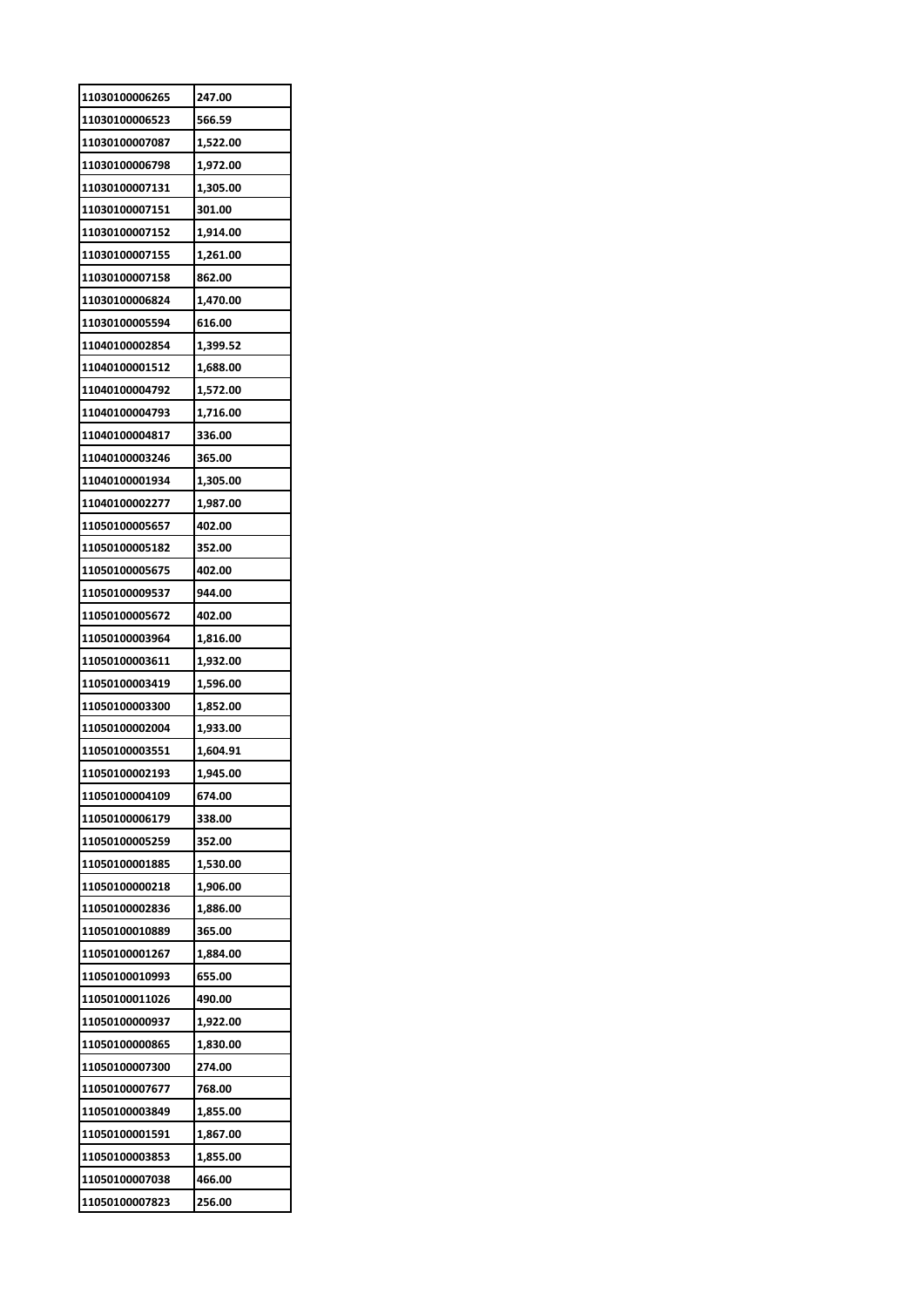| | |
|---|---|
| 11030100006265 | 247.00 |
| 11030100006523 | 566.59 |
| 11030100007087 | 1,522.00 |
| 11030100006798 | 1,972.00 |
| 11030100007131 | 1,305.00 |
| 11030100007151 | 301.00 |
| 11030100007152 | 1,914.00 |
| 11030100007155 | 1,261.00 |
| 11030100007158 | 862.00 |
| 11030100006824 | 1,470.00 |
| 11030100005594 | 616.00 |
| 11040100002854 | 1,399.52 |
| 11040100001512 | 1,688.00 |
| 11040100004792 | 1,572.00 |
| 11040100004793 | 1,716.00 |
| 11040100004817 | 336.00 |
| 11040100003246 | 365.00 |
| 11040100001934 | 1,305.00 |
| 11040100002277 | 1,987.00 |
| 11050100005657 | 402.00 |
| 11050100005182 | 352.00 |
| 11050100005675 | 402.00 |
| 11050100009537 | 944.00 |
| 11050100005672 | 402.00 |
| 11050100003964 | 1,816.00 |
| 11050100003611 | 1,932.00 |
| 11050100003419 | 1,596.00 |
| 11050100003300 | 1,852.00 |
| 11050100002004 | 1,933.00 |
| 11050100003551 | 1,604.91 |
| 11050100002193 | 1,945.00 |
| 11050100004109 | 674.00 |
| 11050100006179 | 338.00 |
| 11050100005259 | 352.00 |
| 11050100001885 | 1,530.00 |
| 11050100000218 | 1,906.00 |
| 11050100002836 | 1,886.00 |
| 11050100010889 | 365.00 |
| 11050100001267 | 1,884.00 |
| 11050100010993 | 655.00 |
| 11050100011026 | 490.00 |
| 11050100000937 | 1,922.00 |
| 11050100000865 | 1,830.00 |
| 11050100007300 | 274.00 |
| 11050100007677 | 768.00 |
| 11050100003849 | 1,855.00 |
| 11050100001591 | 1,867.00 |
| 11050100003853 | 1,855.00 |
| 11050100007038 | 466.00 |
| 11050100007823 | 256.00 |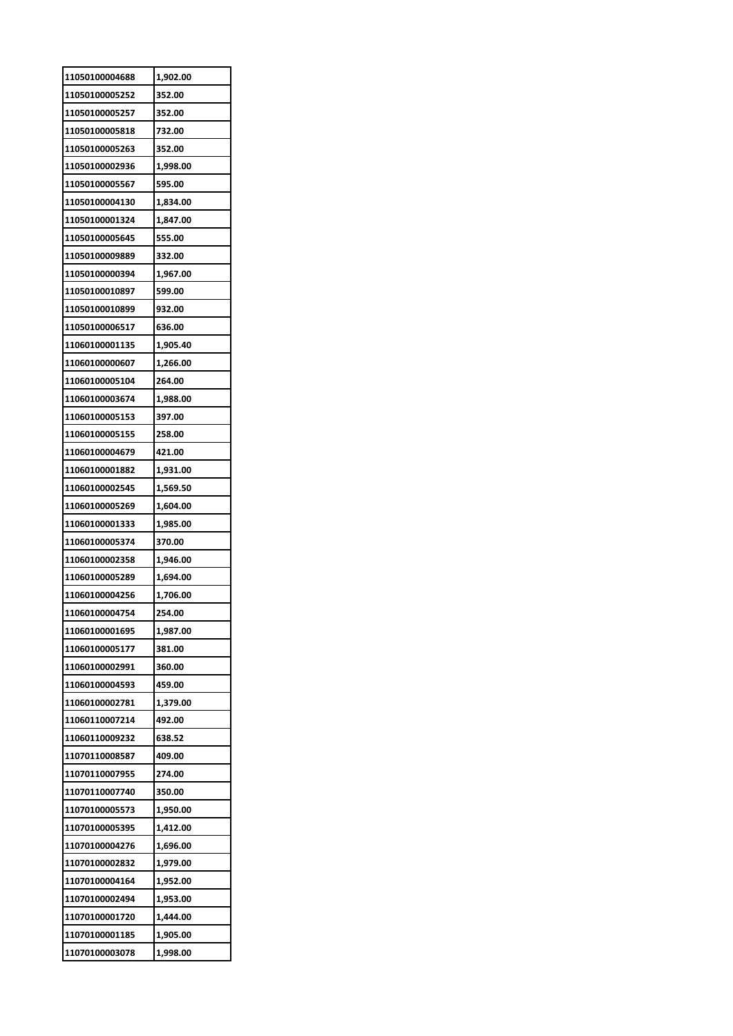| 11050100004688 | 1,902.00 |
|---|---|
| 11050100005252 | 352.00 |
| 11050100005257 | 352.00 |
| 11050100005818 | 732.00 |
| 11050100005263 | 352.00 |
| 11050100002936 | 1,998.00 |
| 11050100005567 | 595.00 |
| 11050100004130 | 1,834.00 |
| 11050100001324 | 1,847.00 |
| 11050100005645 | 555.00 |
| 11050100009889 | 332.00 |
| 11050100000394 | 1,967.00 |
| 11050100010897 | 599.00 |
| 11050100010899 | 932.00 |
| 11050100006517 | 636.00 |
| 11060100001135 | 1,905.40 |
| 11060100000607 | 1,266.00 |
| 11060100005104 | 264.00 |
| 11060100003674 | 1,988.00 |
| 11060100005153 | 397.00 |
| 11060100005155 | 258.00 |
| 11060100004679 | 421.00 |
| 11060100001882 | 1,931.00 |
| 11060100002545 | 1,569.50 |
| 11060100005269 | 1,604.00 |
| 11060100001333 | 1,985.00 |
| 11060100005374 | 370.00 |
| 11060100002358 | 1,946.00 |
| 11060100005289 | 1,694.00 |
| 11060100004256 | 1,706.00 |
| 11060100004754 | 254.00 |
| 11060100001695 | 1,987.00 |
| 11060100005177 | 381.00 |
| 11060100002991 | 360.00 |
| 11060100004593 | 459.00 |
| 11060100002781 | 1,379.00 |
| 11060110007214 | 492.00 |
| 11060110009232 | 638.52 |
| 11070110008587 | 409.00 |
| 11070110007955 | 274.00 |
| 11070110007740 | 350.00 |
| 11070100005573 | 1,950.00 |
| 11070100005395 | 1,412.00 |
| 11070100004276 | 1,696.00 |
| 11070100002832 | 1,979.00 |
| 11070100004164 | 1,952.00 |
| 11070100002494 | 1,953.00 |
| 11070100001720 | 1,444.00 |
| 11070100001185 | 1,905.00 |
| 11070100003078 | 1,998.00 |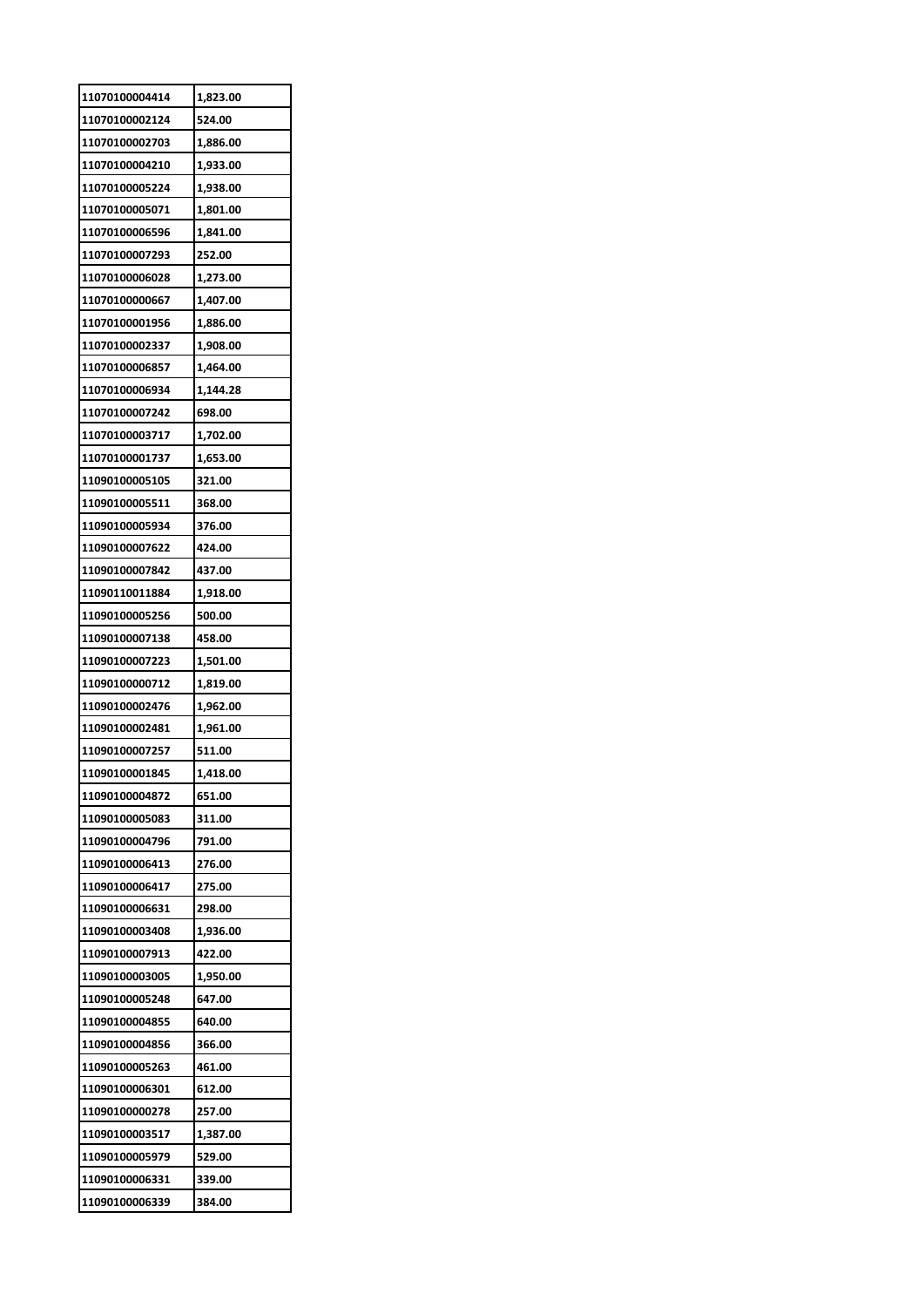| 11070100004414 | 1,823.00 |
|---|---|
| 11070100002124 | 524.00 |
| 11070100002703 | 1,886.00 |
| 11070100004210 | 1,933.00 |
| 11070100005224 | 1,938.00 |
| 11070100005071 | 1,801.00 |
| 11070100006596 | 1,841.00 |
| 11070100007293 | 252.00 |
| 11070100006028 | 1,273.00 |
| 11070100000667 | 1,407.00 |
| 11070100001956 | 1,886.00 |
| 11070100002337 | 1,908.00 |
| 11070100006857 | 1,464.00 |
| 11070100006934 | 1,144.28 |
| 11070100007242 | 698.00 |
| 11070100003717 | 1,702.00 |
| 11070100001737 | 1,653.00 |
| 11090100005105 | 321.00 |
| 11090100005511 | 368.00 |
| 11090100005934 | 376.00 |
| 11090100007622 | 424.00 |
| 11090100007842 | 437.00 |
| 11090110011884 | 1,918.00 |
| 11090100005256 | 500.00 |
| 11090100007138 | 458.00 |
| 11090100007223 | 1,501.00 |
| 11090100000712 | 1,819.00 |
| 11090100002476 | 1,962.00 |
| 11090100002481 | 1,961.00 |
| 11090100007257 | 511.00 |
| 11090100001845 | 1,418.00 |
| 11090100004872 | 651.00 |
| 11090100005083 | 311.00 |
| 11090100004796 | 791.00 |
| 11090100006413 | 276.00 |
| 11090100006417 | 275.00 |
| 11090100006631 | 298.00 |
| 11090100003408 | 1,936.00 |
| 11090100007913 | 422.00 |
| 11090100003005 | 1,950.00 |
| 11090100005248 | 647.00 |
| 11090100004855 | 640.00 |
| 11090100004856 | 366.00 |
| 11090100005263 | 461.00 |
| 11090100006301 | 612.00 |
| 11090100000278 | 257.00 |
| 11090100003517 | 1,387.00 |
| 11090100005979 | 529.00 |
| 11090100006331 | 339.00 |
| 11090100006339 | 384.00 |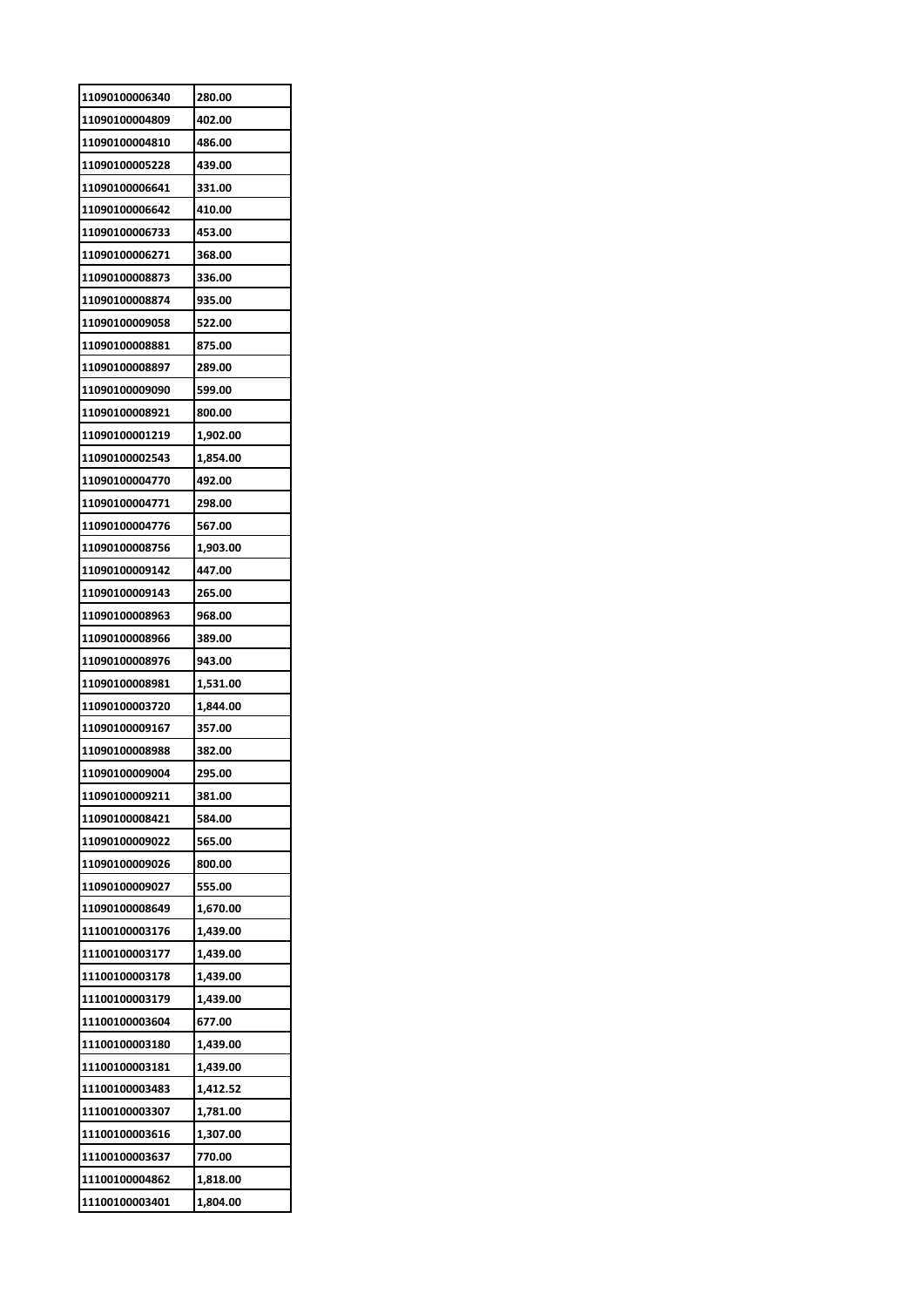| | |
|---|---|
| 11090100006340 | 280.00 |
| 11090100004809 | 402.00 |
| 11090100004810 | 486.00 |
| 11090100005228 | 439.00 |
| 11090100006641 | 331.00 |
| 11090100006642 | 410.00 |
| 11090100006733 | 453.00 |
| 11090100006271 | 368.00 |
| 11090100008873 | 336.00 |
| 11090100008874 | 935.00 |
| 11090100009058 | 522.00 |
| 11090100008881 | 875.00 |
| 11090100008897 | 289.00 |
| 11090100009090 | 599.00 |
| 11090100008921 | 800.00 |
| 11090100001219 | 1,902.00 |
| 11090100002543 | 1,854.00 |
| 11090100004770 | 492.00 |
| 11090100004771 | 298.00 |
| 11090100004776 | 567.00 |
| 11090100008756 | 1,903.00 |
| 11090100009142 | 447.00 |
| 11090100009143 | 265.00 |
| 11090100008963 | 968.00 |
| 11090100008966 | 389.00 |
| 11090100008976 | 943.00 |
| 11090100008981 | 1,531.00 |
| 11090100003720 | 1,844.00 |
| 11090100009167 | 357.00 |
| 11090100008988 | 382.00 |
| 11090100009004 | 295.00 |
| 11090100009211 | 381.00 |
| 11090100008421 | 584.00 |
| 11090100009022 | 565.00 |
| 11090100009026 | 800.00 |
| 11090100009027 | 555.00 |
| 11090100008649 | 1,670.00 |
| 11100100003176 | 1,439.00 |
| 11100100003177 | 1,439.00 |
| 11100100003178 | 1,439.00 |
| 11100100003179 | 1,439.00 |
| 11100100003604 | 677.00 |
| 11100100003180 | 1,439.00 |
| 11100100003181 | 1,439.00 |
| 11100100003483 | 1,412.52 |
| 11100100003307 | 1,781.00 |
| 11100100003616 | 1,307.00 |
| 11100100003637 | 770.00 |
| 11100100004862 | 1,818.00 |
| 11100100003401 | 1,804.00 |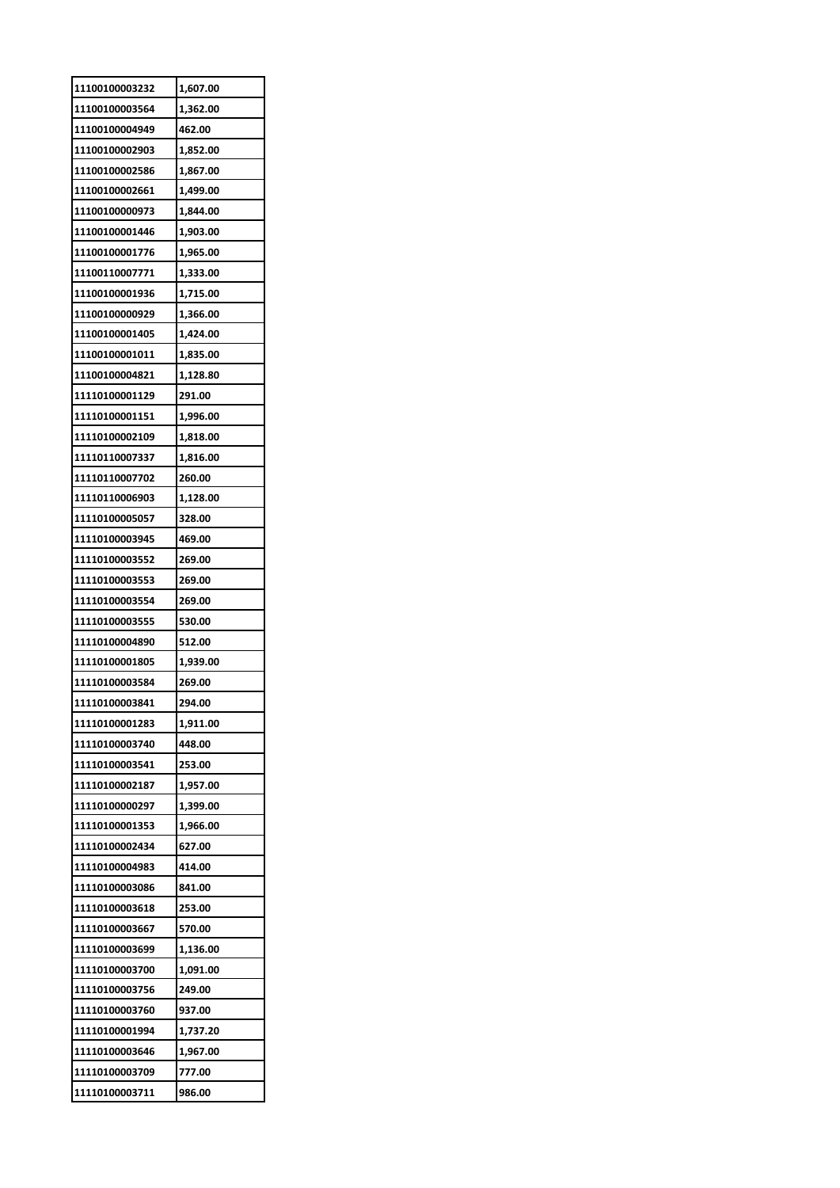| 11100100003232 | 1,607.00 |
| --- | --- |
| 11100100003564 | 1,362.00 |
| 11100100004949 | 462.00 |
| 11100100002903 | 1,852.00 |
| 11100100002586 | 1,867.00 |
| 11100100002661 | 1,499.00 |
| 11100100000973 | 1,844.00 |
| 11100100001446 | 1,903.00 |
| 11100100001776 | 1,965.00 |
| 11100110007771 | 1,333.00 |
| 11100100001936 | 1,715.00 |
| 11100100000929 | 1,366.00 |
| 11100100001405 | 1,424.00 |
| 11100100001011 | 1,835.00 |
| 11100100004821 | 1,128.80 |
| 11110100001129 | 291.00 |
| 11110100001151 | 1,996.00 |
| 11110100002109 | 1,818.00 |
| 11110110007337 | 1,816.00 |
| 11110110007702 | 260.00 |
| 11110110006903 | 1,128.00 |
| 11110100005057 | 328.00 |
| 11110100003945 | 469.00 |
| 11110100003552 | 269.00 |
| 11110100003553 | 269.00 |
| 11110100003554 | 269.00 |
| 11110100003555 | 530.00 |
| 11110100004890 | 512.00 |
| 11110100001805 | 1,939.00 |
| 11110100003584 | 269.00 |
| 11110100003841 | 294.00 |
| 11110100001283 | 1,911.00 |
| 11110100003740 | 448.00 |
| 11110100003541 | 253.00 |
| 11110100002187 | 1,957.00 |
| 11110100000297 | 1,399.00 |
| 11110100001353 | 1,966.00 |
| 11110100002434 | 627.00 |
| 11110100004983 | 414.00 |
| 11110100003086 | 841.00 |
| 11110100003618 | 253.00 |
| 11110100003667 | 570.00 |
| 11110100003699 | 1,136.00 |
| 11110100003700 | 1,091.00 |
| 11110100003756 | 249.00 |
| 11110100003760 | 937.00 |
| 11110100001994 | 1,737.20 |
| 11110100003646 | 1,967.00 |
| 11110100003709 | 777.00 |
| 11110100003711 | 986.00 |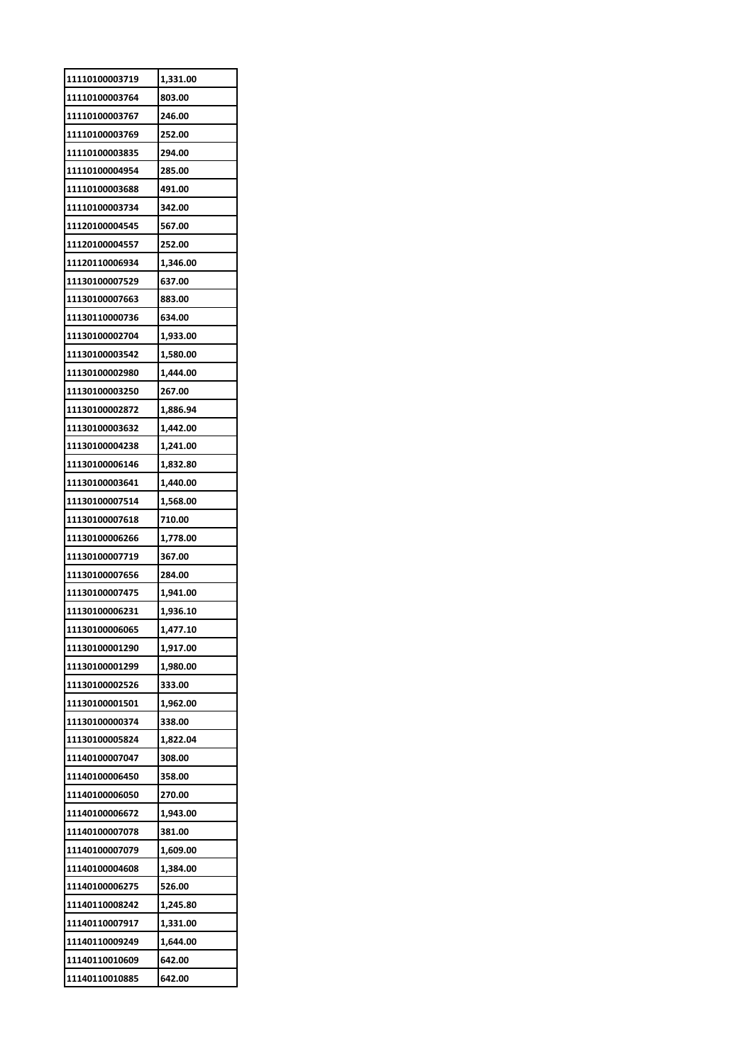| 11110100003719 | 1,331.00 |
|---|---|
| 11110100003764 | 803.00 |
| 11110100003767 | 246.00 |
| 11110100003769 | 252.00 |
| 11110100003835 | 294.00 |
| 11110100004954 | 285.00 |
| 11110100003688 | 491.00 |
| 11110100003734 | 342.00 |
| 11120100004545 | 567.00 |
| 11120100004557 | 252.00 |
| 11120110006934 | 1,346.00 |
| 11130100007529 | 637.00 |
| 11130100007663 | 883.00 |
| 11130110000736 | 634.00 |
| 11130100002704 | 1,933.00 |
| 11130100003542 | 1,580.00 |
| 11130100002980 | 1,444.00 |
| 11130100003250 | 267.00 |
| 11130100002872 | 1,886.94 |
| 11130100003632 | 1,442.00 |
| 11130100004238 | 1,241.00 |
| 11130100006146 | 1,832.80 |
| 11130100003641 | 1,440.00 |
| 11130100007514 | 1,568.00 |
| 11130100007618 | 710.00 |
| 11130100006266 | 1,778.00 |
| 11130100007719 | 367.00 |
| 11130100007656 | 284.00 |
| 11130100007475 | 1,941.00 |
| 11130100006231 | 1,936.10 |
| 11130100006065 | 1,477.10 |
| 11130100001290 | 1,917.00 |
| 11130100001299 | 1,980.00 |
| 11130100002526 | 333.00 |
| 11130100001501 | 1,962.00 |
| 11130100000374 | 338.00 |
| 11130100005824 | 1,822.04 |
| 11140100007047 | 308.00 |
| 11140100006450 | 358.00 |
| 11140100006050 | 270.00 |
| 11140100006672 | 1,943.00 |
| 11140100007078 | 381.00 |
| 11140100007079 | 1,609.00 |
| 11140100004608 | 1,384.00 |
| 11140100006275 | 526.00 |
| 11140110008242 | 1,245.80 |
| 11140110007917 | 1,331.00 |
| 11140110009249 | 1,644.00 |
| 11140110010609 | 642.00 |
| 11140110010885 | 642.00 |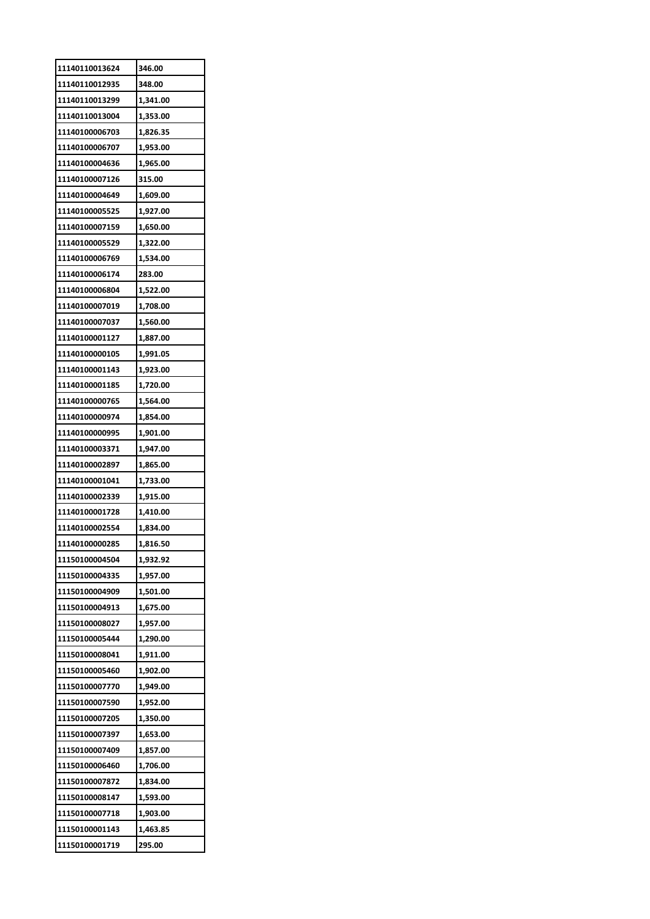| 11140110013624 | 346.00 |
|---|---|
| 11140110012935 | 348.00 |
| 11140110013299 | 1,341.00 |
| 11140110013004 | 1,353.00 |
| 11140100006703 | 1,826.35 |
| 11140100006707 | 1,953.00 |
| 11140100004636 | 1,965.00 |
| 11140100007126 | 315.00 |
| 11140100004649 | 1,609.00 |
| 11140100005525 | 1,927.00 |
| 11140100007159 | 1,650.00 |
| 11140100005529 | 1,322.00 |
| 11140100006769 | 1,534.00 |
| 11140100006174 | 283.00 |
| 11140100006804 | 1,522.00 |
| 11140100007019 | 1,708.00 |
| 11140100007037 | 1,560.00 |
| 11140100001127 | 1,887.00 |
| 11140100000105 | 1,991.05 |
| 11140100001143 | 1,923.00 |
| 11140100001185 | 1,720.00 |
| 11140100000765 | 1,564.00 |
| 11140100000974 | 1,854.00 |
| 11140100000995 | 1,901.00 |
| 11140100003371 | 1,947.00 |
| 11140100002897 | 1,865.00 |
| 11140100001041 | 1,733.00 |
| 11140100002339 | 1,915.00 |
| 11140100001728 | 1,410.00 |
| 11140100002554 | 1,834.00 |
| 11140100000285 | 1,816.50 |
| 11150100004504 | 1,932.92 |
| 11150100004335 | 1,957.00 |
| 11150100004909 | 1,501.00 |
| 11150100004913 | 1,675.00 |
| 11150100008027 | 1,957.00 |
| 11150100005444 | 1,290.00 |
| 11150100008041 | 1,911.00 |
| 11150100005460 | 1,902.00 |
| 11150100007770 | 1,949.00 |
| 11150100007590 | 1,952.00 |
| 11150100007205 | 1,350.00 |
| 11150100007397 | 1,653.00 |
| 11150100007409 | 1,857.00 |
| 11150100006460 | 1,706.00 |
| 11150100007872 | 1,834.00 |
| 11150100008147 | 1,593.00 |
| 11150100007718 | 1,903.00 |
| 11150100001143 | 1,463.85 |
| 11150100001719 | 295.00 |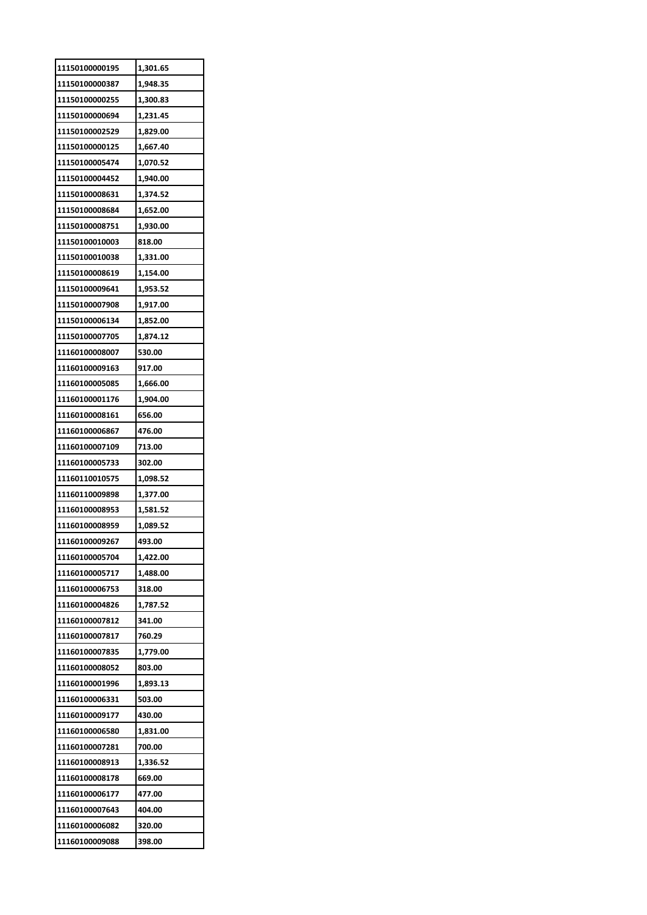| 11150100000195 | 1,301.65 |
|---|---|
| 11150100000387 | 1,948.35 |
| 11150100000255 | 1,300.83 |
| 11150100000694 | 1,231.45 |
| 11150100002529 | 1,829.00 |
| 11150100000125 | 1,667.40 |
| 11150100005474 | 1,070.52 |
| 11150100004452 | 1,940.00 |
| 11150100008631 | 1,374.52 |
| 11150100008684 | 1,652.00 |
| 11150100008751 | 1,930.00 |
| 11150100010003 | 818.00 |
| 11150100010038 | 1,331.00 |
| 11150100008619 | 1,154.00 |
| 11150100009641 | 1,953.52 |
| 11150100007908 | 1,917.00 |
| 11150100006134 | 1,852.00 |
| 11150100007705 | 1,874.12 |
| 11160100008007 | 530.00 |
| 11160100009163 | 917.00 |
| 11160100005085 | 1,666.00 |
| 11160100001176 | 1,904.00 |
| 11160100008161 | 656.00 |
| 11160100006867 | 476.00 |
| 11160100007109 | 713.00 |
| 11160100005733 | 302.00 |
| 11160110010575 | 1,098.52 |
| 11160110009898 | 1,377.00 |
| 11160100008953 | 1,581.52 |
| 11160100008959 | 1,089.52 |
| 11160100009267 | 493.00 |
| 11160100005704 | 1,422.00 |
| 11160100005717 | 1,488.00 |
| 11160100006753 | 318.00 |
| 11160100004826 | 1,787.52 |
| 11160100007812 | 341.00 |
| 11160100007817 | 760.29 |
| 11160100007835 | 1,779.00 |
| 11160100008052 | 803.00 |
| 11160100001996 | 1,893.13 |
| 11160100006331 | 503.00 |
| 11160100009177 | 430.00 |
| 11160100006580 | 1,831.00 |
| 11160100007281 | 700.00 |
| 11160100008913 | 1,336.52 |
| 11160100008178 | 669.00 |
| 11160100006177 | 477.00 |
| 11160100007643 | 404.00 |
| 11160100006082 | 320.00 |
| 11160100009088 | 398.00 |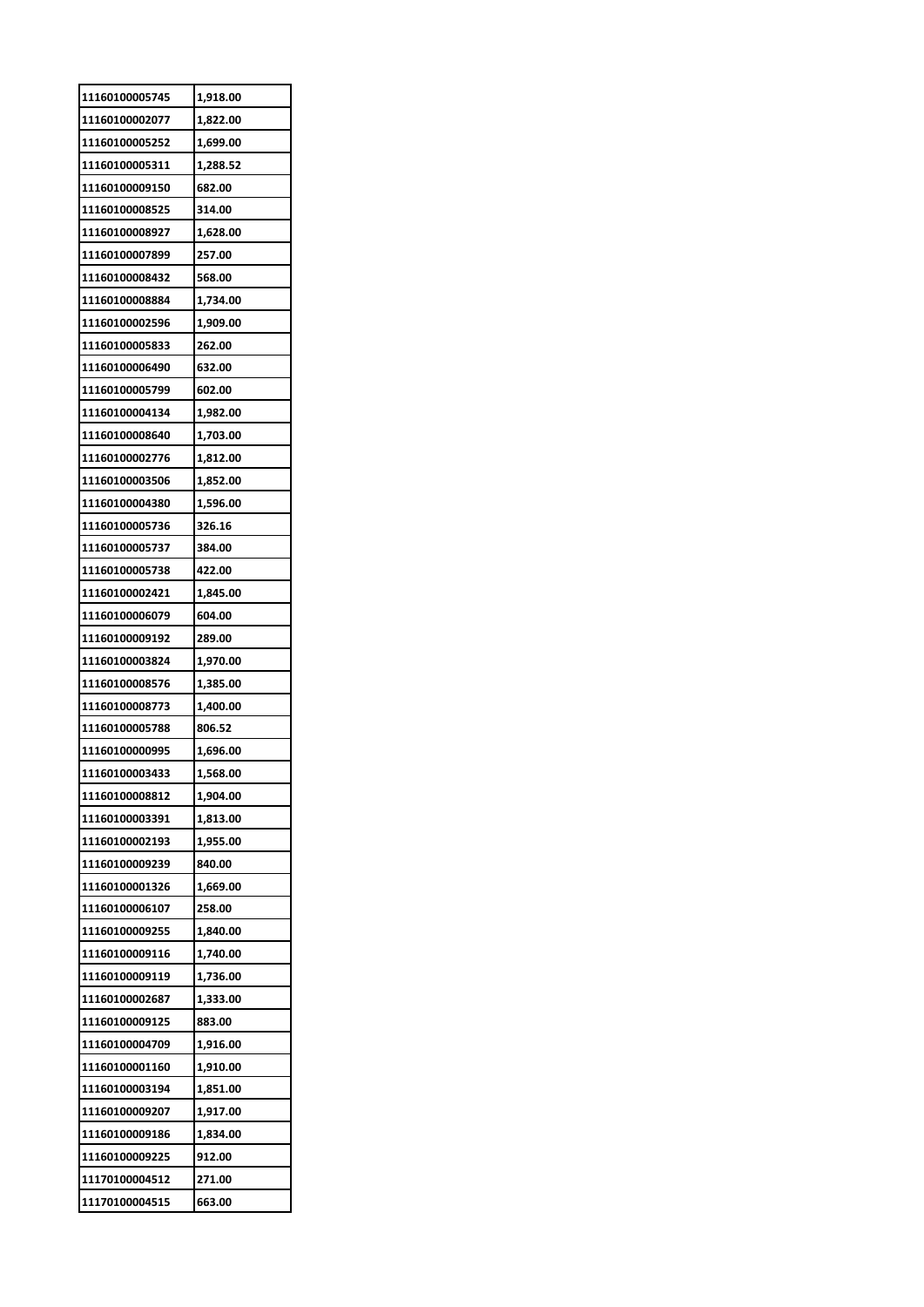| 11160100005745 | 1,918.00 |
|---|---|
| 11160100002077 | 1,822.00 |
| 11160100005252 | 1,699.00 |
| 11160100005311 | 1,288.52 |
| 11160100009150 | 682.00 |
| 11160100008525 | 314.00 |
| 11160100008927 | 1,628.00 |
| 11160100007899 | 257.00 |
| 11160100008432 | 568.00 |
| 11160100008884 | 1,734.00 |
| 11160100002596 | 1,909.00 |
| 11160100005833 | 262.00 |
| 11160100006490 | 632.00 |
| 11160100005799 | 602.00 |
| 11160100004134 | 1,982.00 |
| 11160100008640 | 1,703.00 |
| 11160100002776 | 1,812.00 |
| 11160100003506 | 1,852.00 |
| 11160100004380 | 1,596.00 |
| 11160100005736 | 326.16 |
| 11160100005737 | 384.00 |
| 11160100005738 | 422.00 |
| 11160100002421 | 1,845.00 |
| 11160100006079 | 604.00 |
| 11160100009192 | 289.00 |
| 11160100003824 | 1,970.00 |
| 11160100008576 | 1,385.00 |
| 11160100008773 | 1,400.00 |
| 11160100005788 | 806.52 |
| 11160100000995 | 1,696.00 |
| 11160100003433 | 1,568.00 |
| 11160100008812 | 1,904.00 |
| 11160100003391 | 1,813.00 |
| 11160100002193 | 1,955.00 |
| 11160100009239 | 840.00 |
| 11160100001326 | 1,669.00 |
| 11160100006107 | 258.00 |
| 11160100009255 | 1,840.00 |
| 11160100009116 | 1,740.00 |
| 11160100009119 | 1,736.00 |
| 11160100002687 | 1,333.00 |
| 11160100009125 | 883.00 |
| 11160100004709 | 1,916.00 |
| 11160100001160 | 1,910.00 |
| 11160100003194 | 1,851.00 |
| 11160100009207 | 1,917.00 |
| 11160100009186 | 1,834.00 |
| 11160100009225 | 912.00 |
| 11170100004512 | 271.00 |
| 11170100004515 | 663.00 |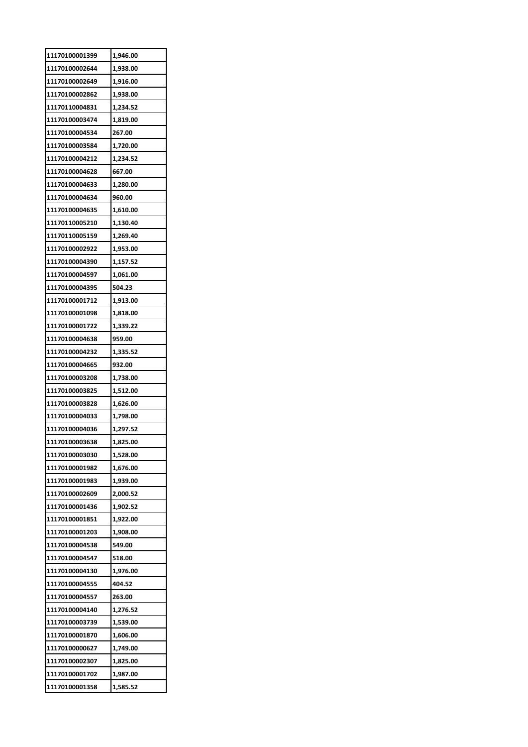| 11170100001399 | 1,946.00 |
|---|---|
| 11170100002644 | 1,938.00 |
| 11170100002649 | 1,916.00 |
| 11170100002862 | 1,938.00 |
| 11170110004831 | 1,234.52 |
| 11170100003474 | 1,819.00 |
| 11170100004534 | 267.00 |
| 11170100003584 | 1,720.00 |
| 11170100004212 | 1,234.52 |
| 11170100004628 | 667.00 |
| 11170100004633 | 1,280.00 |
| 11170100004634 | 960.00 |
| 11170100004635 | 1,610.00 |
| 11170110005210 | 1,130.40 |
| 11170110005159 | 1,269.40 |
| 11170100002922 | 1,953.00 |
| 11170100004390 | 1,157.52 |
| 11170100004597 | 1,061.00 |
| 11170100004395 | 504.23 |
| 11170100001712 | 1,913.00 |
| 11170100001098 | 1,818.00 |
| 11170100001722 | 1,339.22 |
| 11170100004638 | 959.00 |
| 11170100004232 | 1,335.52 |
| 11170100004665 | 932.00 |
| 11170100003208 | 1,738.00 |
| 11170100003825 | 1,512.00 |
| 11170100003828 | 1,626.00 |
| 11170100004033 | 1,798.00 |
| 11170100004036 | 1,297.52 |
| 11170100003638 | 1,825.00 |
| 11170100003030 | 1,528.00 |
| 11170100001982 | 1,676.00 |
| 11170100001983 | 1,939.00 |
| 11170100002609 | 2,000.52 |
| 11170100001436 | 1,902.52 |
| 11170100001851 | 1,922.00 |
| 11170100001203 | 1,908.00 |
| 11170100004538 | 549.00 |
| 11170100004547 | 518.00 |
| 11170100004130 | 1,976.00 |
| 11170100004555 | 404.52 |
| 11170100004557 | 263.00 |
| 11170100004140 | 1,276.52 |
| 11170100003739 | 1,539.00 |
| 11170100001870 | 1,606.00 |
| 11170100000627 | 1,749.00 |
| 11170100002307 | 1,825.00 |
| 11170100001702 | 1,987.00 |
| 11170100001358 | 1,585.52 |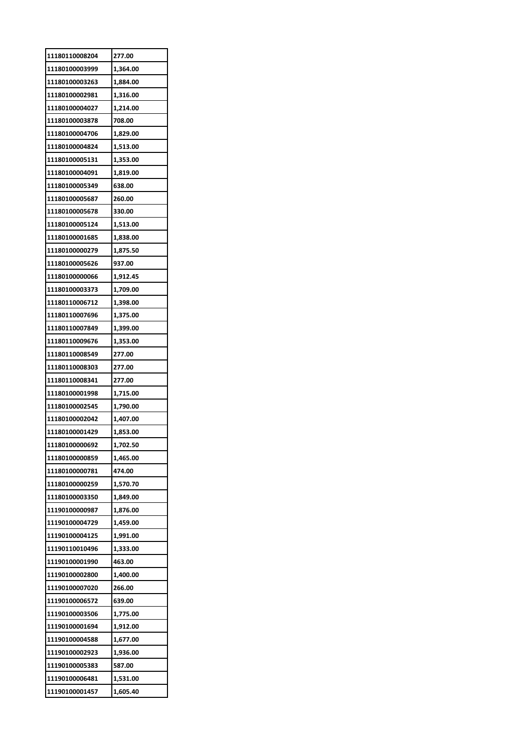| 11180110008204 | 277.00 |
|---|---|
| 11180100003999 | 1,364.00 |
| 11180100003263 | 1,884.00 |
| 11180100002981 | 1,316.00 |
| 11180100004027 | 1,214.00 |
| 11180100003878 | 708.00 |
| 11180100004706 | 1,829.00 |
| 11180100004824 | 1,513.00 |
| 11180100005131 | 1,353.00 |
| 11180100004091 | 1,819.00 |
| 11180100005349 | 638.00 |
| 11180100005687 | 260.00 |
| 11180100005678 | 330.00 |
| 11180100005124 | 1,513.00 |
| 11180100001685 | 1,838.00 |
| 11180100000279 | 1,875.50 |
| 11180100005626 | 937.00 |
| 11180100000066 | 1,912.45 |
| 11180100003373 | 1,709.00 |
| 11180110006712 | 1,398.00 |
| 11180110007696 | 1,375.00 |
| 11180110007849 | 1,399.00 |
| 11180110009676 | 1,353.00 |
| 11180110008549 | 277.00 |
| 11180110008303 | 277.00 |
| 11180110008341 | 277.00 |
| 11180100001998 | 1,715.00 |
| 11180100002545 | 1,790.00 |
| 11180100002042 | 1,407.00 |
| 11180100001429 | 1,853.00 |
| 11180100000692 | 1,702.50 |
| 11180100000859 | 1,465.00 |
| 11180100000781 | 474.00 |
| 11180100000259 | 1,570.70 |
| 11180100003350 | 1,849.00 |
| 11190100000987 | 1,876.00 |
| 11190100004729 | 1,459.00 |
| 11190100004125 | 1,991.00 |
| 11190110010496 | 1,333.00 |
| 11190100001990 | 463.00 |
| 11190100002800 | 1,400.00 |
| 11190100007020 | 266.00 |
| 11190100006572 | 639.00 |
| 11190100003506 | 1,775.00 |
| 11190100001694 | 1,912.00 |
| 11190100004588 | 1,677.00 |
| 11190100002923 | 1,936.00 |
| 11190100005383 | 587.00 |
| 11190100006481 | 1,531.00 |
| 11190100001457 | 1,605.40 |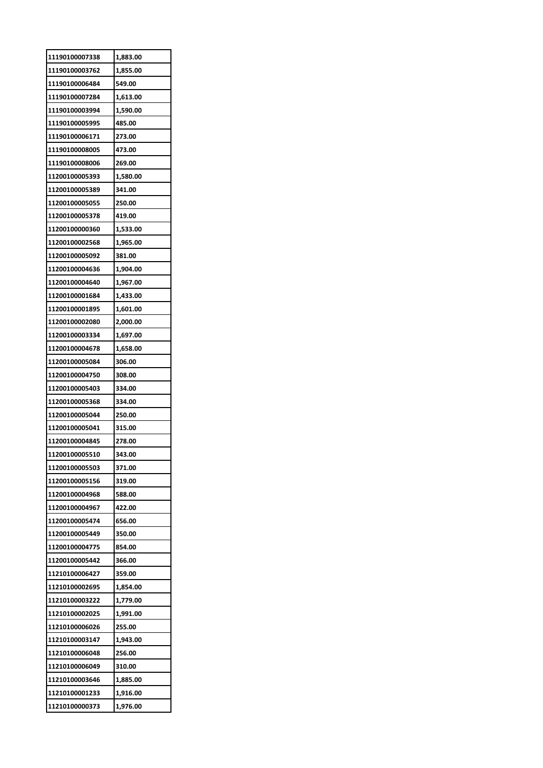| 11190100007338 | 1,883.00 |
|---|---|
| 11190100003762 | 1,855.00 |
| 11190100006484 | 549.00 |
| 11190100007284 | 1,613.00 |
| 11190100003994 | 1,590.00 |
| 11190100005995 | 485.00 |
| 11190100006171 | 273.00 |
| 11190100008005 | 473.00 |
| 11190100008006 | 269.00 |
| 11200100005393 | 1,580.00 |
| 11200100005389 | 341.00 |
| 11200100005055 | 250.00 |
| 11200100005378 | 419.00 |
| 11200100000360 | 1,533.00 |
| 11200100002568 | 1,965.00 |
| 11200100005092 | 381.00 |
| 11200100004636 | 1,904.00 |
| 11200100004640 | 1,967.00 |
| 11200100001684 | 1,433.00 |
| 11200100001895 | 1,601.00 |
| 11200100002080 | 2,000.00 |
| 11200100003334 | 1,697.00 |
| 11200100004678 | 1,658.00 |
| 11200100005084 | 306.00 |
| 11200100004750 | 308.00 |
| 11200100005403 | 334.00 |
| 11200100005368 | 334.00 |
| 11200100005044 | 250.00 |
| 11200100005041 | 315.00 |
| 11200100004845 | 278.00 |
| 11200100005510 | 343.00 |
| 11200100005503 | 371.00 |
| 11200100005156 | 319.00 |
| 11200100004968 | 588.00 |
| 11200100004967 | 422.00 |
| 11200100005474 | 656.00 |
| 11200100005449 | 350.00 |
| 11200100004775 | 854.00 |
| 11200100005442 | 366.00 |
| 11210100006427 | 359.00 |
| 11210100002695 | 1,854.00 |
| 11210100003222 | 1,779.00 |
| 11210100002025 | 1,991.00 |
| 11210100006026 | 255.00 |
| 11210100003147 | 1,943.00 |
| 11210100006048 | 256.00 |
| 11210100006049 | 310.00 |
| 11210100003646 | 1,885.00 |
| 11210100001233 | 1,916.00 |
| 11210100000373 | 1,976.00 |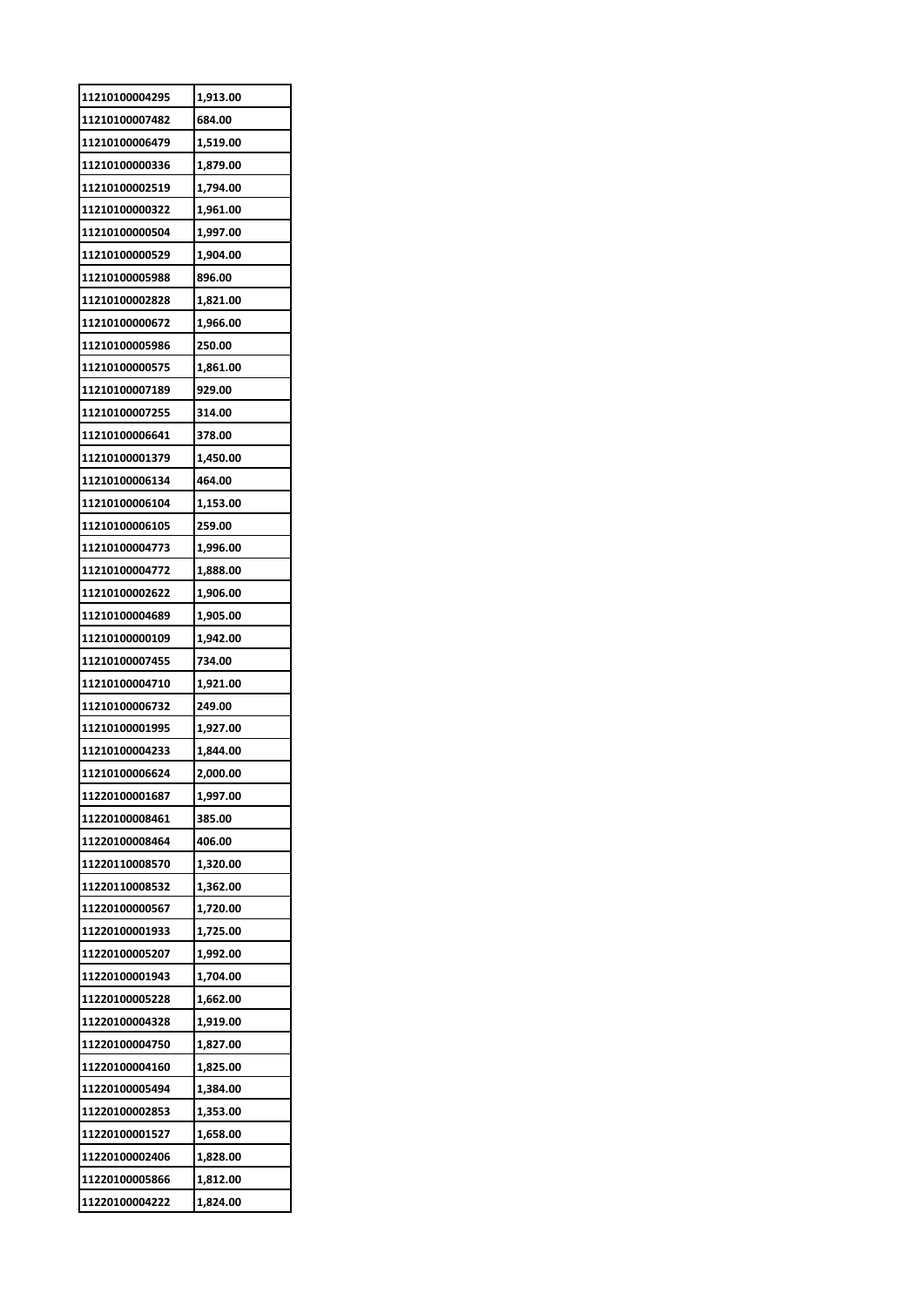| 11210100004295 | 1,913.00 |
|---|---|
| 11210100007482 | 684.00 |
| 11210100006479 | 1,519.00 |
| 11210100000336 | 1,879.00 |
| 11210100002519 | 1,794.00 |
| 11210100000322 | 1,961.00 |
| 11210100000504 | 1,997.00 |
| 11210100000529 | 1,904.00 |
| 11210100005988 | 896.00 |
| 11210100002828 | 1,821.00 |
| 11210100000672 | 1,966.00 |
| 11210100005986 | 250.00 |
| 11210100000575 | 1,861.00 |
| 11210100007189 | 929.00 |
| 11210100007255 | 314.00 |
| 11210100006641 | 378.00 |
| 11210100001379 | 1,450.00 |
| 11210100006134 | 464.00 |
| 11210100006104 | 1,153.00 |
| 11210100006105 | 259.00 |
| 11210100004773 | 1,996.00 |
| 11210100004772 | 1,888.00 |
| 11210100002622 | 1,906.00 |
| 11210100004689 | 1,905.00 |
| 11210100000109 | 1,942.00 |
| 11210100007455 | 734.00 |
| 11210100004710 | 1,921.00 |
| 11210100006732 | 249.00 |
| 11210100001995 | 1,927.00 |
| 11210100004233 | 1,844.00 |
| 11210100006624 | 2,000.00 |
| 11220100001687 | 1,997.00 |
| 11220100008461 | 385.00 |
| 11220100008464 | 406.00 |
| 11220110008570 | 1,320.00 |
| 11220110008532 | 1,362.00 |
| 11220100000567 | 1,720.00 |
| 11220100001933 | 1,725.00 |
| 11220100005207 | 1,992.00 |
| 11220100001943 | 1,704.00 |
| 11220100005228 | 1,662.00 |
| 11220100004328 | 1,919.00 |
| 11220100004750 | 1,827.00 |
| 11220100004160 | 1,825.00 |
| 11220100005494 | 1,384.00 |
| 11220100002853 | 1,353.00 |
| 11220100001527 | 1,658.00 |
| 11220100002406 | 1,828.00 |
| 11220100005866 | 1,812.00 |
| 11220100004222 | 1,824.00 |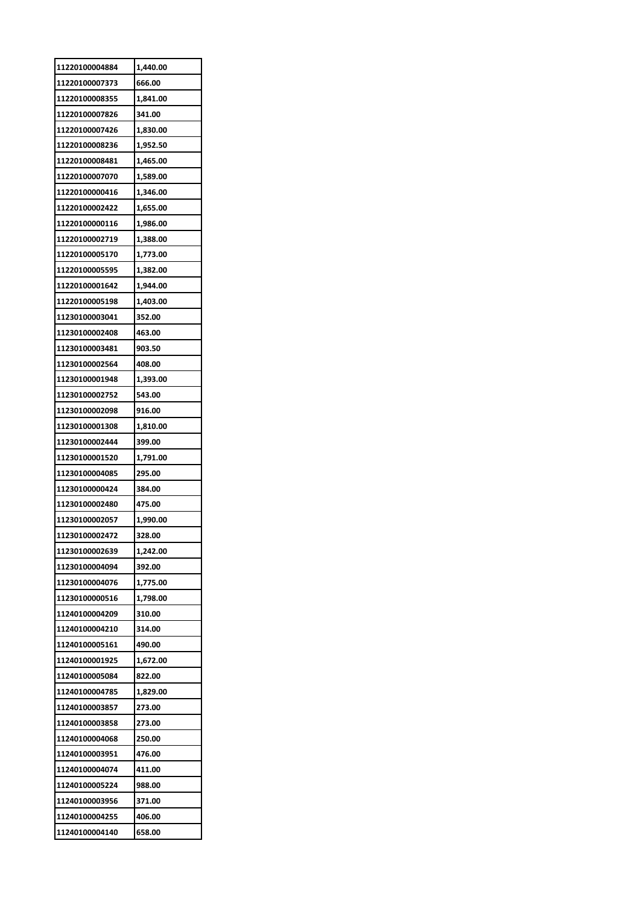| 11220100004884 | 1,440.00 |
|---|---|
| 11220100007373 | 666.00 |
| 11220100008355 | 1,841.00 |
| 11220100007826 | 341.00 |
| 11220100007426 | 1,830.00 |
| 11220100008236 | 1,952.50 |
| 11220100008481 | 1,465.00 |
| 11220100007070 | 1,589.00 |
| 11220100000416 | 1,346.00 |
| 11220100002422 | 1,655.00 |
| 11220100000116 | 1,986.00 |
| 11220100002719 | 1,388.00 |
| 11220100005170 | 1,773.00 |
| 11220100005595 | 1,382.00 |
| 11220100001642 | 1,944.00 |
| 11220100005198 | 1,403.00 |
| 11230100003041 | 352.00 |
| 11230100002408 | 463.00 |
| 11230100003481 | 903.50 |
| 11230100002564 | 408.00 |
| 11230100001948 | 1,393.00 |
| 11230100002752 | 543.00 |
| 11230100002098 | 916.00 |
| 11230100001308 | 1,810.00 |
| 11230100002444 | 399.00 |
| 11230100001520 | 1,791.00 |
| 11230100004085 | 295.00 |
| 11230100000424 | 384.00 |
| 11230100002480 | 475.00 |
| 11230100002057 | 1,990.00 |
| 11230100002472 | 328.00 |
| 11230100002639 | 1,242.00 |
| 11230100004094 | 392.00 |
| 11230100004076 | 1,775.00 |
| 11230100000516 | 1,798.00 |
| 11240100004209 | 310.00 |
| 11240100004210 | 314.00 |
| 11240100005161 | 490.00 |
| 11240100001925 | 1,672.00 |
| 11240100005084 | 822.00 |
| 11240100004785 | 1,829.00 |
| 11240100003857 | 273.00 |
| 11240100003858 | 273.00 |
| 11240100004068 | 250.00 |
| 11240100003951 | 476.00 |
| 11240100004074 | 411.00 |
| 11240100005224 | 988.00 |
| 11240100003956 | 371.00 |
| 11240100004255 | 406.00 |
| 11240100004140 | 658.00 |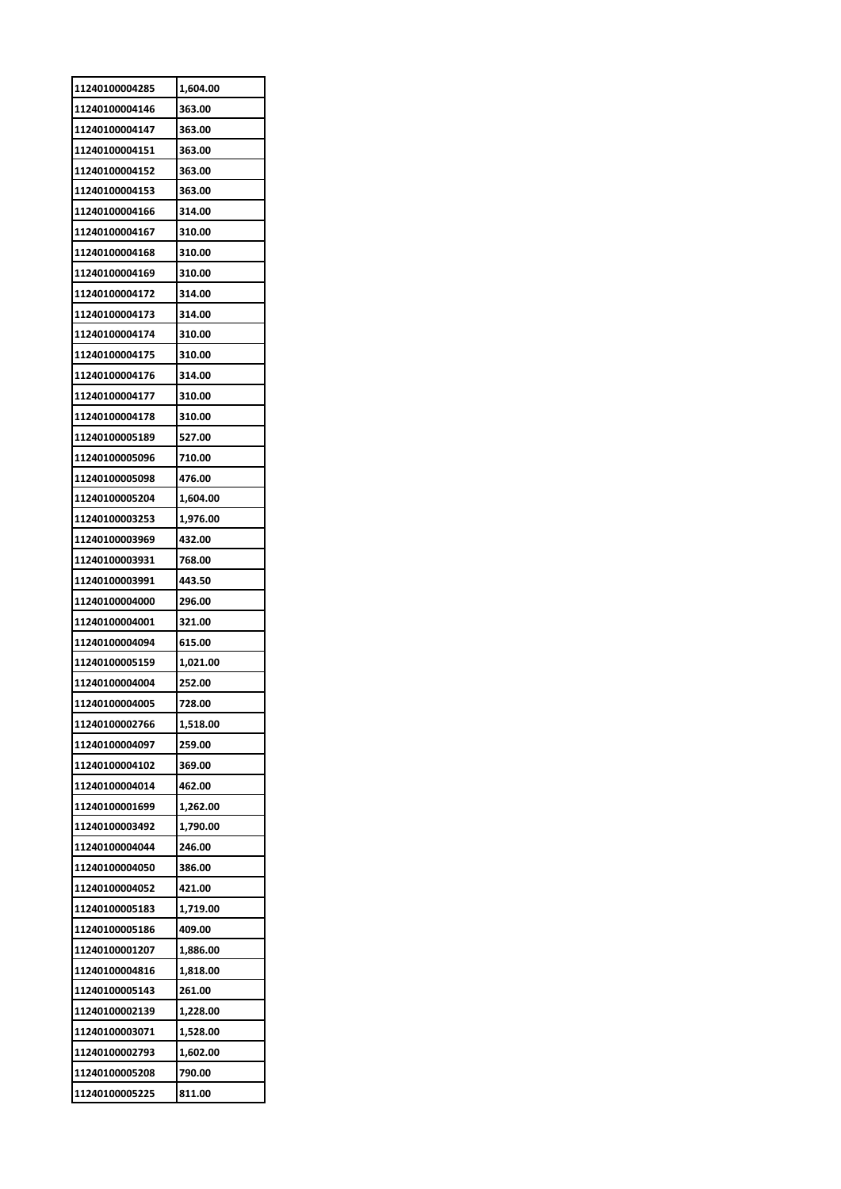| 11240100004285 | 1,604.00 |
|---|---|
| 11240100004146 | 363.00 |
| 11240100004147 | 363.00 |
| 11240100004151 | 363.00 |
| 11240100004152 | 363.00 |
| 11240100004153 | 363.00 |
| 11240100004166 | 314.00 |
| 11240100004167 | 310.00 |
| 11240100004168 | 310.00 |
| 11240100004169 | 310.00 |
| 11240100004172 | 314.00 |
| 11240100004173 | 314.00 |
| 11240100004174 | 310.00 |
| 11240100004175 | 310.00 |
| 11240100004176 | 314.00 |
| 11240100004177 | 310.00 |
| 11240100004178 | 310.00 |
| 11240100005189 | 527.00 |
| 11240100005096 | 710.00 |
| 11240100005098 | 476.00 |
| 11240100005204 | 1,604.00 |
| 11240100003253 | 1,976.00 |
| 11240100003969 | 432.00 |
| 11240100003931 | 768.00 |
| 11240100003991 | 443.50 |
| 11240100004000 | 296.00 |
| 11240100004001 | 321.00 |
| 11240100004094 | 615.00 |
| 11240100005159 | 1,021.00 |
| 11240100004004 | 252.00 |
| 11240100004005 | 728.00 |
| 11240100002766 | 1,518.00 |
| 11240100004097 | 259.00 |
| 11240100004102 | 369.00 |
| 11240100004014 | 462.00 |
| 11240100001699 | 1,262.00 |
| 11240100003492 | 1,790.00 |
| 11240100004044 | 246.00 |
| 11240100004050 | 386.00 |
| 11240100004052 | 421.00 |
| 11240100005183 | 1,719.00 |
| 11240100005186 | 409.00 |
| 11240100001207 | 1,886.00 |
| 11240100004816 | 1,818.00 |
| 11240100005143 | 261.00 |
| 11240100002139 | 1,228.00 |
| 11240100003071 | 1,528.00 |
| 11240100002793 | 1,602.00 |
| 11240100005208 | 790.00 |
| 11240100005225 | 811.00 |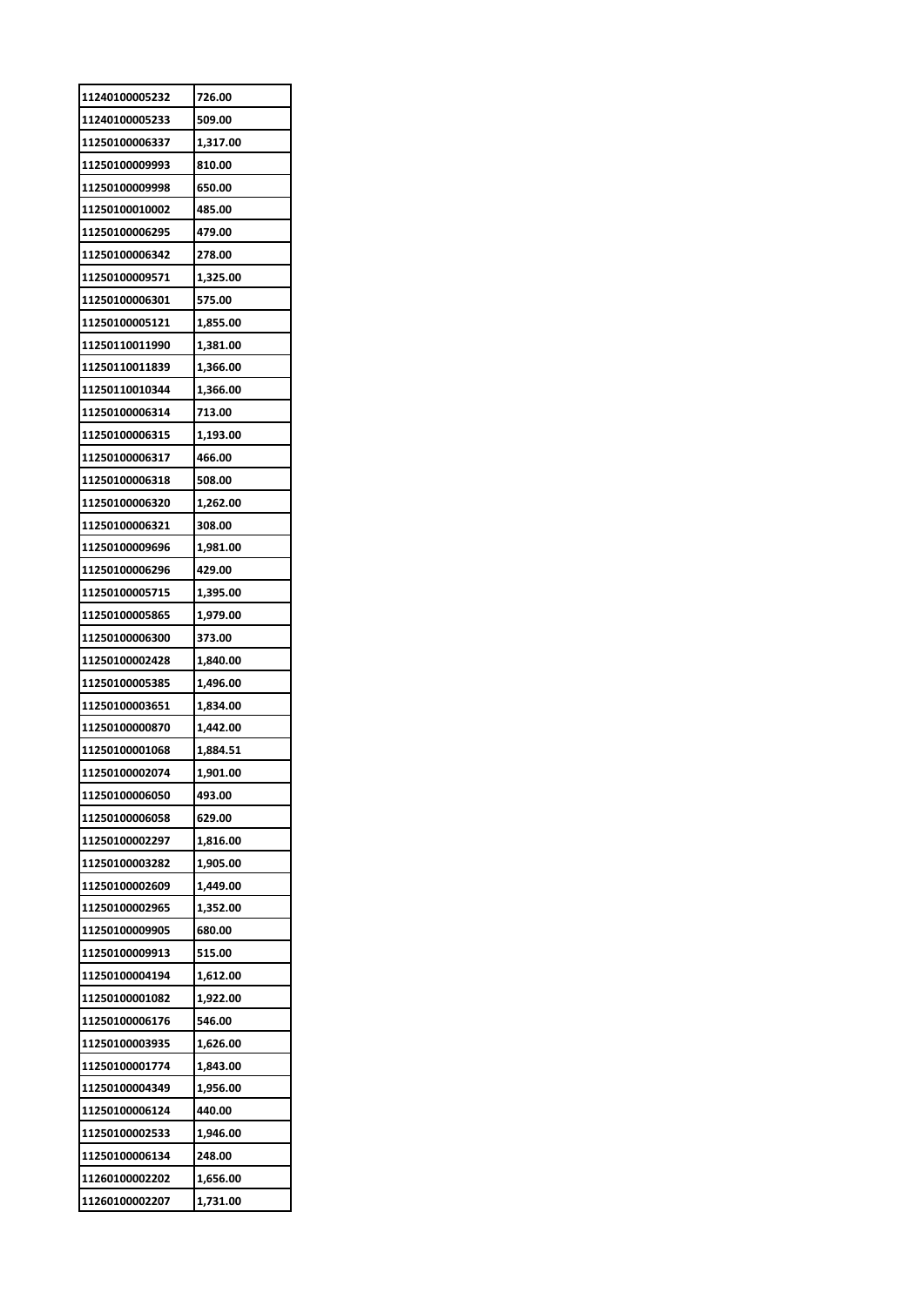| 11240100005232 | 726.00 |
|---|---|
| 11240100005233 | 509.00 |
| 11250100006337 | 1,317.00 |
| 11250100009993 | 810.00 |
| 11250100009998 | 650.00 |
| 11250100010002 | 485.00 |
| 11250100006295 | 479.00 |
| 11250100006342 | 278.00 |
| 11250100009571 | 1,325.00 |
| 11250100006301 | 575.00 |
| 11250100005121 | 1,855.00 |
| 11250110011990 | 1,381.00 |
| 11250110011839 | 1,366.00 |
| 11250110010344 | 1,366.00 |
| 11250100006314 | 713.00 |
| 11250100006315 | 1,193.00 |
| 11250100006317 | 466.00 |
| 11250100006318 | 508.00 |
| 11250100006320 | 1,262.00 |
| 11250100006321 | 308.00 |
| 11250100009696 | 1,981.00 |
| 11250100006296 | 429.00 |
| 11250100005715 | 1,395.00 |
| 11250100005865 | 1,979.00 |
| 11250100006300 | 373.00 |
| 11250100002428 | 1,840.00 |
| 11250100005385 | 1,496.00 |
| 11250100003651 | 1,834.00 |
| 11250100000870 | 1,442.00 |
| 11250100001068 | 1,884.51 |
| 11250100002074 | 1,901.00 |
| 11250100006050 | 493.00 |
| 11250100006058 | 629.00 |
| 11250100002297 | 1,816.00 |
| 11250100003282 | 1,905.00 |
| 11250100002609 | 1,449.00 |
| 11250100002965 | 1,352.00 |
| 11250100009905 | 680.00 |
| 11250100009913 | 515.00 |
| 11250100004194 | 1,612.00 |
| 11250100001082 | 1,922.00 |
| 11250100006176 | 546.00 |
| 11250100003935 | 1,626.00 |
| 11250100001774 | 1,843.00 |
| 11250100004349 | 1,956.00 |
| 11250100006124 | 440.00 |
| 11250100002533 | 1,946.00 |
| 11250100006134 | 248.00 |
| 11260100002202 | 1,656.00 |
| 11260100002207 | 1,731.00 |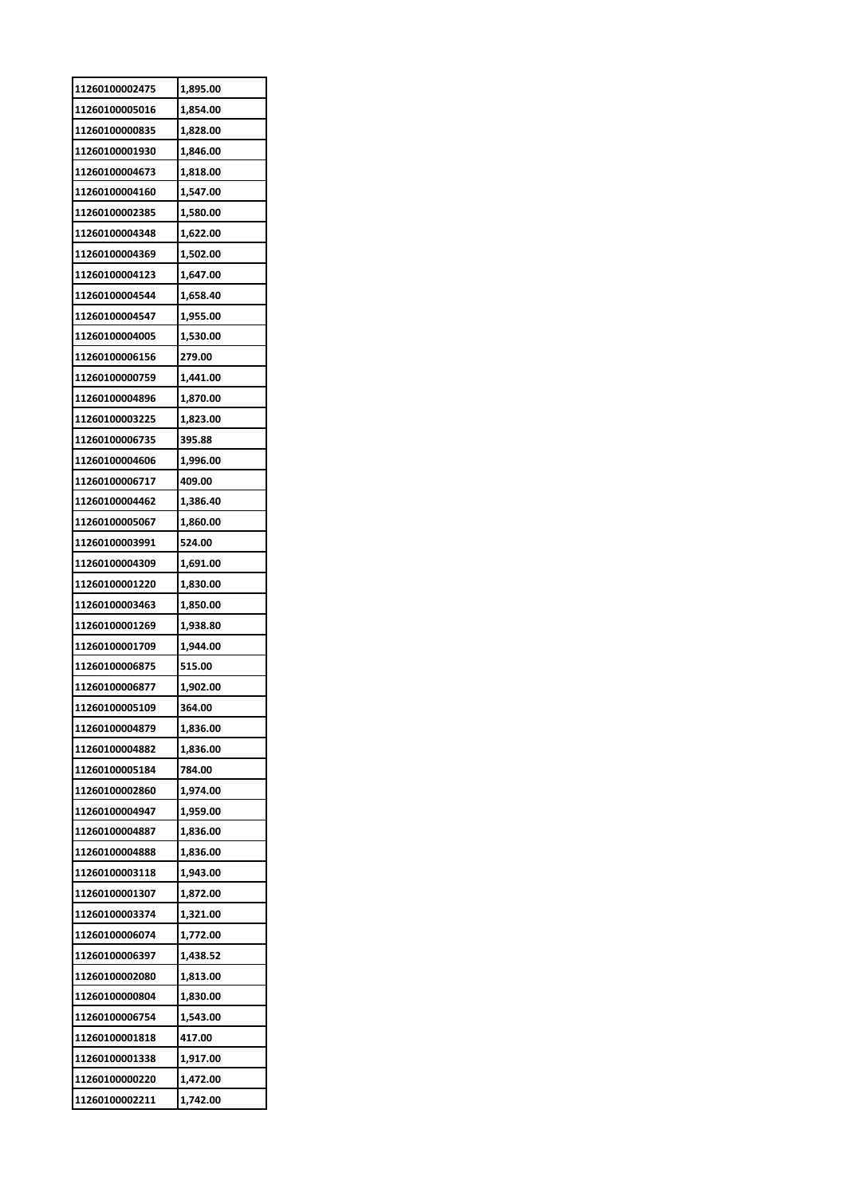| | |
|---|---|
| 11260100002475 | 1,895.00 |
| 11260100005016 | 1,854.00 |
| 11260100000835 | 1,828.00 |
| 11260100001930 | 1,846.00 |
| 11260100004673 | 1,818.00 |
| 11260100004160 | 1,547.00 |
| 11260100002385 | 1,580.00 |
| 11260100004348 | 1,622.00 |
| 11260100004369 | 1,502.00 |
| 11260100004123 | 1,647.00 |
| 11260100004544 | 1,658.40 |
| 11260100004547 | 1,955.00 |
| 11260100004005 | 1,530.00 |
| 11260100006156 | 279.00 |
| 11260100000759 | 1,441.00 |
| 11260100004896 | 1,870.00 |
| 11260100003225 | 1,823.00 |
| 11260100006735 | 395.88 |
| 11260100004606 | 1,996.00 |
| 11260100006717 | 409.00 |
| 11260100004462 | 1,386.40 |
| 11260100005067 | 1,860.00 |
| 11260100003991 | 524.00 |
| 11260100004309 | 1,691.00 |
| 11260100001220 | 1,830.00 |
| 11260100003463 | 1,850.00 |
| 11260100001269 | 1,938.80 |
| 11260100001709 | 1,944.00 |
| 11260100006875 | 515.00 |
| 11260100006877 | 1,902.00 |
| 11260100005109 | 364.00 |
| 11260100004879 | 1,836.00 |
| 11260100004882 | 1,836.00 |
| 11260100005184 | 784.00 |
| 11260100002860 | 1,974.00 |
| 11260100004947 | 1,959.00 |
| 11260100004887 | 1,836.00 |
| 11260100004888 | 1,836.00 |
| 11260100003118 | 1,943.00 |
| 11260100001307 | 1,872.00 |
| 11260100003374 | 1,321.00 |
| 11260100006074 | 1,772.00 |
| 11260100006397 | 1,438.52 |
| 11260100002080 | 1,813.00 |
| 11260100000804 | 1,830.00 |
| 11260100006754 | 1,543.00 |
| 11260100001818 | 417.00 |
| 11260100001338 | 1,917.00 |
| 11260100000220 | 1,472.00 |
| 11260100002211 | 1,742.00 |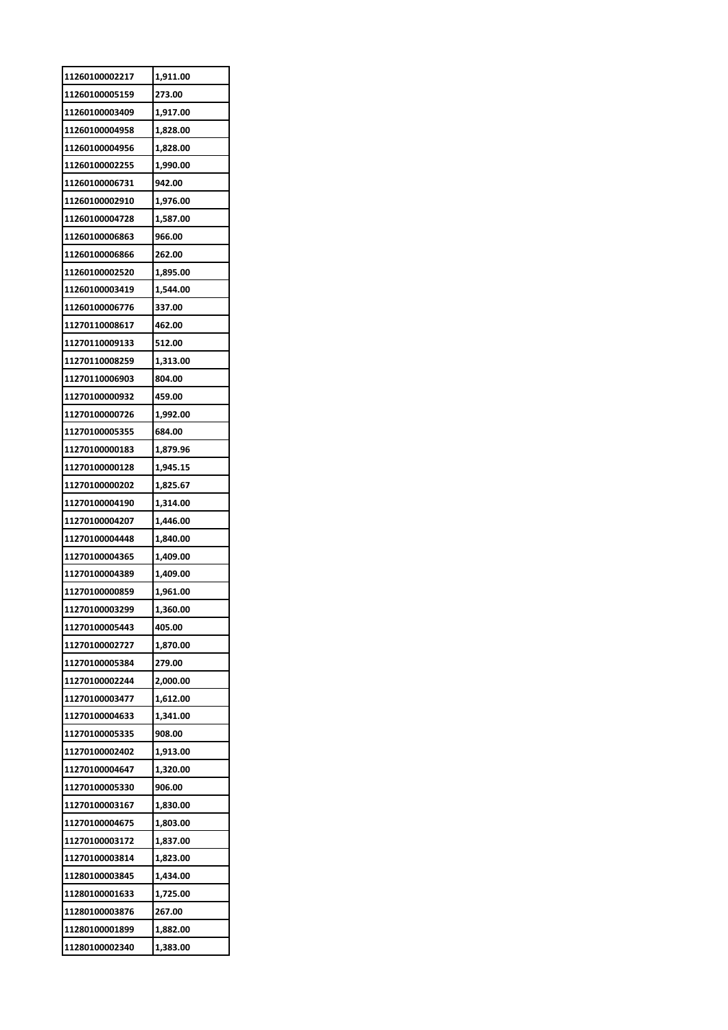| | |
|---|---|
| 11260100002217 | 1,911.00 |
| 11260100005159 | 273.00 |
| 11260100003409 | 1,917.00 |
| 11260100004958 | 1,828.00 |
| 11260100004956 | 1,828.00 |
| 11260100002255 | 1,990.00 |
| 11260100006731 | 942.00 |
| 11260100002910 | 1,976.00 |
| 11260100004728 | 1,587.00 |
| 11260100006863 | 966.00 |
| 11260100006866 | 262.00 |
| 11260100002520 | 1,895.00 |
| 11260100003419 | 1,544.00 |
| 11260100006776 | 337.00 |
| 11270110008617 | 462.00 |
| 11270110009133 | 512.00 |
| 11270110008259 | 1,313.00 |
| 11270110006903 | 804.00 |
| 11270100000932 | 459.00 |
| 11270100000726 | 1,992.00 |
| 11270100005355 | 684.00 |
| 11270100000183 | 1,879.96 |
| 11270100000128 | 1,945.15 |
| 11270100000202 | 1,825.67 |
| 11270100004190 | 1,314.00 |
| 11270100004207 | 1,446.00 |
| 11270100004448 | 1,840.00 |
| 11270100004365 | 1,409.00 |
| 11270100004389 | 1,409.00 |
| 11270100000859 | 1,961.00 |
| 11270100003299 | 1,360.00 |
| 11270100005443 | 405.00 |
| 11270100002727 | 1,870.00 |
| 11270100005384 | 279.00 |
| 11270100002244 | 2,000.00 |
| 11270100003477 | 1,612.00 |
| 11270100004633 | 1,341.00 |
| 11270100005335 | 908.00 |
| 11270100002402 | 1,913.00 |
| 11270100004647 | 1,320.00 |
| 11270100005330 | 906.00 |
| 11270100003167 | 1,830.00 |
| 11270100004675 | 1,803.00 |
| 11270100003172 | 1,837.00 |
| 11270100003814 | 1,823.00 |
| 11280100003845 | 1,434.00 |
| 11280100001633 | 1,725.00 |
| 11280100003876 | 267.00 |
| 11280100001899 | 1,882.00 |
| 11280100002340 | 1,383.00 |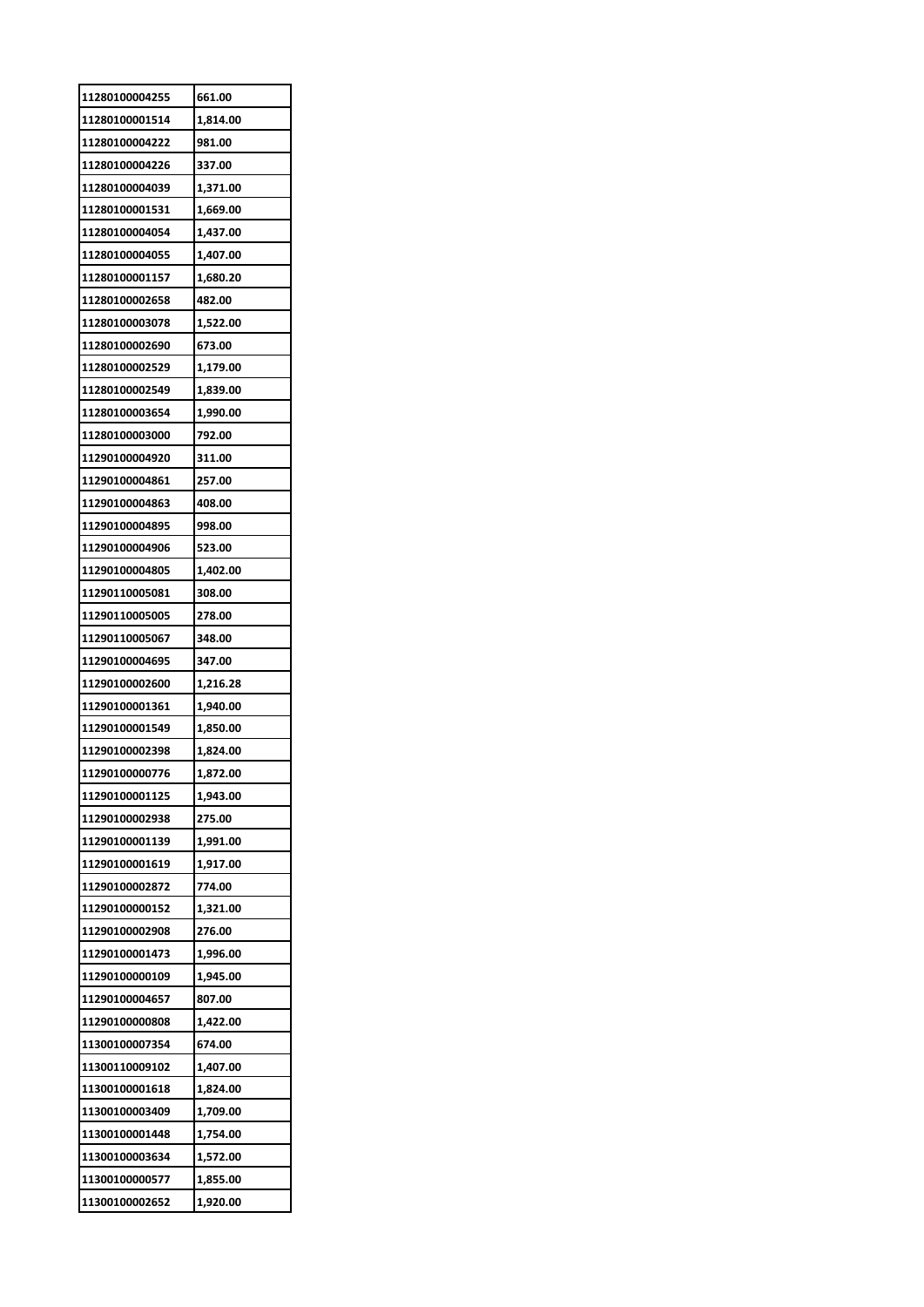| 11280100004255 | 661.00 |
|---|---|
| 11280100001514 | 1,814.00 |
| 11280100004222 | 981.00 |
| 11280100004226 | 337.00 |
| 11280100004039 | 1,371.00 |
| 11280100001531 | 1,669.00 |
| 11280100004054 | 1,437.00 |
| 11280100004055 | 1,407.00 |
| 11280100001157 | 1,680.20 |
| 11280100002658 | 482.00 |
| 11280100003078 | 1,522.00 |
| 11280100002690 | 673.00 |
| 11280100002529 | 1,179.00 |
| 11280100002549 | 1,839.00 |
| 11280100003654 | 1,990.00 |
| 11280100003000 | 792.00 |
| 11290100004920 | 311.00 |
| 11290100004861 | 257.00 |
| 11290100004863 | 408.00 |
| 11290100004895 | 998.00 |
| 11290100004906 | 523.00 |
| 11290100004805 | 1,402.00 |
| 11290110005081 | 308.00 |
| 11290110005005 | 278.00 |
| 11290110005067 | 348.00 |
| 11290100004695 | 347.00 |
| 11290100002600 | 1,216.28 |
| 11290100001361 | 1,940.00 |
| 11290100001549 | 1,850.00 |
| 11290100002398 | 1,824.00 |
| 11290100000776 | 1,872.00 |
| 11290100001125 | 1,943.00 |
| 11290100002938 | 275.00 |
| 11290100001139 | 1,991.00 |
| 11290100001619 | 1,917.00 |
| 11290100002872 | 774.00 |
| 11290100000152 | 1,321.00 |
| 11290100002908 | 276.00 |
| 11290100001473 | 1,996.00 |
| 11290100000109 | 1,945.00 |
| 11290100004657 | 807.00 |
| 11290100000808 | 1,422.00 |
| 11300100007354 | 674.00 |
| 11300110009102 | 1,407.00 |
| 11300100001618 | 1,824.00 |
| 11300100003409 | 1,709.00 |
| 11300100001448 | 1,754.00 |
| 11300100003634 | 1,572.00 |
| 11300100000577 | 1,855.00 |
| 11300100002652 | 1,920.00 |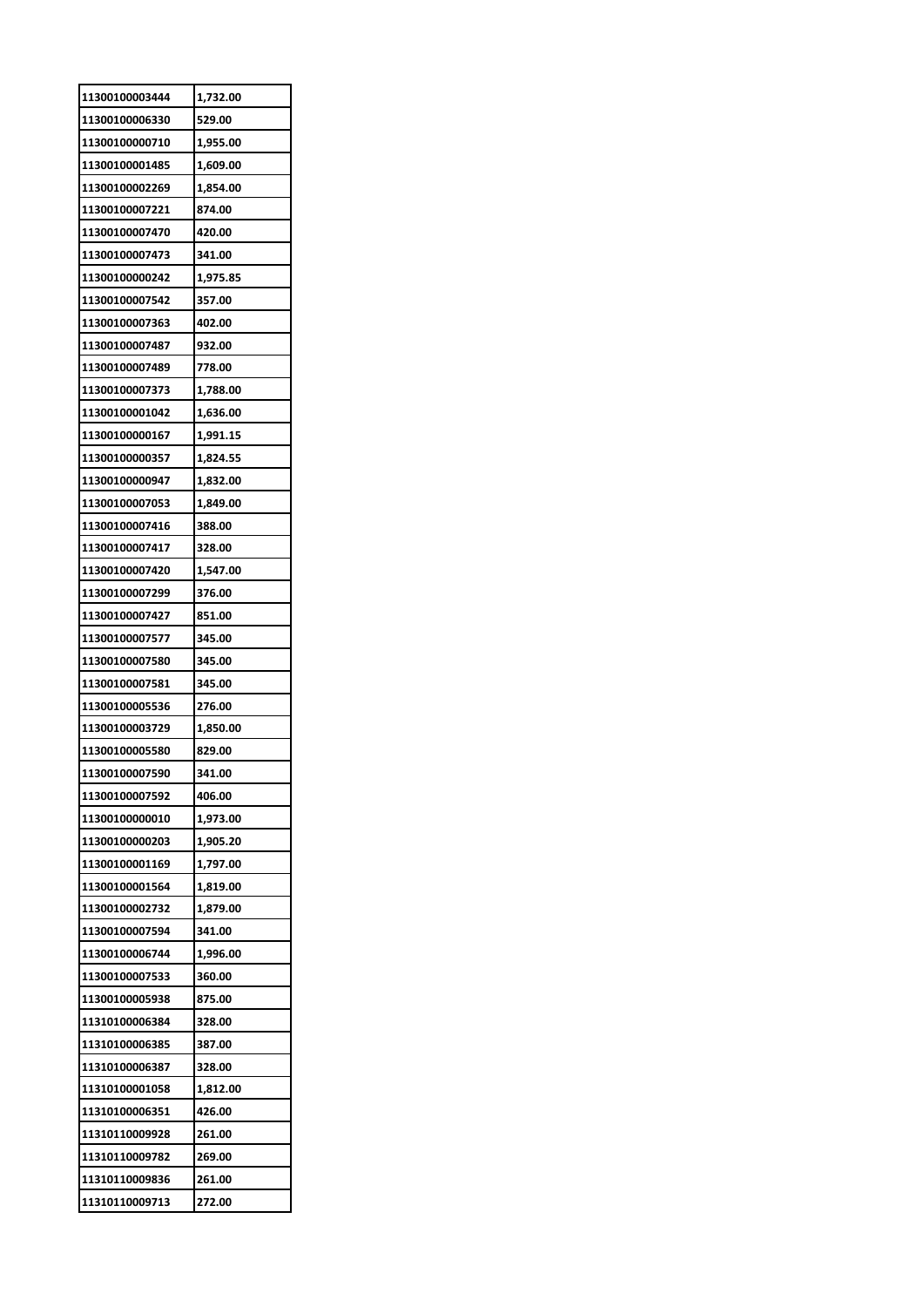| 11300100003444 | 1,732.00 |
|---|---|
| 11300100006330 | 529.00 |
| 11300100000710 | 1,955.00 |
| 11300100001485 | 1,609.00 |
| 11300100002269 | 1,854.00 |
| 11300100007221 | 874.00 |
| 11300100007470 | 420.00 |
| 11300100007473 | 341.00 |
| 11300100000242 | 1,975.85 |
| 11300100007542 | 357.00 |
| 11300100007363 | 402.00 |
| 11300100007487 | 932.00 |
| 11300100007489 | 778.00 |
| 11300100007373 | 1,788.00 |
| 11300100001042 | 1,636.00 |
| 11300100000167 | 1,991.15 |
| 11300100000357 | 1,824.55 |
| 11300100000947 | 1,832.00 |
| 11300100007053 | 1,849.00 |
| 11300100007416 | 388.00 |
| 11300100007417 | 328.00 |
| 11300100007420 | 1,547.00 |
| 11300100007299 | 376.00 |
| 11300100007427 | 851.00 |
| 11300100007577 | 345.00 |
| 11300100007580 | 345.00 |
| 11300100007581 | 345.00 |
| 11300100005536 | 276.00 |
| 11300100003729 | 1,850.00 |
| 11300100005580 | 829.00 |
| 11300100007590 | 341.00 |
| 11300100007592 | 406.00 |
| 11300100000010 | 1,973.00 |
| 11300100000203 | 1,905.20 |
| 11300100001169 | 1,797.00 |
| 11300100001564 | 1,819.00 |
| 11300100002732 | 1,879.00 |
| 11300100007594 | 341.00 |
| 11300100006744 | 1,996.00 |
| 11300100007533 | 360.00 |
| 11300100005938 | 875.00 |
| 11310100006384 | 328.00 |
| 11310100006385 | 387.00 |
| 11310100006387 | 328.00 |
| 11310100001058 | 1,812.00 |
| 11310100006351 | 426.00 |
| 11310110009928 | 261.00 |
| 11310110009782 | 269.00 |
| 11310110009836 | 261.00 |
| 11310110009713 | 272.00 |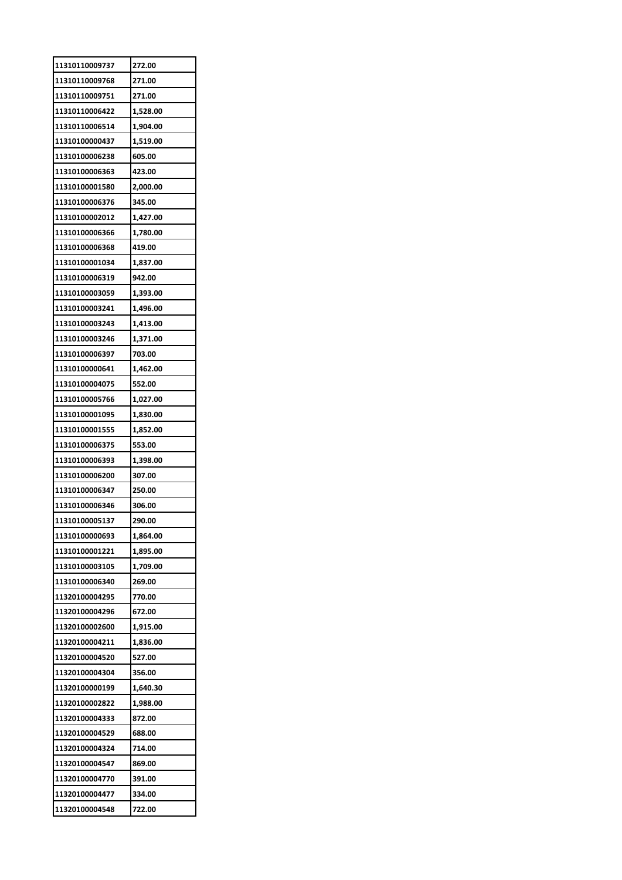| 11310110009737 | 272.00 |
|---|---|
| 11310110009768 | 271.00 |
| 11310110009751 | 271.00 |
| 11310110006422 | 1,528.00 |
| 11310110006514 | 1,904.00 |
| 11310100000437 | 1,519.00 |
| 11310100006238 | 605.00 |
| 11310100006363 | 423.00 |
| 11310100001580 | 2,000.00 |
| 11310100006376 | 345.00 |
| 11310100002012 | 1,427.00 |
| 11310100006366 | 1,780.00 |
| 11310100006368 | 419.00 |
| 11310100001034 | 1,837.00 |
| 11310100006319 | 942.00 |
| 11310100003059 | 1,393.00 |
| 11310100003241 | 1,496.00 |
| 11310100003243 | 1,413.00 |
| 11310100003246 | 1,371.00 |
| 11310100006397 | 703.00 |
| 11310100000641 | 1,462.00 |
| 11310100004075 | 552.00 |
| 11310100005766 | 1,027.00 |
| 11310100001095 | 1,830.00 |
| 11310100001555 | 1,852.00 |
| 11310100006375 | 553.00 |
| 11310100006393 | 1,398.00 |
| 11310100006200 | 307.00 |
| 11310100006347 | 250.00 |
| 11310100006346 | 306.00 |
| 11310100005137 | 290.00 |
| 11310100000693 | 1,864.00 |
| 11310100001221 | 1,895.00 |
| 11310100003105 | 1,709.00 |
| 11310100006340 | 269.00 |
| 11320100004295 | 770.00 |
| 11320100004296 | 672.00 |
| 11320100002600 | 1,915.00 |
| 11320100004211 | 1,836.00 |
| 11320100004520 | 527.00 |
| 11320100004304 | 356.00 |
| 11320100000199 | 1,640.30 |
| 11320100002822 | 1,988.00 |
| 11320100004333 | 872.00 |
| 11320100004529 | 688.00 |
| 11320100004324 | 714.00 |
| 11320100004547 | 869.00 |
| 11320100004770 | 391.00 |
| 11320100004477 | 334.00 |
| 11320100004548 | 722.00 |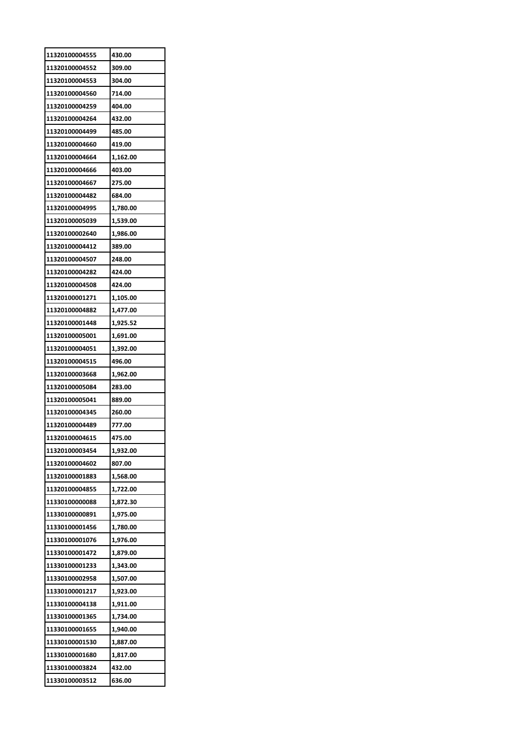| 11320100004555 | 430.00 |
|---|---|
| 11320100004552 | 309.00 |
| 11320100004553 | 304.00 |
| 11320100004560 | 714.00 |
| 11320100004259 | 404.00 |
| 11320100004264 | 432.00 |
| 11320100004499 | 485.00 |
| 11320100004660 | 419.00 |
| 11320100004664 | 1,162.00 |
| 11320100004666 | 403.00 |
| 11320100004667 | 275.00 |
| 11320100004482 | 684.00 |
| 11320100004995 | 1,780.00 |
| 11320100005039 | 1,539.00 |
| 11320100002640 | 1,986.00 |
| 11320100004412 | 389.00 |
| 11320100004507 | 248.00 |
| 11320100004282 | 424.00 |
| 11320100004508 | 424.00 |
| 11320100001271 | 1,105.00 |
| 11320100004882 | 1,477.00 |
| 11320100001448 | 1,925.52 |
| 11320100005001 | 1,691.00 |
| 11320100004051 | 1,392.00 |
| 11320100004515 | 496.00 |
| 11320100003668 | 1,962.00 |
| 11320100005084 | 283.00 |
| 11320100005041 | 889.00 |
| 11320100004345 | 260.00 |
| 11320100004489 | 777.00 |
| 11320100004615 | 475.00 |
| 11320100003454 | 1,932.00 |
| 11320100004602 | 807.00 |
| 11320100001883 | 1,568.00 |
| 11320100004855 | 1,722.00 |
| 11330100000088 | 1,872.30 |
| 11330100000891 | 1,975.00 |
| 11330100001456 | 1,780.00 |
| 11330100001076 | 1,976.00 |
| 11330100001472 | 1,879.00 |
| 11330100001233 | 1,343.00 |
| 11330100002958 | 1,507.00 |
| 11330100001217 | 1,923.00 |
| 11330100004138 | 1,911.00 |
| 11330100001365 | 1,734.00 |
| 11330100001655 | 1,940.00 |
| 11330100001530 | 1,887.00 |
| 11330100001680 | 1,817.00 |
| 11330100003824 | 432.00 |
| 11330100003512 | 636.00 |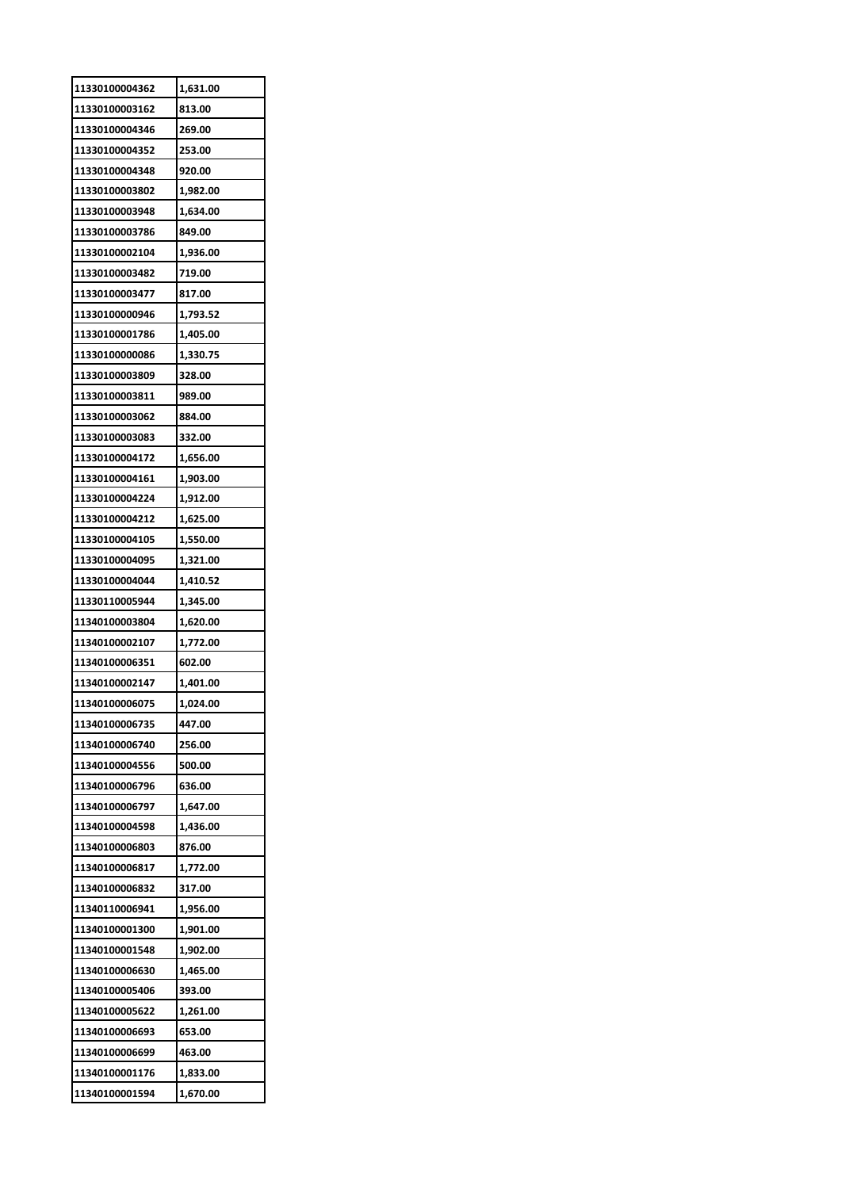| | |
|---|---|
| 11330100004362 | 1,631.00 |
| 11330100003162 | 813.00 |
| 11330100004346 | 269.00 |
| 11330100004352 | 253.00 |
| 11330100004348 | 920.00 |
| 11330100003802 | 1,982.00 |
| 11330100003948 | 1,634.00 |
| 11330100003786 | 849.00 |
| 11330100002104 | 1,936.00 |
| 11330100003482 | 719.00 |
| 11330100003477 | 817.00 |
| 11330100000946 | 1,793.52 |
| 11330100001786 | 1,405.00 |
| 11330100000086 | 1,330.75 |
| 11330100003809 | 328.00 |
| 11330100003811 | 989.00 |
| 11330100003062 | 884.00 |
| 11330100003083 | 332.00 |
| 11330100004172 | 1,656.00 |
| 11330100004161 | 1,903.00 |
| 11330100004224 | 1,912.00 |
| 11330100004212 | 1,625.00 |
| 11330100004105 | 1,550.00 |
| 11330100004095 | 1,321.00 |
| 11330100004044 | 1,410.52 |
| 11330110005944 | 1,345.00 |
| 11340100003804 | 1,620.00 |
| 11340100002107 | 1,772.00 |
| 11340100006351 | 602.00 |
| 11340100002147 | 1,401.00 |
| 11340100006075 | 1,024.00 |
| 11340100006735 | 447.00 |
| 11340100006740 | 256.00 |
| 11340100004556 | 500.00 |
| 11340100006796 | 636.00 |
| 11340100006797 | 1,647.00 |
| 11340100004598 | 1,436.00 |
| 11340100006803 | 876.00 |
| 11340100006817 | 1,772.00 |
| 11340100006832 | 317.00 |
| 11340110006941 | 1,956.00 |
| 11340100001300 | 1,901.00 |
| 11340100001548 | 1,902.00 |
| 11340100006630 | 1,465.00 |
| 11340100005406 | 393.00 |
| 11340100005622 | 1,261.00 |
| 11340100006693 | 653.00 |
| 11340100006699 | 463.00 |
| 11340100001176 | 1,833.00 |
| 11340100001594 | 1,670.00 |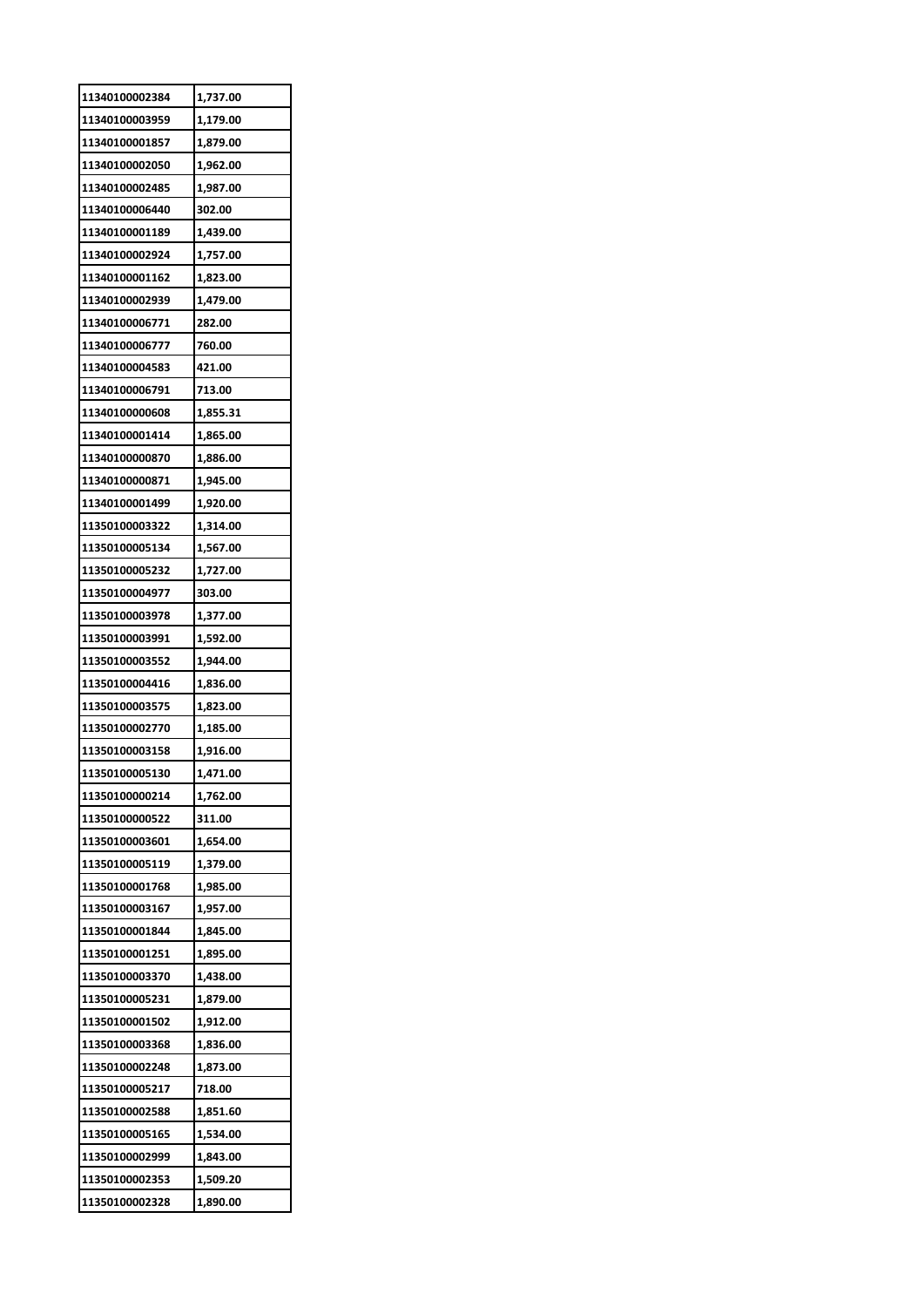| 11340100002384 | 1,737.00 |
| --- | --- |
| 11340100003959 | 1,179.00 |
| 11340100001857 | 1,879.00 |
| 11340100002050 | 1,962.00 |
| 11340100002485 | 1,987.00 |
| 11340100006440 | 302.00 |
| 11340100001189 | 1,439.00 |
| 11340100002924 | 1,757.00 |
| 11340100001162 | 1,823.00 |
| 11340100002939 | 1,479.00 |
| 11340100006771 | 282.00 |
| 11340100006777 | 760.00 |
| 11340100004583 | 421.00 |
| 11340100006791 | 713.00 |
| 11340100000608 | 1,855.31 |
| 11340100001414 | 1,865.00 |
| 11340100000870 | 1,886.00 |
| 11340100000871 | 1,945.00 |
| 11340100001499 | 1,920.00 |
| 11350100003322 | 1,314.00 |
| 11350100005134 | 1,567.00 |
| 11350100005232 | 1,727.00 |
| 11350100004977 | 303.00 |
| 11350100003978 | 1,377.00 |
| 11350100003991 | 1,592.00 |
| 11350100003552 | 1,944.00 |
| 11350100004416 | 1,836.00 |
| 11350100003575 | 1,823.00 |
| 11350100002770 | 1,185.00 |
| 11350100003158 | 1,916.00 |
| 11350100005130 | 1,471.00 |
| 11350100000214 | 1,762.00 |
| 11350100000522 | 311.00 |
| 11350100003601 | 1,654.00 |
| 11350100005119 | 1,379.00 |
| 11350100001768 | 1,985.00 |
| 11350100003167 | 1,957.00 |
| 11350100001844 | 1,845.00 |
| 11350100001251 | 1,895.00 |
| 11350100003370 | 1,438.00 |
| 11350100005231 | 1,879.00 |
| 11350100001502 | 1,912.00 |
| 11350100003368 | 1,836.00 |
| 11350100002248 | 1,873.00 |
| 11350100005217 | 718.00 |
| 11350100002588 | 1,851.60 |
| 11350100005165 | 1,534.00 |
| 11350100002999 | 1,843.00 |
| 11350100002353 | 1,509.20 |
| 11350100002328 | 1,890.00 |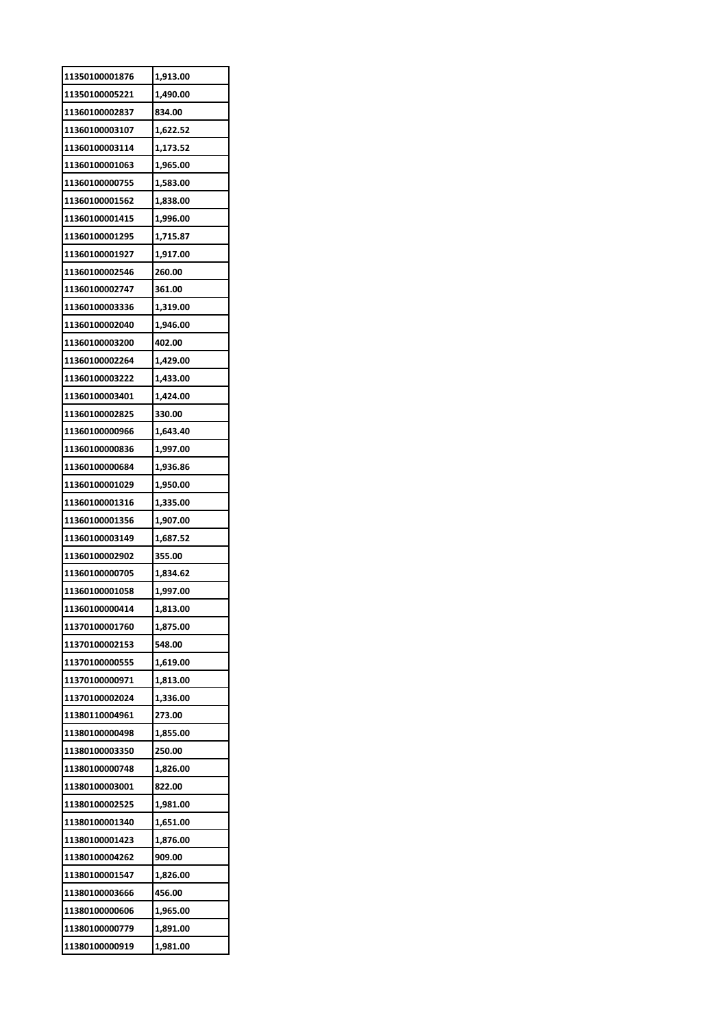| 11350100001876 | 1,913.00 |
|---|---|
| 11350100005221 | 1,490.00 |
| 11360100002837 | 834.00 |
| 11360100003107 | 1,622.52 |
| 11360100003114 | 1,173.52 |
| 11360100001063 | 1,965.00 |
| 11360100000755 | 1,583.00 |
| 11360100001562 | 1,838.00 |
| 11360100001415 | 1,996.00 |
| 11360100001295 | 1,715.87 |
| 11360100001927 | 1,917.00 |
| 11360100002546 | 260.00 |
| 11360100002747 | 361.00 |
| 11360100003336 | 1,319.00 |
| 11360100002040 | 1,946.00 |
| 11360100003200 | 402.00 |
| 11360100002264 | 1,429.00 |
| 11360100003222 | 1,433.00 |
| 11360100003401 | 1,424.00 |
| 11360100002825 | 330.00 |
| 11360100000966 | 1,643.40 |
| 11360100000836 | 1,997.00 |
| 11360100000684 | 1,936.86 |
| 11360100001029 | 1,950.00 |
| 11360100001316 | 1,335.00 |
| 11360100001356 | 1,907.00 |
| 11360100003149 | 1,687.52 |
| 11360100002902 | 355.00 |
| 11360100000705 | 1,834.62 |
| 11360100001058 | 1,997.00 |
| 11360100000414 | 1,813.00 |
| 11370100001760 | 1,875.00 |
| 11370100002153 | 548.00 |
| 11370100000555 | 1,619.00 |
| 11370100000971 | 1,813.00 |
| 11370100002024 | 1,336.00 |
| 11380110004961 | 273.00 |
| 11380100000498 | 1,855.00 |
| 11380100003350 | 250.00 |
| 11380100000748 | 1,826.00 |
| 11380100003001 | 822.00 |
| 11380100002525 | 1,981.00 |
| 11380100001340 | 1,651.00 |
| 11380100001423 | 1,876.00 |
| 11380100004262 | 909.00 |
| 11380100001547 | 1,826.00 |
| 11380100003666 | 456.00 |
| 11380100000606 | 1,965.00 |
| 11380100000779 | 1,891.00 |
| 11380100000919 | 1,981.00 |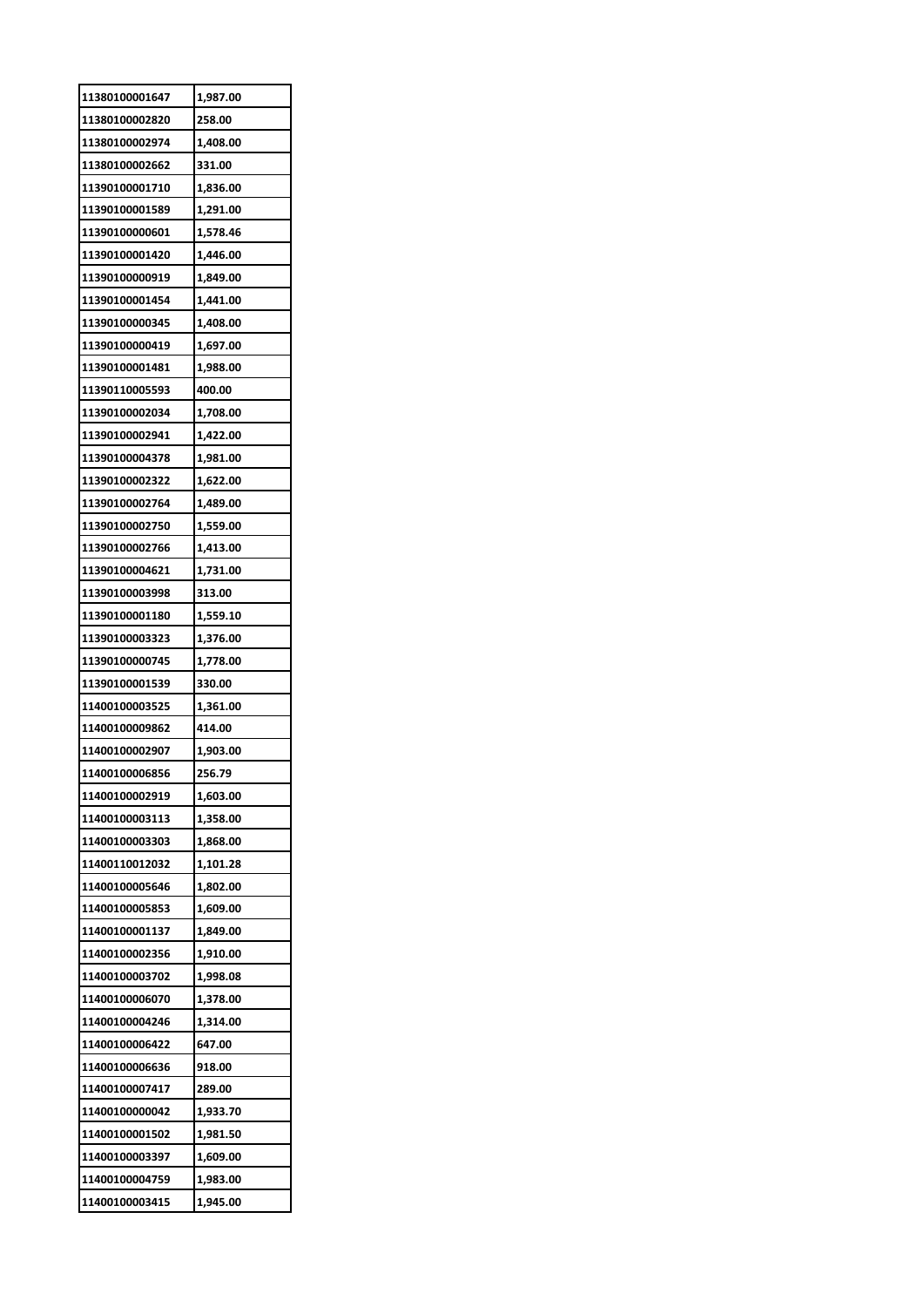| 11380100001647 | 1,987.00 |
|---|---|
| 11380100002820 | 258.00 |
| 11380100002974 | 1,408.00 |
| 11380100002662 | 331.00 |
| 11390100001710 | 1,836.00 |
| 11390100001589 | 1,291.00 |
| 11390100000601 | 1,578.46 |
| 11390100001420 | 1,446.00 |
| 11390100000919 | 1,849.00 |
| 11390100001454 | 1,441.00 |
| 11390100000345 | 1,408.00 |
| 11390100000419 | 1,697.00 |
| 11390100001481 | 1,988.00 |
| 11390110005593 | 400.00 |
| 11390100002034 | 1,708.00 |
| 11390100002941 | 1,422.00 |
| 11390100004378 | 1,981.00 |
| 11390100002322 | 1,622.00 |
| 11390100002764 | 1,489.00 |
| 11390100002750 | 1,559.00 |
| 11390100002766 | 1,413.00 |
| 11390100004621 | 1,731.00 |
| 11390100003998 | 313.00 |
| 11390100001180 | 1,559.10 |
| 11390100003323 | 1,376.00 |
| 11390100000745 | 1,778.00 |
| 11390100001539 | 330.00 |
| 11400100003525 | 1,361.00 |
| 11400100009862 | 414.00 |
| 11400100002907 | 1,903.00 |
| 11400100006856 | 256.79 |
| 11400100002919 | 1,603.00 |
| 11400100003113 | 1,358.00 |
| 11400100003303 | 1,868.00 |
| 11400110012032 | 1,101.28 |
| 11400100005646 | 1,802.00 |
| 11400100005853 | 1,609.00 |
| 11400100001137 | 1,849.00 |
| 11400100002356 | 1,910.00 |
| 11400100003702 | 1,998.08 |
| 11400100006070 | 1,378.00 |
| 11400100004246 | 1,314.00 |
| 11400100006422 | 647.00 |
| 11400100006636 | 918.00 |
| 11400100007417 | 289.00 |
| 11400100000042 | 1,933.70 |
| 11400100001502 | 1,981.50 |
| 11400100003397 | 1,609.00 |
| 11400100004759 | 1,983.00 |
| 11400100003415 | 1,945.00 |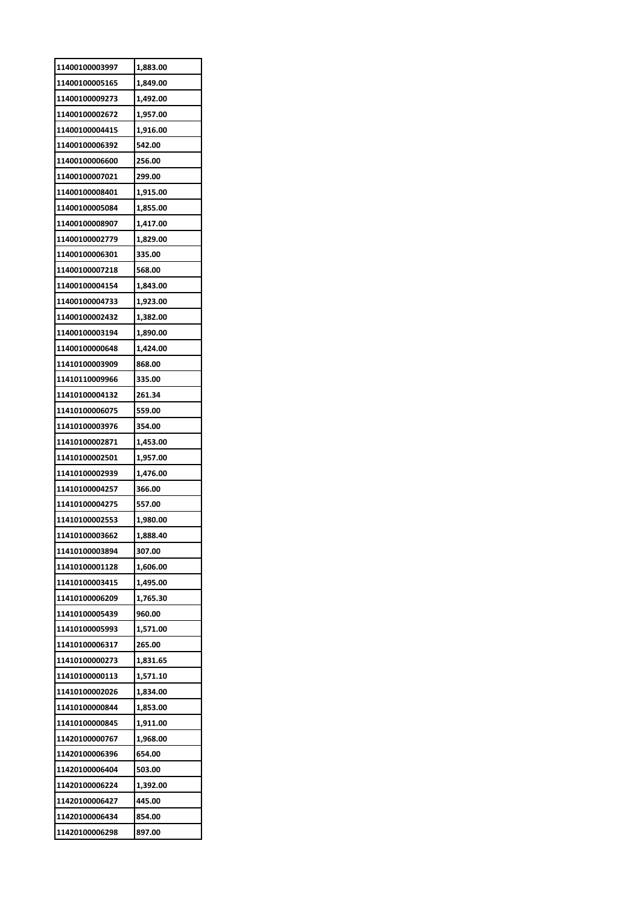| | |
|---|---|
| 11400100003997 | 1,883.00 |
| 11400100005165 | 1,849.00 |
| 11400100009273 | 1,492.00 |
| 11400100002672 | 1,957.00 |
| 11400100004415 | 1,916.00 |
| 11400100006392 | 542.00 |
| 11400100006600 | 256.00 |
| 11400100007021 | 299.00 |
| 11400100008401 | 1,915.00 |
| 11400100005084 | 1,855.00 |
| 11400100008907 | 1,417.00 |
| 11400100002779 | 1,829.00 |
| 11400100006301 | 335.00 |
| 11400100007218 | 568.00 |
| 11400100004154 | 1,843.00 |
| 11400100004733 | 1,923.00 |
| 11400100002432 | 1,382.00 |
| 11400100003194 | 1,890.00 |
| 11400100000648 | 1,424.00 |
| 11410100003909 | 868.00 |
| 11410110009966 | 335.00 |
| 11410100004132 | 261.34 |
| 11410100006075 | 559.00 |
| 11410100003976 | 354.00 |
| 11410100002871 | 1,453.00 |
| 11410100002501 | 1,957.00 |
| 11410100002939 | 1,476.00 |
| 11410100004257 | 366.00 |
| 11410100004275 | 557.00 |
| 11410100002553 | 1,980.00 |
| 11410100003662 | 1,888.40 |
| 11410100003894 | 307.00 |
| 11410100001128 | 1,606.00 |
| 11410100003415 | 1,495.00 |
| 11410100006209 | 1,765.30 |
| 11410100005439 | 960.00 |
| 11410100005993 | 1,571.00 |
| 11410100006317 | 265.00 |
| 11410100000273 | 1,831.65 |
| 11410100000113 | 1,571.10 |
| 11410100002026 | 1,834.00 |
| 11410100000844 | 1,853.00 |
| 11410100000845 | 1,911.00 |
| 11420100000767 | 1,968.00 |
| 11420100006396 | 654.00 |
| 11420100006404 | 503.00 |
| 11420100006224 | 1,392.00 |
| 11420100006427 | 445.00 |
| 11420100006434 | 854.00 |
| 11420100006298 | 897.00 |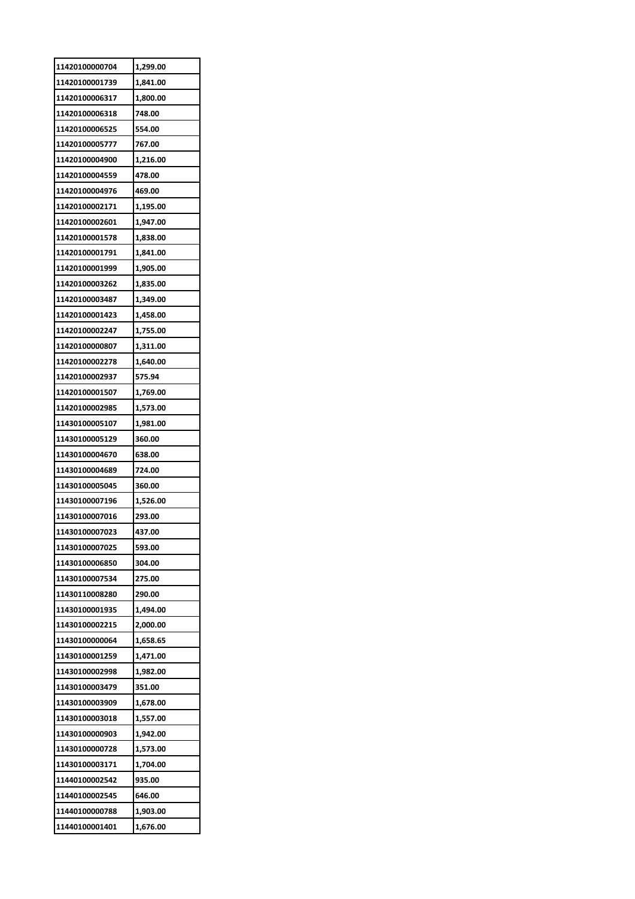| | |
|---|---|
| 11420100000704 | 1,299.00 |
| 11420100001739 | 1,841.00 |
| 11420100006317 | 1,800.00 |
| 11420100006318 | 748.00 |
| 11420100006525 | 554.00 |
| 11420100005777 | 767.00 |
| 11420100004900 | 1,216.00 |
| 11420100004559 | 478.00 |
| 11420100004976 | 469.00 |
| 11420100002171 | 1,195.00 |
| 11420100002601 | 1,947.00 |
| 11420100001578 | 1,838.00 |
| 11420100001791 | 1,841.00 |
| 11420100001999 | 1,905.00 |
| 11420100003262 | 1,835.00 |
| 11420100003487 | 1,349.00 |
| 11420100001423 | 1,458.00 |
| 11420100002247 | 1,755.00 |
| 11420100000807 | 1,311.00 |
| 11420100002278 | 1,640.00 |
| 11420100002937 | 575.94 |
| 11420100001507 | 1,769.00 |
| 11420100002985 | 1,573.00 |
| 11430100005107 | 1,981.00 |
| 11430100005129 | 360.00 |
| 11430100004670 | 638.00 |
| 11430100004689 | 724.00 |
| 11430100005045 | 360.00 |
| 11430100007196 | 1,526.00 |
| 11430100007016 | 293.00 |
| 11430100007023 | 437.00 |
| 11430100007025 | 593.00 |
| 11430100006850 | 304.00 |
| 11430100007534 | 275.00 |
| 11430110008280 | 290.00 |
| 11430100001935 | 1,494.00 |
| 11430100002215 | 2,000.00 |
| 11430100000064 | 1,658.65 |
| 11430100001259 | 1,471.00 |
| 11430100002998 | 1,982.00 |
| 11430100003479 | 351.00 |
| 11430100003909 | 1,678.00 |
| 11430100003018 | 1,557.00 |
| 11430100000903 | 1,942.00 |
| 11430100000728 | 1,573.00 |
| 11430100003171 | 1,704.00 |
| 11440100002542 | 935.00 |
| 11440100002545 | 646.00 |
| 11440100000788 | 1,903.00 |
| 11440100001401 | 1,676.00 |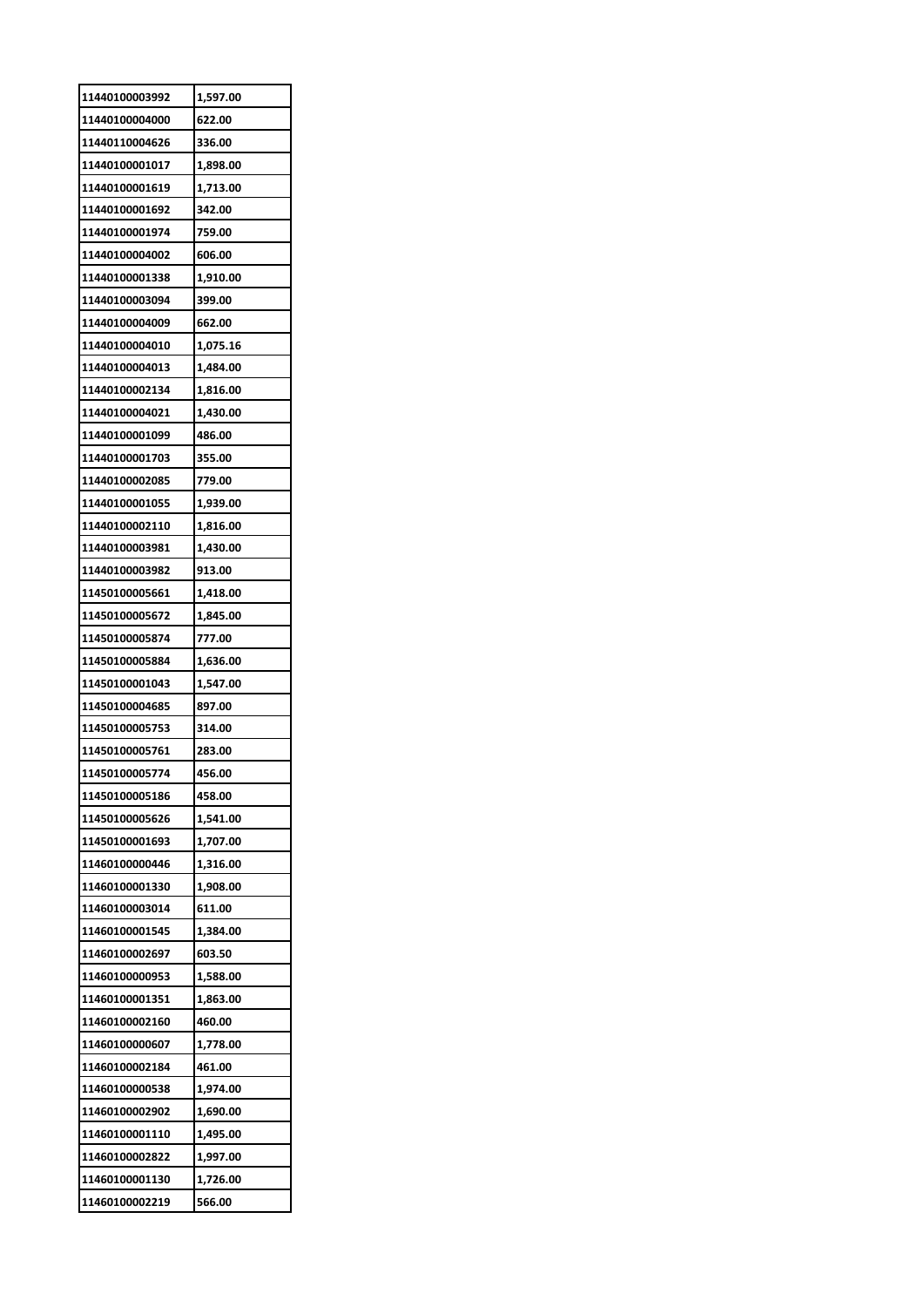| 11440100003992 | 1,597.00 |
| --- | --- |
| 11440100004000 | 622.00 |
| 11440110004626 | 336.00 |
| 11440100001017 | 1,898.00 |
| 11440100001619 | 1,713.00 |
| 11440100001692 | 342.00 |
| 11440100001974 | 759.00 |
| 11440100004002 | 606.00 |
| 11440100001338 | 1,910.00 |
| 11440100003094 | 399.00 |
| 11440100004009 | 662.00 |
| 11440100004010 | 1,075.16 |
| 11440100004013 | 1,484.00 |
| 11440100002134 | 1,816.00 |
| 11440100004021 | 1,430.00 |
| 11440100001099 | 486.00 |
| 11440100001703 | 355.00 |
| 11440100002085 | 779.00 |
| 11440100001055 | 1,939.00 |
| 11440100002110 | 1,816.00 |
| 11440100003981 | 1,430.00 |
| 11440100003982 | 913.00 |
| 11450100005661 | 1,418.00 |
| 11450100005672 | 1,845.00 |
| 11450100005874 | 777.00 |
| 11450100005884 | 1,636.00 |
| 11450100001043 | 1,547.00 |
| 11450100004685 | 897.00 |
| 11450100005753 | 314.00 |
| 11450100005761 | 283.00 |
| 11450100005774 | 456.00 |
| 11450100005186 | 458.00 |
| 11450100005626 | 1,541.00 |
| 11450100001693 | 1,707.00 |
| 11460100000446 | 1,316.00 |
| 11460100001330 | 1,908.00 |
| 11460100003014 | 611.00 |
| 11460100001545 | 1,384.00 |
| 11460100002697 | 603.50 |
| 11460100000953 | 1,588.00 |
| 11460100001351 | 1,863.00 |
| 11460100002160 | 460.00 |
| 11460100000607 | 1,778.00 |
| 11460100002184 | 461.00 |
| 11460100000538 | 1,974.00 |
| 11460100002902 | 1,690.00 |
| 11460100001110 | 1,495.00 |
| 11460100002822 | 1,997.00 |
| 11460100001130 | 1,726.00 |
| 11460100002219 | 566.00 |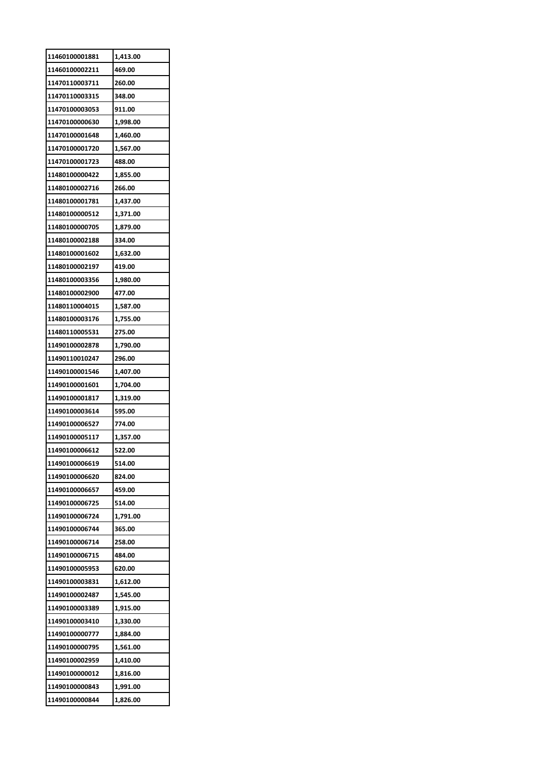| 11460100001881 | 1,413.00 |
|---|---|
| 11460100002211 | 469.00 |
| 11470110003711 | 260.00 |
| 11470110003315 | 348.00 |
| 11470100003053 | 911.00 |
| 11470100000630 | 1,998.00 |
| 11470100001648 | 1,460.00 |
| 11470100001720 | 1,567.00 |
| 11470100001723 | 488.00 |
| 11480100000422 | 1,855.00 |
| 11480100002716 | 266.00 |
| 11480100001781 | 1,437.00 |
| 11480100000512 | 1,371.00 |
| 11480100000705 | 1,879.00 |
| 11480100002188 | 334.00 |
| 11480100001602 | 1,632.00 |
| 11480100002197 | 419.00 |
| 11480100003356 | 1,980.00 |
| 11480100002900 | 477.00 |
| 11480110004015 | 1,587.00 |
| 11480100003176 | 1,755.00 |
| 11480110005531 | 275.00 |
| 11490100002878 | 1,790.00 |
| 11490110010247 | 296.00 |
| 11490100001546 | 1,407.00 |
| 11490100001601 | 1,704.00 |
| 11490100001817 | 1,319.00 |
| 11490100003614 | 595.00 |
| 11490100006527 | 774.00 |
| 11490100005117 | 1,357.00 |
| 11490100006612 | 522.00 |
| 11490100006619 | 514.00 |
| 11490100006620 | 824.00 |
| 11490100006657 | 459.00 |
| 11490100006725 | 514.00 |
| 11490100006724 | 1,791.00 |
| 11490100006744 | 365.00 |
| 11490100006714 | 258.00 |
| 11490100006715 | 484.00 |
| 11490100005953 | 620.00 |
| 11490100003831 | 1,612.00 |
| 11490100002487 | 1,545.00 |
| 11490100003389 | 1,915.00 |
| 11490100003410 | 1,330.00 |
| 11490100000777 | 1,884.00 |
| 11490100000795 | 1,561.00 |
| 11490100002959 | 1,410.00 |
| 11490100000012 | 1,816.00 |
| 11490100000843 | 1,991.00 |
| 11490100000844 | 1,826.00 |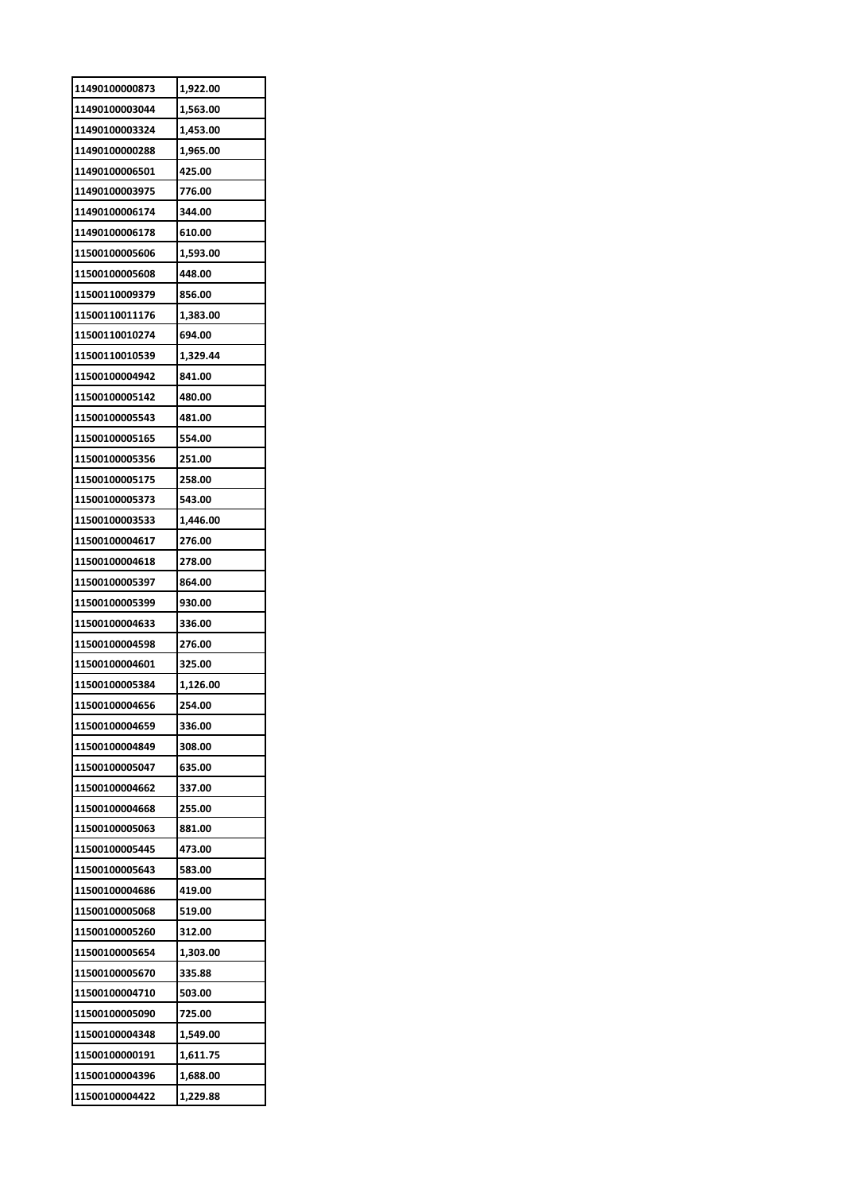| 11490100000873 | 1,922.00 |
|---|---|
| 11490100003044 | 1,563.00 |
| 11490100003324 | 1,453.00 |
| 11490100000288 | 1,965.00 |
| 11490100006501 | 425.00 |
| 11490100003975 | 776.00 |
| 11490100006174 | 344.00 |
| 11490100006178 | 610.00 |
| 11500100005606 | 1,593.00 |
| 11500100005608 | 448.00 |
| 11500110009379 | 856.00 |
| 11500110011176 | 1,383.00 |
| 11500110010274 | 694.00 |
| 11500110010539 | 1,329.44 |
| 11500100004942 | 841.00 |
| 11500100005142 | 480.00 |
| 11500100005543 | 481.00 |
| 11500100005165 | 554.00 |
| 11500100005356 | 251.00 |
| 11500100005175 | 258.00 |
| 11500100005373 | 543.00 |
| 11500100003533 | 1,446.00 |
| 11500100004617 | 276.00 |
| 11500100004618 | 278.00 |
| 11500100005397 | 864.00 |
| 11500100005399 | 930.00 |
| 11500100004633 | 336.00 |
| 11500100004598 | 276.00 |
| 11500100004601 | 325.00 |
| 11500100005384 | 1,126.00 |
| 11500100004656 | 254.00 |
| 11500100004659 | 336.00 |
| 11500100004849 | 308.00 |
| 11500100005047 | 635.00 |
| 11500100004662 | 337.00 |
| 11500100004668 | 255.00 |
| 11500100005063 | 881.00 |
| 11500100005445 | 473.00 |
| 11500100005643 | 583.00 |
| 11500100004686 | 419.00 |
| 11500100005068 | 519.00 |
| 11500100005260 | 312.00 |
| 11500100005654 | 1,303.00 |
| 11500100005670 | 335.88 |
| 11500100004710 | 503.00 |
| 11500100005090 | 725.00 |
| 11500100004348 | 1,549.00 |
| 11500100000191 | 1,611.75 |
| 11500100004396 | 1,688.00 |
| 11500100004422 | 1,229.88 |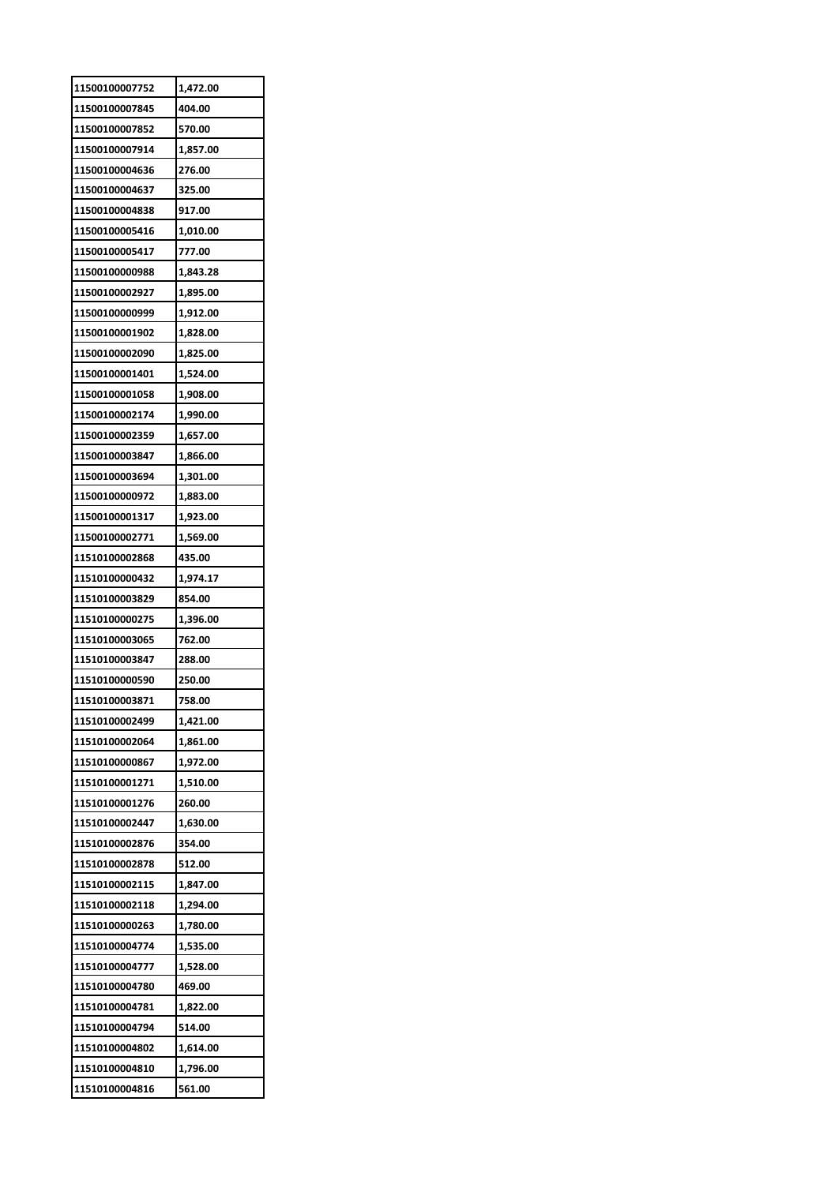| 11500100007752 | 1,472.00 |
|---|---|
| 11500100007845 | 404.00 |
| 11500100007852 | 570.00 |
| 11500100007914 | 1,857.00 |
| 11500100004636 | 276.00 |
| 11500100004637 | 325.00 |
| 11500100004838 | 917.00 |
| 11500100005416 | 1,010.00 |
| 11500100005417 | 777.00 |
| 11500100000988 | 1,843.28 |
| 11500100002927 | 1,895.00 |
| 11500100000999 | 1,912.00 |
| 11500100001902 | 1,828.00 |
| 11500100002090 | 1,825.00 |
| 11500100001401 | 1,524.00 |
| 11500100001058 | 1,908.00 |
| 11500100002174 | 1,990.00 |
| 11500100002359 | 1,657.00 |
| 11500100003847 | 1,866.00 |
| 11500100003694 | 1,301.00 |
| 11500100000972 | 1,883.00 |
| 11500100001317 | 1,923.00 |
| 11500100002771 | 1,569.00 |
| 11510100002868 | 435.00 |
| 11510100000432 | 1,974.17 |
| 11510100003829 | 854.00 |
| 11510100000275 | 1,396.00 |
| 11510100003065 | 762.00 |
| 11510100003847 | 288.00 |
| 11510100000590 | 250.00 |
| 11510100003871 | 758.00 |
| 11510100002499 | 1,421.00 |
| 11510100002064 | 1,861.00 |
| 11510100000867 | 1,972.00 |
| 11510100001271 | 1,510.00 |
| 11510100001276 | 260.00 |
| 11510100002447 | 1,630.00 |
| 11510100002876 | 354.00 |
| 11510100002878 | 512.00 |
| 11510100002115 | 1,847.00 |
| 11510100002118 | 1,294.00 |
| 11510100000263 | 1,780.00 |
| 11510100004774 | 1,535.00 |
| 11510100004777 | 1,528.00 |
| 11510100004780 | 469.00 |
| 11510100004781 | 1,822.00 |
| 11510100004794 | 514.00 |
| 11510100004802 | 1,614.00 |
| 11510100004810 | 1,796.00 |
| 11510100004816 | 561.00 |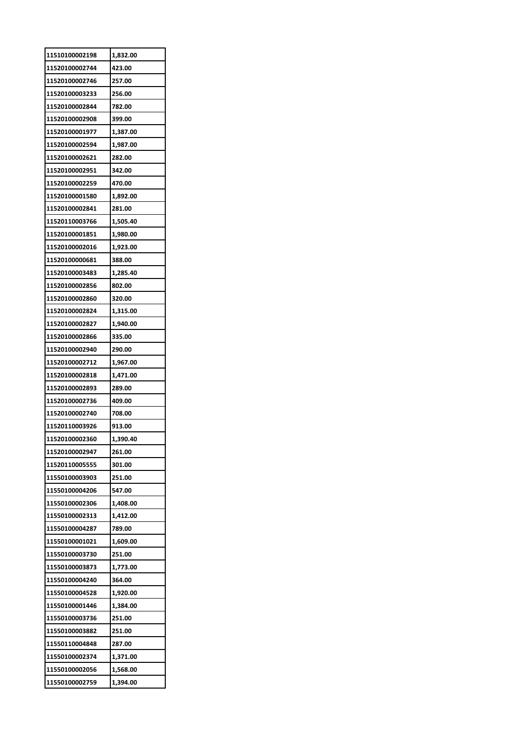| 11510100002198 | 1,832.00 |
| --- | --- |
| 11520100002744 | 423.00 |
| 11520100002746 | 257.00 |
| 11520100003233 | 256.00 |
| 11520100002844 | 782.00 |
| 11520100002908 | 399.00 |
| 11520100001977 | 1,387.00 |
| 11520100002594 | 1,987.00 |
| 11520100002621 | 282.00 |
| 11520100002951 | 342.00 |
| 11520100002259 | 470.00 |
| 11520100001580 | 1,892.00 |
| 11520100002841 | 281.00 |
| 11520110003766 | 1,505.40 |
| 11520100001851 | 1,980.00 |
| 11520100002016 | 1,923.00 |
| 11520100000681 | 388.00 |
| 11520100003483 | 1,285.40 |
| 11520100002856 | 802.00 |
| 11520100002860 | 320.00 |
| 11520100002824 | 1,315.00 |
| 11520100002827 | 1,940.00 |
| 11520100002866 | 335.00 |
| 11520100002940 | 290.00 |
| 11520100002712 | 1,967.00 |
| 11520100002818 | 1,471.00 |
| 11520100002893 | 289.00 |
| 11520100002736 | 409.00 |
| 11520100002740 | 708.00 |
| 11520110003926 | 913.00 |
| 11520100002360 | 1,390.40 |
| 11520100002947 | 261.00 |
| 11520110005555 | 301.00 |
| 11550100003903 | 251.00 |
| 11550100004206 | 547.00 |
| 11550100002306 | 1,408.00 |
| 11550100002313 | 1,412.00 |
| 11550100004287 | 789.00 |
| 11550100001021 | 1,609.00 |
| 11550100003730 | 251.00 |
| 11550100003873 | 1,773.00 |
| 11550100004240 | 364.00 |
| 11550100004528 | 1,920.00 |
| 11550100001446 | 1,384.00 |
| 11550100003736 | 251.00 |
| 11550100003882 | 251.00 |
| 11550110004848 | 287.00 |
| 11550100002374 | 1,371.00 |
| 11550100002056 | 1,568.00 |
| 11550100002759 | 1,394.00 |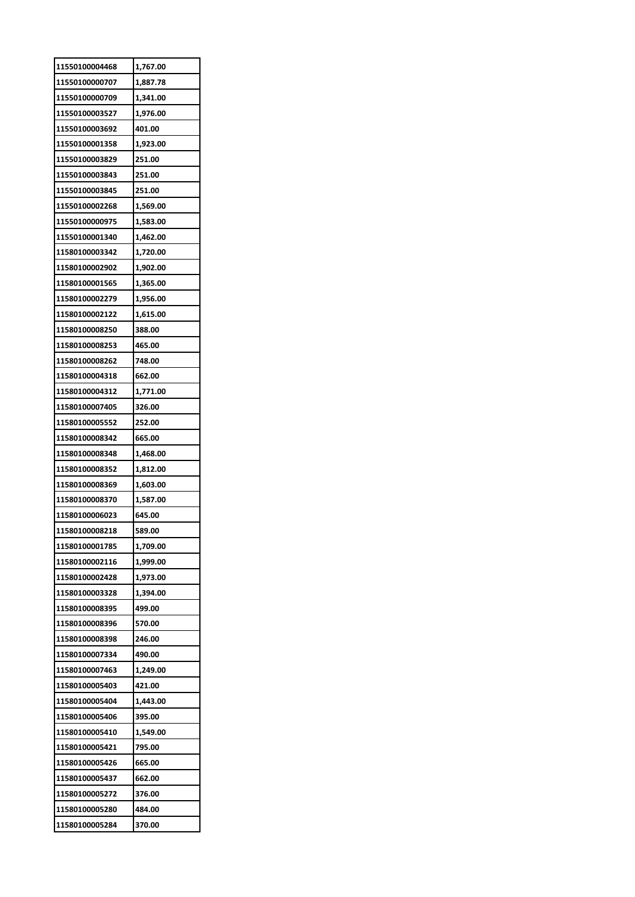| | |
|---|---|
| 11550100004468 | 1,767.00 |
| 11550100000707 | 1,887.78 |
| 11550100000709 | 1,341.00 |
| 11550100003527 | 1,976.00 |
| 11550100003692 | 401.00 |
| 11550100001358 | 1,923.00 |
| 11550100003829 | 251.00 |
| 11550100003843 | 251.00 |
| 11550100003845 | 251.00 |
| 11550100002268 | 1,569.00 |
| 11550100000975 | 1,583.00 |
| 11550100001340 | 1,462.00 |
| 11580100003342 | 1,720.00 |
| 11580100002902 | 1,902.00 |
| 11580100001565 | 1,365.00 |
| 11580100002279 | 1,956.00 |
| 11580100002122 | 1,615.00 |
| 11580100008250 | 388.00 |
| 11580100008253 | 465.00 |
| 11580100008262 | 748.00 |
| 11580100004318 | 662.00 |
| 11580100004312 | 1,771.00 |
| 11580100007405 | 326.00 |
| 11580100005552 | 252.00 |
| 11580100008342 | 665.00 |
| 11580100008348 | 1,468.00 |
| 11580100008352 | 1,812.00 |
| 11580100008369 | 1,603.00 |
| 11580100008370 | 1,587.00 |
| 11580100006023 | 645.00 |
| 11580100008218 | 589.00 |
| 11580100001785 | 1,709.00 |
| 11580100002116 | 1,999.00 |
| 11580100002428 | 1,973.00 |
| 11580100003328 | 1,394.00 |
| 11580100008395 | 499.00 |
| 11580100008396 | 570.00 |
| 11580100008398 | 246.00 |
| 11580100007334 | 490.00 |
| 11580100007463 | 1,249.00 |
| 11580100005403 | 421.00 |
| 11580100005404 | 1,443.00 |
| 11580100005406 | 395.00 |
| 11580100005410 | 1,549.00 |
| 11580100005421 | 795.00 |
| 11580100005426 | 665.00 |
| 11580100005437 | 662.00 |
| 11580100005272 | 376.00 |
| 11580100005280 | 484.00 |
| 11580100005284 | 370.00 |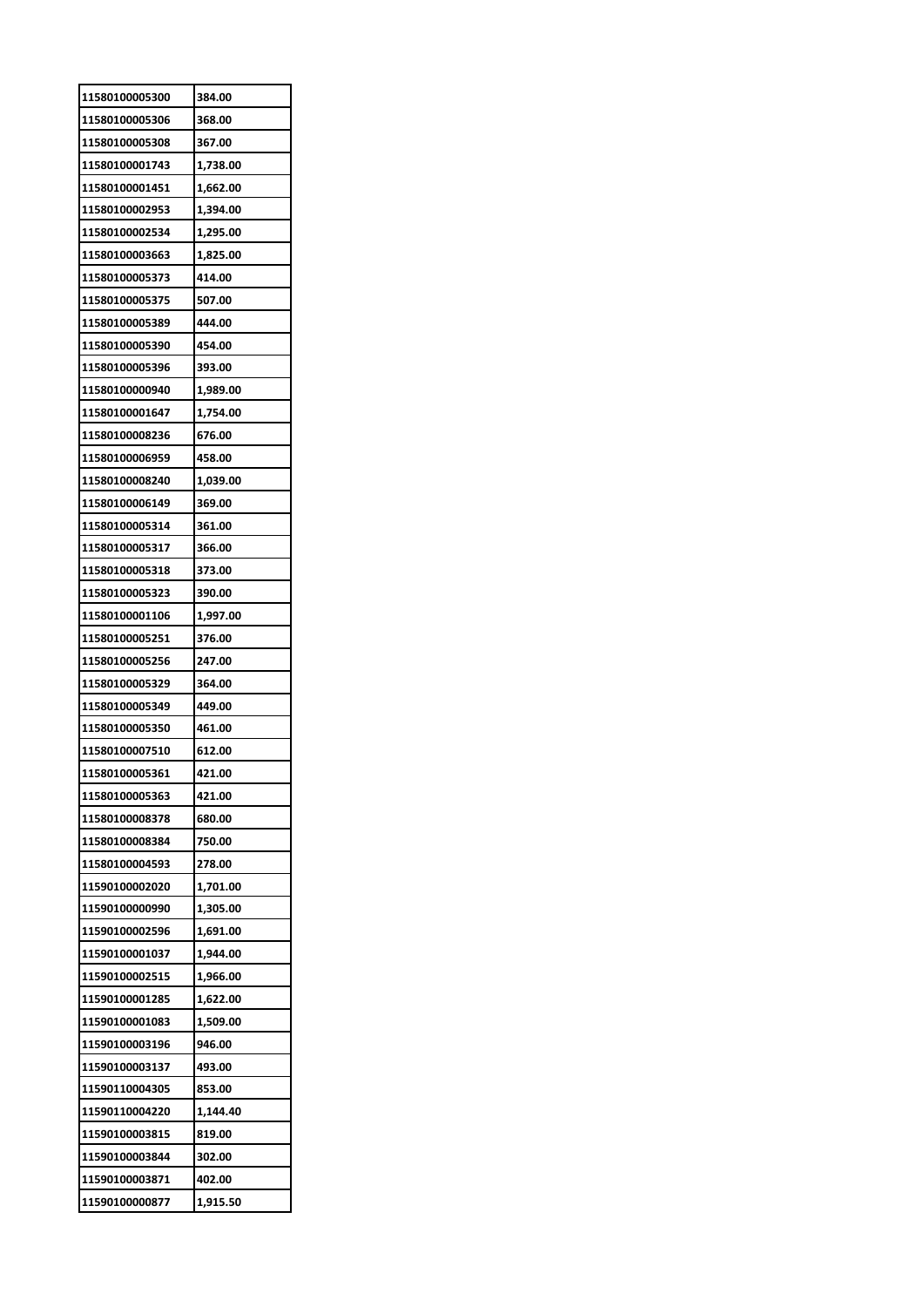| 11580100005300 | 384.00 |
|---|---|
| 11580100005306 | 368.00 |
| 11580100005308 | 367.00 |
| 11580100001743 | 1,738.00 |
| 11580100001451 | 1,662.00 |
| 11580100002953 | 1,394.00 |
| 11580100002534 | 1,295.00 |
| 11580100003663 | 1,825.00 |
| 11580100005373 | 414.00 |
| 11580100005375 | 507.00 |
| 11580100005389 | 444.00 |
| 11580100005390 | 454.00 |
| 11580100005396 | 393.00 |
| 11580100000940 | 1,989.00 |
| 11580100001647 | 1,754.00 |
| 11580100008236 | 676.00 |
| 11580100006959 | 458.00 |
| 11580100008240 | 1,039.00 |
| 11580100006149 | 369.00 |
| 11580100005314 | 361.00 |
| 11580100005317 | 366.00 |
| 11580100005318 | 373.00 |
| 11580100005323 | 390.00 |
| 11580100001106 | 1,997.00 |
| 11580100005251 | 376.00 |
| 11580100005256 | 247.00 |
| 11580100005329 | 364.00 |
| 11580100005349 | 449.00 |
| 11580100005350 | 461.00 |
| 11580100007510 | 612.00 |
| 11580100005361 | 421.00 |
| 11580100005363 | 421.00 |
| 11580100008378 | 680.00 |
| 11580100008384 | 750.00 |
| 11580100004593 | 278.00 |
| 11590100002020 | 1,701.00 |
| 11590100000990 | 1,305.00 |
| 11590100002596 | 1,691.00 |
| 11590100001037 | 1,944.00 |
| 11590100002515 | 1,966.00 |
| 11590100001285 | 1,622.00 |
| 11590100001083 | 1,509.00 |
| 11590100003196 | 946.00 |
| 11590100003137 | 493.00 |
| 11590110004305 | 853.00 |
| 11590110004220 | 1,144.40 |
| 11590100003815 | 819.00 |
| 11590100003844 | 302.00 |
| 11590100003871 | 402.00 |
| 11590100000877 | 1,915.50 |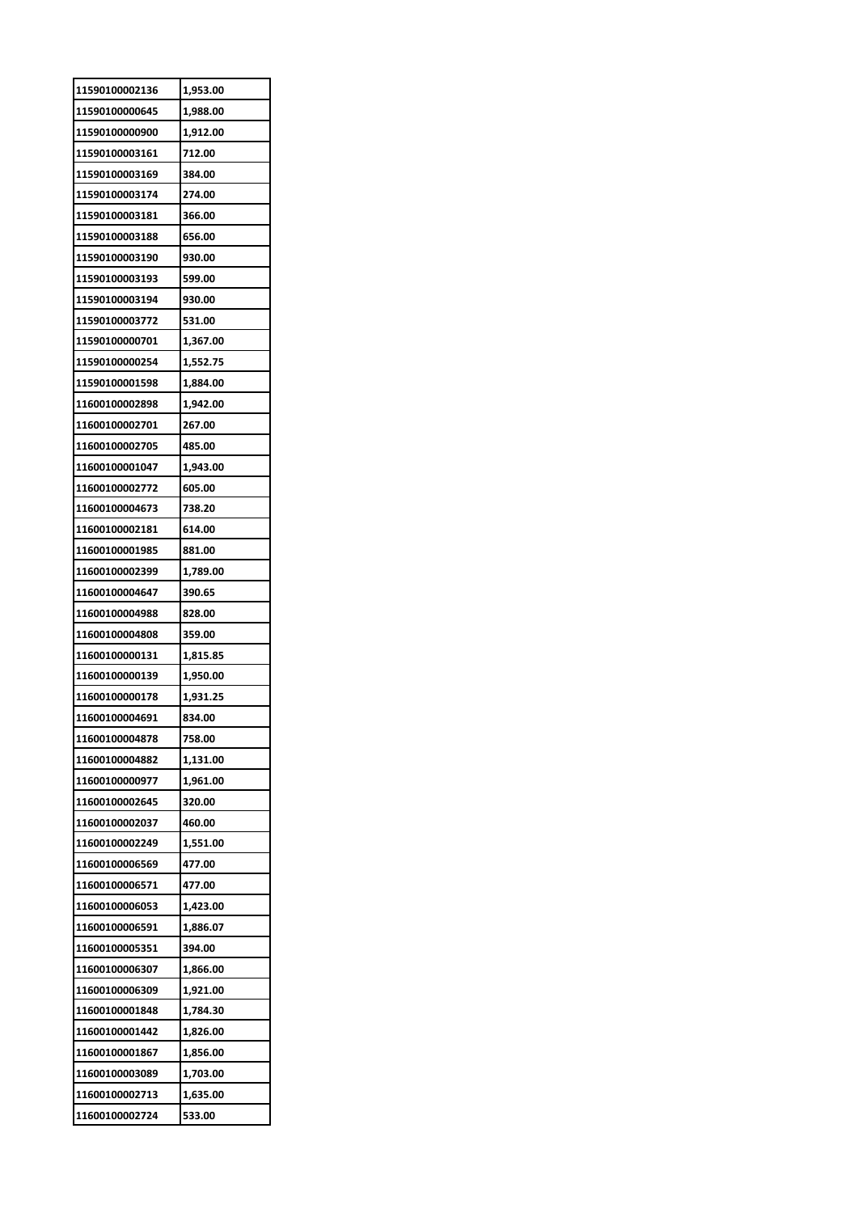| 11590100002136 | 1,953.00 |
|---|---|
| 11590100000645 | 1,988.00 |
| 11590100000900 | 1,912.00 |
| 11590100003161 | 712.00 |
| 11590100003169 | 384.00 |
| 11590100003174 | 274.00 |
| 11590100003181 | 366.00 |
| 11590100003188 | 656.00 |
| 11590100003190 | 930.00 |
| 11590100003193 | 599.00 |
| 11590100003194 | 930.00 |
| 11590100003772 | 531.00 |
| 11590100000701 | 1,367.00 |
| 11590100000254 | 1,552.75 |
| 11590100001598 | 1,884.00 |
| 11600100002898 | 1,942.00 |
| 11600100002701 | 267.00 |
| 11600100002705 | 485.00 |
| 11600100001047 | 1,943.00 |
| 11600100002772 | 605.00 |
| 11600100004673 | 738.20 |
| 11600100002181 | 614.00 |
| 11600100001985 | 881.00 |
| 11600100002399 | 1,789.00 |
| 11600100004647 | 390.65 |
| 11600100004988 | 828.00 |
| 11600100004808 | 359.00 |
| 11600100000131 | 1,815.85 |
| 11600100000139 | 1,950.00 |
| 11600100000178 | 1,931.25 |
| 11600100004691 | 834.00 |
| 11600100004878 | 758.00 |
| 11600100004882 | 1,131.00 |
| 11600100000977 | 1,961.00 |
| 11600100002645 | 320.00 |
| 11600100002037 | 460.00 |
| 11600100002249 | 1,551.00 |
| 11600100006569 | 477.00 |
| 11600100006571 | 477.00 |
| 11600100006053 | 1,423.00 |
| 11600100006591 | 1,886.07 |
| 11600100005351 | 394.00 |
| 11600100006307 | 1,866.00 |
| 11600100006309 | 1,921.00 |
| 11600100001848 | 1,784.30 |
| 11600100001442 | 1,826.00 |
| 11600100001867 | 1,856.00 |
| 11600100003089 | 1,703.00 |
| 11600100002713 | 1,635.00 |
| 11600100002724 | 533.00 |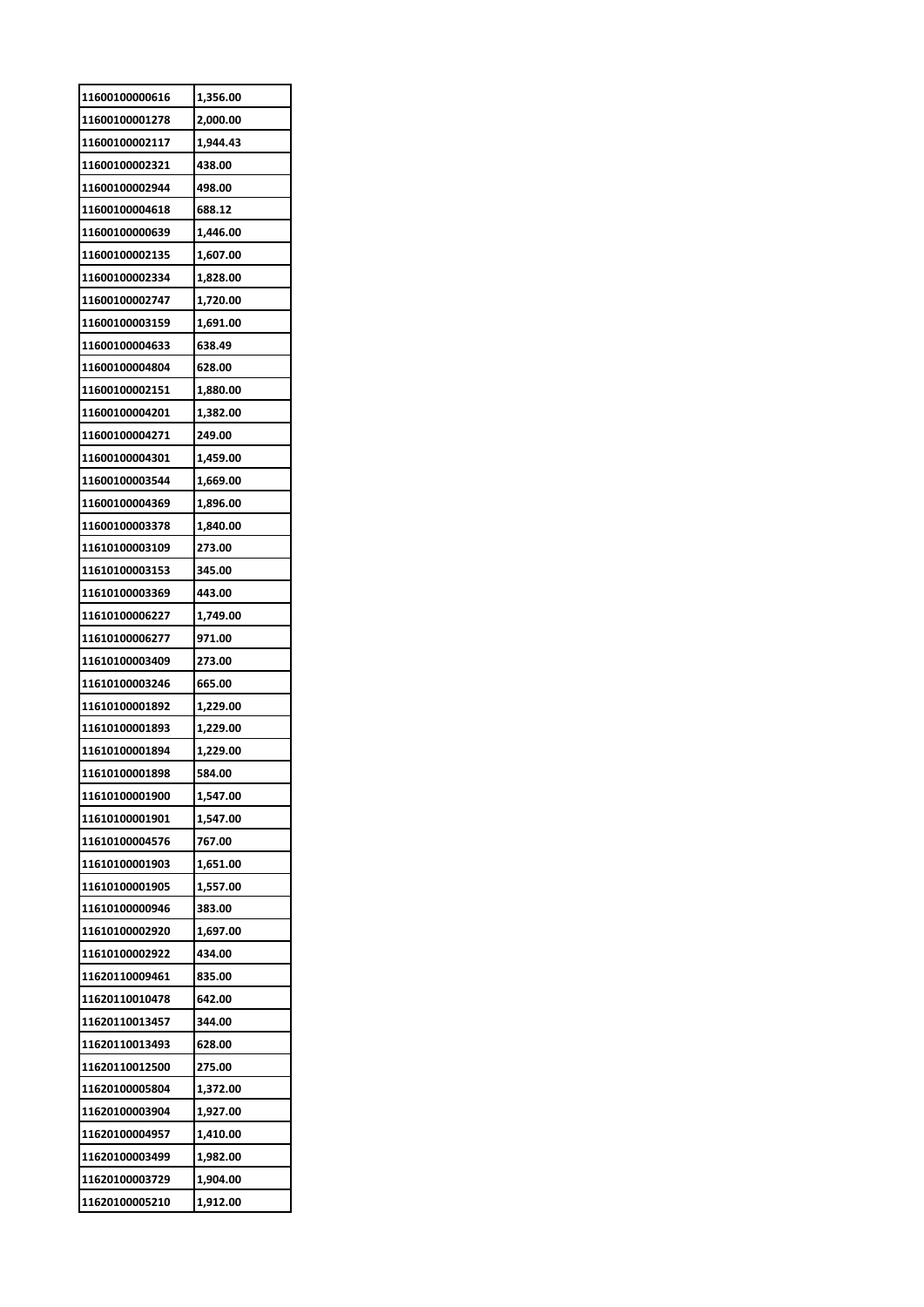| 11600100000616 | 1,356.00 |
|---|---|
| 11600100001278 | 2,000.00 |
| 11600100002117 | 1,944.43 |
| 11600100002321 | 438.00 |
| 11600100002944 | 498.00 |
| 11600100004618 | 688.12 |
| 11600100000639 | 1,446.00 |
| 11600100002135 | 1,607.00 |
| 11600100002334 | 1,828.00 |
| 11600100002747 | 1,720.00 |
| 11600100003159 | 1,691.00 |
| 11600100004633 | 638.49 |
| 11600100004804 | 628.00 |
| 11600100002151 | 1,880.00 |
| 11600100004201 | 1,382.00 |
| 11600100004271 | 249.00 |
| 11600100004301 | 1,459.00 |
| 11600100003544 | 1,669.00 |
| 11600100004369 | 1,896.00 |
| 11600100003378 | 1,840.00 |
| 11610100003109 | 273.00 |
| 11610100003153 | 345.00 |
| 11610100003369 | 443.00 |
| 11610100006227 | 1,749.00 |
| 11610100006277 | 971.00 |
| 11610100003409 | 273.00 |
| 11610100003246 | 665.00 |
| 11610100001892 | 1,229.00 |
| 11610100001893 | 1,229.00 |
| 11610100001894 | 1,229.00 |
| 11610100001898 | 584.00 |
| 11610100001900 | 1,547.00 |
| 11610100001901 | 1,547.00 |
| 11610100004576 | 767.00 |
| 11610100001903 | 1,651.00 |
| 11610100001905 | 1,557.00 |
| 11610100000946 | 383.00 |
| 11610100002920 | 1,697.00 |
| 11610100002922 | 434.00 |
| 11620110009461 | 835.00 |
| 11620110010478 | 642.00 |
| 11620110013457 | 344.00 |
| 11620110013493 | 628.00 |
| 11620110012500 | 275.00 |
| 11620100005804 | 1,372.00 |
| 11620100003904 | 1,927.00 |
| 11620100004957 | 1,410.00 |
| 11620100003499 | 1,982.00 |
| 11620100003729 | 1,904.00 |
| 11620100005210 | 1,912.00 |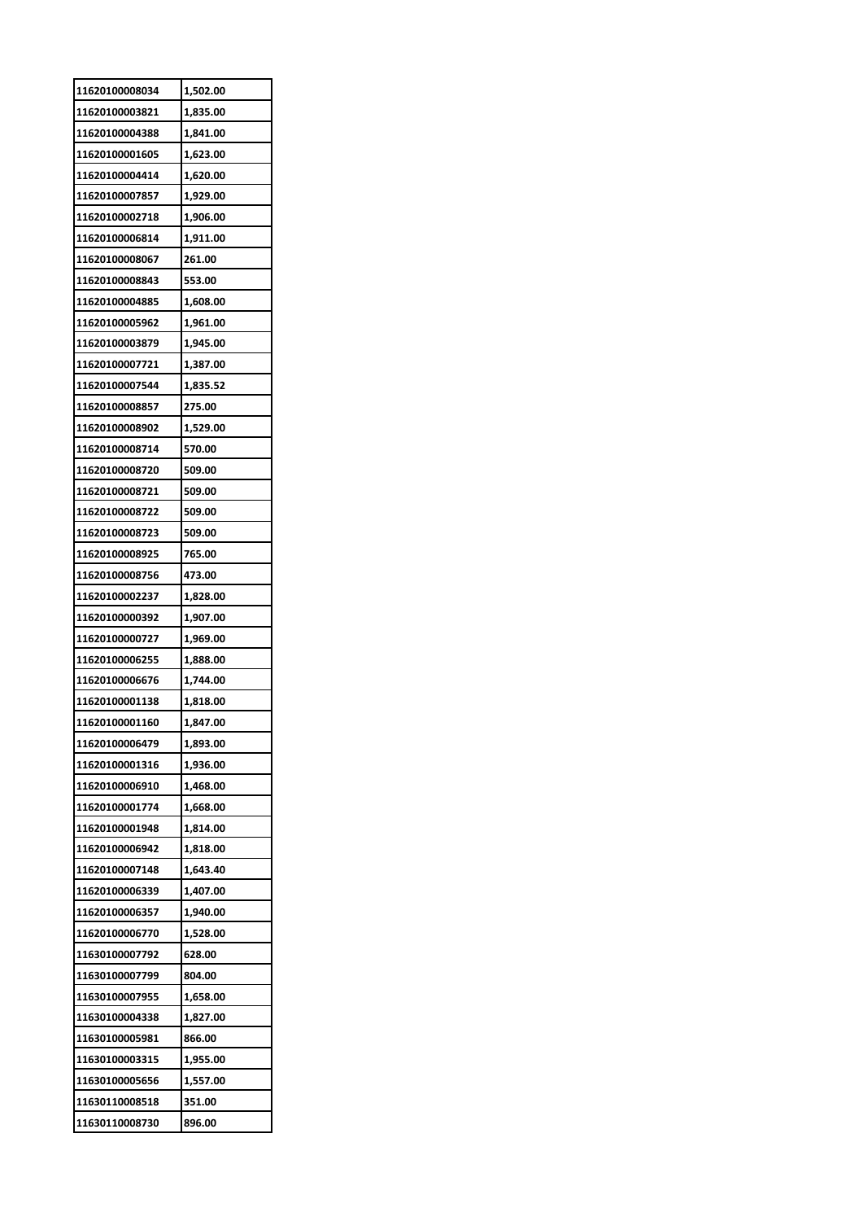| | |
|---|---|
| 11620100008034 | 1,502.00 |
| 11620100003821 | 1,835.00 |
| 11620100004388 | 1,841.00 |
| 11620100001605 | 1,623.00 |
| 11620100004414 | 1,620.00 |
| 11620100007857 | 1,929.00 |
| 11620100002718 | 1,906.00 |
| 11620100006814 | 1,911.00 |
| 11620100008067 | 261.00 |
| 11620100008843 | 553.00 |
| 11620100004885 | 1,608.00 |
| 11620100005962 | 1,961.00 |
| 11620100003879 | 1,945.00 |
| 11620100007721 | 1,387.00 |
| 11620100007544 | 1,835.52 |
| 11620100008857 | 275.00 |
| 11620100008902 | 1,529.00 |
| 11620100008714 | 570.00 |
| 11620100008720 | 509.00 |
| 11620100008721 | 509.00 |
| 11620100008722 | 509.00 |
| 11620100008723 | 509.00 |
| 11620100008925 | 765.00 |
| 11620100008756 | 473.00 |
| 11620100002237 | 1,828.00 |
| 11620100000392 | 1,907.00 |
| 11620100000727 | 1,969.00 |
| 11620100006255 | 1,888.00 |
| 11620100006676 | 1,744.00 |
| 11620100001138 | 1,818.00 |
| 11620100001160 | 1,847.00 |
| 11620100006479 | 1,893.00 |
| 11620100001316 | 1,936.00 |
| 11620100006910 | 1,468.00 |
| 11620100001774 | 1,668.00 |
| 11620100001948 | 1,814.00 |
| 11620100006942 | 1,818.00 |
| 11620100007148 | 1,643.40 |
| 11620100006339 | 1,407.00 |
| 11620100006357 | 1,940.00 |
| 11620100006770 | 1,528.00 |
| 11630100007792 | 628.00 |
| 11630100007799 | 804.00 |
| 11630100007955 | 1,658.00 |
| 11630100004338 | 1,827.00 |
| 11630100005981 | 866.00 |
| 11630100003315 | 1,955.00 |
| 11630100005656 | 1,557.00 |
| 11630110008518 | 351.00 |
| 11630110008730 | 896.00 |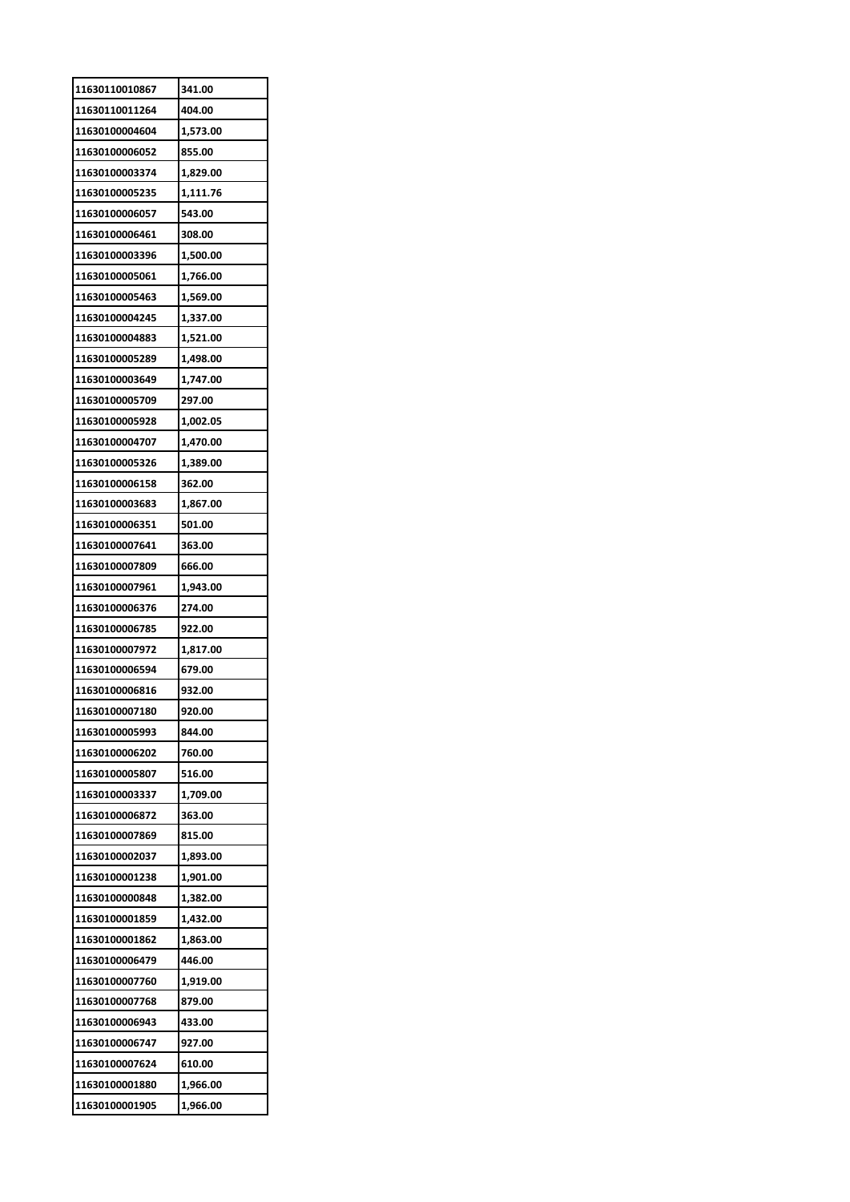| 11630110010867 | 341.00 |
|---|---|
| 11630110011264 | 404.00 |
| 11630100004604 | 1,573.00 |
| 11630100006052 | 855.00 |
| 11630100003374 | 1,829.00 |
| 11630100005235 | 1,111.76 |
| 11630100006057 | 543.00 |
| 11630100006461 | 308.00 |
| 11630100003396 | 1,500.00 |
| 11630100005061 | 1,766.00 |
| 11630100005463 | 1,569.00 |
| 11630100004245 | 1,337.00 |
| 11630100004883 | 1,521.00 |
| 11630100005289 | 1,498.00 |
| 11630100003649 | 1,747.00 |
| 11630100005709 | 297.00 |
| 11630100005928 | 1,002.05 |
| 11630100004707 | 1,470.00 |
| 11630100005326 | 1,389.00 |
| 11630100006158 | 362.00 |
| 11630100003683 | 1,867.00 |
| 11630100006351 | 501.00 |
| 11630100007641 | 363.00 |
| 11630100007809 | 666.00 |
| 11630100007961 | 1,943.00 |
| 11630100006376 | 274.00 |
| 11630100006785 | 922.00 |
| 11630100007972 | 1,817.00 |
| 11630100006594 | 679.00 |
| 11630100006816 | 932.00 |
| 11630100007180 | 920.00 |
| 11630100005993 | 844.00 |
| 11630100006202 | 760.00 |
| 11630100005807 | 516.00 |
| 11630100003337 | 1,709.00 |
| 11630100006872 | 363.00 |
| 11630100007869 | 815.00 |
| 11630100002037 | 1,893.00 |
| 11630100001238 | 1,901.00 |
| 11630100000848 | 1,382.00 |
| 11630100001859 | 1,432.00 |
| 11630100001862 | 1,863.00 |
| 11630100006479 | 446.00 |
| 11630100007760 | 1,919.00 |
| 11630100007768 | 879.00 |
| 11630100006943 | 433.00 |
| 11630100006747 | 927.00 |
| 11630100007624 | 610.00 |
| 11630100001880 | 1,966.00 |
| 11630100001905 | 1,966.00 |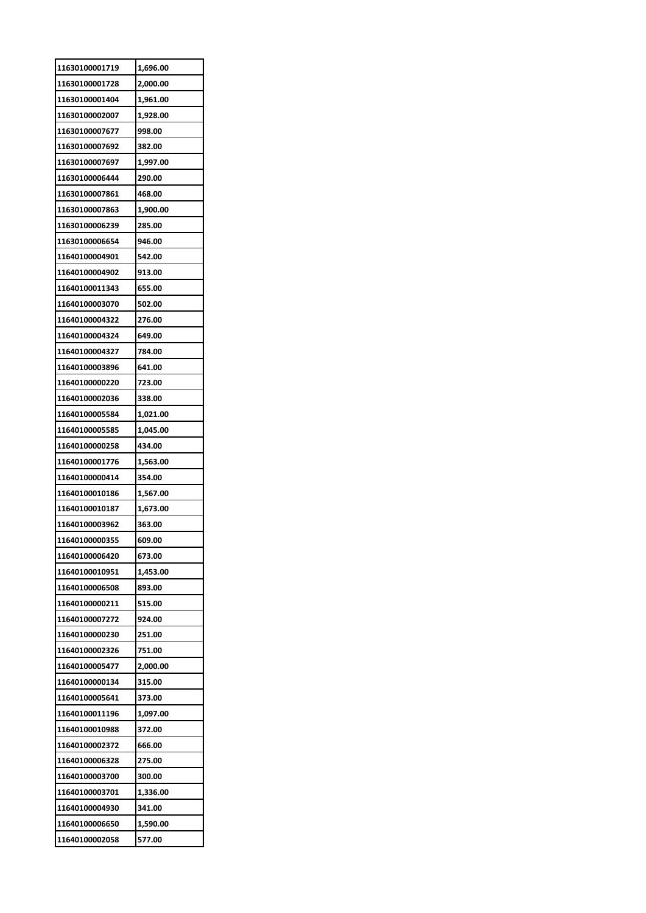| | |
|---|---|
| 11630100001719 | 1,696.00 |
| 11630100001728 | 2,000.00 |
| 11630100001404 | 1,961.00 |
| 11630100002007 | 1,928.00 |
| 11630100007677 | 998.00 |
| 11630100007692 | 382.00 |
| 11630100007697 | 1,997.00 |
| 11630100006444 | 290.00 |
| 11630100007861 | 468.00 |
| 11630100007863 | 1,900.00 |
| 11630100006239 | 285.00 |
| 11630100006654 | 946.00 |
| 11640100004901 | 542.00 |
| 11640100004902 | 913.00 |
| 11640100011343 | 655.00 |
| 11640100003070 | 502.00 |
| 11640100004322 | 276.00 |
| 11640100004324 | 649.00 |
| 11640100004327 | 784.00 |
| 11640100003896 | 641.00 |
| 11640100000220 | 723.00 |
| 11640100002036 | 338.00 |
| 11640100005584 | 1,021.00 |
| 11640100005585 | 1,045.00 |
| 11640100000258 | 434.00 |
| 11640100001776 | 1,563.00 |
| 11640100000414 | 354.00 |
| 11640100010186 | 1,567.00 |
| 11640100010187 | 1,673.00 |
| 11640100003962 | 363.00 |
| 11640100000355 | 609.00 |
| 11640100006420 | 673.00 |
| 11640100010951 | 1,453.00 |
| 11640100006508 | 893.00 |
| 11640100000211 | 515.00 |
| 11640100007272 | 924.00 |
| 11640100000230 | 251.00 |
| 11640100002326 | 751.00 |
| 11640100005477 | 2,000.00 |
| 11640100000134 | 315.00 |
| 11640100005641 | 373.00 |
| 11640100011196 | 1,097.00 |
| 11640100010988 | 372.00 |
| 11640100002372 | 666.00 |
| 11640100006328 | 275.00 |
| 11640100003700 | 300.00 |
| 11640100003701 | 1,336.00 |
| 11640100004930 | 341.00 |
| 11640100006650 | 1,590.00 |
| 11640100002058 | 577.00 |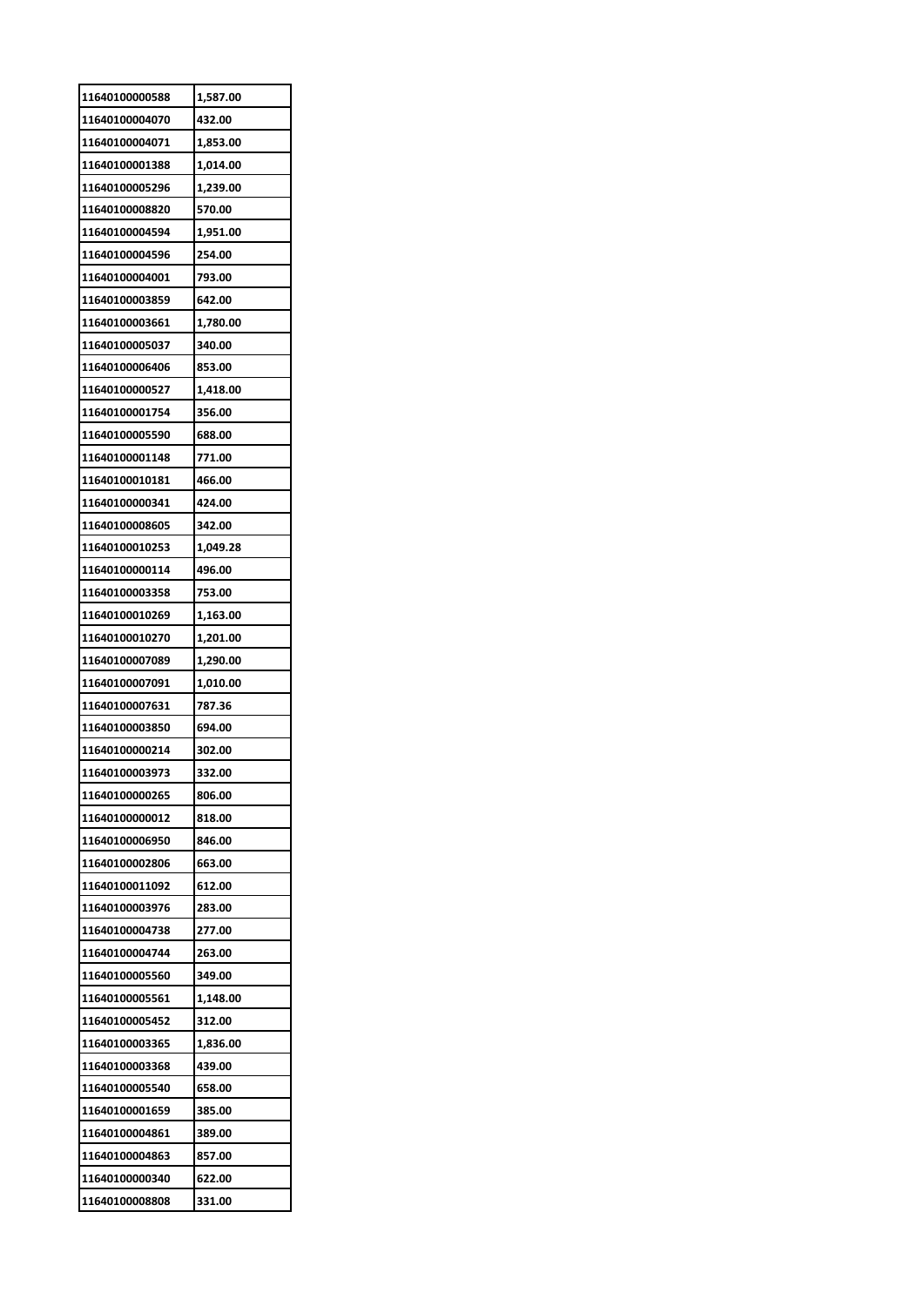| 11640100000588 | 1,587.00 |
|---|---|
| 11640100004070 | 432.00 |
| 11640100004071 | 1,853.00 |
| 11640100001388 | 1,014.00 |
| 11640100005296 | 1,239.00 |
| 11640100008820 | 570.00 |
| 11640100004594 | 1,951.00 |
| 11640100004596 | 254.00 |
| 11640100004001 | 793.00 |
| 11640100003859 | 642.00 |
| 11640100003661 | 1,780.00 |
| 11640100005037 | 340.00 |
| 11640100006406 | 853.00 |
| 11640100000527 | 1,418.00 |
| 11640100001754 | 356.00 |
| 11640100005590 | 688.00 |
| 11640100001148 | 771.00 |
| 11640100010181 | 466.00 |
| 11640100000341 | 424.00 |
| 11640100008605 | 342.00 |
| 11640100010253 | 1,049.28 |
| 11640100000114 | 496.00 |
| 11640100003358 | 753.00 |
| 11640100010269 | 1,163.00 |
| 11640100010270 | 1,201.00 |
| 11640100007089 | 1,290.00 |
| 11640100007091 | 1,010.00 |
| 11640100007631 | 787.36 |
| 11640100003850 | 694.00 |
| 11640100000214 | 302.00 |
| 11640100003973 | 332.00 |
| 11640100000265 | 806.00 |
| 11640100000012 | 818.00 |
| 11640100006950 | 846.00 |
| 11640100002806 | 663.00 |
| 11640100011092 | 612.00 |
| 11640100003976 | 283.00 |
| 11640100004738 | 277.00 |
| 11640100004744 | 263.00 |
| 11640100005560 | 349.00 |
| 11640100005561 | 1,148.00 |
| 11640100005452 | 312.00 |
| 11640100003365 | 1,836.00 |
| 11640100003368 | 439.00 |
| 11640100005540 | 658.00 |
| 11640100001659 | 385.00 |
| 11640100004861 | 389.00 |
| 11640100004863 | 857.00 |
| 11640100000340 | 622.00 |
| 11640100008808 | 331.00 |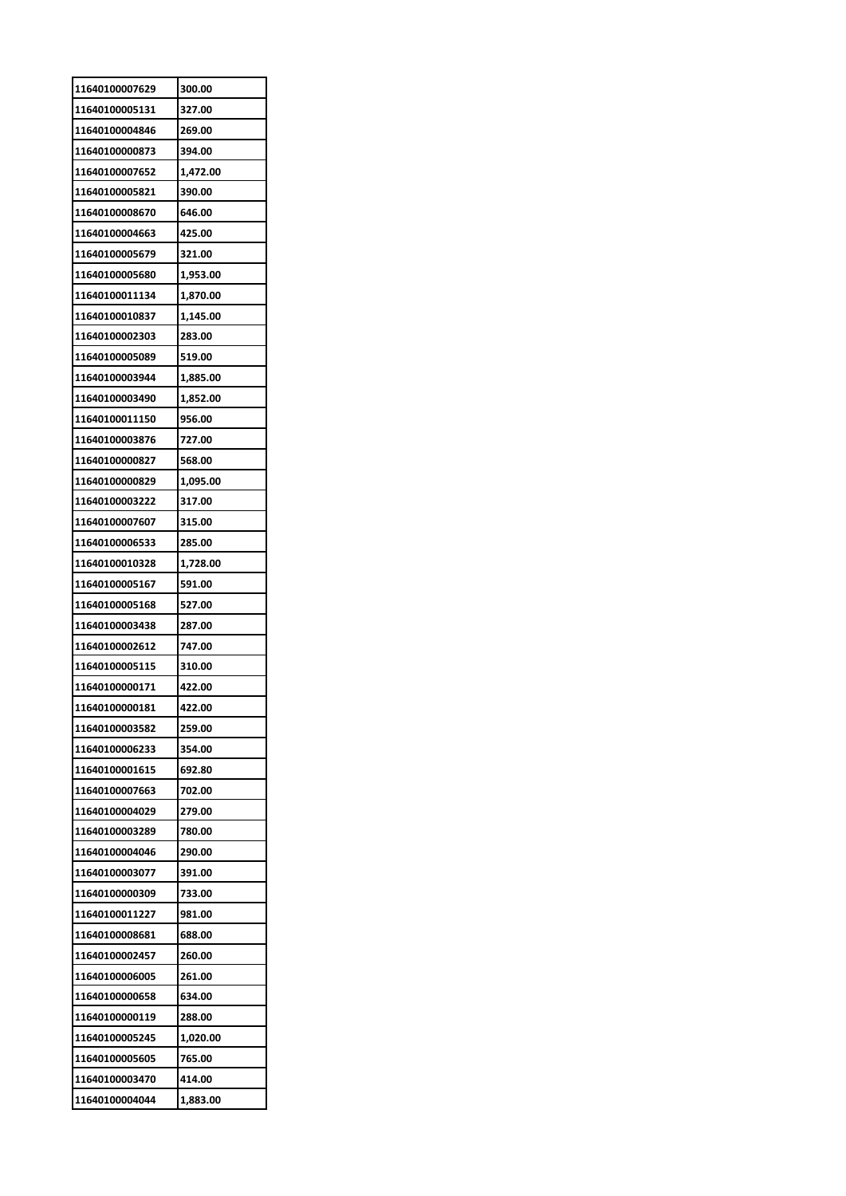| 11640100007629 | 300.00 |
|---|---|
| 11640100005131 | 327.00 |
| 11640100004846 | 269.00 |
| 11640100000873 | 394.00 |
| 11640100007652 | 1,472.00 |
| 11640100005821 | 390.00 |
| 11640100008670 | 646.00 |
| 11640100004663 | 425.00 |
| 11640100005679 | 321.00 |
| 11640100005680 | 1,953.00 |
| 11640100011134 | 1,870.00 |
| 11640100010837 | 1,145.00 |
| 11640100002303 | 283.00 |
| 11640100005089 | 519.00 |
| 11640100003944 | 1,885.00 |
| 11640100003490 | 1,852.00 |
| 11640100011150 | 956.00 |
| 11640100003876 | 727.00 |
| 11640100000827 | 568.00 |
| 11640100000829 | 1,095.00 |
| 11640100003222 | 317.00 |
| 11640100007607 | 315.00 |
| 11640100006533 | 285.00 |
| 11640100010328 | 1,728.00 |
| 11640100005167 | 591.00 |
| 11640100005168 | 527.00 |
| 11640100003438 | 287.00 |
| 11640100002612 | 747.00 |
| 11640100005115 | 310.00 |
| 11640100000171 | 422.00 |
| 11640100000181 | 422.00 |
| 11640100003582 | 259.00 |
| 11640100006233 | 354.00 |
| 11640100001615 | 692.80 |
| 11640100007663 | 702.00 |
| 11640100004029 | 279.00 |
| 11640100003289 | 780.00 |
| 11640100004046 | 290.00 |
| 11640100003077 | 391.00 |
| 11640100000309 | 733.00 |
| 11640100011227 | 981.00 |
| 11640100008681 | 688.00 |
| 11640100002457 | 260.00 |
| 11640100006005 | 261.00 |
| 11640100000658 | 634.00 |
| 11640100000119 | 288.00 |
| 11640100005245 | 1,020.00 |
| 11640100005605 | 765.00 |
| 11640100003470 | 414.00 |
| 11640100004044 | 1,883.00 |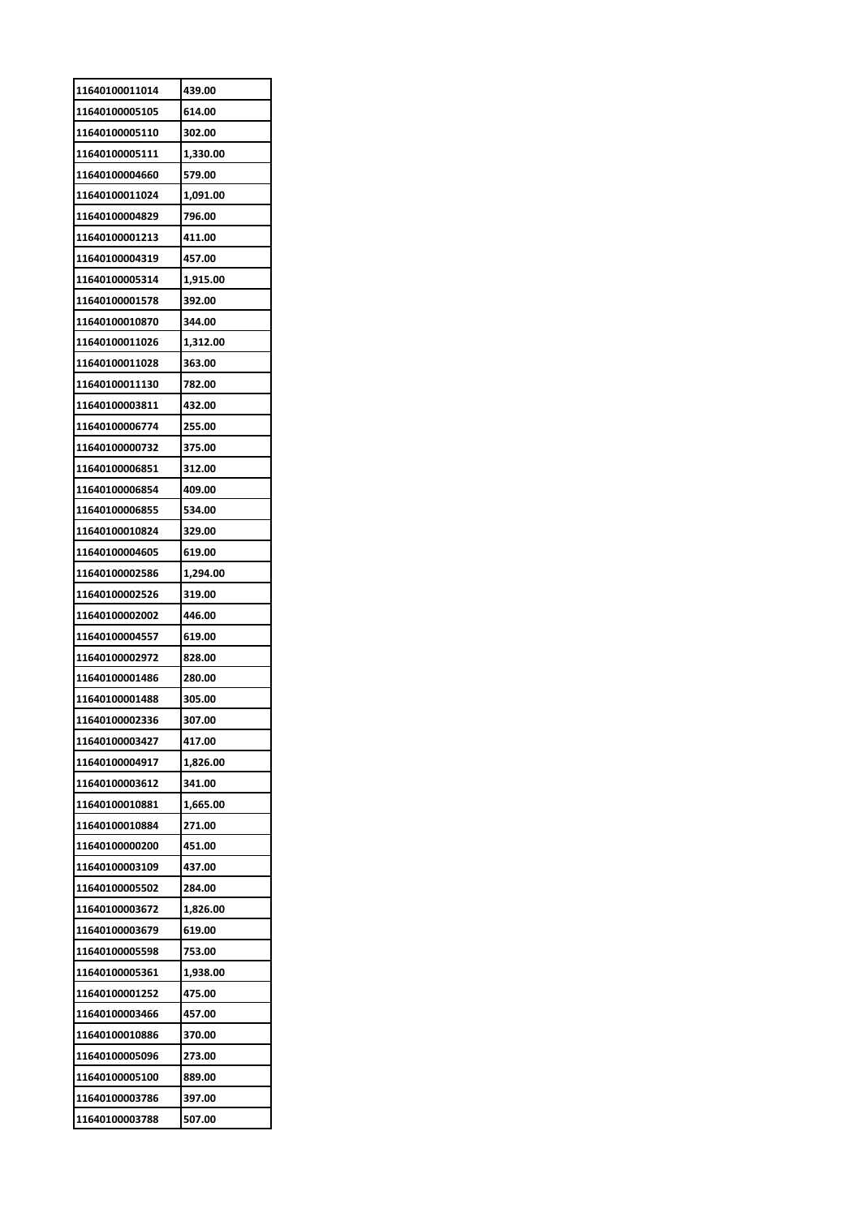| 11640100011014 | 439.00 |
|---|---|
| 11640100005105 | 614.00 |
| 11640100005110 | 302.00 |
| 11640100005111 | 1,330.00 |
| 11640100004660 | 579.00 |
| 11640100011024 | 1,091.00 |
| 11640100004829 | 796.00 |
| 11640100001213 | 411.00 |
| 11640100004319 | 457.00 |
| 11640100005314 | 1,915.00 |
| 11640100001578 | 392.00 |
| 11640100010870 | 344.00 |
| 11640100011026 | 1,312.00 |
| 11640100011028 | 363.00 |
| 11640100011130 | 782.00 |
| 11640100003811 | 432.00 |
| 11640100006774 | 255.00 |
| 11640100000732 | 375.00 |
| 11640100006851 | 312.00 |
| 11640100006854 | 409.00 |
| 11640100006855 | 534.00 |
| 11640100010824 | 329.00 |
| 11640100004605 | 619.00 |
| 11640100002586 | 1,294.00 |
| 11640100002526 | 319.00 |
| 11640100002002 | 446.00 |
| 11640100004557 | 619.00 |
| 11640100002972 | 828.00 |
| 11640100001486 | 280.00 |
| 11640100001488 | 305.00 |
| 11640100002336 | 307.00 |
| 11640100003427 | 417.00 |
| 11640100004917 | 1,826.00 |
| 11640100003612 | 341.00 |
| 11640100010881 | 1,665.00 |
| 11640100010884 | 271.00 |
| 11640100000200 | 451.00 |
| 11640100003109 | 437.00 |
| 11640100005502 | 284.00 |
| 11640100003672 | 1,826.00 |
| 11640100003679 | 619.00 |
| 11640100005598 | 753.00 |
| 11640100005361 | 1,938.00 |
| 11640100001252 | 475.00 |
| 11640100003466 | 457.00 |
| 11640100010886 | 370.00 |
| 11640100005096 | 273.00 |
| 11640100005100 | 889.00 |
| 11640100003786 | 397.00 |
| 11640100003788 | 507.00 |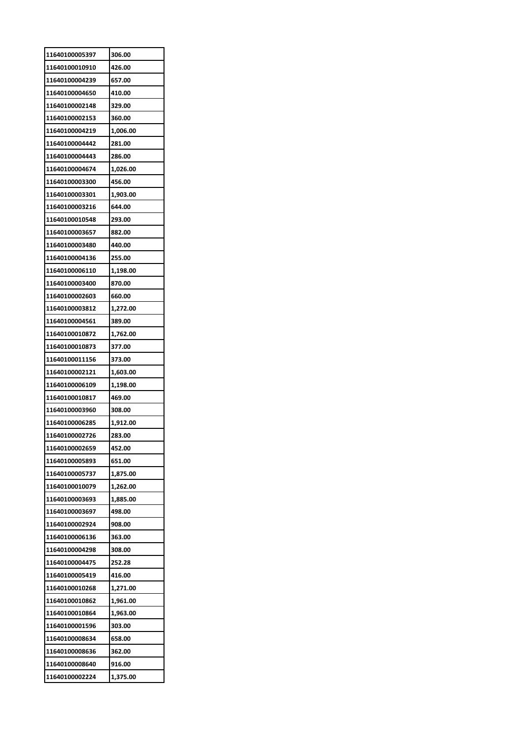| 11640100005397 | 306.00 |
|---|---|
| 11640100010910 | 426.00 |
| 11640100004239 | 657.00 |
| 11640100004650 | 410.00 |
| 11640100002148 | 329.00 |
| 11640100002153 | 360.00 |
| 11640100004219 | 1,006.00 |
| 11640100004442 | 281.00 |
| 11640100004443 | 286.00 |
| 11640100004674 | 1,026.00 |
| 11640100003300 | 456.00 |
| 11640100003301 | 1,903.00 |
| 11640100003216 | 644.00 |
| 11640100010548 | 293.00 |
| 11640100003657 | 882.00 |
| 11640100003480 | 440.00 |
| 11640100004136 | 255.00 |
| 11640100006110 | 1,198.00 |
| 11640100003400 | 870.00 |
| 11640100002603 | 660.00 |
| 11640100003812 | 1,272.00 |
| 11640100004561 | 389.00 |
| 11640100010872 | 1,762.00 |
| 11640100010873 | 377.00 |
| 11640100011156 | 373.00 |
| 11640100002121 | 1,603.00 |
| 11640100006109 | 1,198.00 |
| 11640100010817 | 469.00 |
| 11640100003960 | 308.00 |
| 11640100006285 | 1,912.00 |
| 11640100002726 | 283.00 |
| 11640100002659 | 452.00 |
| 11640100005893 | 651.00 |
| 11640100005737 | 1,875.00 |
| 11640100010079 | 1,262.00 |
| 11640100003693 | 1,885.00 |
| 11640100003697 | 498.00 |
| 11640100002924 | 908.00 |
| 11640100006136 | 363.00 |
| 11640100004298 | 308.00 |
| 11640100004475 | 252.28 |
| 11640100005419 | 416.00 |
| 11640100010268 | 1,271.00 |
| 11640100010862 | 1,961.00 |
| 11640100010864 | 1,963.00 |
| 11640100001596 | 303.00 |
| 11640100008634 | 658.00 |
| 11640100008636 | 362.00 |
| 11640100008640 | 916.00 |
| 11640100002224 | 1,375.00 |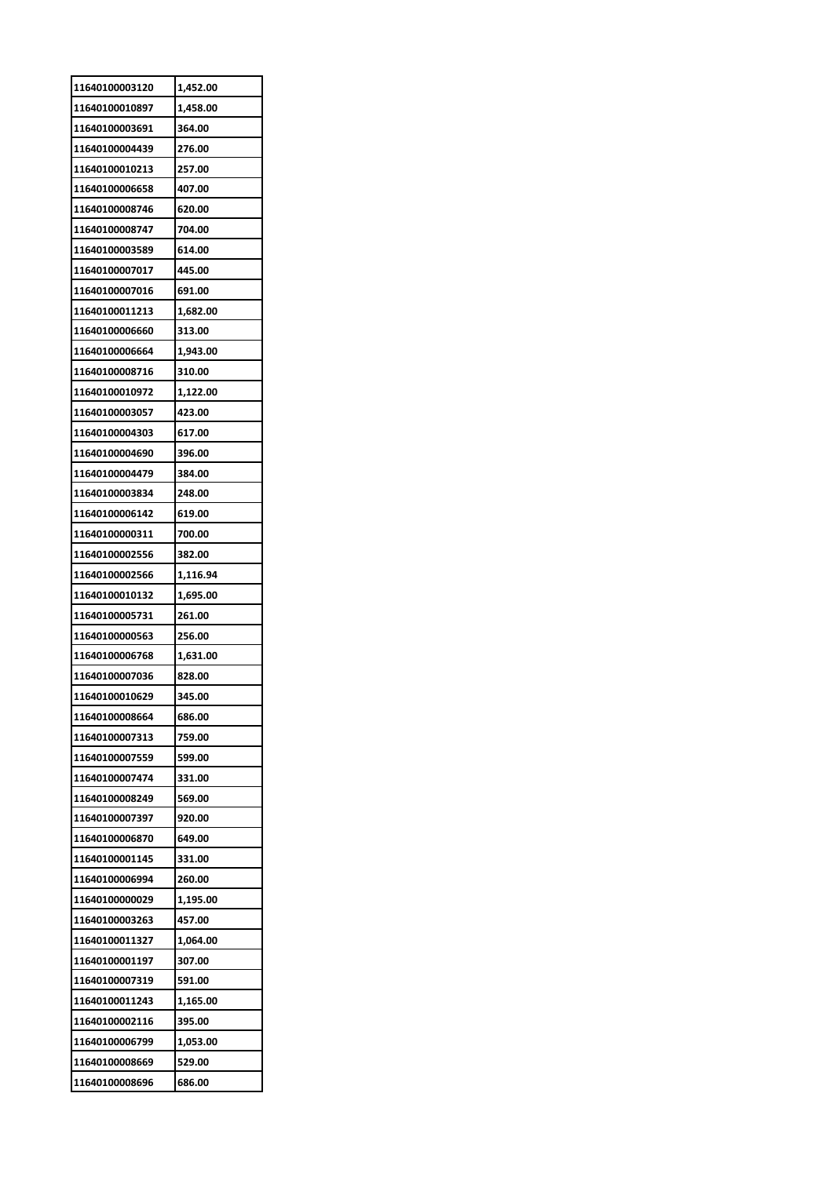| | |
|---|---|
| 11640100003120 | 1,452.00 |
| 11640100010897 | 1,458.00 |
| 11640100003691 | 364.00 |
| 11640100004439 | 276.00 |
| 11640100010213 | 257.00 |
| 11640100006658 | 407.00 |
| 11640100008746 | 620.00 |
| 11640100008747 | 704.00 |
| 11640100003589 | 614.00 |
| 11640100007017 | 445.00 |
| 11640100007016 | 691.00 |
| 11640100011213 | 1,682.00 |
| 11640100006660 | 313.00 |
| 11640100006664 | 1,943.00 |
| 11640100008716 | 310.00 |
| 11640100010972 | 1,122.00 |
| 11640100003057 | 423.00 |
| 11640100004303 | 617.00 |
| 11640100004690 | 396.00 |
| 11640100004479 | 384.00 |
| 11640100003834 | 248.00 |
| 11640100006142 | 619.00 |
| 11640100000311 | 700.00 |
| 11640100002556 | 382.00 |
| 11640100002566 | 1,116.94 |
| 11640100010132 | 1,695.00 |
| 11640100005731 | 261.00 |
| 11640100000563 | 256.00 |
| 11640100006768 | 1,631.00 |
| 11640100007036 | 828.00 |
| 11640100010629 | 345.00 |
| 11640100008664 | 686.00 |
| 11640100007313 | 759.00 |
| 11640100007559 | 599.00 |
| 11640100007474 | 331.00 |
| 11640100008249 | 569.00 |
| 11640100007397 | 920.00 |
| 11640100006870 | 649.00 |
| 11640100001145 | 331.00 |
| 11640100006994 | 260.00 |
| 11640100000029 | 1,195.00 |
| 11640100003263 | 457.00 |
| 11640100011327 | 1,064.00 |
| 11640100001197 | 307.00 |
| 11640100007319 | 591.00 |
| 11640100011243 | 1,165.00 |
| 11640100002116 | 395.00 |
| 11640100006799 | 1,053.00 |
| 11640100008669 | 529.00 |
| 11640100008696 | 686.00 |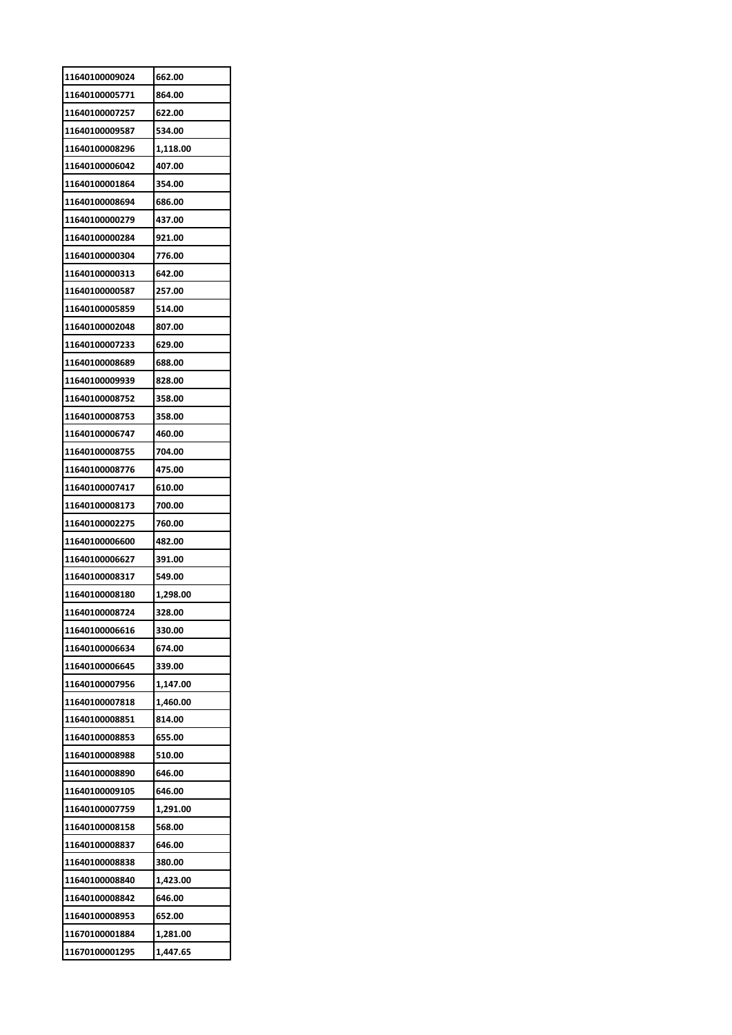| 11640100009024 | 662.00 |
|---|---|
| 11640100005771 | 864.00 |
| 11640100007257 | 622.00 |
| 11640100009587 | 534.00 |
| 11640100008296 | 1,118.00 |
| 11640100006042 | 407.00 |
| 11640100001864 | 354.00 |
| 11640100008694 | 686.00 |
| 11640100000279 | 437.00 |
| 11640100000284 | 921.00 |
| 11640100000304 | 776.00 |
| 11640100000313 | 642.00 |
| 11640100000587 | 257.00 |
| 11640100005859 | 514.00 |
| 11640100002048 | 807.00 |
| 11640100007233 | 629.00 |
| 11640100008689 | 688.00 |
| 11640100009939 | 828.00 |
| 11640100008752 | 358.00 |
| 11640100008753 | 358.00 |
| 11640100006747 | 460.00 |
| 11640100008755 | 704.00 |
| 11640100008776 | 475.00 |
| 11640100007417 | 610.00 |
| 11640100008173 | 700.00 |
| 11640100002275 | 760.00 |
| 11640100006600 | 482.00 |
| 11640100006627 | 391.00 |
| 11640100008317 | 549.00 |
| 11640100008180 | 1,298.00 |
| 11640100008724 | 328.00 |
| 11640100006616 | 330.00 |
| 11640100006634 | 674.00 |
| 11640100006645 | 339.00 |
| 11640100007956 | 1,147.00 |
| 11640100007818 | 1,460.00 |
| 11640100008851 | 814.00 |
| 11640100008853 | 655.00 |
| 11640100008988 | 510.00 |
| 11640100008890 | 646.00 |
| 11640100009105 | 646.00 |
| 11640100007759 | 1,291.00 |
| 11640100008158 | 568.00 |
| 11640100008837 | 646.00 |
| 11640100008838 | 380.00 |
| 11640100008840 | 1,423.00 |
| 11640100008842 | 646.00 |
| 11640100008953 | 652.00 |
| 11670100001884 | 1,281.00 |
| 11670100001295 | 1,447.65 |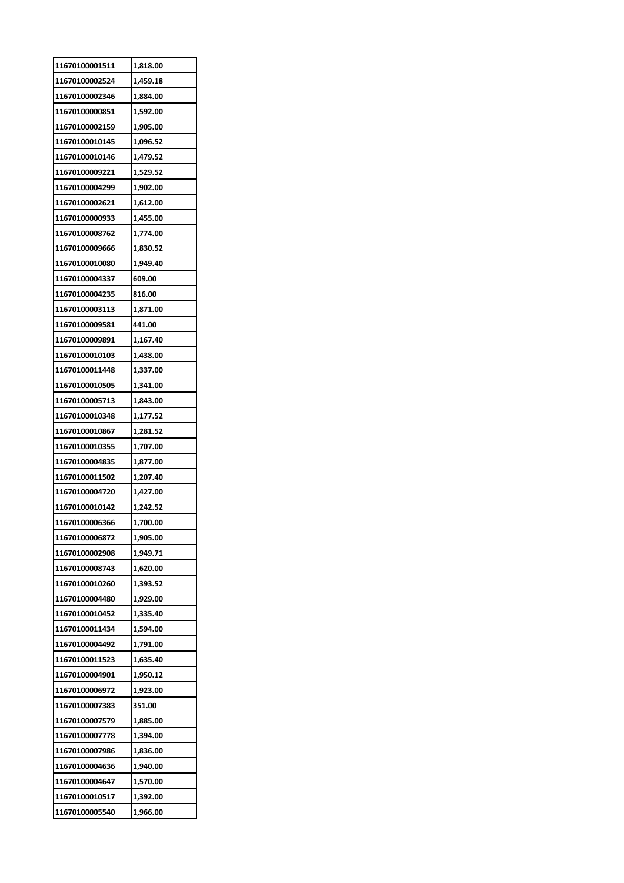| 11670100001511 | 1,818.00 |
|---|---|
| 11670100002524 | 1,459.18 |
| 11670100002346 | 1,884.00 |
| 11670100000851 | 1,592.00 |
| 11670100002159 | 1,905.00 |
| 11670100010145 | 1,096.52 |
| 11670100010146 | 1,479.52 |
| 11670100009221 | 1,529.52 |
| 11670100004299 | 1,902.00 |
| 11670100002621 | 1,612.00 |
| 11670100000933 | 1,455.00 |
| 11670100008762 | 1,774.00 |
| 11670100009666 | 1,830.52 |
| 11670100010080 | 1,949.40 |
| 11670100004337 | 609.00 |
| 11670100004235 | 816.00 |
| 11670100003113 | 1,871.00 |
| 11670100009581 | 441.00 |
| 11670100009891 | 1,167.40 |
| 11670100010103 | 1,438.00 |
| 11670100011448 | 1,337.00 |
| 11670100010505 | 1,341.00 |
| 11670100005713 | 1,843.00 |
| 11670100010348 | 1,177.52 |
| 11670100010867 | 1,281.52 |
| 11670100010355 | 1,707.00 |
| 11670100004835 | 1,877.00 |
| 11670100011502 | 1,207.40 |
| 11670100004720 | 1,427.00 |
| 11670100010142 | 1,242.52 |
| 11670100006366 | 1,700.00 |
| 11670100006872 | 1,905.00 |
| 11670100002908 | 1,949.71 |
| 11670100008743 | 1,620.00 |
| 11670100010260 | 1,393.52 |
| 11670100004480 | 1,929.00 |
| 11670100010452 | 1,335.40 |
| 11670100011434 | 1,594.00 |
| 11670100004492 | 1,791.00 |
| 11670100011523 | 1,635.40 |
| 11670100004901 | 1,950.12 |
| 11670100006972 | 1,923.00 |
| 11670100007383 | 351.00 |
| 11670100007579 | 1,885.00 |
| 11670100007778 | 1,394.00 |
| 11670100007986 | 1,836.00 |
| 11670100004636 | 1,940.00 |
| 11670100004647 | 1,570.00 |
| 11670100010517 | 1,392.00 |
| 11670100005540 | 1,966.00 |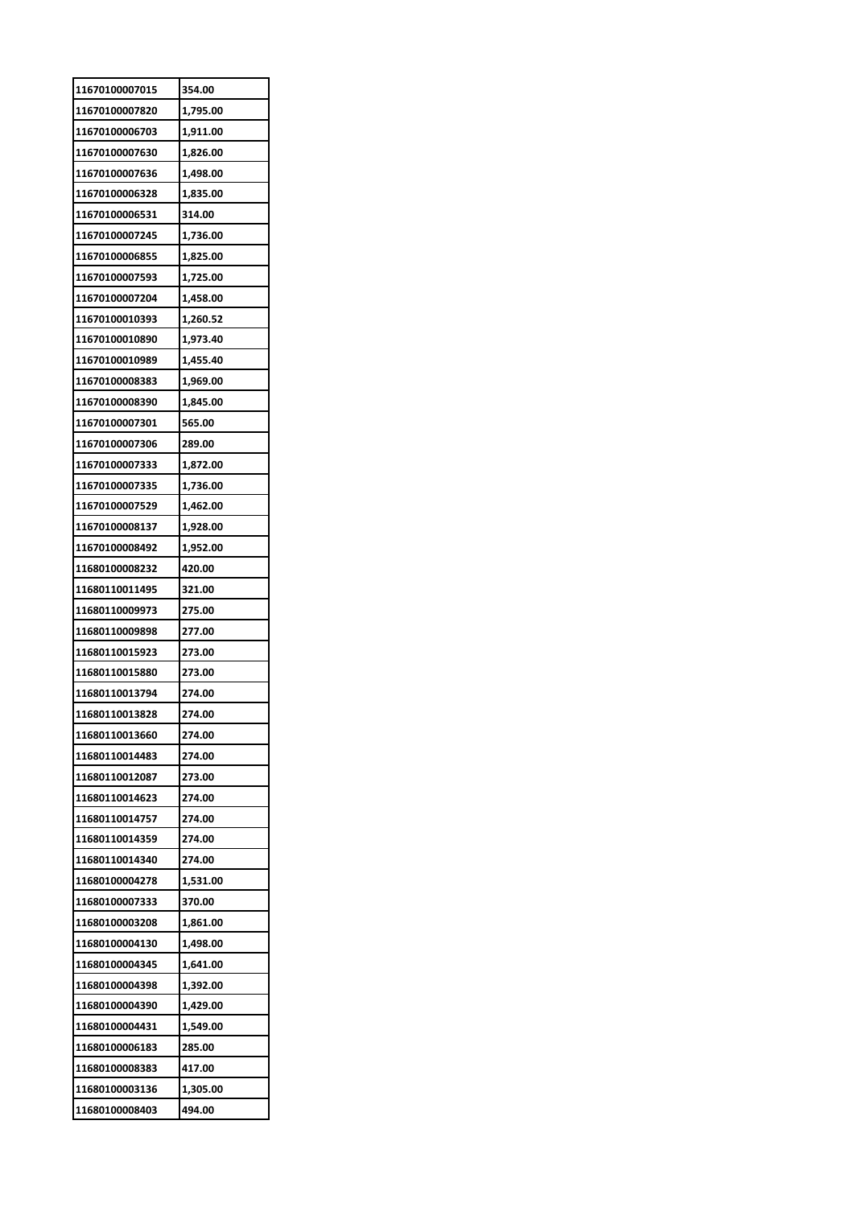| | |
|---|---|
| 11670100007015 | 354.00 |
| 11670100007820 | 1,795.00 |
| 11670100006703 | 1,911.00 |
| 11670100007630 | 1,826.00 |
| 11670100007636 | 1,498.00 |
| 11670100006328 | 1,835.00 |
| 11670100006531 | 314.00 |
| 11670100007245 | 1,736.00 |
| 11670100006855 | 1,825.00 |
| 11670100007593 | 1,725.00 |
| 11670100007204 | 1,458.00 |
| 11670100010393 | 1,260.52 |
| 11670100010890 | 1,973.40 |
| 11670100010989 | 1,455.40 |
| 11670100008383 | 1,969.00 |
| 11670100008390 | 1,845.00 |
| 11670100007301 | 565.00 |
| 11670100007306 | 289.00 |
| 11670100007333 | 1,872.00 |
| 11670100007335 | 1,736.00 |
| 11670100007529 | 1,462.00 |
| 11670100008137 | 1,928.00 |
| 11670100008492 | 1,952.00 |
| 11680100008232 | 420.00 |
| 11680110011495 | 321.00 |
| 11680110009973 | 275.00 |
| 11680110009898 | 277.00 |
| 11680110015923 | 273.00 |
| 11680110015880 | 273.00 |
| 11680110013794 | 274.00 |
| 11680110013828 | 274.00 |
| 11680110013660 | 274.00 |
| 11680110014483 | 274.00 |
| 11680110012087 | 273.00 |
| 11680110014623 | 274.00 |
| 11680110014757 | 274.00 |
| 11680110014359 | 274.00 |
| 11680110014340 | 274.00 |
| 11680100004278 | 1,531.00 |
| 11680100007333 | 370.00 |
| 11680100003208 | 1,861.00 |
| 11680100004130 | 1,498.00 |
| 11680100004345 | 1,641.00 |
| 11680100004398 | 1,392.00 |
| 11680100004390 | 1,429.00 |
| 11680100004431 | 1,549.00 |
| 11680100006183 | 285.00 |
| 11680100008383 | 417.00 |
| 11680100003136 | 1,305.00 |
| 11680100008403 | 494.00 |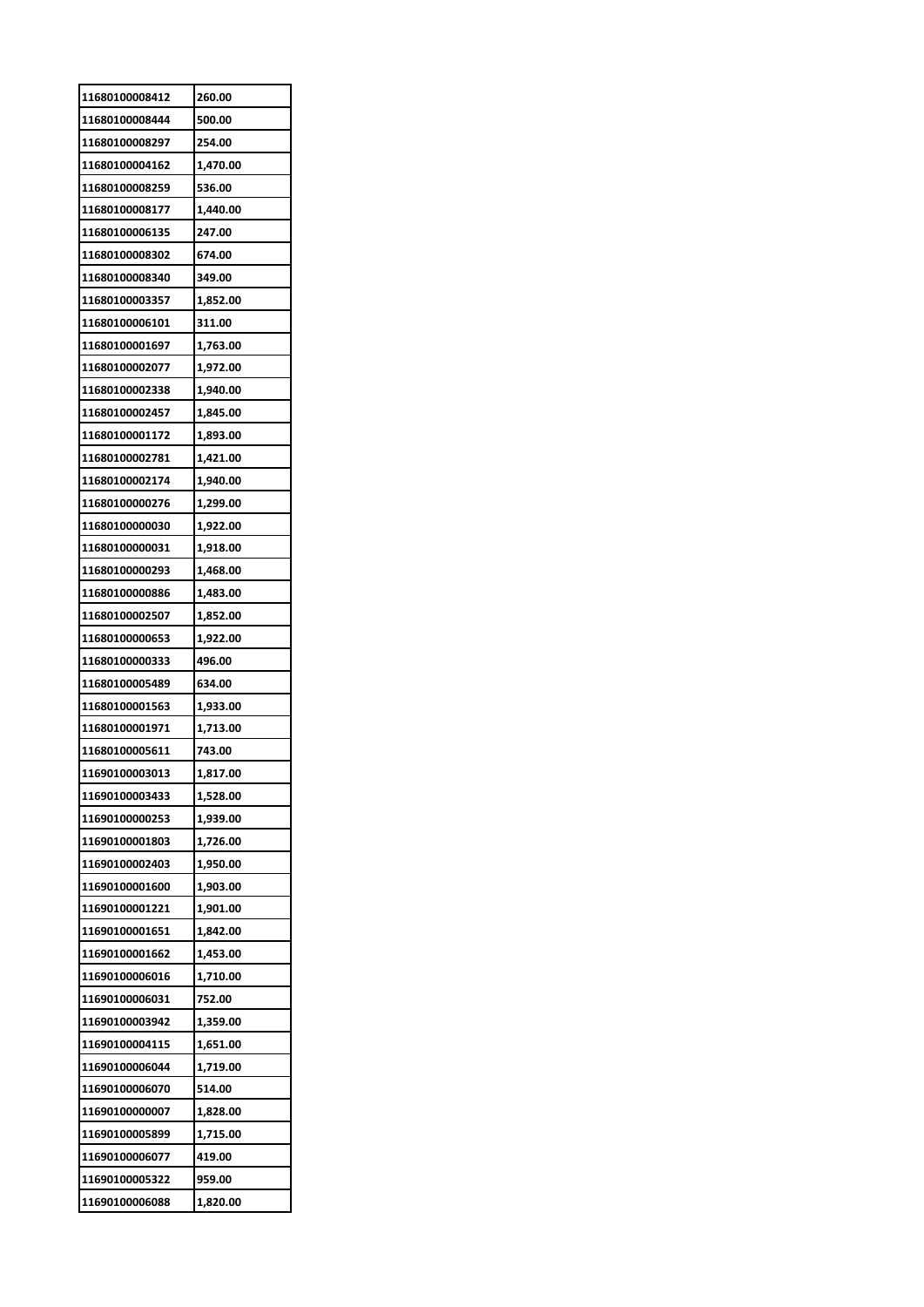| 11680100008412 | 260.00 |
|---|---|
| 11680100008444 | 500.00 |
| 11680100008297 | 254.00 |
| 11680100004162 | 1,470.00 |
| 11680100008259 | 536.00 |
| 11680100008177 | 1,440.00 |
| 11680100006135 | 247.00 |
| 11680100008302 | 674.00 |
| 11680100008340 | 349.00 |
| 11680100003357 | 1,852.00 |
| 11680100006101 | 311.00 |
| 11680100001697 | 1,763.00 |
| 11680100002077 | 1,972.00 |
| 11680100002338 | 1,940.00 |
| 11680100002457 | 1,845.00 |
| 11680100001172 | 1,893.00 |
| 11680100002781 | 1,421.00 |
| 11680100002174 | 1,940.00 |
| 11680100000276 | 1,299.00 |
| 11680100000030 | 1,922.00 |
| 11680100000031 | 1,918.00 |
| 11680100000293 | 1,468.00 |
| 11680100000886 | 1,483.00 |
| 11680100002507 | 1,852.00 |
| 11680100000653 | 1,922.00 |
| 11680100000333 | 496.00 |
| 11680100005489 | 634.00 |
| 11680100001563 | 1,933.00 |
| 11680100001971 | 1,713.00 |
| 11680100005611 | 743.00 |
| 11690100003013 | 1,817.00 |
| 11690100003433 | 1,528.00 |
| 11690100000253 | 1,939.00 |
| 11690100001803 | 1,726.00 |
| 11690100002403 | 1,950.00 |
| 11690100001600 | 1,903.00 |
| 11690100001221 | 1,901.00 |
| 11690100001651 | 1,842.00 |
| 11690100001662 | 1,453.00 |
| 11690100006016 | 1,710.00 |
| 11690100006031 | 752.00 |
| 11690100003942 | 1,359.00 |
| 11690100004115 | 1,651.00 |
| 11690100006044 | 1,719.00 |
| 11690100006070 | 514.00 |
| 11690100000007 | 1,828.00 |
| 11690100005899 | 1,715.00 |
| 11690100006077 | 419.00 |
| 11690100005322 | 959.00 |
| 11690100006088 | 1,820.00 |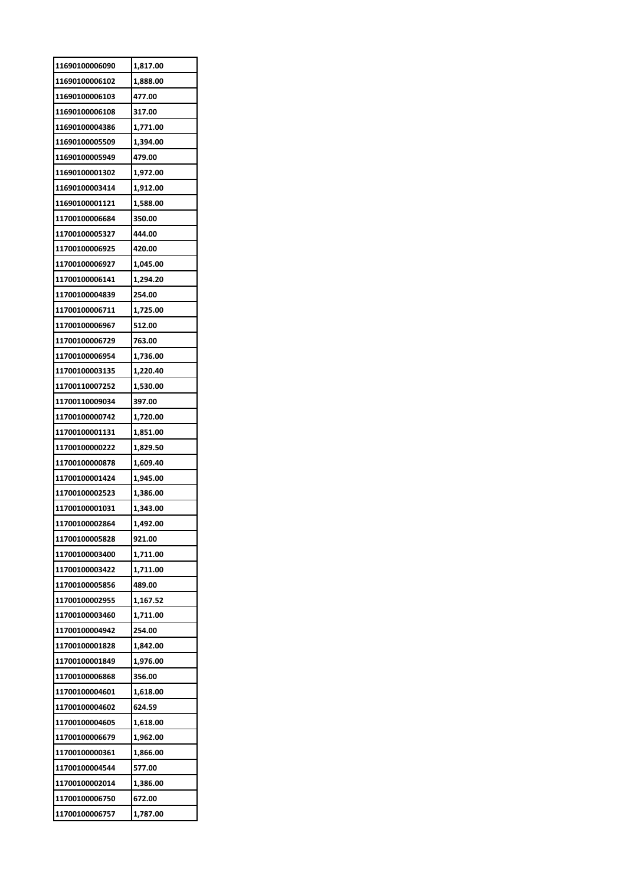| 11690100006090 | 1,817.00 |
|---|---|
| 11690100006102 | 1,888.00 |
| 11690100006103 | 477.00 |
| 11690100006108 | 317.00 |
| 11690100004386 | 1,771.00 |
| 11690100005509 | 1,394.00 |
| 11690100005949 | 479.00 |
| 11690100001302 | 1,972.00 |
| 11690100003414 | 1,912.00 |
| 11690100001121 | 1,588.00 |
| 11700100006684 | 350.00 |
| 11700100005327 | 444.00 |
| 11700100006925 | 420.00 |
| 11700100006927 | 1,045.00 |
| 11700100006141 | 1,294.20 |
| 11700100004839 | 254.00 |
| 11700100006711 | 1,725.00 |
| 11700100006967 | 512.00 |
| 11700100006729 | 763.00 |
| 11700100006954 | 1,736.00 |
| 11700100003135 | 1,220.40 |
| 11700110007252 | 1,530.00 |
| 11700110009034 | 397.00 |
| 11700100000742 | 1,720.00 |
| 11700100001131 | 1,851.00 |
| 11700100000222 | 1,829.50 |
| 11700100000878 | 1,609.40 |
| 11700100001424 | 1,945.00 |
| 11700100002523 | 1,386.00 |
| 11700100001031 | 1,343.00 |
| 11700100002864 | 1,492.00 |
| 11700100005828 | 921.00 |
| 11700100003400 | 1,711.00 |
| 11700100003422 | 1,711.00 |
| 11700100005856 | 489.00 |
| 11700100002955 | 1,167.52 |
| 11700100003460 | 1,711.00 |
| 11700100004942 | 254.00 |
| 11700100001828 | 1,842.00 |
| 11700100001849 | 1,976.00 |
| 11700100006868 | 356.00 |
| 11700100004601 | 1,618.00 |
| 11700100004602 | 624.59 |
| 11700100004605 | 1,618.00 |
| 11700100006679 | 1,962.00 |
| 11700100000361 | 1,866.00 |
| 11700100004544 | 577.00 |
| 11700100002014 | 1,386.00 |
| 11700100006750 | 672.00 |
| 11700100006757 | 1,787.00 |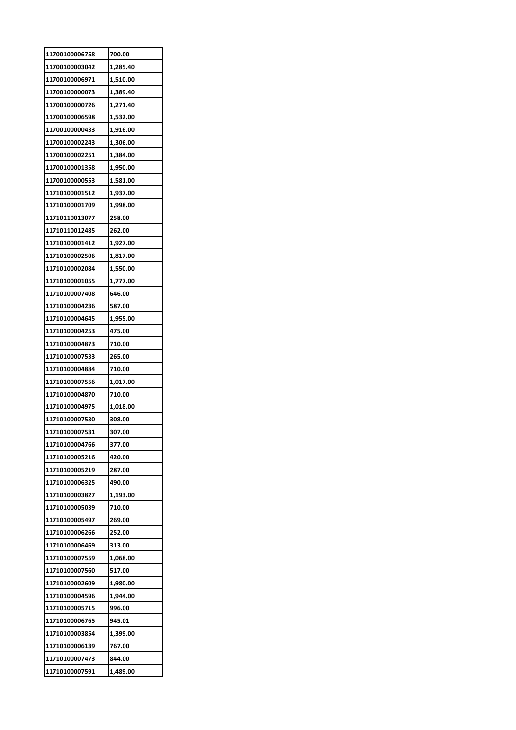| 11700100006758 | 700.00 |
|---|---|
| 11700100003042 | 1,285.40 |
| 11700100006971 | 1,510.00 |
| 11700100000073 | 1,389.40 |
| 11700100000726 | 1,271.40 |
| 11700100006598 | 1,532.00 |
| 11700100000433 | 1,916.00 |
| 11700100002243 | 1,306.00 |
| 11700100002251 | 1,384.00 |
| 11700100001358 | 1,950.00 |
| 11700100000553 | 1,581.00 |
| 11710100001512 | 1,937.00 |
| 11710100001709 | 1,998.00 |
| 11710110013077 | 258.00 |
| 11710110012485 | 262.00 |
| 11710100001412 | 1,927.00 |
| 11710100002506 | 1,817.00 |
| 11710100002084 | 1,550.00 |
| 11710100001055 | 1,777.00 |
| 11710100007408 | 646.00 |
| 11710100004236 | 587.00 |
| 11710100004645 | 1,955.00 |
| 11710100004253 | 475.00 |
| 11710100004873 | 710.00 |
| 11710100007533 | 265.00 |
| 11710100004884 | 710.00 |
| 11710100007556 | 1,017.00 |
| 11710100004870 | 710.00 |
| 11710100004975 | 1,018.00 |
| 11710100007530 | 308.00 |
| 11710100007531 | 307.00 |
| 11710100004766 | 377.00 |
| 11710100005216 | 420.00 |
| 11710100005219 | 287.00 |
| 11710100006325 | 490.00 |
| 11710100003827 | 1,193.00 |
| 11710100005039 | 710.00 |
| 11710100005497 | 269.00 |
| 11710100006266 | 252.00 |
| 11710100006469 | 313.00 |
| 11710100007559 | 1,068.00 |
| 11710100007560 | 517.00 |
| 11710100002609 | 1,980.00 |
| 11710100004596 | 1,944.00 |
| 11710100005715 | 996.00 |
| 11710100006765 | 945.01 |
| 11710100003854 | 1,399.00 |
| 11710100006139 | 767.00 |
| 11710100007473 | 844.00 |
| 11710100007591 | 1,489.00 |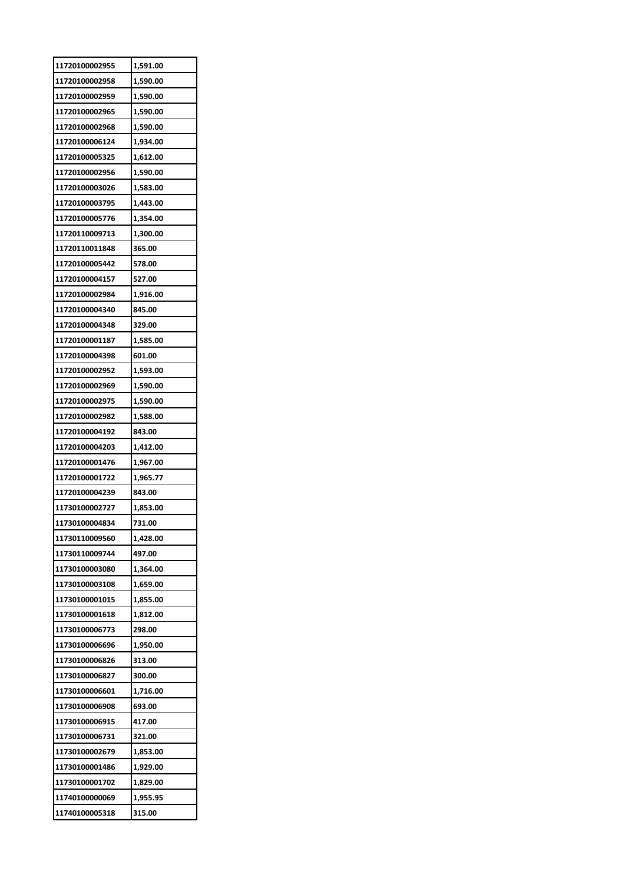| 11720100002955 | 1,591.00 |
|---|---|
| 11720100002958 | 1,590.00 |
| 11720100002959 | 1,590.00 |
| 11720100002965 | 1,590.00 |
| 11720100002968 | 1,590.00 |
| 11720100006124 | 1,934.00 |
| 11720100005325 | 1,612.00 |
| 11720100002956 | 1,590.00 |
| 11720100003026 | 1,583.00 |
| 11720100003795 | 1,443.00 |
| 11720100005776 | 1,354.00 |
| 11720110009713 | 1,300.00 |
| 11720110011848 | 365.00 |
| 11720100005442 | 578.00 |
| 11720100004157 | 527.00 |
| 11720100002984 | 1,916.00 |
| 11720100004340 | 845.00 |
| 11720100004348 | 329.00 |
| 11720100001187 | 1,585.00 |
| 11720100004398 | 601.00 |
| 11720100002952 | 1,593.00 |
| 11720100002969 | 1,590.00 |
| 11720100002975 | 1,590.00 |
| 11720100002982 | 1,588.00 |
| 11720100004192 | 843.00 |
| 11720100004203 | 1,412.00 |
| 11720100001476 | 1,967.00 |
| 11720100001722 | 1,965.77 |
| 11720100004239 | 843.00 |
| 11730100002727 | 1,853.00 |
| 11730100004834 | 731.00 |
| 11730110009560 | 1,428.00 |
| 11730110009744 | 497.00 |
| 11730100003080 | 1,364.00 |
| 11730100003108 | 1,659.00 |
| 11730100001015 | 1,855.00 |
| 11730100001618 | 1,812.00 |
| 11730100006773 | 298.00 |
| 11730100006696 | 1,950.00 |
| 11730100006826 | 313.00 |
| 11730100006827 | 300.00 |
| 11730100006601 | 1,716.00 |
| 11730100006908 | 693.00 |
| 11730100006915 | 417.00 |
| 11730100006731 | 321.00 |
| 11730100002679 | 1,853.00 |
| 11730100001486 | 1,929.00 |
| 11730100001702 | 1,829.00 |
| 11740100000069 | 1,955.95 |
| 11740100005318 | 315.00 |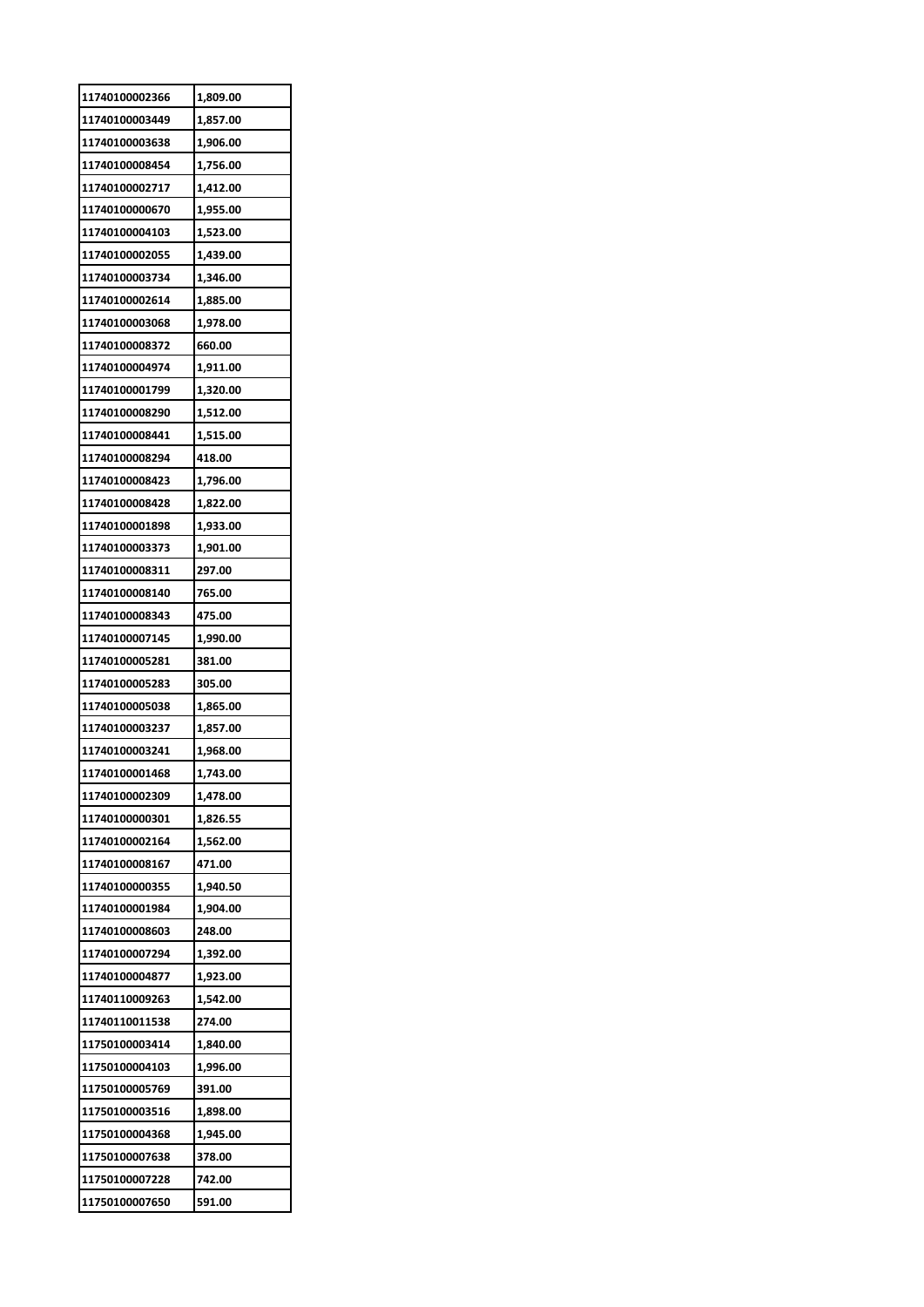| 11740100002366 | 1,809.00 |
|---|---|
| 11740100003449 | 1,857.00 |
| 11740100003638 | 1,906.00 |
| 11740100008454 | 1,756.00 |
| 11740100002717 | 1,412.00 |
| 11740100000670 | 1,955.00 |
| 11740100004103 | 1,523.00 |
| 11740100002055 | 1,439.00 |
| 11740100003734 | 1,346.00 |
| 11740100002614 | 1,885.00 |
| 11740100003068 | 1,978.00 |
| 11740100008372 | 660.00 |
| 11740100004974 | 1,911.00 |
| 11740100001799 | 1,320.00 |
| 11740100008290 | 1,512.00 |
| 11740100008441 | 1,515.00 |
| 11740100008294 | 418.00 |
| 11740100008423 | 1,796.00 |
| 11740100008428 | 1,822.00 |
| 11740100001898 | 1,933.00 |
| 11740100003373 | 1,901.00 |
| 11740100008311 | 297.00 |
| 11740100008140 | 765.00 |
| 11740100008343 | 475.00 |
| 11740100007145 | 1,990.00 |
| 11740100005281 | 381.00 |
| 11740100005283 | 305.00 |
| 11740100005038 | 1,865.00 |
| 11740100003237 | 1,857.00 |
| 11740100003241 | 1,968.00 |
| 11740100001468 | 1,743.00 |
| 11740100002309 | 1,478.00 |
| 11740100000301 | 1,826.55 |
| 11740100002164 | 1,562.00 |
| 11740100008167 | 471.00 |
| 11740100000355 | 1,940.50 |
| 11740100001984 | 1,904.00 |
| 11740100008603 | 248.00 |
| 11740100007294 | 1,392.00 |
| 11740100004877 | 1,923.00 |
| 11740110009263 | 1,542.00 |
| 11740110011538 | 274.00 |
| 11750100003414 | 1,840.00 |
| 11750100004103 | 1,996.00 |
| 11750100005769 | 391.00 |
| 11750100003516 | 1,898.00 |
| 11750100004368 | 1,945.00 |
| 11750100007638 | 378.00 |
| 11750100007228 | 742.00 |
| 11750100007650 | 591.00 |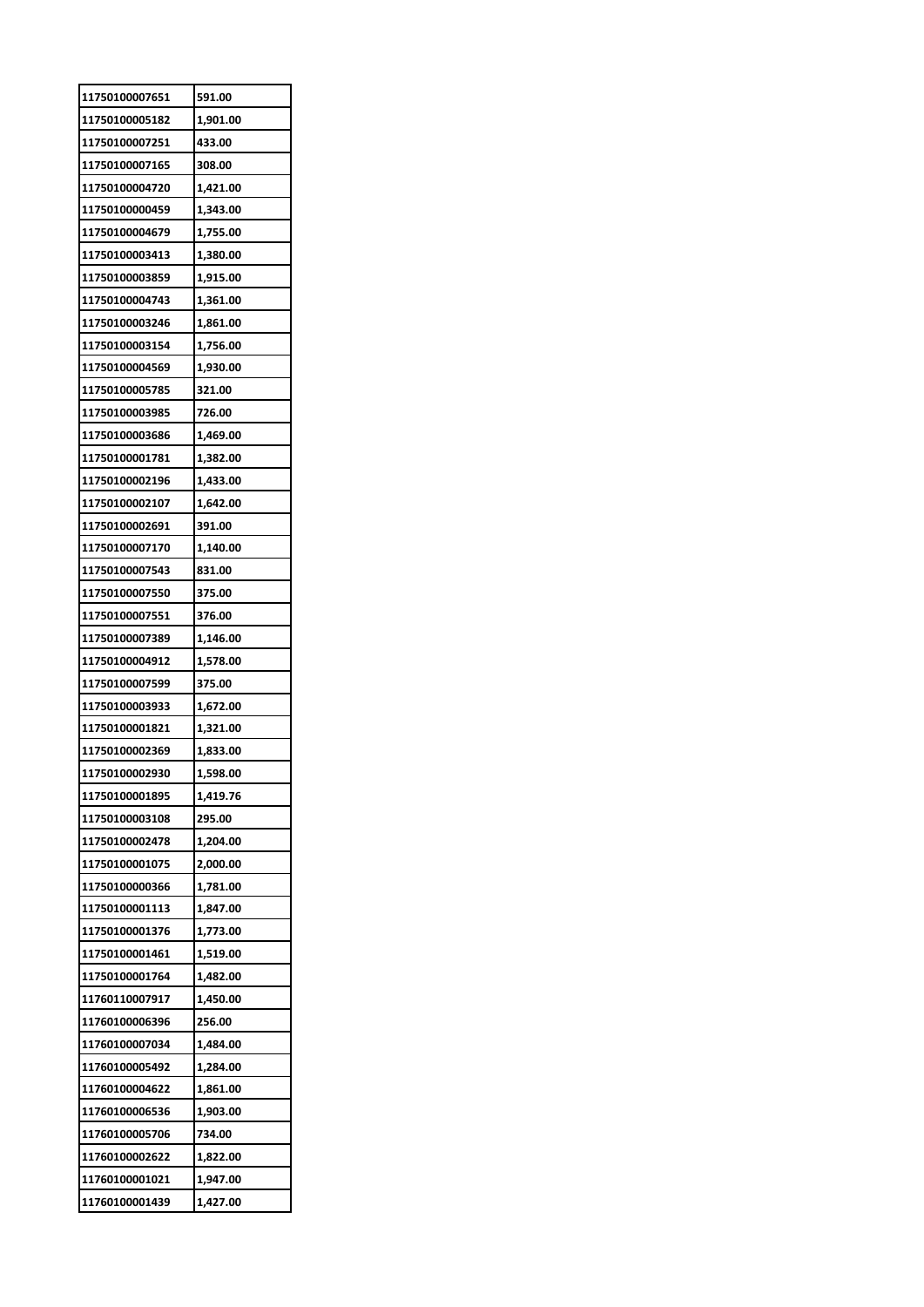| 11750100007651 | 591.00 |
|---|---|
| 11750100005182 | 1,901.00 |
| 11750100007251 | 433.00 |
| 11750100007165 | 308.00 |
| 11750100004720 | 1,421.00 |
| 11750100000459 | 1,343.00 |
| 11750100004679 | 1,755.00 |
| 11750100003413 | 1,380.00 |
| 11750100003859 | 1,915.00 |
| 11750100004743 | 1,361.00 |
| 11750100003246 | 1,861.00 |
| 11750100003154 | 1,756.00 |
| 11750100004569 | 1,930.00 |
| 11750100005785 | 321.00 |
| 11750100003985 | 726.00 |
| 11750100003686 | 1,469.00 |
| 11750100001781 | 1,382.00 |
| 11750100002196 | 1,433.00 |
| 11750100002107 | 1,642.00 |
| 11750100002691 | 391.00 |
| 11750100007170 | 1,140.00 |
| 11750100007543 | 831.00 |
| 11750100007550 | 375.00 |
| 11750100007551 | 376.00 |
| 11750100007389 | 1,146.00 |
| 11750100004912 | 1,578.00 |
| 11750100007599 | 375.00 |
| 11750100003933 | 1,672.00 |
| 11750100001821 | 1,321.00 |
| 11750100002369 | 1,833.00 |
| 11750100002930 | 1,598.00 |
| 11750100001895 | 1,419.76 |
| 11750100003108 | 295.00 |
| 11750100002478 | 1,204.00 |
| 11750100001075 | 2,000.00 |
| 11750100000366 | 1,781.00 |
| 11750100001113 | 1,847.00 |
| 11750100001376 | 1,773.00 |
| 11750100001461 | 1,519.00 |
| 11750100001764 | 1,482.00 |
| 11760110007917 | 1,450.00 |
| 11760100006396 | 256.00 |
| 11760100007034 | 1,484.00 |
| 11760100005492 | 1,284.00 |
| 11760100004622 | 1,861.00 |
| 11760100006536 | 1,903.00 |
| 11760100005706 | 734.00 |
| 11760100002622 | 1,822.00 |
| 11760100001021 | 1,947.00 |
| 11760100001439 | 1,427.00 |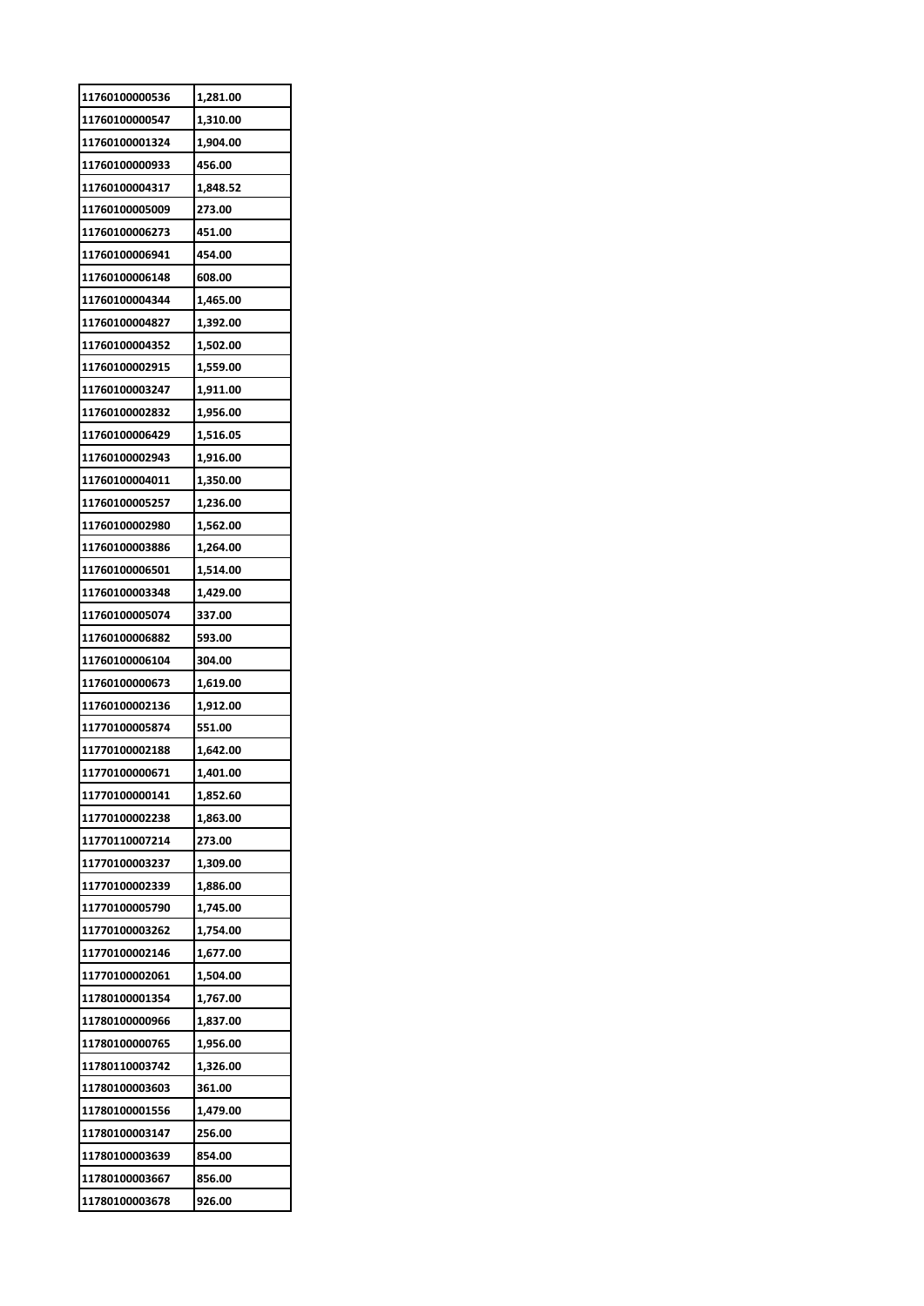| 11760100000536 | 1,281.00 |
|---|---|
| 11760100000547 | 1,310.00 |
| 11760100001324 | 1,904.00 |
| 11760100000933 | 456.00 |
| 11760100004317 | 1,848.52 |
| 11760100005009 | 273.00 |
| 11760100006273 | 451.00 |
| 11760100006941 | 454.00 |
| 11760100006148 | 608.00 |
| 11760100004344 | 1,465.00 |
| 11760100004827 | 1,392.00 |
| 11760100004352 | 1,502.00 |
| 11760100002915 | 1,559.00 |
| 11760100003247 | 1,911.00 |
| 11760100002832 | 1,956.00 |
| 11760100006429 | 1,516.05 |
| 11760100002943 | 1,916.00 |
| 11760100004011 | 1,350.00 |
| 11760100005257 | 1,236.00 |
| 11760100002980 | 1,562.00 |
| 11760100003886 | 1,264.00 |
| 11760100006501 | 1,514.00 |
| 11760100003348 | 1,429.00 |
| 11760100005074 | 337.00 |
| 11760100006882 | 593.00 |
| 11760100006104 | 304.00 |
| 11760100000673 | 1,619.00 |
| 11760100002136 | 1,912.00 |
| 11770100005874 | 551.00 |
| 11770100002188 | 1,642.00 |
| 11770100000671 | 1,401.00 |
| 11770100000141 | 1,852.60 |
| 11770100002238 | 1,863.00 |
| 11770110007214 | 273.00 |
| 11770100003237 | 1,309.00 |
| 11770100002339 | 1,886.00 |
| 11770100005790 | 1,745.00 |
| 11770100003262 | 1,754.00 |
| 11770100002146 | 1,677.00 |
| 11770100002061 | 1,504.00 |
| 11780100001354 | 1,767.00 |
| 11780100000966 | 1,837.00 |
| 11780100000765 | 1,956.00 |
| 11780110003742 | 1,326.00 |
| 11780100003603 | 361.00 |
| 11780100001556 | 1,479.00 |
| 11780100003147 | 256.00 |
| 11780100003639 | 854.00 |
| 11780100003667 | 856.00 |
| 11780100003678 | 926.00 |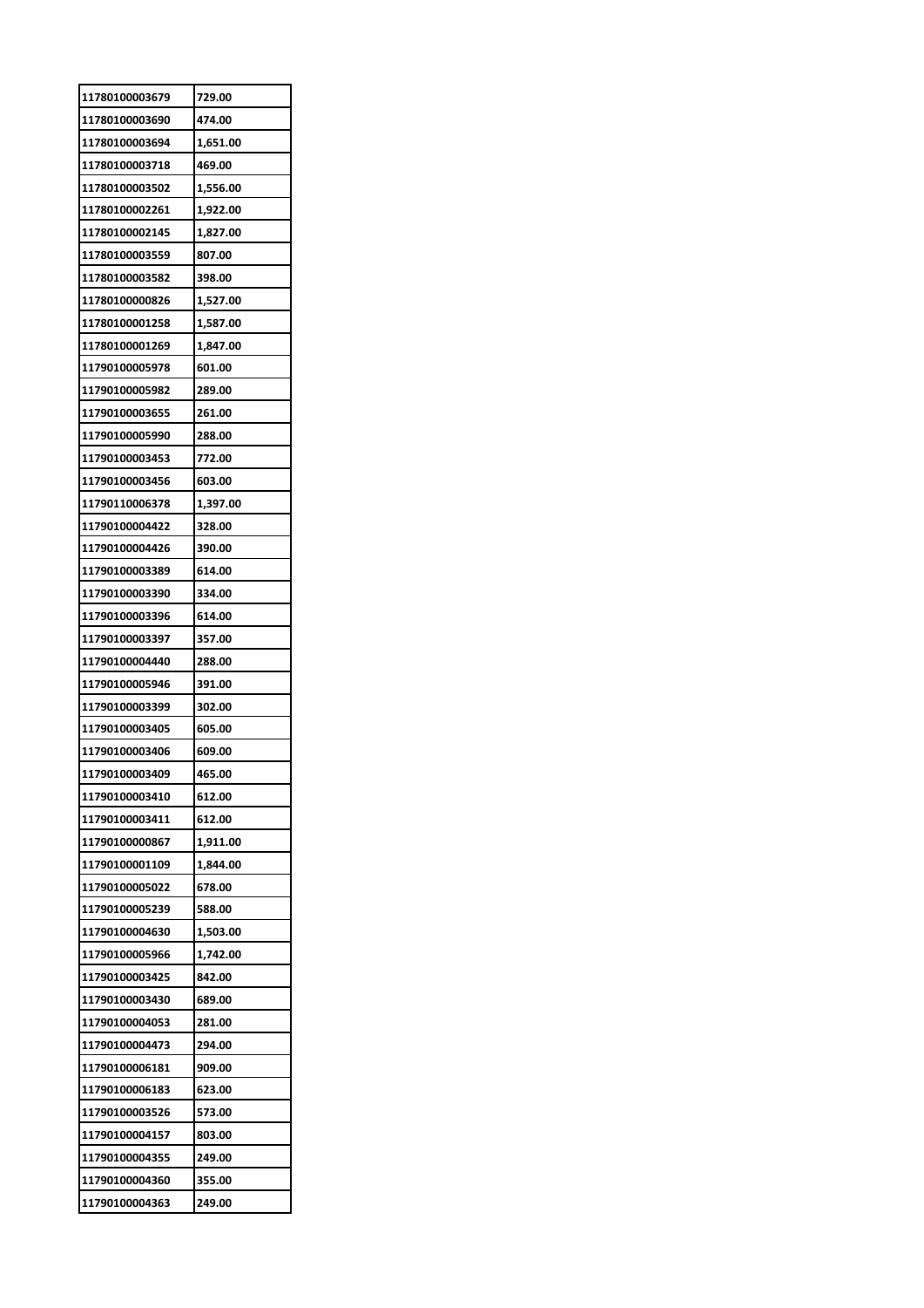| 11780100003679 | 729.00 |
|---|---|
| 11780100003690 | 474.00 |
| 11780100003694 | 1,651.00 |
| 11780100003718 | 469.00 |
| 11780100003502 | 1,556.00 |
| 11780100002261 | 1,922.00 |
| 11780100002145 | 1,827.00 |
| 11780100003559 | 807.00 |
| 11780100003582 | 398.00 |
| 11780100000826 | 1,527.00 |
| 11780100001258 | 1,587.00 |
| 11780100001269 | 1,847.00 |
| 11790100005978 | 601.00 |
| 11790100005982 | 289.00 |
| 11790100003655 | 261.00 |
| 11790100005990 | 288.00 |
| 11790100003453 | 772.00 |
| 11790100003456 | 603.00 |
| 11790110006378 | 1,397.00 |
| 11790100004422 | 328.00 |
| 11790100004426 | 390.00 |
| 11790100003389 | 614.00 |
| 11790100003390 | 334.00 |
| 11790100003396 | 614.00 |
| 11790100003397 | 357.00 |
| 11790100004440 | 288.00 |
| 11790100005946 | 391.00 |
| 11790100003399 | 302.00 |
| 11790100003405 | 605.00 |
| 11790100003406 | 609.00 |
| 11790100003409 | 465.00 |
| 11790100003410 | 612.00 |
| 11790100003411 | 612.00 |
| 11790100000867 | 1,911.00 |
| 11790100001109 | 1,844.00 |
| 11790100005022 | 678.00 |
| 11790100005239 | 588.00 |
| 11790100004630 | 1,503.00 |
| 11790100005966 | 1,742.00 |
| 11790100003425 | 842.00 |
| 11790100003430 | 689.00 |
| 11790100004053 | 281.00 |
| 11790100004473 | 294.00 |
| 11790100006181 | 909.00 |
| 11790100006183 | 623.00 |
| 11790100003526 | 573.00 |
| 11790100004157 | 803.00 |
| 11790100004355 | 249.00 |
| 11790100004360 | 355.00 |
| 11790100004363 | 249.00 |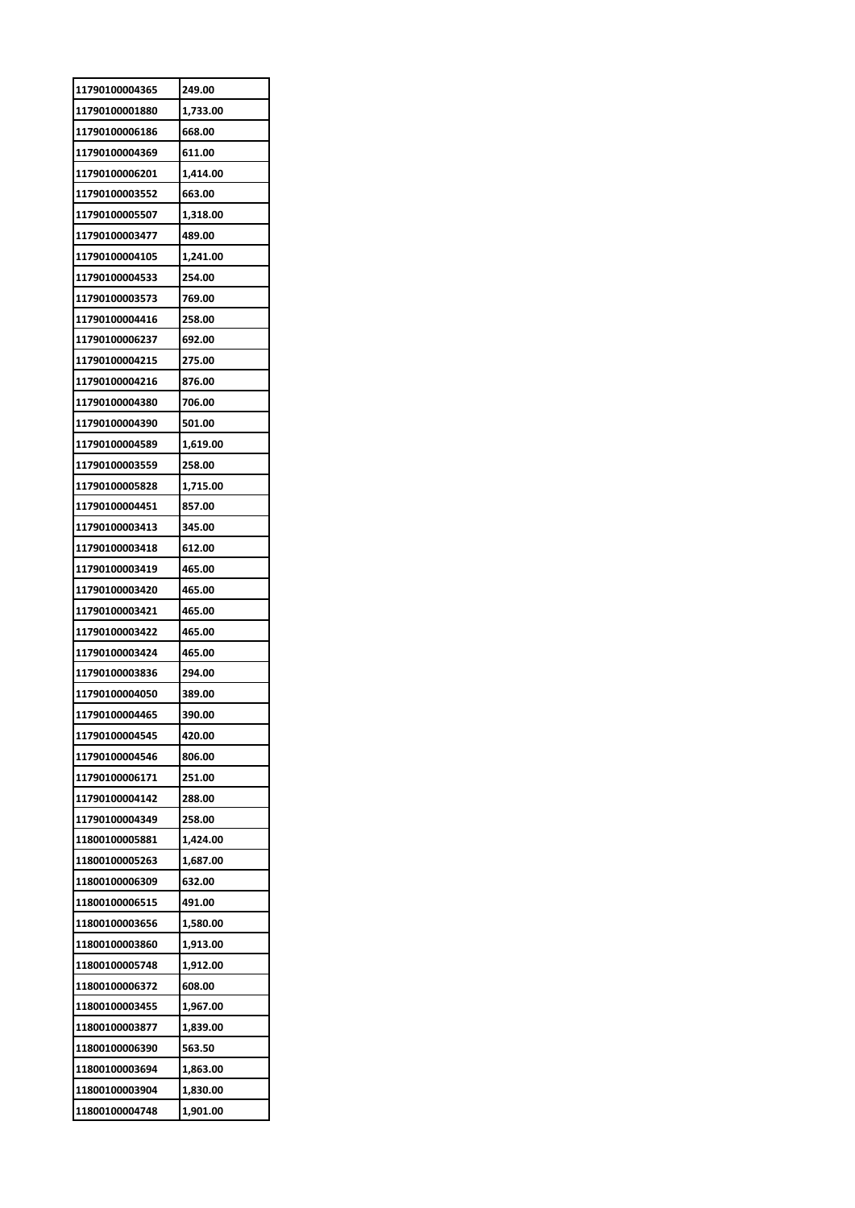| 11790100004365 | 249.00 |
|---|---|
| 11790100001880 | 1,733.00 |
| 11790100006186 | 668.00 |
| 11790100004369 | 611.00 |
| 11790100006201 | 1,414.00 |
| 11790100003552 | 663.00 |
| 11790100005507 | 1,318.00 |
| 11790100003477 | 489.00 |
| 11790100004105 | 1,241.00 |
| 11790100004533 | 254.00 |
| 11790100003573 | 769.00 |
| 11790100004416 | 258.00 |
| 11790100006237 | 692.00 |
| 11790100004215 | 275.00 |
| 11790100004216 | 876.00 |
| 11790100004380 | 706.00 |
| 11790100004390 | 501.00 |
| 11790100004589 | 1,619.00 |
| 11790100003559 | 258.00 |
| 11790100005828 | 1,715.00 |
| 11790100004451 | 857.00 |
| 11790100003413 | 345.00 |
| 11790100003418 | 612.00 |
| 11790100003419 | 465.00 |
| 11790100003420 | 465.00 |
| 11790100003421 | 465.00 |
| 11790100003422 | 465.00 |
| 11790100003424 | 465.00 |
| 11790100003836 | 294.00 |
| 11790100004050 | 389.00 |
| 11790100004465 | 390.00 |
| 11790100004545 | 420.00 |
| 11790100004546 | 806.00 |
| 11790100006171 | 251.00 |
| 11790100004142 | 288.00 |
| 11790100004349 | 258.00 |
| 11800100005881 | 1,424.00 |
| 11800100005263 | 1,687.00 |
| 11800100006309 | 632.00 |
| 11800100006515 | 491.00 |
| 11800100003656 | 1,580.00 |
| 11800100003860 | 1,913.00 |
| 11800100005748 | 1,912.00 |
| 11800100006372 | 608.00 |
| 11800100003455 | 1,967.00 |
| 11800100003877 | 1,839.00 |
| 11800100006390 | 563.50 |
| 11800100003694 | 1,863.00 |
| 11800100003904 | 1,830.00 |
| 11800100004748 | 1,901.00 |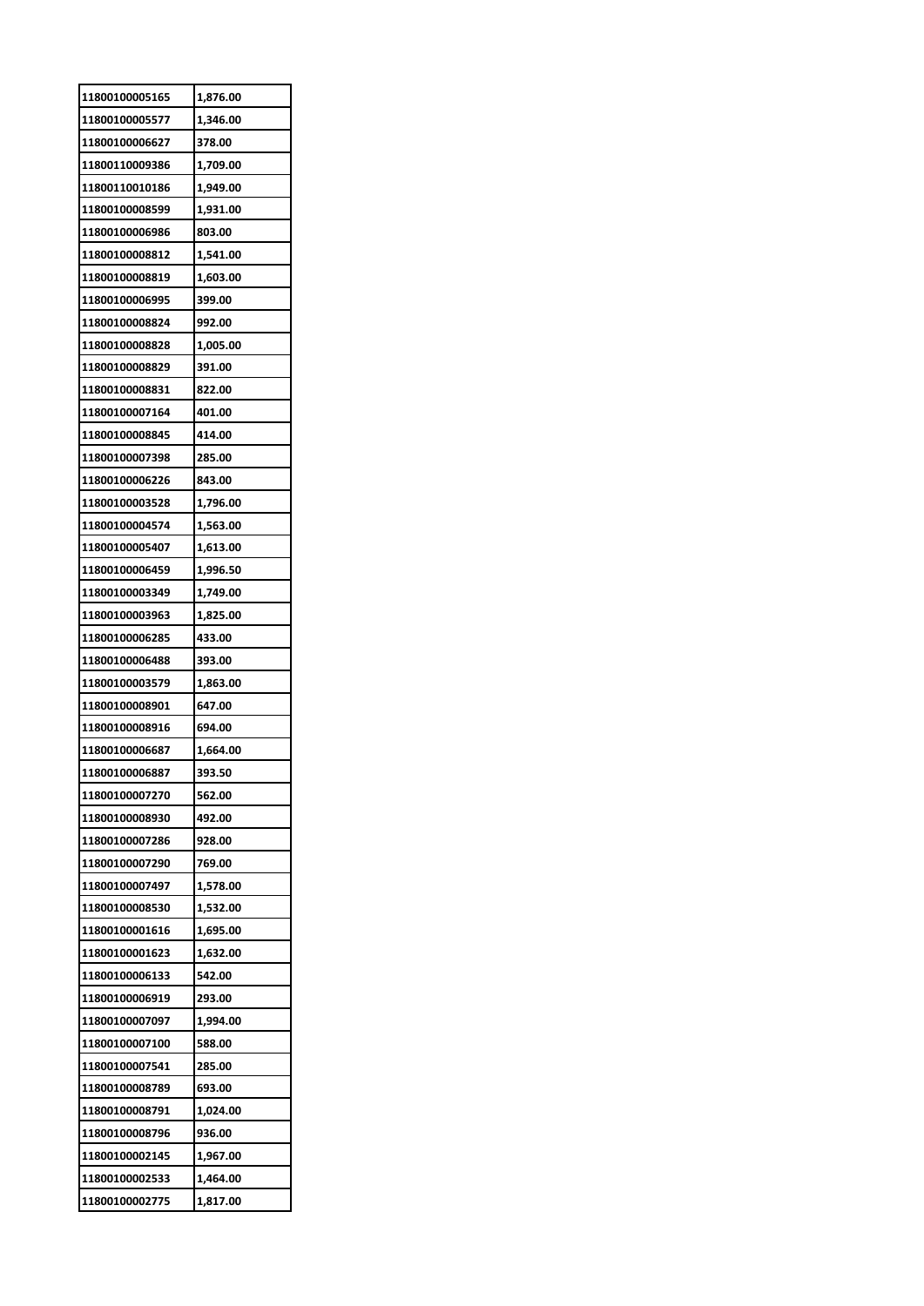| 11800100005165 | 1,876.00 |
|---|---|
| 11800100005577 | 1,346.00 |
| 11800100006627 | 378.00 |
| 11800110009386 | 1,709.00 |
| 11800110010186 | 1,949.00 |
| 11800100008599 | 1,931.00 |
| 11800100006986 | 803.00 |
| 11800100008812 | 1,541.00 |
| 11800100008819 | 1,603.00 |
| 11800100006995 | 399.00 |
| 11800100008824 | 992.00 |
| 11800100008828 | 1,005.00 |
| 11800100008829 | 391.00 |
| 11800100008831 | 822.00 |
| 11800100007164 | 401.00 |
| 11800100008845 | 414.00 |
| 11800100007398 | 285.00 |
| 11800100006226 | 843.00 |
| 11800100003528 | 1,796.00 |
| 11800100004574 | 1,563.00 |
| 11800100005407 | 1,613.00 |
| 11800100006459 | 1,996.50 |
| 11800100003349 | 1,749.00 |
| 11800100003963 | 1,825.00 |
| 11800100006285 | 433.00 |
| 11800100006488 | 393.00 |
| 11800100003579 | 1,863.00 |
| 11800100008901 | 647.00 |
| 11800100008916 | 694.00 |
| 11800100006687 | 1,664.00 |
| 11800100006887 | 393.50 |
| 11800100007270 | 562.00 |
| 11800100008930 | 492.00 |
| 11800100007286 | 928.00 |
| 11800100007290 | 769.00 |
| 11800100007497 | 1,578.00 |
| 11800100008530 | 1,532.00 |
| 11800100001616 | 1,695.00 |
| 11800100001623 | 1,632.00 |
| 11800100006133 | 542.00 |
| 11800100006919 | 293.00 |
| 11800100007097 | 1,994.00 |
| 11800100007100 | 588.00 |
| 11800100007541 | 285.00 |
| 11800100008789 | 693.00 |
| 11800100008791 | 1,024.00 |
| 11800100008796 | 936.00 |
| 11800100002145 | 1,967.00 |
| 11800100002533 | 1,464.00 |
| 11800100002775 | 1,817.00 |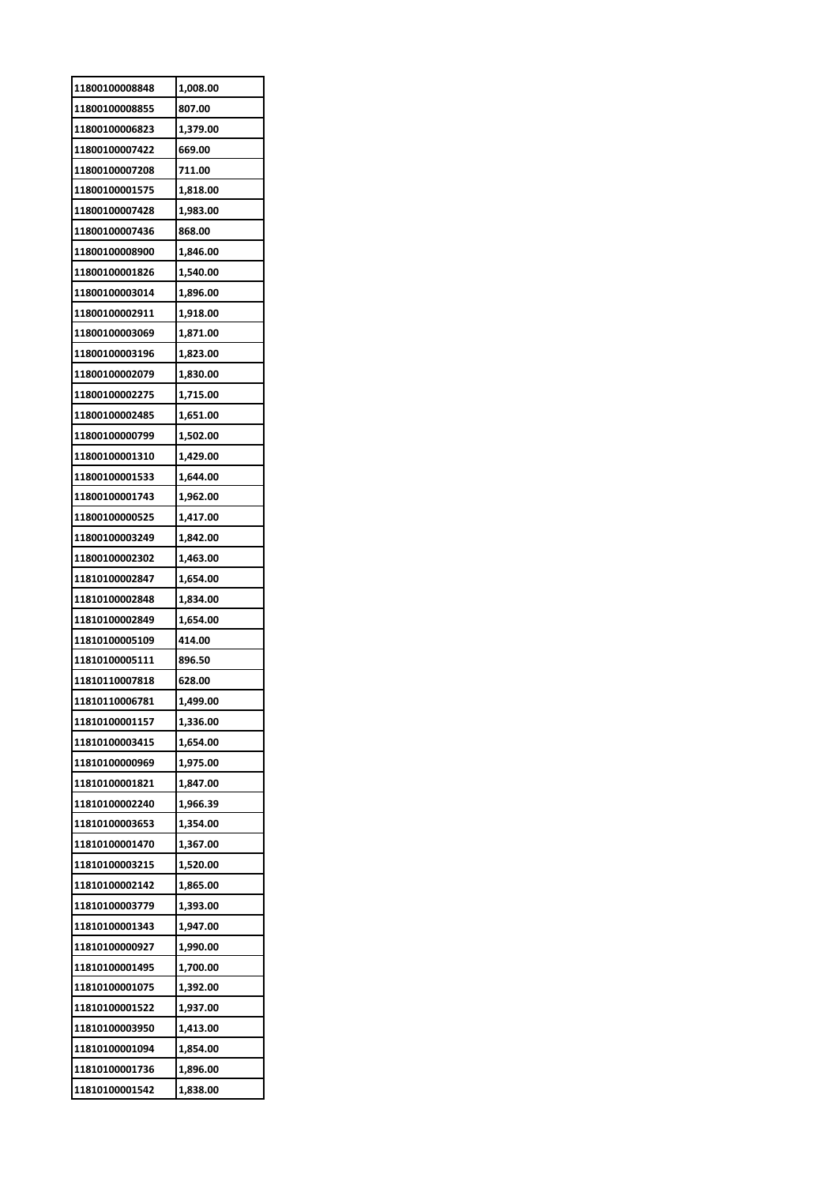| 11800100008848 | 1,008.00 |
|---|---|
| 11800100008855 | 807.00 |
| 11800100006823 | 1,379.00 |
| 11800100007422 | 669.00 |
| 11800100007208 | 711.00 |
| 11800100001575 | 1,818.00 |
| 11800100007428 | 1,983.00 |
| 11800100007436 | 868.00 |
| 11800100008900 | 1,846.00 |
| 11800100001826 | 1,540.00 |
| 11800100003014 | 1,896.00 |
| 11800100002911 | 1,918.00 |
| 11800100003069 | 1,871.00 |
| 11800100003196 | 1,823.00 |
| 11800100002079 | 1,830.00 |
| 11800100002275 | 1,715.00 |
| 11800100002485 | 1,651.00 |
| 11800100000799 | 1,502.00 |
| 11800100001310 | 1,429.00 |
| 11800100001533 | 1,644.00 |
| 11800100001743 | 1,962.00 |
| 11800100000525 | 1,417.00 |
| 11800100003249 | 1,842.00 |
| 11800100002302 | 1,463.00 |
| 11810100002847 | 1,654.00 |
| 11810100002848 | 1,834.00 |
| 11810100002849 | 1,654.00 |
| 11810100005109 | 414.00 |
| 11810100005111 | 896.50 |
| 11810110007818 | 628.00 |
| 11810110006781 | 1,499.00 |
| 11810100001157 | 1,336.00 |
| 11810100003415 | 1,654.00 |
| 11810100000969 | 1,975.00 |
| 11810100001821 | 1,847.00 |
| 11810100002240 | 1,966.39 |
| 11810100003653 | 1,354.00 |
| 11810100001470 | 1,367.00 |
| 11810100003215 | 1,520.00 |
| 11810100002142 | 1,865.00 |
| 11810100003779 | 1,393.00 |
| 11810100001343 | 1,947.00 |
| 11810100000927 | 1,990.00 |
| 11810100001495 | 1,700.00 |
| 11810100001075 | 1,392.00 |
| 11810100001522 | 1,937.00 |
| 11810100003950 | 1,413.00 |
| 11810100001094 | 1,854.00 |
| 11810100001736 | 1,896.00 |
| 11810100001542 | 1,838.00 |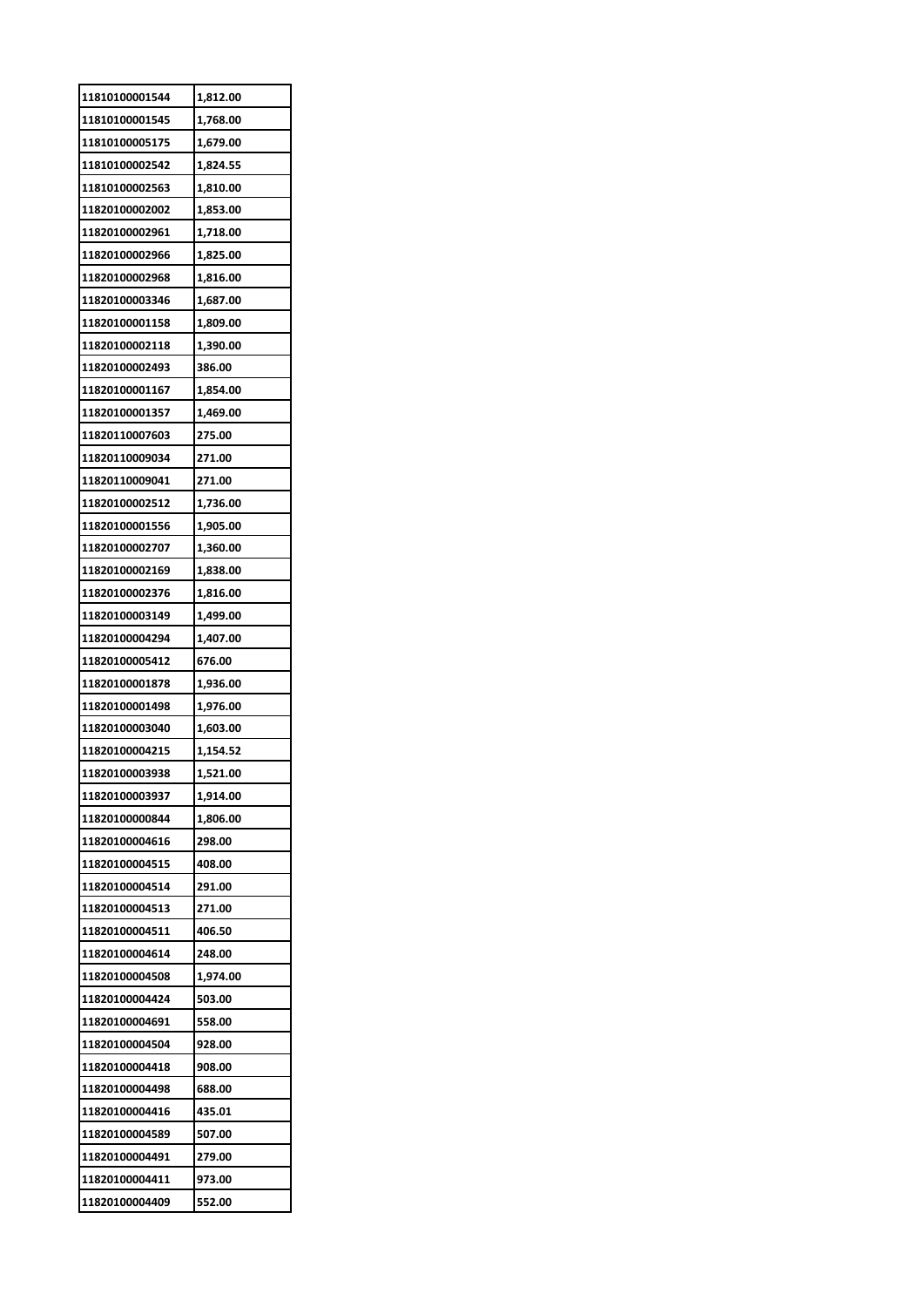| 11810100001544 | 1,812.00 |
|---|---|
| 11810100001545 | 1,768.00 |
| 11810100005175 | 1,679.00 |
| 11810100002542 | 1,824.55 |
| 11810100002563 | 1,810.00 |
| 11820100002002 | 1,853.00 |
| 11820100002961 | 1,718.00 |
| 11820100002966 | 1,825.00 |
| 11820100002968 | 1,816.00 |
| 11820100003346 | 1,687.00 |
| 11820100001158 | 1,809.00 |
| 11820100002118 | 1,390.00 |
| 11820100002493 | 386.00 |
| 11820100001167 | 1,854.00 |
| 11820100001357 | 1,469.00 |
| 11820110007603 | 275.00 |
| 11820110009034 | 271.00 |
| 11820110009041 | 271.00 |
| 11820100002512 | 1,736.00 |
| 11820100001556 | 1,905.00 |
| 11820100002707 | 1,360.00 |
| 11820100002169 | 1,838.00 |
| 11820100002376 | 1,816.00 |
| 11820100003149 | 1,499.00 |
| 11820100004294 | 1,407.00 |
| 11820100005412 | 676.00 |
| 11820100001878 | 1,936.00 |
| 11820100001498 | 1,976.00 |
| 11820100003040 | 1,603.00 |
| 11820100004215 | 1,154.52 |
| 11820100003938 | 1,521.00 |
| 11820100003937 | 1,914.00 |
| 11820100000844 | 1,806.00 |
| 11820100004616 | 298.00 |
| 11820100004515 | 408.00 |
| 11820100004514 | 291.00 |
| 11820100004513 | 271.00 |
| 11820100004511 | 406.50 |
| 11820100004614 | 248.00 |
| 11820100004508 | 1,974.00 |
| 11820100004424 | 503.00 |
| 11820100004691 | 558.00 |
| 11820100004504 | 928.00 |
| 11820100004418 | 908.00 |
| 11820100004498 | 688.00 |
| 11820100004416 | 435.01 |
| 11820100004589 | 507.00 |
| 11820100004491 | 279.00 |
| 11820100004411 | 973.00 |
| 11820100004409 | 552.00 |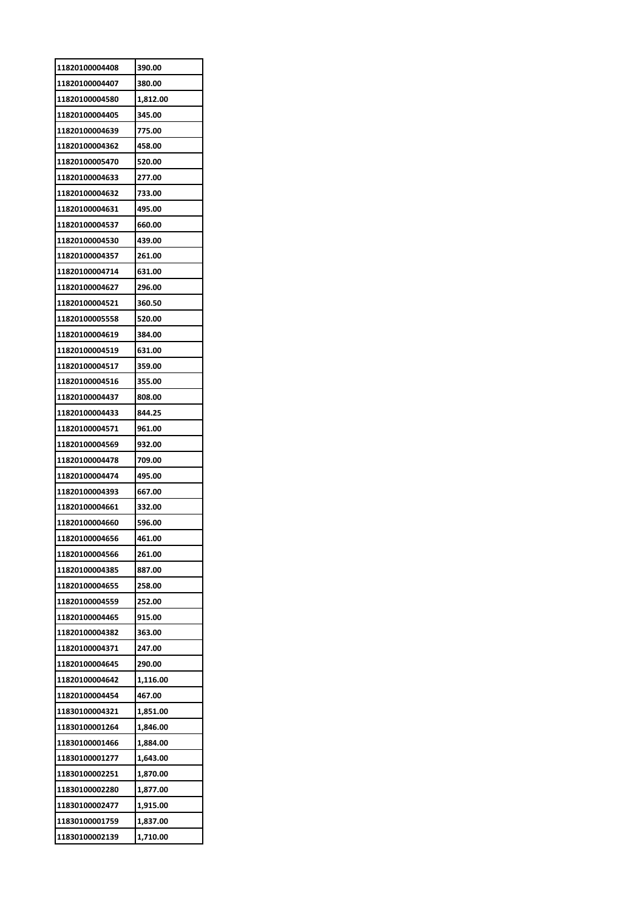| 11820100004408 | 390.00 |
|---|---|
| 11820100004407 | 380.00 |
| 11820100004580 | 1,812.00 |
| 11820100004405 | 345.00 |
| 11820100004639 | 775.00 |
| 11820100004362 | 458.00 |
| 11820100005470 | 520.00 |
| 11820100004633 | 277.00 |
| 11820100004632 | 733.00 |
| 11820100004631 | 495.00 |
| 11820100004537 | 660.00 |
| 11820100004530 | 439.00 |
| 11820100004357 | 261.00 |
| 11820100004714 | 631.00 |
| 11820100004627 | 296.00 |
| 11820100004521 | 360.50 |
| 11820100005558 | 520.00 |
| 11820100004619 | 384.00 |
| 11820100004519 | 631.00 |
| 11820100004517 | 359.00 |
| 11820100004516 | 355.00 |
| 11820100004437 | 808.00 |
| 11820100004433 | 844.25 |
| 11820100004571 | 961.00 |
| 11820100004569 | 932.00 |
| 11820100004478 | 709.00 |
| 11820100004474 | 495.00 |
| 11820100004393 | 667.00 |
| 11820100004661 | 332.00 |
| 11820100004660 | 596.00 |
| 11820100004656 | 461.00 |
| 11820100004566 | 261.00 |
| 11820100004385 | 887.00 |
| 11820100004655 | 258.00 |
| 11820100004559 | 252.00 |
| 11820100004465 | 915.00 |
| 11820100004382 | 363.00 |
| 11820100004371 | 247.00 |
| 11820100004645 | 290.00 |
| 11820100004642 | 1,116.00 |
| 11820100004454 | 467.00 |
| 11830100004321 | 1,851.00 |
| 11830100001264 | 1,846.00 |
| 11830100001466 | 1,884.00 |
| 11830100001277 | 1,643.00 |
| 11830100002251 | 1,870.00 |
| 11830100002280 | 1,877.00 |
| 11830100002477 | 1,915.00 |
| 11830100001759 | 1,837.00 |
| 11830100002139 | 1,710.00 |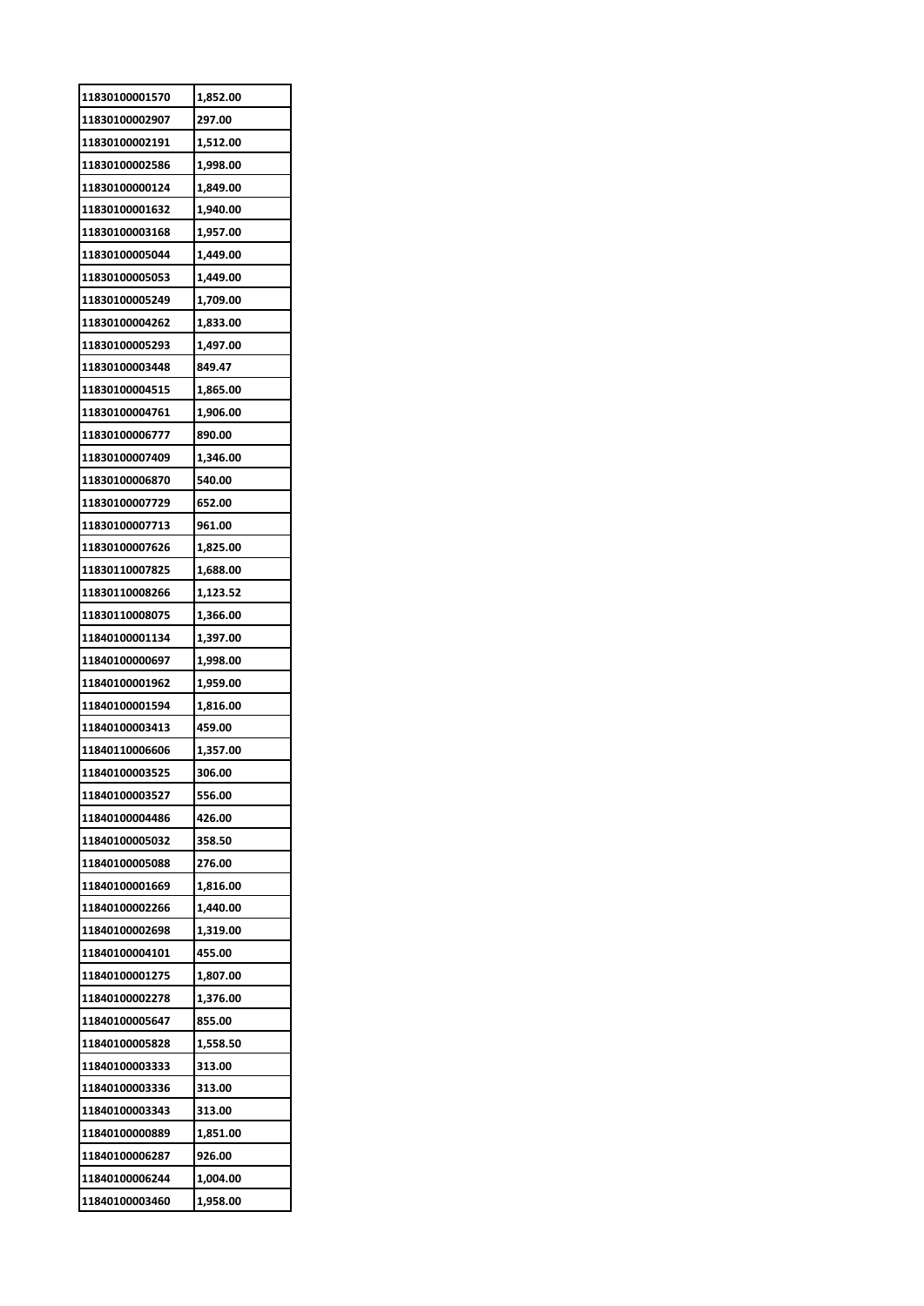| 11830100001570 | 1,852.00 |
|---|---|
| 11830100002907 | 297.00 |
| 11830100002191 | 1,512.00 |
| 11830100002586 | 1,998.00 |
| 11830100000124 | 1,849.00 |
| 11830100001632 | 1,940.00 |
| 11830100003168 | 1,957.00 |
| 11830100005044 | 1,449.00 |
| 11830100005053 | 1,449.00 |
| 11830100005249 | 1,709.00 |
| 11830100004262 | 1,833.00 |
| 11830100005293 | 1,497.00 |
| 11830100003448 | 849.47 |
| 11830100004515 | 1,865.00 |
| 11830100004761 | 1,906.00 |
| 11830100006777 | 890.00 |
| 11830100007409 | 1,346.00 |
| 11830100006870 | 540.00 |
| 11830100007729 | 652.00 |
| 11830100007713 | 961.00 |
| 11830100007626 | 1,825.00 |
| 11830110007825 | 1,688.00 |
| 11830110008266 | 1,123.52 |
| 11830110008075 | 1,366.00 |
| 11840100001134 | 1,397.00 |
| 11840100000697 | 1,998.00 |
| 11840100001962 | 1,959.00 |
| 11840100001594 | 1,816.00 |
| 11840100003413 | 459.00 |
| 11840110006606 | 1,357.00 |
| 11840100003525 | 306.00 |
| 11840100003527 | 556.00 |
| 11840100004486 | 426.00 |
| 11840100005032 | 358.50 |
| 11840100005088 | 276.00 |
| 11840100001669 | 1,816.00 |
| 11840100002266 | 1,440.00 |
| 11840100002698 | 1,319.00 |
| 11840100004101 | 455.00 |
| 11840100001275 | 1,807.00 |
| 11840100002278 | 1,376.00 |
| 11840100005647 | 855.00 |
| 11840100005828 | 1,558.50 |
| 11840100003333 | 313.00 |
| 11840100003336 | 313.00 |
| 11840100003343 | 313.00 |
| 11840100000889 | 1,851.00 |
| 11840100006287 | 926.00 |
| 11840100006244 | 1,004.00 |
| 11840100003460 | 1,958.00 |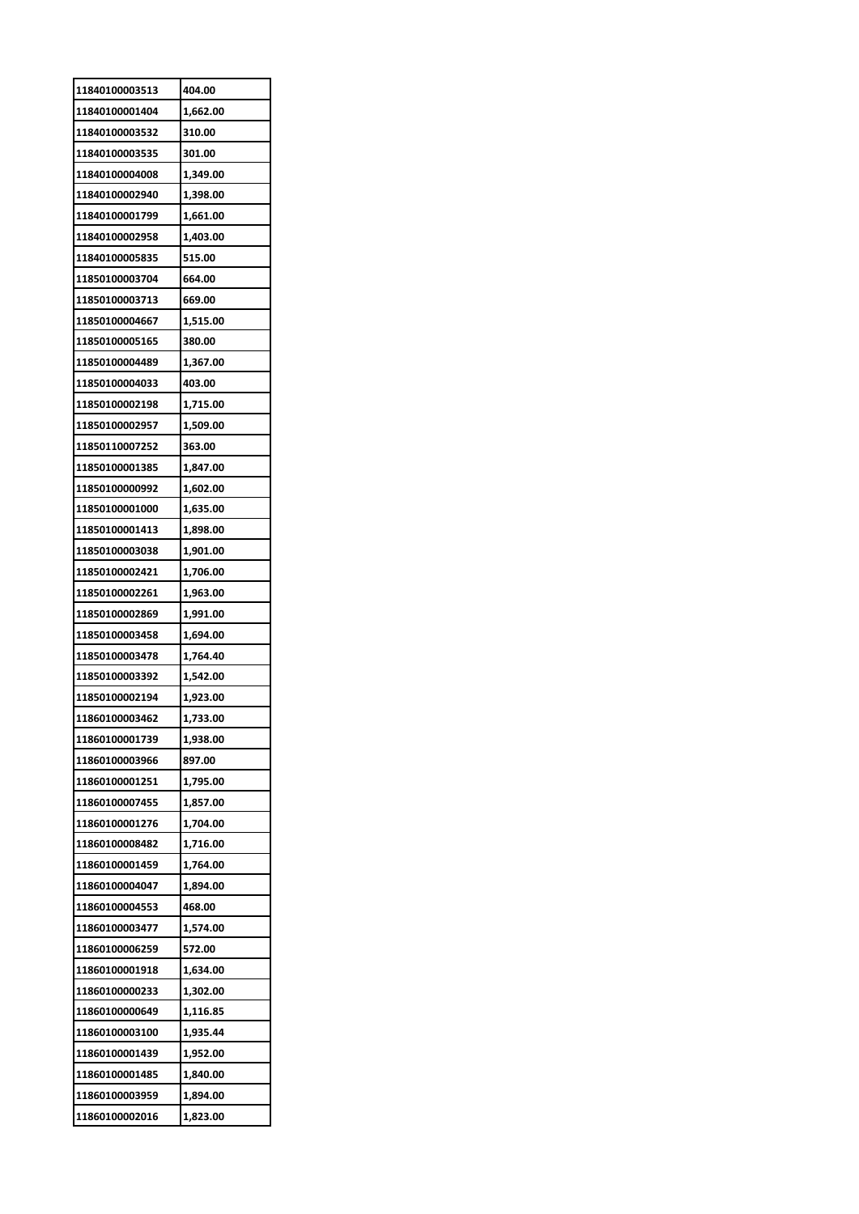| 11840100003513 | 404.00 |
|---|---|
| 11840100001404 | 1,662.00 |
| 11840100003532 | 310.00 |
| 11840100003535 | 301.00 |
| 11840100004008 | 1,349.00 |
| 11840100002940 | 1,398.00 |
| 11840100001799 | 1,661.00 |
| 11840100002958 | 1,403.00 |
| 11840100005835 | 515.00 |
| 11850100003704 | 664.00 |
| 11850100003713 | 669.00 |
| 11850100004667 | 1,515.00 |
| 11850100005165 | 380.00 |
| 11850100004489 | 1,367.00 |
| 11850100004033 | 403.00 |
| 11850100002198 | 1,715.00 |
| 11850100002957 | 1,509.00 |
| 11850110007252 | 363.00 |
| 11850100001385 | 1,847.00 |
| 11850100000992 | 1,602.00 |
| 11850100001000 | 1,635.00 |
| 11850100001413 | 1,898.00 |
| 11850100003038 | 1,901.00 |
| 11850100002421 | 1,706.00 |
| 11850100002261 | 1,963.00 |
| 11850100002869 | 1,991.00 |
| 11850100003458 | 1,694.00 |
| 11850100003478 | 1,764.40 |
| 11850100003392 | 1,542.00 |
| 11850100002194 | 1,923.00 |
| 11860100003462 | 1,733.00 |
| 11860100001739 | 1,938.00 |
| 11860100003966 | 897.00 |
| 11860100001251 | 1,795.00 |
| 11860100007455 | 1,857.00 |
| 11860100001276 | 1,704.00 |
| 11860100008482 | 1,716.00 |
| 11860100001459 | 1,764.00 |
| 11860100004047 | 1,894.00 |
| 11860100004553 | 468.00 |
| 11860100003477 | 1,574.00 |
| 11860100006259 | 572.00 |
| 11860100001918 | 1,634.00 |
| 11860100000233 | 1,302.00 |
| 11860100000649 | 1,116.85 |
| 11860100003100 | 1,935.44 |
| 11860100001439 | 1,952.00 |
| 11860100001485 | 1,840.00 |
| 11860100003959 | 1,894.00 |
| 11860100002016 | 1,823.00 |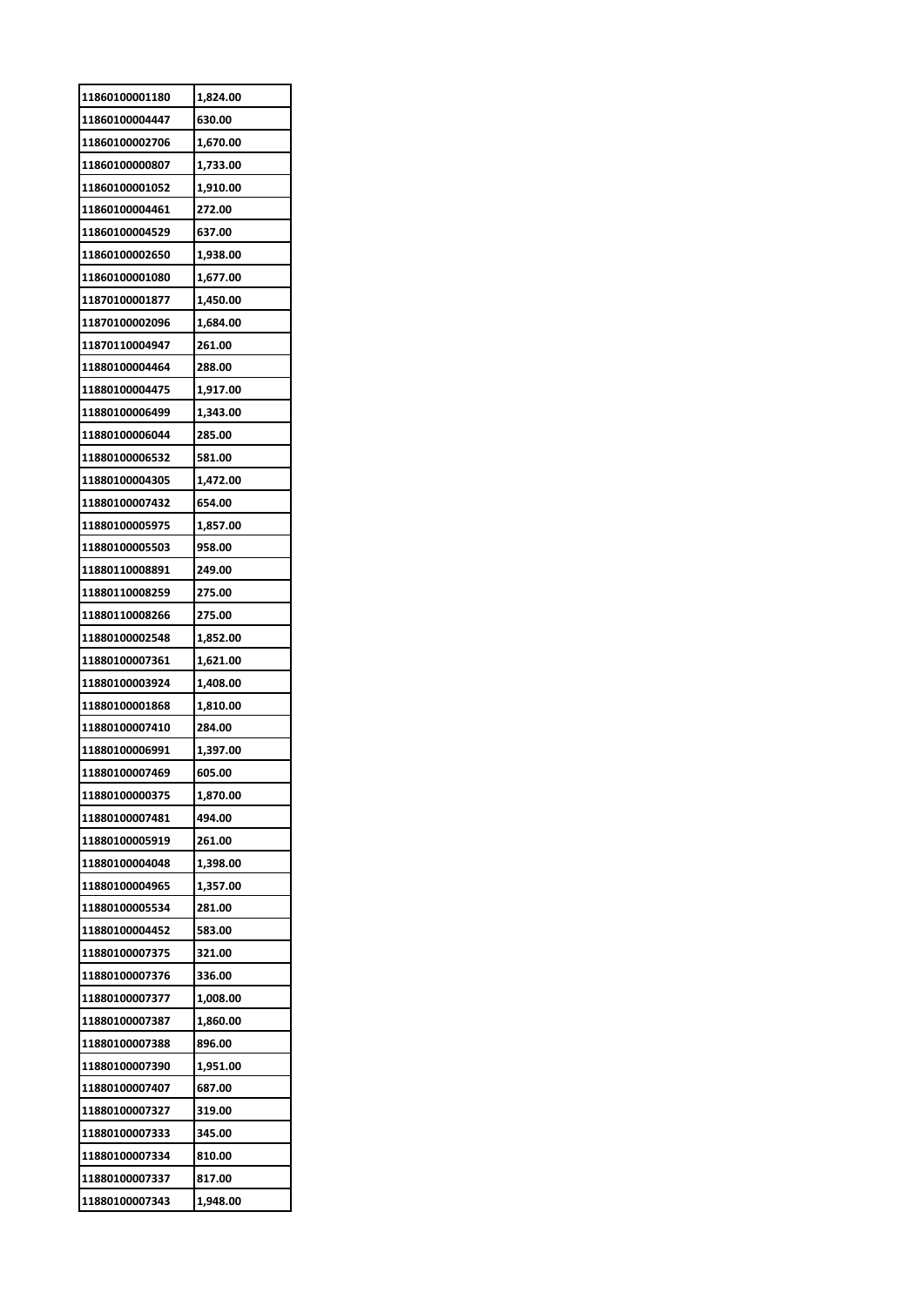| 11860100001180 | 1,824.00 |
|---|---|
| 11860100004447 | 630.00 |
| 11860100002706 | 1,670.00 |
| 11860100000807 | 1,733.00 |
| 11860100001052 | 1,910.00 |
| 11860100004461 | 272.00 |
| 11860100004529 | 637.00 |
| 11860100002650 | 1,938.00 |
| 11860100001080 | 1,677.00 |
| 11870100001877 | 1,450.00 |
| 11870100002096 | 1,684.00 |
| 11870110004947 | 261.00 |
| 11880100004464 | 288.00 |
| 11880100004475 | 1,917.00 |
| 11880100006499 | 1,343.00 |
| 11880100006044 | 285.00 |
| 11880100006532 | 581.00 |
| 11880100004305 | 1,472.00 |
| 11880100007432 | 654.00 |
| 11880100005975 | 1,857.00 |
| 11880100005503 | 958.00 |
| 11880110008891 | 249.00 |
| 11880110008259 | 275.00 |
| 11880110008266 | 275.00 |
| 11880100002548 | 1,852.00 |
| 11880100007361 | 1,621.00 |
| 11880100003924 | 1,408.00 |
| 11880100001868 | 1,810.00 |
| 11880100007410 | 284.00 |
| 11880100006991 | 1,397.00 |
| 11880100007469 | 605.00 |
| 11880100000375 | 1,870.00 |
| 11880100007481 | 494.00 |
| 11880100005919 | 261.00 |
| 11880100004048 | 1,398.00 |
| 11880100004965 | 1,357.00 |
| 11880100005534 | 281.00 |
| 11880100004452 | 583.00 |
| 11880100007375 | 321.00 |
| 11880100007376 | 336.00 |
| 11880100007377 | 1,008.00 |
| 11880100007387 | 1,860.00 |
| 11880100007388 | 896.00 |
| 11880100007390 | 1,951.00 |
| 11880100007407 | 687.00 |
| 11880100007327 | 319.00 |
| 11880100007333 | 345.00 |
| 11880100007334 | 810.00 |
| 11880100007337 | 817.00 |
| 11880100007343 | 1,948.00 |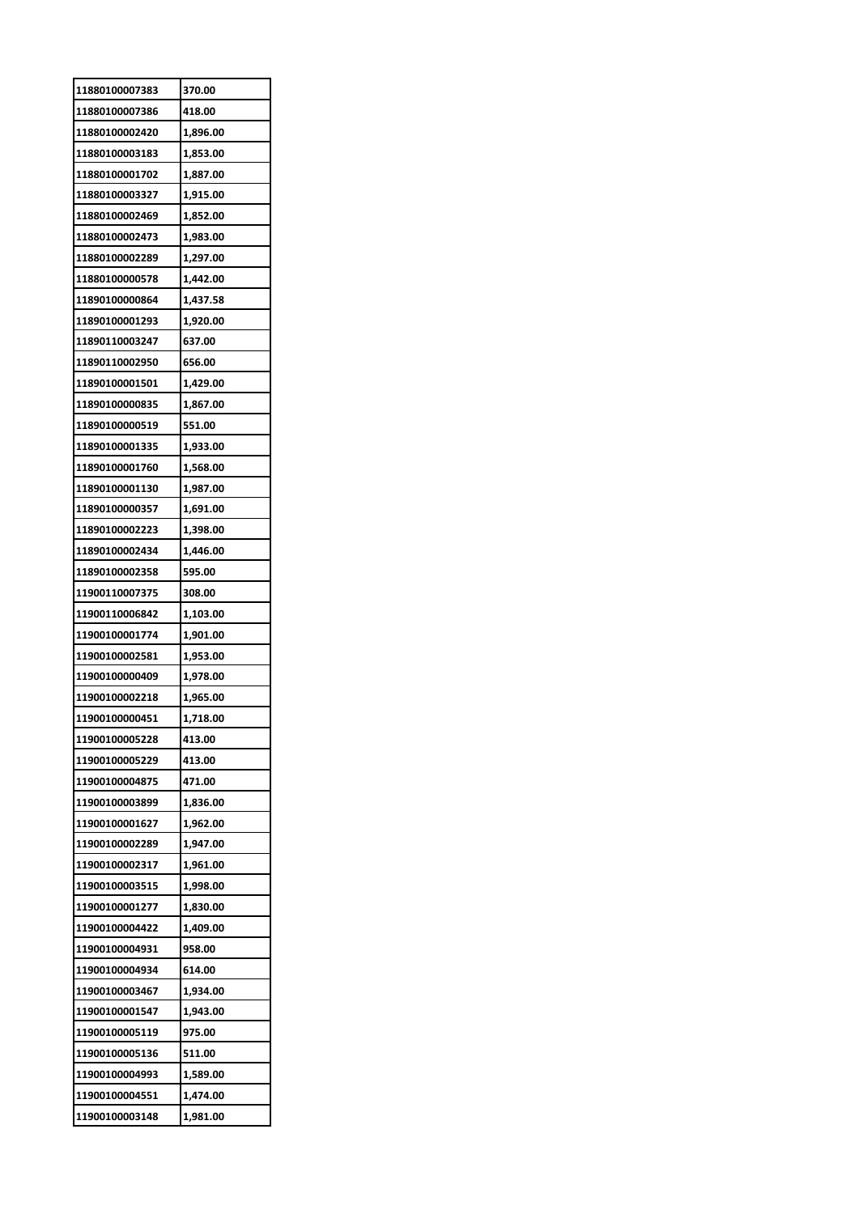| 11880100007383 | 370.00 |
|---|---|
| 11880100007386 | 418.00 |
| 11880100002420 | 1,896.00 |
| 11880100003183 | 1,853.00 |
| 11880100001702 | 1,887.00 |
| 11880100003327 | 1,915.00 |
| 11880100002469 | 1,852.00 |
| 11880100002473 | 1,983.00 |
| 11880100002289 | 1,297.00 |
| 11880100000578 | 1,442.00 |
| 11890100000864 | 1,437.58 |
| 11890100001293 | 1,920.00 |
| 11890110003247 | 637.00 |
| 11890110002950 | 656.00 |
| 11890100001501 | 1,429.00 |
| 11890100000835 | 1,867.00 |
| 11890100000519 | 551.00 |
| 11890100001335 | 1,933.00 |
| 11890100001760 | 1,568.00 |
| 11890100001130 | 1,987.00 |
| 11890100000357 | 1,691.00 |
| 11890100002223 | 1,398.00 |
| 11890100002434 | 1,446.00 |
| 11890100002358 | 595.00 |
| 11900110007375 | 308.00 |
| 11900110006842 | 1,103.00 |
| 11900100001774 | 1,901.00 |
| 11900100002581 | 1,953.00 |
| 11900100000409 | 1,978.00 |
| 11900100002218 | 1,965.00 |
| 11900100000451 | 1,718.00 |
| 11900100005228 | 413.00 |
| 11900100005229 | 413.00 |
| 11900100004875 | 471.00 |
| 11900100003899 | 1,836.00 |
| 11900100001627 | 1,962.00 |
| 11900100002289 | 1,947.00 |
| 11900100002317 | 1,961.00 |
| 11900100003515 | 1,998.00 |
| 11900100001277 | 1,830.00 |
| 11900100004422 | 1,409.00 |
| 11900100004931 | 958.00 |
| 11900100004934 | 614.00 |
| 11900100003467 | 1,934.00 |
| 11900100001547 | 1,943.00 |
| 11900100005119 | 975.00 |
| 11900100005136 | 511.00 |
| 11900100004993 | 1,589.00 |
| 11900100004551 | 1,474.00 |
| 11900100003148 | 1,981.00 |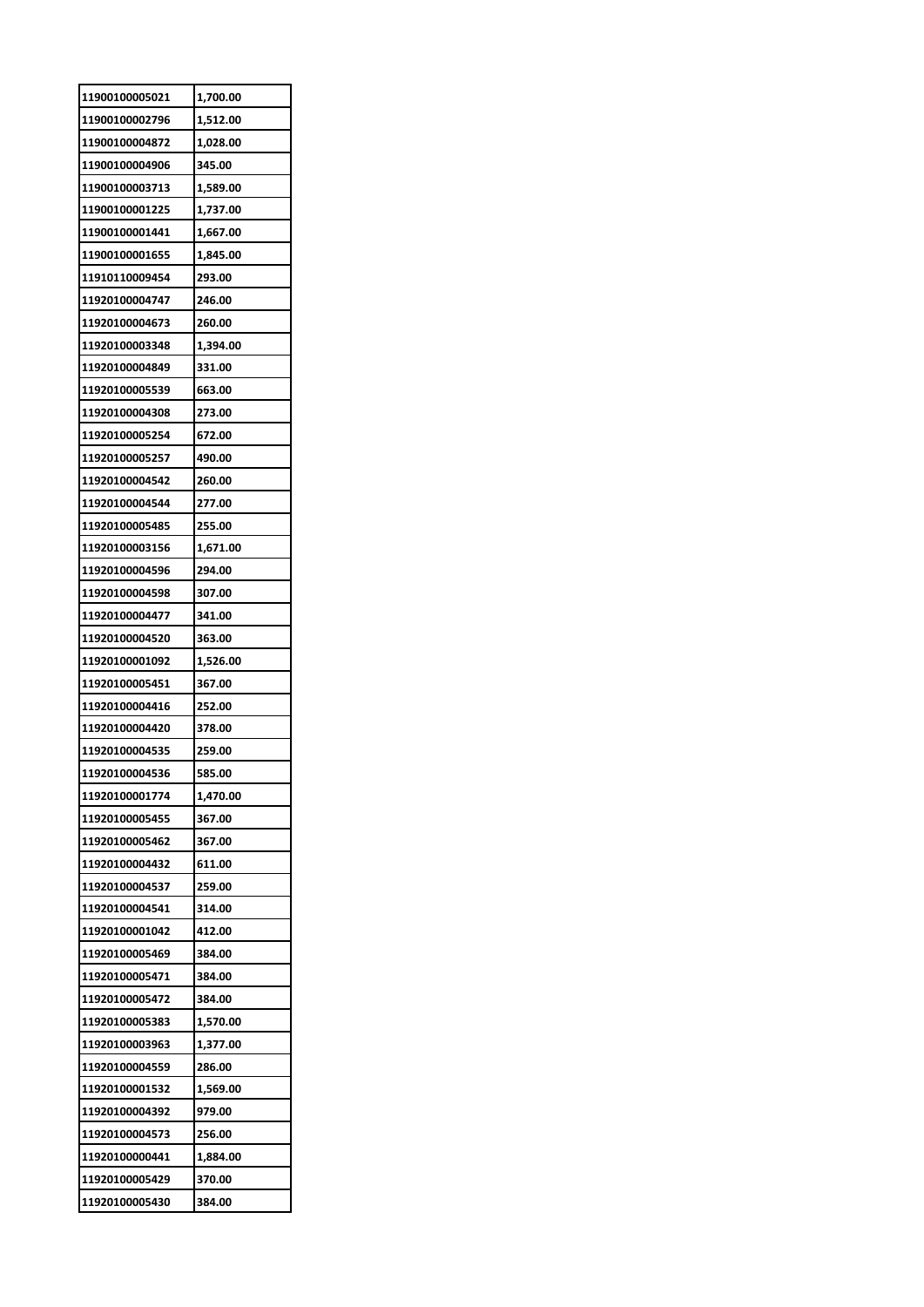| 11900100005021 | 1,700.00 |
|---|---|
| 11900100002796 | 1,512.00 |
| 11900100004872 | 1,028.00 |
| 11900100004906 | 345.00 |
| 11900100003713 | 1,589.00 |
| 11900100001225 | 1,737.00 |
| 11900100001441 | 1,667.00 |
| 11900100001655 | 1,845.00 |
| 11910110009454 | 293.00 |
| 11920100004747 | 246.00 |
| 11920100004673 | 260.00 |
| 11920100003348 | 1,394.00 |
| 11920100004849 | 331.00 |
| 11920100005539 | 663.00 |
| 11920100004308 | 273.00 |
| 11920100005254 | 672.00 |
| 11920100005257 | 490.00 |
| 11920100004542 | 260.00 |
| 11920100004544 | 277.00 |
| 11920100005485 | 255.00 |
| 11920100003156 | 1,671.00 |
| 11920100004596 | 294.00 |
| 11920100004598 | 307.00 |
| 11920100004477 | 341.00 |
| 11920100004520 | 363.00 |
| 11920100001092 | 1,526.00 |
| 11920100005451 | 367.00 |
| 11920100004416 | 252.00 |
| 11920100004420 | 378.00 |
| 11920100004535 | 259.00 |
| 11920100004536 | 585.00 |
| 11920100001774 | 1,470.00 |
| 11920100005455 | 367.00 |
| 11920100005462 | 367.00 |
| 11920100004432 | 611.00 |
| 11920100004537 | 259.00 |
| 11920100004541 | 314.00 |
| 11920100001042 | 412.00 |
| 11920100005469 | 384.00 |
| 11920100005471 | 384.00 |
| 11920100005472 | 384.00 |
| 11920100005383 | 1,570.00 |
| 11920100003963 | 1,377.00 |
| 11920100004559 | 286.00 |
| 11920100001532 | 1,569.00 |
| 11920100004392 | 979.00 |
| 11920100004573 | 256.00 |
| 11920100000441 | 1,884.00 |
| 11920100005429 | 370.00 |
| 11920100005430 | 384.00 |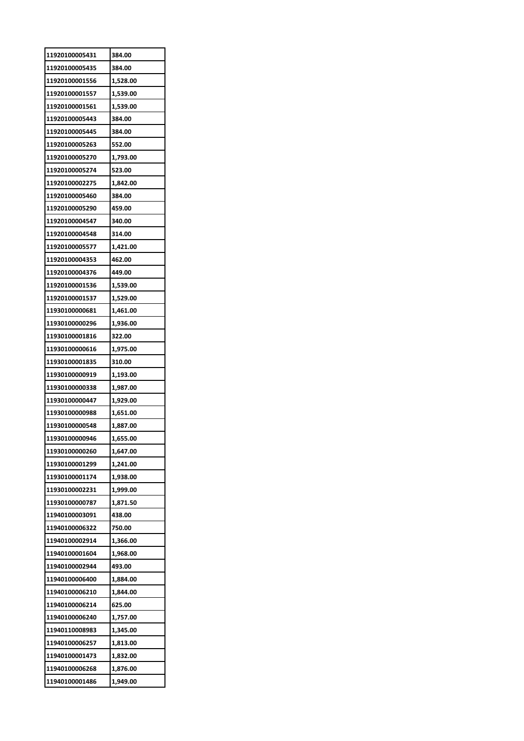| 11920100005431 | 384.00 |
|---|---|
| 11920100005435 | 384.00 |
| 11920100001556 | 1,528.00 |
| 11920100001557 | 1,539.00 |
| 11920100001561 | 1,539.00 |
| 11920100005443 | 384.00 |
| 11920100005445 | 384.00 |
| 11920100005263 | 552.00 |
| 11920100005270 | 1,793.00 |
| 11920100005274 | 523.00 |
| 11920100002275 | 1,842.00 |
| 11920100005460 | 384.00 |
| 11920100005290 | 459.00 |
| 11920100004547 | 340.00 |
| 11920100004548 | 314.00 |
| 11920100005577 | 1,421.00 |
| 11920100004353 | 462.00 |
| 11920100004376 | 449.00 |
| 11920100001536 | 1,539.00 |
| 11920100001537 | 1,529.00 |
| 11930100000681 | 1,461.00 |
| 11930100000296 | 1,936.00 |
| 11930100001816 | 322.00 |
| 11930100000616 | 1,975.00 |
| 11930100001835 | 310.00 |
| 11930100000919 | 1,193.00 |
| 11930100000338 | 1,987.00 |
| 11930100000447 | 1,929.00 |
| 11930100000988 | 1,651.00 |
| 11930100000548 | 1,887.00 |
| 11930100000946 | 1,655.00 |
| 11930100000260 | 1,647.00 |
| 11930100001299 | 1,241.00 |
| 11930100001174 | 1,938.00 |
| 11930100002231 | 1,999.00 |
| 11930100000787 | 1,871.50 |
| 11940100003091 | 438.00 |
| 11940100006322 | 750.00 |
| 11940100002914 | 1,366.00 |
| 11940100001604 | 1,968.00 |
| 11940100002944 | 493.00 |
| 11940100006400 | 1,884.00 |
| 11940100006210 | 1,844.00 |
| 11940100006214 | 625.00 |
| 11940100006240 | 1,757.00 |
| 11940110008983 | 1,345.00 |
| 11940100006257 | 1,813.00 |
| 11940100001473 | 1,832.00 |
| 11940100006268 | 1,876.00 |
| 11940100001486 | 1,949.00 |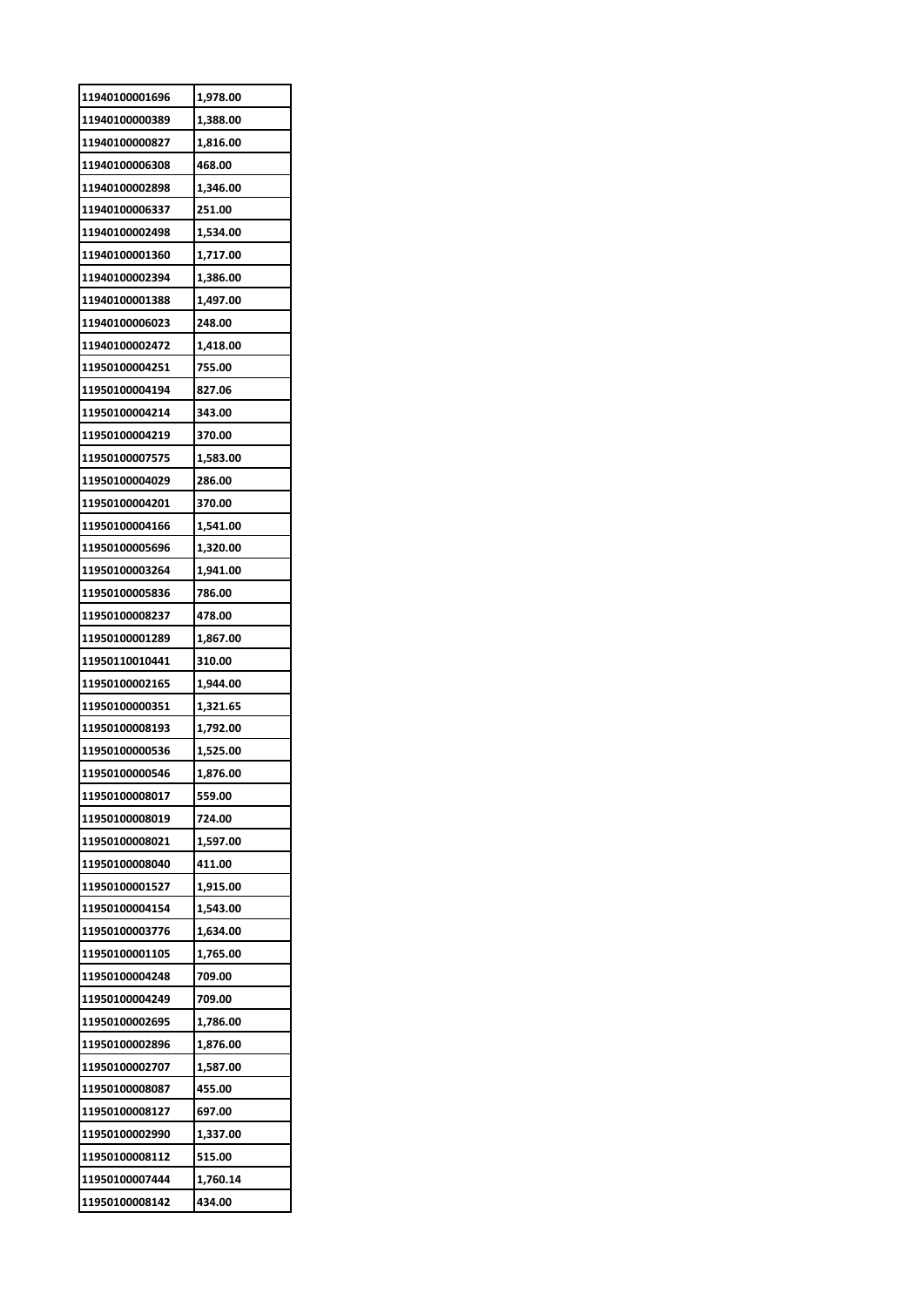| 11940100001696 | 1,978.00 |
|---|---|
| 11940100000389 | 1,388.00 |
| 11940100000827 | 1,816.00 |
| 11940100006308 | 468.00 |
| 11940100002898 | 1,346.00 |
| 11940100006337 | 251.00 |
| 11940100002498 | 1,534.00 |
| 11940100001360 | 1,717.00 |
| 11940100002394 | 1,386.00 |
| 11940100001388 | 1,497.00 |
| 11940100006023 | 248.00 |
| 11940100002472 | 1,418.00 |
| 11950100004251 | 755.00 |
| 11950100004194 | 827.06 |
| 11950100004214 | 343.00 |
| 11950100004219 | 370.00 |
| 11950100007575 | 1,583.00 |
| 11950100004029 | 286.00 |
| 11950100004201 | 370.00 |
| 11950100004166 | 1,541.00 |
| 11950100005696 | 1,320.00 |
| 11950100003264 | 1,941.00 |
| 11950100005836 | 786.00 |
| 11950100008237 | 478.00 |
| 11950100001289 | 1,867.00 |
| 11950110010441 | 310.00 |
| 11950100002165 | 1,944.00 |
| 11950100000351 | 1,321.65 |
| 11950100008193 | 1,792.00 |
| 11950100000536 | 1,525.00 |
| 11950100000546 | 1,876.00 |
| 11950100008017 | 559.00 |
| 11950100008019 | 724.00 |
| 11950100008021 | 1,597.00 |
| 11950100008040 | 411.00 |
| 11950100001527 | 1,915.00 |
| 11950100004154 | 1,543.00 |
| 11950100003776 | 1,634.00 |
| 11950100001105 | 1,765.00 |
| 11950100004248 | 709.00 |
| 11950100004249 | 709.00 |
| 11950100002695 | 1,786.00 |
| 11950100002896 | 1,876.00 |
| 11950100002707 | 1,587.00 |
| 11950100008087 | 455.00 |
| 11950100008127 | 697.00 |
| 11950100002990 | 1,337.00 |
| 11950100008112 | 515.00 |
| 11950100007444 | 1,760.14 |
| 11950100008142 | 434.00 |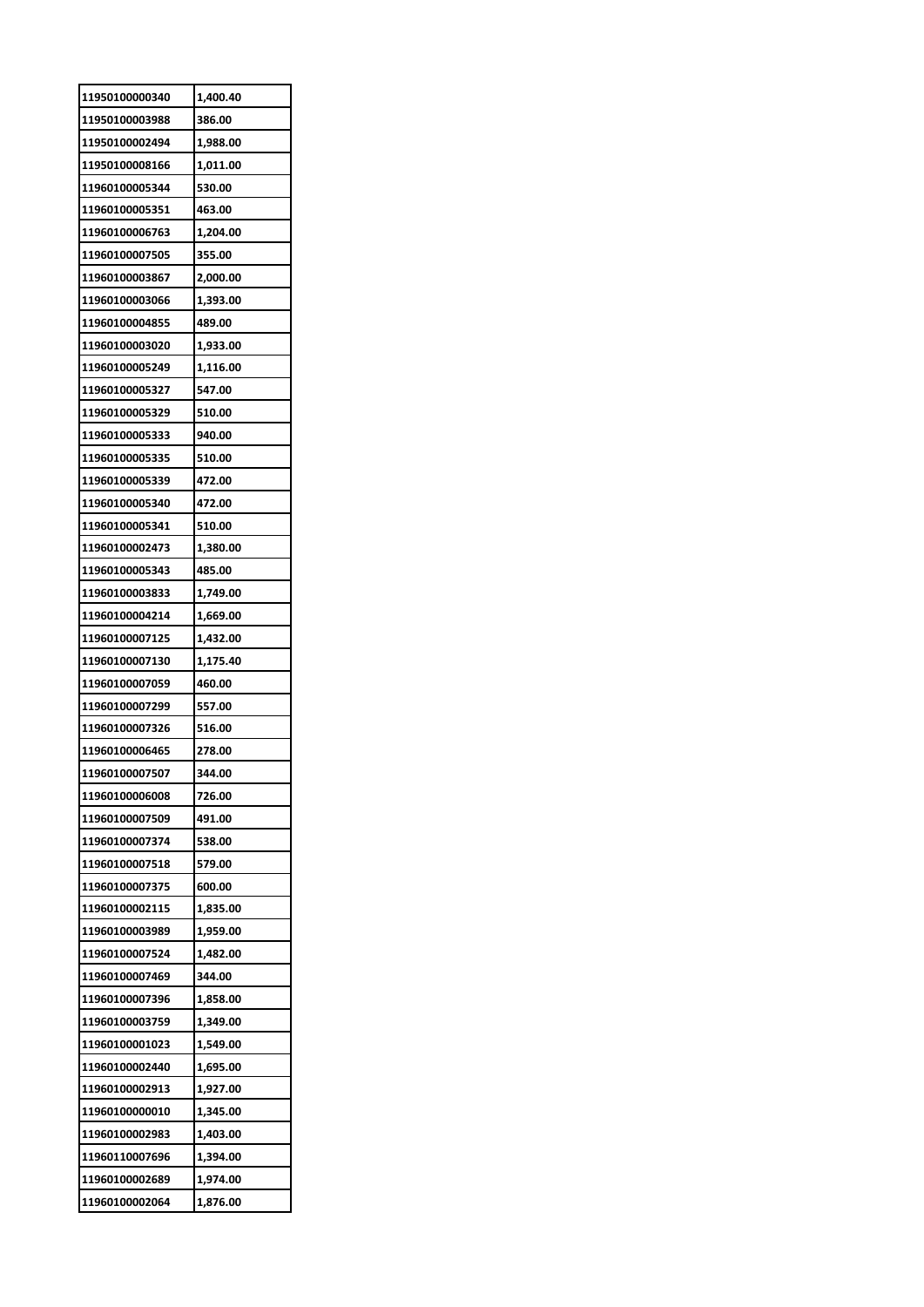| 11950100000340 | 1,400.40 |
|---|---|
| 11950100003988 | 386.00 |
| 11950100002494 | 1,988.00 |
| 11950100008166 | 1,011.00 |
| 11960100005344 | 530.00 |
| 11960100005351 | 463.00 |
| 11960100006763 | 1,204.00 |
| 11960100007505 | 355.00 |
| 11960100003867 | 2,000.00 |
| 11960100003066 | 1,393.00 |
| 11960100004855 | 489.00 |
| 11960100003020 | 1,933.00 |
| 11960100005249 | 1,116.00 |
| 11960100005327 | 547.00 |
| 11960100005329 | 510.00 |
| 11960100005333 | 940.00 |
| 11960100005335 | 510.00 |
| 11960100005339 | 472.00 |
| 11960100005340 | 472.00 |
| 11960100005341 | 510.00 |
| 11960100002473 | 1,380.00 |
| 11960100005343 | 485.00 |
| 11960100003833 | 1,749.00 |
| 11960100004214 | 1,669.00 |
| 11960100007125 | 1,432.00 |
| 11960100007130 | 1,175.40 |
| 11960100007059 | 460.00 |
| 11960100007299 | 557.00 |
| 11960100007326 | 516.00 |
| 11960100006465 | 278.00 |
| 11960100007507 | 344.00 |
| 11960100006008 | 726.00 |
| 11960100007509 | 491.00 |
| 11960100007374 | 538.00 |
| 11960100007518 | 579.00 |
| 11960100007375 | 600.00 |
| 11960100002115 | 1,835.00 |
| 11960100003989 | 1,959.00 |
| 11960100007524 | 1,482.00 |
| 11960100007469 | 344.00 |
| 11960100007396 | 1,858.00 |
| 11960100003759 | 1,349.00 |
| 11960100001023 | 1,549.00 |
| 11960100002440 | 1,695.00 |
| 11960100002913 | 1,927.00 |
| 11960100000010 | 1,345.00 |
| 11960100002983 | 1,403.00 |
| 11960110007696 | 1,394.00 |
| 11960100002689 | 1,974.00 |
| 11960100002064 | 1,876.00 |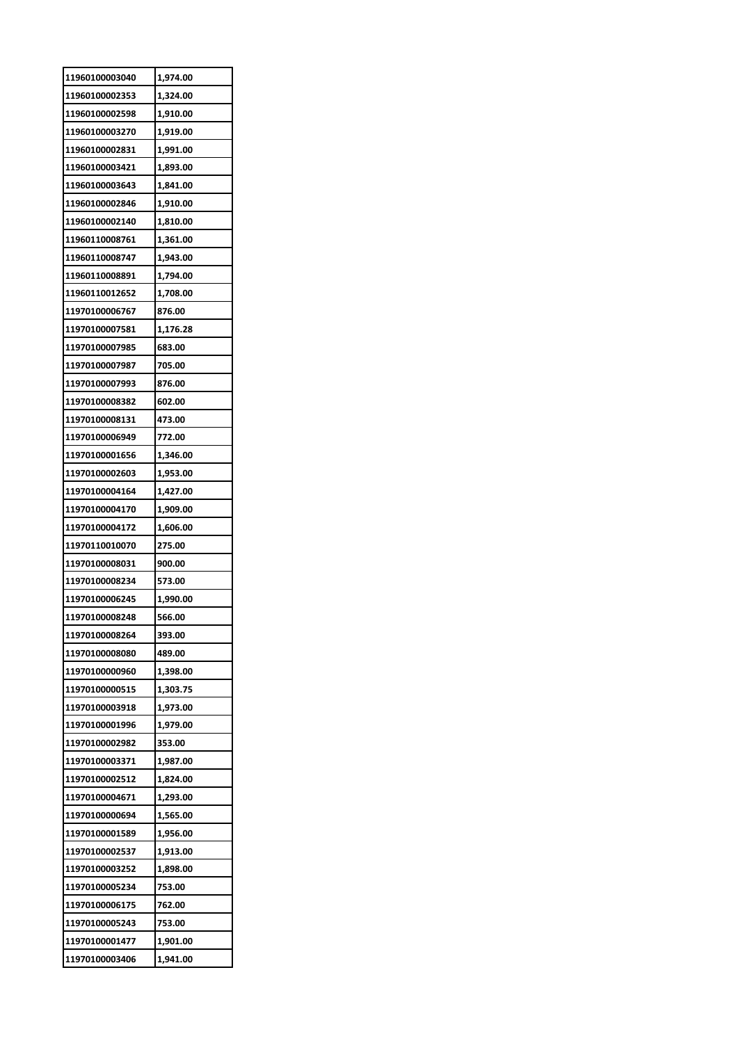| | |
|---|---|
| 11960100003040 | 1,974.00 |
| 11960100002353 | 1,324.00 |
| 11960100002598 | 1,910.00 |
| 11960100003270 | 1,919.00 |
| 11960100002831 | 1,991.00 |
| 11960100003421 | 1,893.00 |
| 11960100003643 | 1,841.00 |
| 11960100002846 | 1,910.00 |
| 11960100002140 | 1,810.00 |
| 11960110008761 | 1,361.00 |
| 11960110008747 | 1,943.00 |
| 11960110008891 | 1,794.00 |
| 11960110012652 | 1,708.00 |
| 11970100006767 | 876.00 |
| 11970100007581 | 1,176.28 |
| 11970100007985 | 683.00 |
| 11970100007987 | 705.00 |
| 11970100007993 | 876.00 |
| 11970100008382 | 602.00 |
| 11970100008131 | 473.00 |
| 11970100006949 | 772.00 |
| 11970100001656 | 1,346.00 |
| 11970100002603 | 1,953.00 |
| 11970100004164 | 1,427.00 |
| 11970100004170 | 1,909.00 |
| 11970100004172 | 1,606.00 |
| 11970110010070 | 275.00 |
| 11970100008031 | 900.00 |
| 11970100008234 | 573.00 |
| 11970100006245 | 1,990.00 |
| 11970100008248 | 566.00 |
| 11970100008264 | 393.00 |
| 11970100008080 | 489.00 |
| 11970100000960 | 1,398.00 |
| 11970100000515 | 1,303.75 |
| 11970100003918 | 1,973.00 |
| 11970100001996 | 1,979.00 |
| 11970100002982 | 353.00 |
| 11970100003371 | 1,987.00 |
| 11970100002512 | 1,824.00 |
| 11970100004671 | 1,293.00 |
| 11970100000694 | 1,565.00 |
| 11970100001589 | 1,956.00 |
| 11970100002537 | 1,913.00 |
| 11970100003252 | 1,898.00 |
| 11970100005234 | 753.00 |
| 11970100006175 | 762.00 |
| 11970100005243 | 753.00 |
| 11970100001477 | 1,901.00 |
| 11970100003406 | 1,941.00 |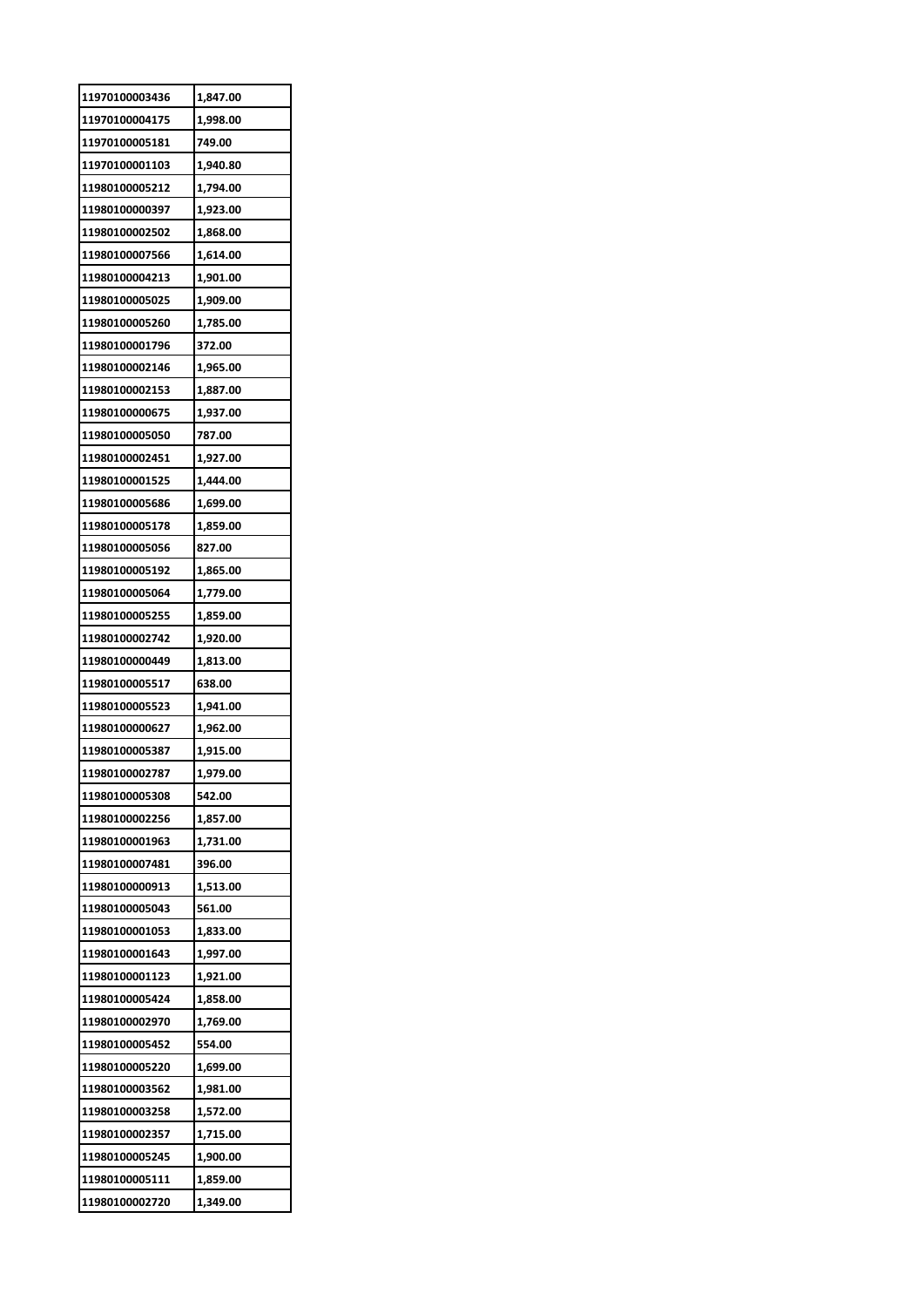| 11970100003436 | 1,847.00 |
|---|---|
| 11970100004175 | 1,998.00 |
| 11970100005181 | 749.00 |
| 11970100001103 | 1,940.80 |
| 11980100005212 | 1,794.00 |
| 11980100000397 | 1,923.00 |
| 11980100002502 | 1,868.00 |
| 11980100007566 | 1,614.00 |
| 11980100004213 | 1,901.00 |
| 11980100005025 | 1,909.00 |
| 11980100005260 | 1,785.00 |
| 11980100001796 | 372.00 |
| 11980100002146 | 1,965.00 |
| 11980100002153 | 1,887.00 |
| 11980100000675 | 1,937.00 |
| 11980100005050 | 787.00 |
| 11980100002451 | 1,927.00 |
| 11980100001525 | 1,444.00 |
| 11980100005686 | 1,699.00 |
| 11980100005178 | 1,859.00 |
| 11980100005056 | 827.00 |
| 11980100005192 | 1,865.00 |
| 11980100005064 | 1,779.00 |
| 11980100005255 | 1,859.00 |
| 11980100002742 | 1,920.00 |
| 11980100000449 | 1,813.00 |
| 11980100005517 | 638.00 |
| 11980100005523 | 1,941.00 |
| 11980100000627 | 1,962.00 |
| 11980100005387 | 1,915.00 |
| 11980100002787 | 1,979.00 |
| 11980100005308 | 542.00 |
| 11980100002256 | 1,857.00 |
| 11980100001963 | 1,731.00 |
| 11980100007481 | 396.00 |
| 11980100000913 | 1,513.00 |
| 11980100005043 | 561.00 |
| 11980100001053 | 1,833.00 |
| 11980100001643 | 1,997.00 |
| 11980100001123 | 1,921.00 |
| 11980100005424 | 1,858.00 |
| 11980100002970 | 1,769.00 |
| 11980100005452 | 554.00 |
| 11980100005220 | 1,699.00 |
| 11980100003562 | 1,981.00 |
| 11980100003258 | 1,572.00 |
| 11980100002357 | 1,715.00 |
| 11980100005245 | 1,900.00 |
| 11980100005111 | 1,859.00 |
| 11980100002720 | 1,349.00 |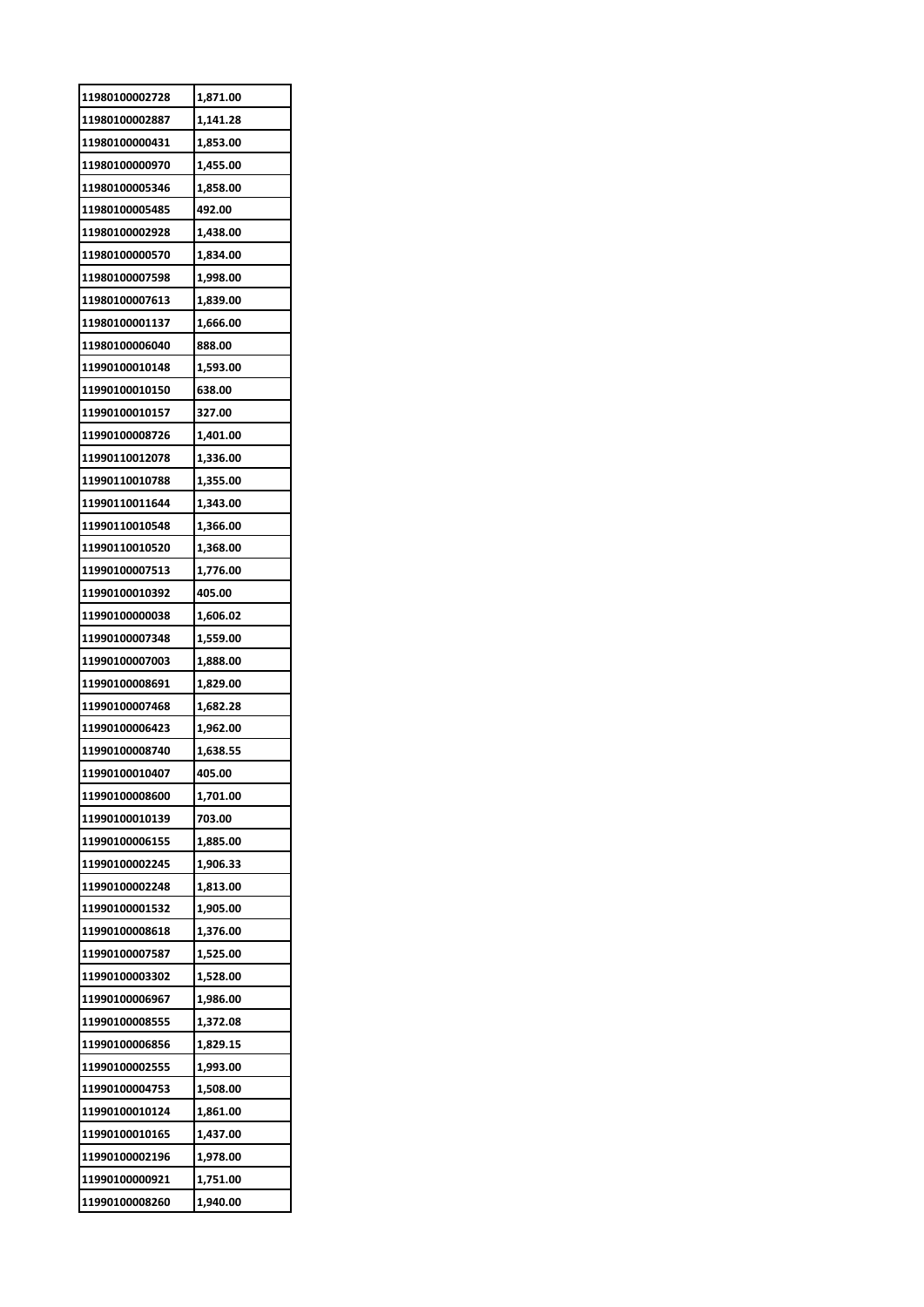| 11980100002728 | 1,871.00 |
|---|---|
| 11980100002887 | 1,141.28 |
| 11980100000431 | 1,853.00 |
| 11980100000970 | 1,455.00 |
| 11980100005346 | 1,858.00 |
| 11980100005485 | 492.00 |
| 11980100002928 | 1,438.00 |
| 11980100000570 | 1,834.00 |
| 11980100007598 | 1,998.00 |
| 11980100007613 | 1,839.00 |
| 11980100001137 | 1,666.00 |
| 11980100006040 | 888.00 |
| 11990100010148 | 1,593.00 |
| 11990100010150 | 638.00 |
| 11990100010157 | 327.00 |
| 11990100008726 | 1,401.00 |
| 11990110012078 | 1,336.00 |
| 11990110010788 | 1,355.00 |
| 11990110011644 | 1,343.00 |
| 11990110010548 | 1,366.00 |
| 11990110010520 | 1,368.00 |
| 11990100007513 | 1,776.00 |
| 11990100010392 | 405.00 |
| 11990100000038 | 1,606.02 |
| 11990100007348 | 1,559.00 |
| 11990100007003 | 1,888.00 |
| 11990100008691 | 1,829.00 |
| 11990100007468 | 1,682.28 |
| 11990100006423 | 1,962.00 |
| 11990100008740 | 1,638.55 |
| 11990100010407 | 405.00 |
| 11990100008600 | 1,701.00 |
| 11990100010139 | 703.00 |
| 11990100006155 | 1,885.00 |
| 11990100002245 | 1,906.33 |
| 11990100002248 | 1,813.00 |
| 11990100001532 | 1,905.00 |
| 11990100008618 | 1,376.00 |
| 11990100007587 | 1,525.00 |
| 11990100003302 | 1,528.00 |
| 11990100006967 | 1,986.00 |
| 11990100008555 | 1,372.08 |
| 11990100006856 | 1,829.15 |
| 11990100002555 | 1,993.00 |
| 11990100004753 | 1,508.00 |
| 11990100010124 | 1,861.00 |
| 11990100010165 | 1,437.00 |
| 11990100002196 | 1,978.00 |
| 11990100000921 | 1,751.00 |
| 11990100008260 | 1,940.00 |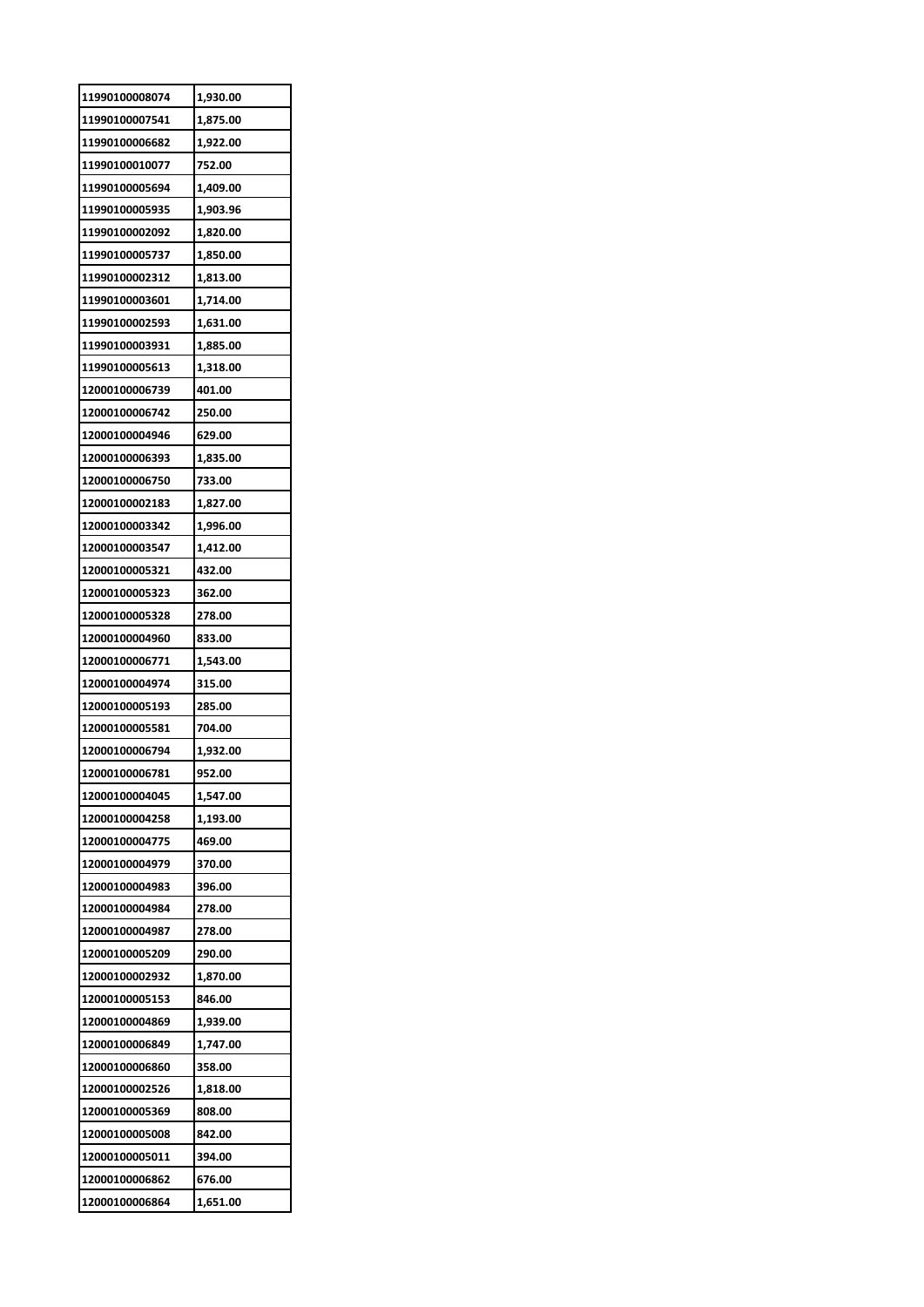| 11990100008074 | 1,930.00 |
|---|---|
| 11990100007541 | 1,875.00 |
| 11990100006682 | 1,922.00 |
| 11990100010077 | 752.00 |
| 11990100005694 | 1,409.00 |
| 11990100005935 | 1,903.96 |
| 11990100002092 | 1,820.00 |
| 11990100005737 | 1,850.00 |
| 11990100002312 | 1,813.00 |
| 11990100003601 | 1,714.00 |
| 11990100002593 | 1,631.00 |
| 11990100003931 | 1,885.00 |
| 11990100005613 | 1,318.00 |
| 12000100006739 | 401.00 |
| 12000100006742 | 250.00 |
| 12000100004946 | 629.00 |
| 12000100006393 | 1,835.00 |
| 12000100006750 | 733.00 |
| 12000100002183 | 1,827.00 |
| 12000100003342 | 1,996.00 |
| 12000100003547 | 1,412.00 |
| 12000100005321 | 432.00 |
| 12000100005323 | 362.00 |
| 12000100005328 | 278.00 |
| 12000100004960 | 833.00 |
| 12000100006771 | 1,543.00 |
| 12000100004974 | 315.00 |
| 12000100005193 | 285.00 |
| 12000100005581 | 704.00 |
| 12000100006794 | 1,932.00 |
| 12000100006781 | 952.00 |
| 12000100004045 | 1,547.00 |
| 12000100004258 | 1,193.00 |
| 12000100004775 | 469.00 |
| 12000100004979 | 370.00 |
| 12000100004983 | 396.00 |
| 12000100004984 | 278.00 |
| 12000100004987 | 278.00 |
| 12000100005209 | 290.00 |
| 12000100002932 | 1,870.00 |
| 12000100005153 | 846.00 |
| 12000100004869 | 1,939.00 |
| 12000100006849 | 1,747.00 |
| 12000100006860 | 358.00 |
| 12000100002526 | 1,818.00 |
| 12000100005369 | 808.00 |
| 12000100005008 | 842.00 |
| 12000100005011 | 394.00 |
| 12000100006862 | 676.00 |
| 12000100006864 | 1,651.00 |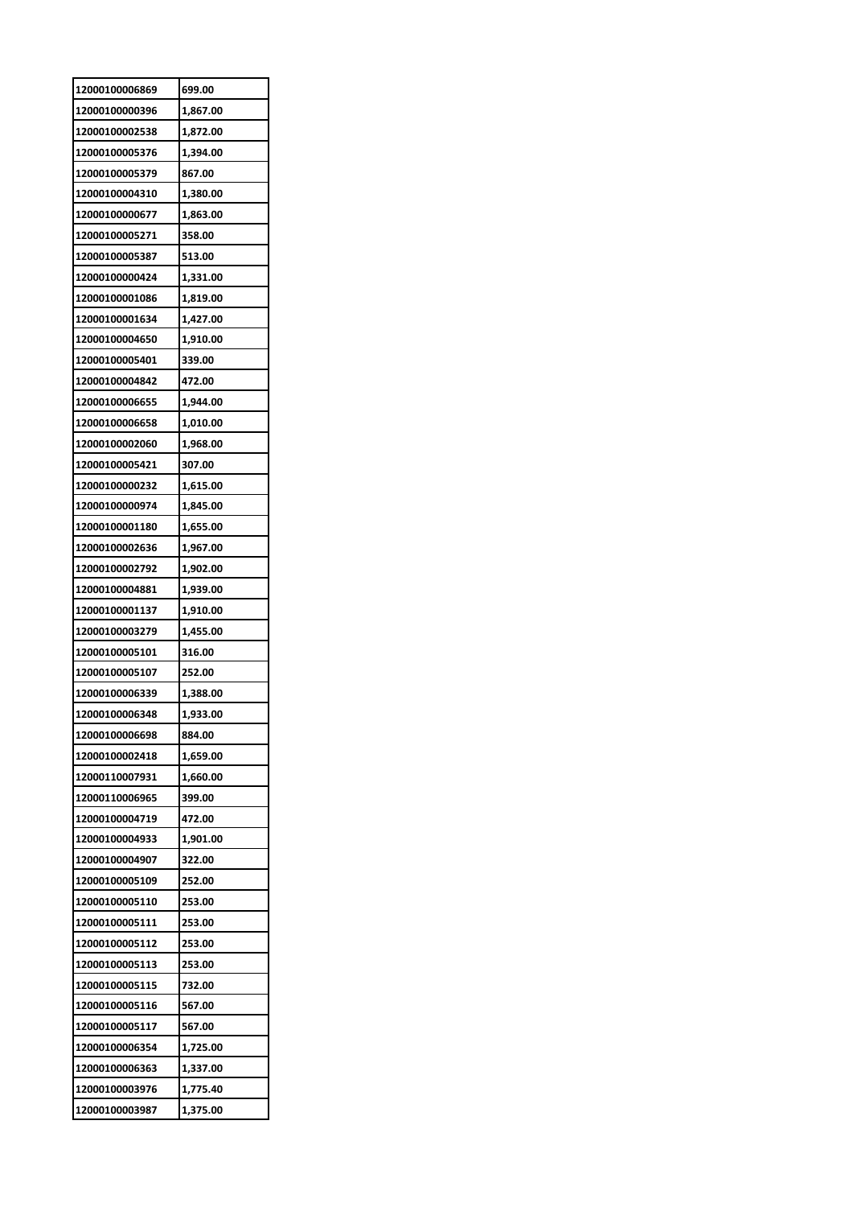| 12000100006869 | 699.00 |
|---|---|
| 12000100000396 | 1,867.00 |
| 12000100002538 | 1,872.00 |
| 12000100005376 | 1,394.00 |
| 12000100005379 | 867.00 |
| 12000100004310 | 1,380.00 |
| 12000100000677 | 1,863.00 |
| 12000100005271 | 358.00 |
| 12000100005387 | 513.00 |
| 12000100000424 | 1,331.00 |
| 12000100001086 | 1,819.00 |
| 12000100001634 | 1,427.00 |
| 12000100004650 | 1,910.00 |
| 12000100005401 | 339.00 |
| 12000100004842 | 472.00 |
| 12000100006655 | 1,944.00 |
| 12000100006658 | 1,010.00 |
| 12000100002060 | 1,968.00 |
| 12000100005421 | 307.00 |
| 12000100000232 | 1,615.00 |
| 12000100000974 | 1,845.00 |
| 12000100001180 | 1,655.00 |
| 12000100002636 | 1,967.00 |
| 12000100002792 | 1,902.00 |
| 12000100004881 | 1,939.00 |
| 12000100001137 | 1,910.00 |
| 12000100003279 | 1,455.00 |
| 12000100005101 | 316.00 |
| 12000100005107 | 252.00 |
| 12000100006339 | 1,388.00 |
| 12000100006348 | 1,933.00 |
| 12000100006698 | 884.00 |
| 12000100002418 | 1,659.00 |
| 12000110007931 | 1,660.00 |
| 12000110006965 | 399.00 |
| 12000100004719 | 472.00 |
| 12000100004933 | 1,901.00 |
| 12000100004907 | 322.00 |
| 12000100005109 | 252.00 |
| 12000100005110 | 253.00 |
| 12000100005111 | 253.00 |
| 12000100005112 | 253.00 |
| 12000100005113 | 253.00 |
| 12000100005115 | 732.00 |
| 12000100005116 | 567.00 |
| 12000100005117 | 567.00 |
| 12000100006354 | 1,725.00 |
| 12000100006363 | 1,337.00 |
| 12000100003976 | 1,775.40 |
| 12000100003987 | 1,375.00 |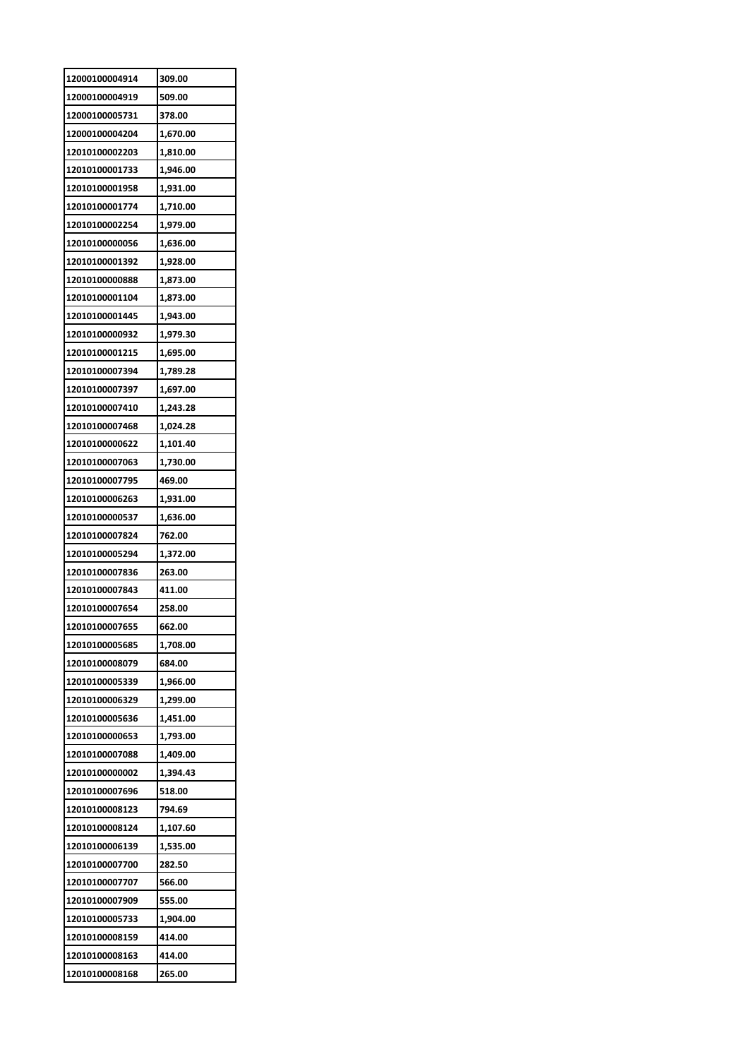| 12000100004914 | 309.00 |
|---|---|
| 12000100004919 | 509.00 |
| 12000100005731 | 378.00 |
| 12000100004204 | 1,670.00 |
| 12010100002203 | 1,810.00 |
| 12010100001733 | 1,946.00 |
| 12010100001958 | 1,931.00 |
| 12010100001774 | 1,710.00 |
| 12010100002254 | 1,979.00 |
| 12010100000056 | 1,636.00 |
| 12010100001392 | 1,928.00 |
| 12010100000888 | 1,873.00 |
| 12010100001104 | 1,873.00 |
| 12010100001445 | 1,943.00 |
| 12010100000932 | 1,979.30 |
| 12010100001215 | 1,695.00 |
| 12010100007394 | 1,789.28 |
| 12010100007397 | 1,697.00 |
| 12010100007410 | 1,243.28 |
| 12010100007468 | 1,024.28 |
| 12010100000622 | 1,101.40 |
| 12010100007063 | 1,730.00 |
| 12010100007795 | 469.00 |
| 12010100006263 | 1,931.00 |
| 12010100000537 | 1,636.00 |
| 12010100007824 | 762.00 |
| 12010100005294 | 1,372.00 |
| 12010100007836 | 263.00 |
| 12010100007843 | 411.00 |
| 12010100007654 | 258.00 |
| 12010100007655 | 662.00 |
| 12010100005685 | 1,708.00 |
| 12010100008079 | 684.00 |
| 12010100005339 | 1,966.00 |
| 12010100006329 | 1,299.00 |
| 12010100005636 | 1,451.00 |
| 12010100000653 | 1,793.00 |
| 12010100007088 | 1,409.00 |
| 12010100000002 | 1,394.43 |
| 12010100007696 | 518.00 |
| 12010100008123 | 794.69 |
| 12010100008124 | 1,107.60 |
| 12010100006139 | 1,535.00 |
| 12010100007700 | 282.50 |
| 12010100007707 | 566.00 |
| 12010100007909 | 555.00 |
| 12010100005733 | 1,904.00 |
| 12010100008159 | 414.00 |
| 12010100008163 | 414.00 |
| 12010100008168 | 265.00 |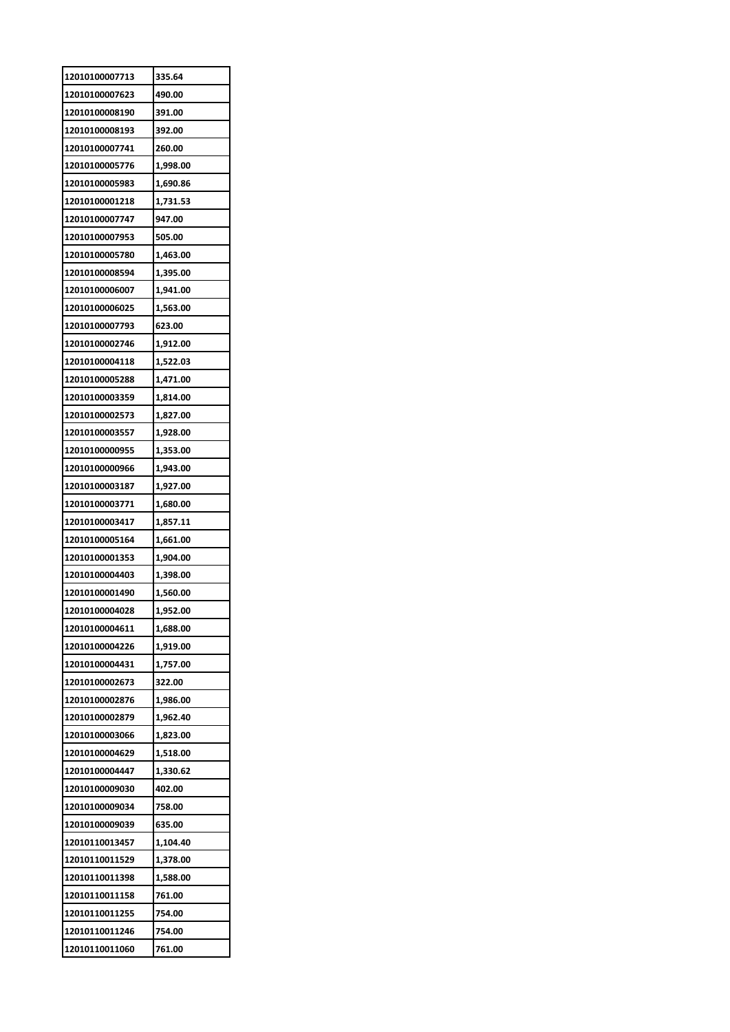| 12010100007713 | 335.64 |
|---|---|
| 12010100007623 | 490.00 |
| 12010100008190 | 391.00 |
| 12010100008193 | 392.00 |
| 12010100007741 | 260.00 |
| 12010100005776 | 1,998.00 |
| 12010100005983 | 1,690.86 |
| 12010100001218 | 1,731.53 |
| 12010100007747 | 947.00 |
| 12010100007953 | 505.00 |
| 12010100005780 | 1,463.00 |
| 12010100008594 | 1,395.00 |
| 12010100006007 | 1,941.00 |
| 12010100006025 | 1,563.00 |
| 12010100007793 | 623.00 |
| 12010100002746 | 1,912.00 |
| 12010100004118 | 1,522.03 |
| 12010100005288 | 1,471.00 |
| 12010100003359 | 1,814.00 |
| 12010100002573 | 1,827.00 |
| 12010100003557 | 1,928.00 |
| 12010100000955 | 1,353.00 |
| 12010100000966 | 1,943.00 |
| 12010100003187 | 1,927.00 |
| 12010100003771 | 1,680.00 |
| 12010100003417 | 1,857.11 |
| 12010100005164 | 1,661.00 |
| 12010100001353 | 1,904.00 |
| 12010100004403 | 1,398.00 |
| 12010100001490 | 1,560.00 |
| 12010100004028 | 1,952.00 |
| 12010100004611 | 1,688.00 |
| 12010100004226 | 1,919.00 |
| 12010100004431 | 1,757.00 |
| 12010100002673 | 322.00 |
| 12010100002876 | 1,986.00 |
| 12010100002879 | 1,962.40 |
| 12010100003066 | 1,823.00 |
| 12010100004629 | 1,518.00 |
| 12010100004447 | 1,330.62 |
| 12010100009030 | 402.00 |
| 12010100009034 | 758.00 |
| 12010100009039 | 635.00 |
| 12010110013457 | 1,104.40 |
| 12010110011529 | 1,378.00 |
| 12010110011398 | 1,588.00 |
| 12010110011158 | 761.00 |
| 12010110011255 | 754.00 |
| 12010110011246 | 754.00 |
| 12010110011060 | 761.00 |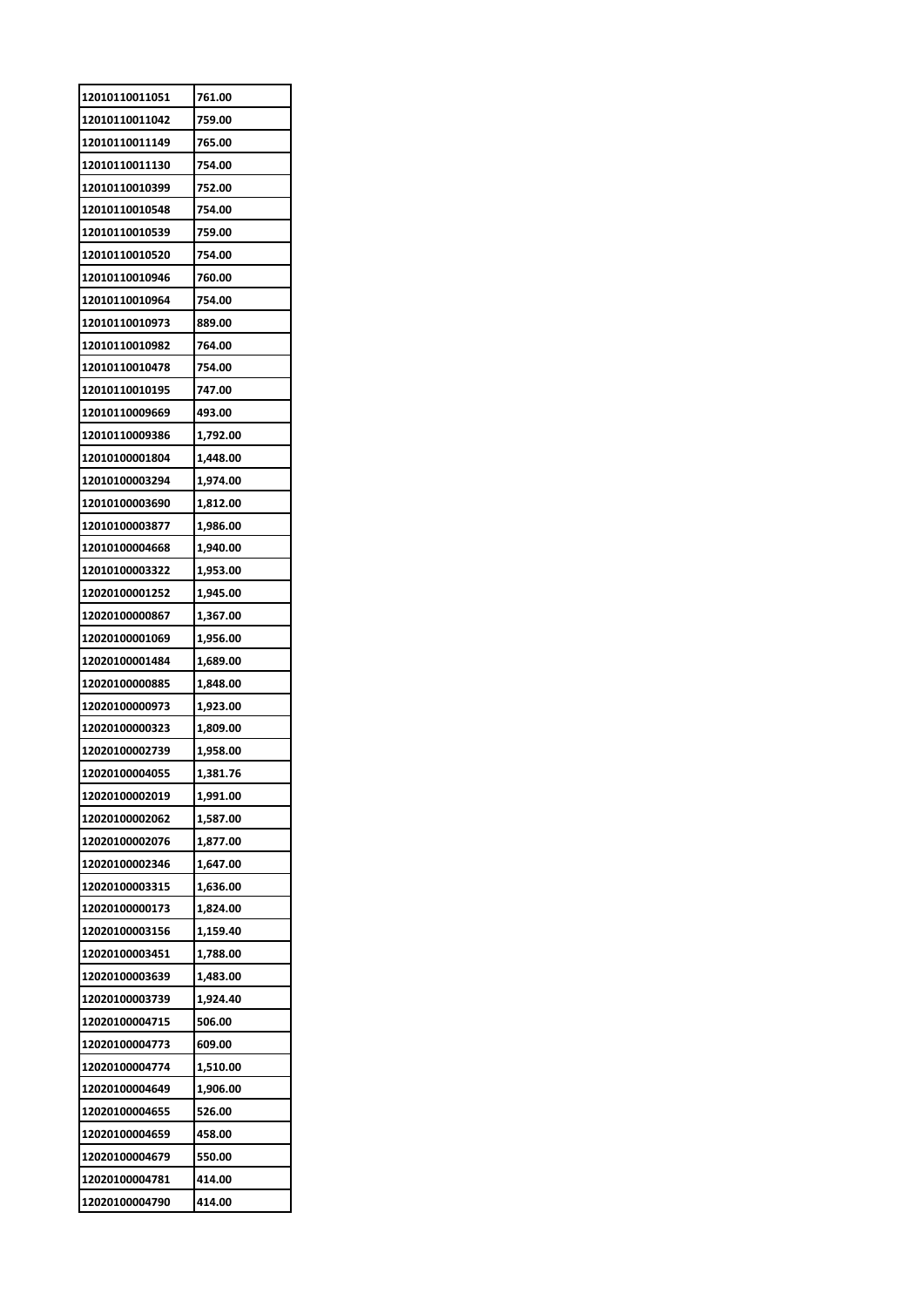| 12010110011051 | 761.00 |
|---|---|
| 12010110011042 | 759.00 |
| 12010110011149 | 765.00 |
| 12010110011130 | 754.00 |
| 12010110010399 | 752.00 |
| 12010110010548 | 754.00 |
| 12010110010539 | 759.00 |
| 12010110010520 | 754.00 |
| 12010110010946 | 760.00 |
| 12010110010964 | 754.00 |
| 12010110010973 | 889.00 |
| 12010110010982 | 764.00 |
| 12010110010478 | 754.00 |
| 12010110010195 | 747.00 |
| 12010110009669 | 493.00 |
| 12010110009386 | 1,792.00 |
| 12010100001804 | 1,448.00 |
| 12010100003294 | 1,974.00 |
| 12010100003690 | 1,812.00 |
| 12010100003877 | 1,986.00 |
| 12010100004668 | 1,940.00 |
| 12010100003322 | 1,953.00 |
| 12020100001252 | 1,945.00 |
| 12020100000867 | 1,367.00 |
| 12020100001069 | 1,956.00 |
| 12020100001484 | 1,689.00 |
| 12020100000885 | 1,848.00 |
| 12020100000973 | 1,923.00 |
| 12020100000323 | 1,809.00 |
| 12020100002739 | 1,958.00 |
| 12020100004055 | 1,381.76 |
| 12020100002019 | 1,991.00 |
| 12020100002062 | 1,587.00 |
| 12020100002076 | 1,877.00 |
| 12020100002346 | 1,647.00 |
| 12020100003315 | 1,636.00 |
| 12020100000173 | 1,824.00 |
| 12020100003156 | 1,159.40 |
| 12020100003451 | 1,788.00 |
| 12020100003639 | 1,483.00 |
| 12020100003739 | 1,924.40 |
| 12020100004715 | 506.00 |
| 12020100004773 | 609.00 |
| 12020100004774 | 1,510.00 |
| 12020100004649 | 1,906.00 |
| 12020100004655 | 526.00 |
| 12020100004659 | 458.00 |
| 12020100004679 | 550.00 |
| 12020100004781 | 414.00 |
| 12020100004790 | 414.00 |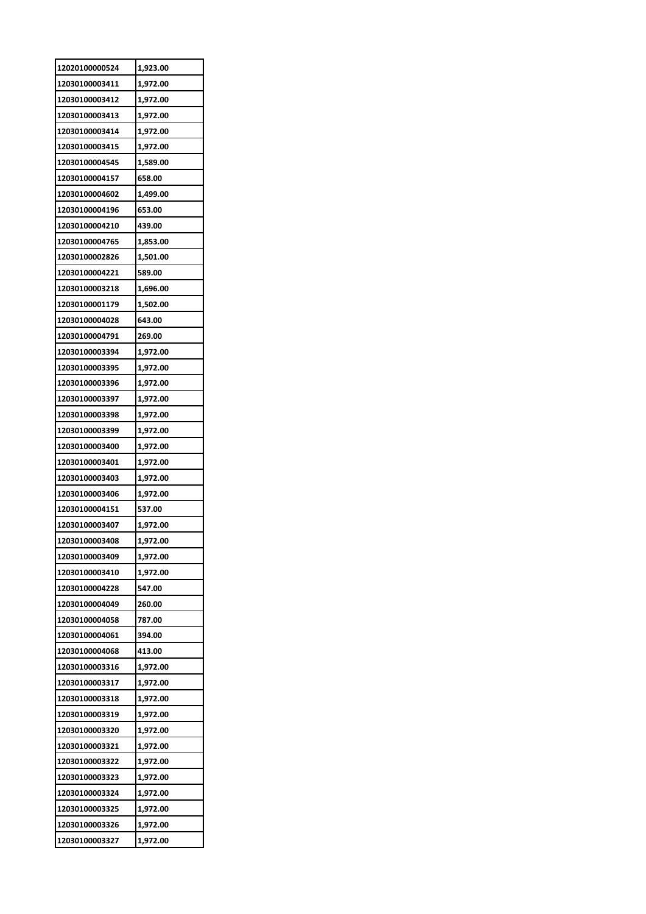| 12020100000524 | 1,923.00 |
|---|---|
| 12030100003411 | 1,972.00 |
| 12030100003412 | 1,972.00 |
| 12030100003413 | 1,972.00 |
| 12030100003414 | 1,972.00 |
| 12030100003415 | 1,972.00 |
| 12030100004545 | 1,589.00 |
| 12030100004157 | 658.00 |
| 12030100004602 | 1,499.00 |
| 12030100004196 | 653.00 |
| 12030100004210 | 439.00 |
| 12030100004765 | 1,853.00 |
| 12030100002826 | 1,501.00 |
| 12030100004221 | 589.00 |
| 12030100003218 | 1,696.00 |
| 12030100001179 | 1,502.00 |
| 12030100004028 | 643.00 |
| 12030100004791 | 269.00 |
| 12030100003394 | 1,972.00 |
| 12030100003395 | 1,972.00 |
| 12030100003396 | 1,972.00 |
| 12030100003397 | 1,972.00 |
| 12030100003398 | 1,972.00 |
| 12030100003399 | 1,972.00 |
| 12030100003400 | 1,972.00 |
| 12030100003401 | 1,972.00 |
| 12030100003403 | 1,972.00 |
| 12030100003406 | 1,972.00 |
| 12030100004151 | 537.00 |
| 12030100003407 | 1,972.00 |
| 12030100003408 | 1,972.00 |
| 12030100003409 | 1,972.00 |
| 12030100003410 | 1,972.00 |
| 12030100004228 | 547.00 |
| 12030100004049 | 260.00 |
| 12030100004058 | 787.00 |
| 12030100004061 | 394.00 |
| 12030100004068 | 413.00 |
| 12030100003316 | 1,972.00 |
| 12030100003317 | 1,972.00 |
| 12030100003318 | 1,972.00 |
| 12030100003319 | 1,972.00 |
| 12030100003320 | 1,972.00 |
| 12030100003321 | 1,972.00 |
| 12030100003322 | 1,972.00 |
| 12030100003323 | 1,972.00 |
| 12030100003324 | 1,972.00 |
| 12030100003325 | 1,972.00 |
| 12030100003326 | 1,972.00 |
| 12030100003327 | 1,972.00 |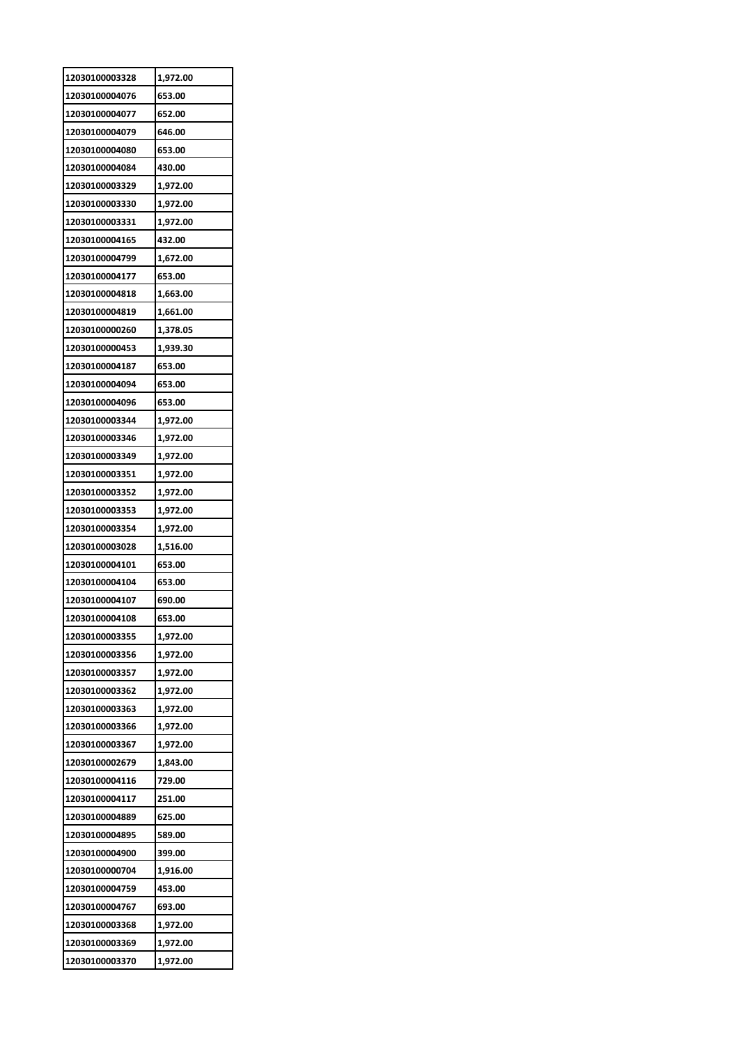| 12030100003328 | 1,972.00 |
|---|---|
| 12030100004076 | 653.00 |
| 12030100004077 | 652.00 |
| 12030100004079 | 646.00 |
| 12030100004080 | 653.00 |
| 12030100004084 | 430.00 |
| 12030100003329 | 1,972.00 |
| 12030100003330 | 1,972.00 |
| 12030100003331 | 1,972.00 |
| 12030100004165 | 432.00 |
| 12030100004799 | 1,672.00 |
| 12030100004177 | 653.00 |
| 12030100004818 | 1,663.00 |
| 12030100004819 | 1,661.00 |
| 12030100000260 | 1,378.05 |
| 12030100000453 | 1,939.30 |
| 12030100004187 | 653.00 |
| 12030100004094 | 653.00 |
| 12030100004096 | 653.00 |
| 12030100003344 | 1,972.00 |
| 12030100003346 | 1,972.00 |
| 12030100003349 | 1,972.00 |
| 12030100003351 | 1,972.00 |
| 12030100003352 | 1,972.00 |
| 12030100003353 | 1,972.00 |
| 12030100003354 | 1,972.00 |
| 12030100003028 | 1,516.00 |
| 12030100004101 | 653.00 |
| 12030100004104 | 653.00 |
| 12030100004107 | 690.00 |
| 12030100004108 | 653.00 |
| 12030100003355 | 1,972.00 |
| 12030100003356 | 1,972.00 |
| 12030100003357 | 1,972.00 |
| 12030100003362 | 1,972.00 |
| 12030100003363 | 1,972.00 |
| 12030100003366 | 1,972.00 |
| 12030100003367 | 1,972.00 |
| 12030100002679 | 1,843.00 |
| 12030100004116 | 729.00 |
| 12030100004117 | 251.00 |
| 12030100004889 | 625.00 |
| 12030100004895 | 589.00 |
| 12030100004900 | 399.00 |
| 12030100000704 | 1,916.00 |
| 12030100004759 | 453.00 |
| 12030100004767 | 693.00 |
| 12030100003368 | 1,972.00 |
| 12030100003369 | 1,972.00 |
| 12030100003370 | 1,972.00 |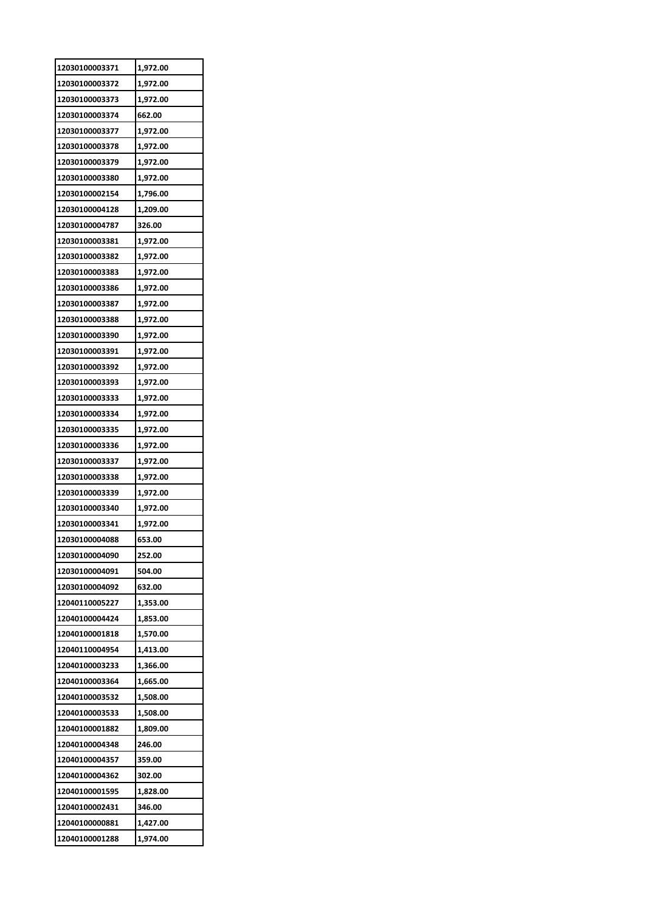| 12030100003371 | 1,972.00 |
|---|---|
| 12030100003372 | 1,972.00 |
| 12030100003373 | 1,972.00 |
| 12030100003374 | 662.00 |
| 12030100003377 | 1,972.00 |
| 12030100003378 | 1,972.00 |
| 12030100003379 | 1,972.00 |
| 12030100003380 | 1,972.00 |
| 12030100002154 | 1,796.00 |
| 12030100004128 | 1,209.00 |
| 12030100004787 | 326.00 |
| 12030100003381 | 1,972.00 |
| 12030100003382 | 1,972.00 |
| 12030100003383 | 1,972.00 |
| 12030100003386 | 1,972.00 |
| 12030100003387 | 1,972.00 |
| 12030100003388 | 1,972.00 |
| 12030100003390 | 1,972.00 |
| 12030100003391 | 1,972.00 |
| 12030100003392 | 1,972.00 |
| 12030100003393 | 1,972.00 |
| 12030100003333 | 1,972.00 |
| 12030100003334 | 1,972.00 |
| 12030100003335 | 1,972.00 |
| 12030100003336 | 1,972.00 |
| 12030100003337 | 1,972.00 |
| 12030100003338 | 1,972.00 |
| 12030100003339 | 1,972.00 |
| 12030100003340 | 1,972.00 |
| 12030100003341 | 1,972.00 |
| 12030100004088 | 653.00 |
| 12030100004090 | 252.00 |
| 12030100004091 | 504.00 |
| 12030100004092 | 632.00 |
| 12040110005227 | 1,353.00 |
| 12040100004424 | 1,853.00 |
| 12040100001818 | 1,570.00 |
| 12040110004954 | 1,413.00 |
| 12040100003233 | 1,366.00 |
| 12040100003364 | 1,665.00 |
| 12040100003532 | 1,508.00 |
| 12040100003533 | 1,508.00 |
| 12040100001882 | 1,809.00 |
| 12040100004348 | 246.00 |
| 12040100004357 | 359.00 |
| 12040100004362 | 302.00 |
| 12040100001595 | 1,828.00 |
| 12040100002431 | 346.00 |
| 12040100000881 | 1,427.00 |
| 12040100001288 | 1,974.00 |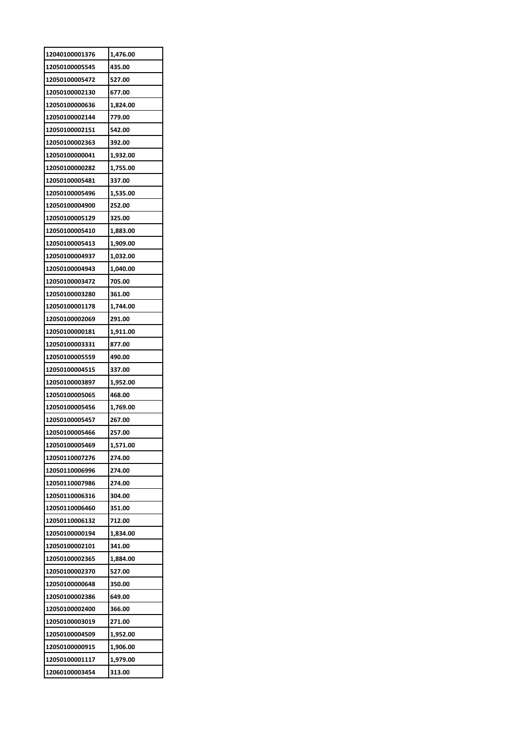| 12040100001376 | 1,476.00 |
|---|---|
| 12050100005545 | 435.00 |
| 12050100005472 | 527.00 |
| 12050100002130 | 677.00 |
| 12050100000636 | 1,824.00 |
| 12050100002144 | 779.00 |
| 12050100002151 | 542.00 |
| 12050100002363 | 392.00 |
| 12050100000041 | 1,932.00 |
| 12050100000282 | 1,755.00 |
| 12050100005481 | 337.00 |
| 12050100005496 | 1,535.00 |
| 12050100004900 | 252.00 |
| 12050100005129 | 325.00 |
| 12050100005410 | 1,883.00 |
| 12050100005413 | 1,909.00 |
| 12050100004937 | 1,032.00 |
| 12050100004943 | 1,040.00 |
| 12050100003472 | 705.00 |
| 12050100003280 | 361.00 |
| 12050100001178 | 1,744.00 |
| 12050100002069 | 291.00 |
| 12050100000181 | 1,911.00 |
| 12050100003331 | 877.00 |
| 12050100005559 | 490.00 |
| 12050100004515 | 337.00 |
| 12050100003897 | 1,952.00 |
| 12050100005065 | 468.00 |
| 12050100005456 | 1,769.00 |
| 12050100005457 | 267.00 |
| 12050100005466 | 257.00 |
| 12050100005469 | 1,571.00 |
| 12050110007276 | 274.00 |
| 12050110006996 | 274.00 |
| 12050110007986 | 274.00 |
| 12050110006316 | 304.00 |
| 12050110006460 | 351.00 |
| 12050110006132 | 712.00 |
| 12050100000194 | 1,834.00 |
| 12050100002101 | 341.00 |
| 12050100002365 | 1,884.00 |
| 12050100002370 | 527.00 |
| 12050100000648 | 350.00 |
| 12050100002386 | 649.00 |
| 12050100002400 | 366.00 |
| 12050100003019 | 271.00 |
| 12050100004509 | 1,952.00 |
| 12050100000915 | 1,906.00 |
| 12050100001117 | 1,979.00 |
| 12060100003454 | 313.00 |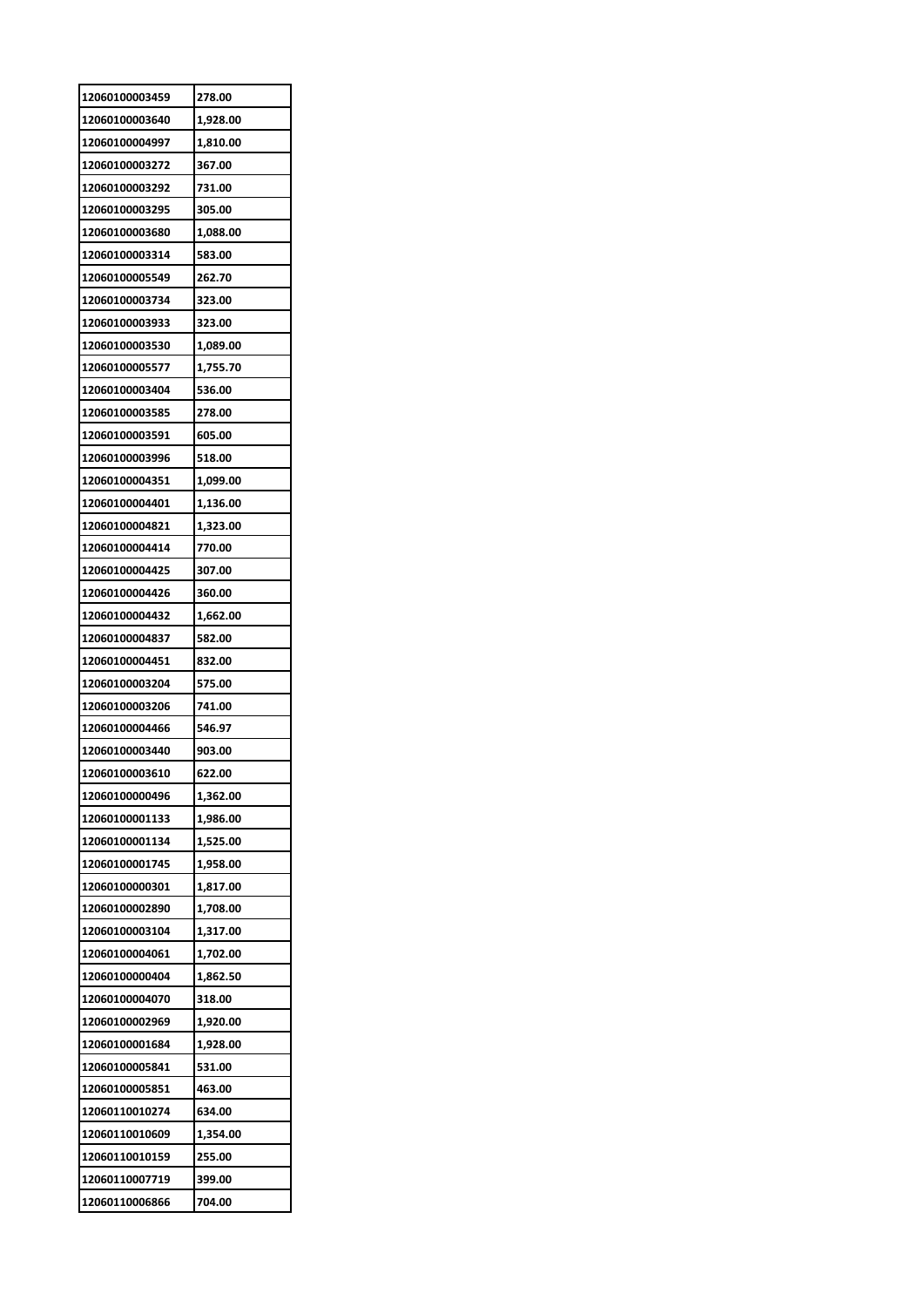| 12060100003459 | 278.00 |
|---|---|
| 12060100003640 | 1,928.00 |
| 12060100004997 | 1,810.00 |
| 12060100003272 | 367.00 |
| 12060100003292 | 731.00 |
| 12060100003295 | 305.00 |
| 12060100003680 | 1,088.00 |
| 12060100003314 | 583.00 |
| 12060100005549 | 262.70 |
| 12060100003734 | 323.00 |
| 12060100003933 | 323.00 |
| 12060100003530 | 1,089.00 |
| 12060100005577 | 1,755.70 |
| 12060100003404 | 536.00 |
| 12060100003585 | 278.00 |
| 12060100003591 | 605.00 |
| 12060100003996 | 518.00 |
| 12060100004351 | 1,099.00 |
| 12060100004401 | 1,136.00 |
| 12060100004821 | 1,323.00 |
| 12060100004414 | 770.00 |
| 12060100004425 | 307.00 |
| 12060100004426 | 360.00 |
| 12060100004432 | 1,662.00 |
| 12060100004837 | 582.00 |
| 12060100004451 | 832.00 |
| 12060100003204 | 575.00 |
| 12060100003206 | 741.00 |
| 12060100004466 | 546.97 |
| 12060100003440 | 903.00 |
| 12060100003610 | 622.00 |
| 12060100000496 | 1,362.00 |
| 12060100001133 | 1,986.00 |
| 12060100001134 | 1,525.00 |
| 12060100001745 | 1,958.00 |
| 12060100000301 | 1,817.00 |
| 12060100002890 | 1,708.00 |
| 12060100003104 | 1,317.00 |
| 12060100004061 | 1,702.00 |
| 12060100000404 | 1,862.50 |
| 12060100004070 | 318.00 |
| 12060100002969 | 1,920.00 |
| 12060100001684 | 1,928.00 |
| 12060100005841 | 531.00 |
| 12060100005851 | 463.00 |
| 12060110010274 | 634.00 |
| 12060110010609 | 1,354.00 |
| 12060110010159 | 255.00 |
| 12060110007719 | 399.00 |
| 12060110006866 | 704.00 |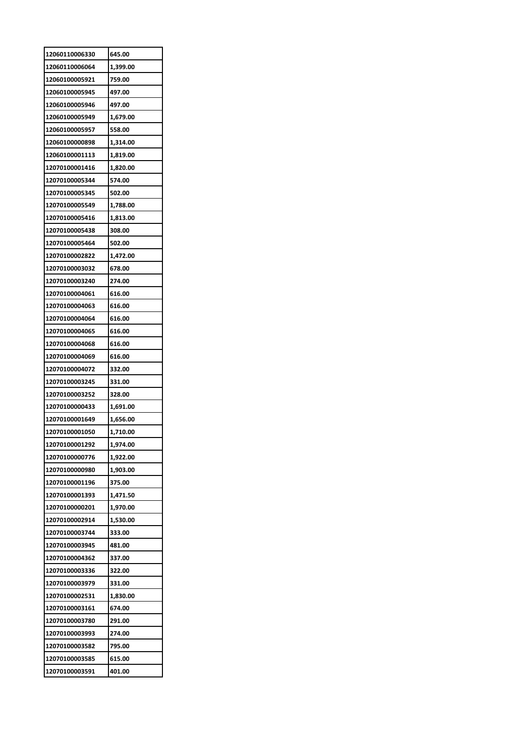| 12060110006330 | 645.00 |
|---|---|
| 12060110006064 | 1,399.00 |
| 12060100005921 | 759.00 |
| 12060100005945 | 497.00 |
| 12060100005946 | 497.00 |
| 12060100005949 | 1,679.00 |
| 12060100005957 | 558.00 |
| 12060100000898 | 1,314.00 |
| 12060100001113 | 1,819.00 |
| 12070100001416 | 1,820.00 |
| 12070100005344 | 574.00 |
| 12070100005345 | 502.00 |
| 12070100005549 | 1,788.00 |
| 12070100005416 | 1,813.00 |
| 12070100005438 | 308.00 |
| 12070100005464 | 502.00 |
| 12070100002822 | 1,472.00 |
| 12070100003032 | 678.00 |
| 12070100003240 | 274.00 |
| 12070100004061 | 616.00 |
| 12070100004063 | 616.00 |
| 12070100004064 | 616.00 |
| 12070100004065 | 616.00 |
| 12070100004068 | 616.00 |
| 12070100004069 | 616.00 |
| 12070100004072 | 332.00 |
| 12070100003245 | 331.00 |
| 12070100003252 | 328.00 |
| 12070100000433 | 1,691.00 |
| 12070100001649 | 1,656.00 |
| 12070100001050 | 1,710.00 |
| 12070100001292 | 1,974.00 |
| 12070100000776 | 1,922.00 |
| 12070100000980 | 1,903.00 |
| 12070100001196 | 375.00 |
| 12070100001393 | 1,471.50 |
| 12070100000201 | 1,970.00 |
| 12070100002914 | 1,530.00 |
| 12070100003744 | 333.00 |
| 12070100003945 | 481.00 |
| 12070100004362 | 337.00 |
| 12070100003336 | 322.00 |
| 12070100003979 | 331.00 |
| 12070100002531 | 1,830.00 |
| 12070100003161 | 674.00 |
| 12070100003780 | 291.00 |
| 12070100003993 | 274.00 |
| 12070100003582 | 795.00 |
| 12070100003585 | 615.00 |
| 12070100003591 | 401.00 |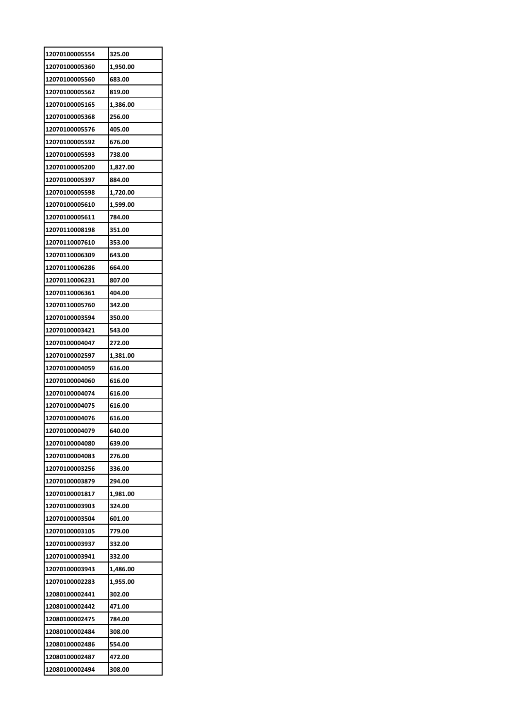| 12070100005554 | 325.00 |
|---|---|
| 12070100005360 | 1,950.00 |
| 12070100005560 | 683.00 |
| 12070100005562 | 819.00 |
| 12070100005165 | 1,386.00 |
| 12070100005368 | 256.00 |
| 12070100005576 | 405.00 |
| 12070100005592 | 676.00 |
| 12070100005593 | 738.00 |
| 12070100005200 | 1,827.00 |
| 12070100005397 | 884.00 |
| 12070100005598 | 1,720.00 |
| 12070100005610 | 1,599.00 |
| 12070100005611 | 784.00 |
| 12070110008198 | 351.00 |
| 12070110007610 | 353.00 |
| 12070110006309 | 643.00 |
| 12070110006286 | 664.00 |
| 12070110006231 | 807.00 |
| 12070110006361 | 404.00 |
| 12070110005760 | 342.00 |
| 12070100003594 | 350.00 |
| 12070100003421 | 543.00 |
| 12070100004047 | 272.00 |
| 12070100002597 | 1,381.00 |
| 12070100004059 | 616.00 |
| 12070100004060 | 616.00 |
| 12070100004074 | 616.00 |
| 12070100004075 | 616.00 |
| 12070100004076 | 616.00 |
| 12070100004079 | 640.00 |
| 12070100004080 | 639.00 |
| 12070100004083 | 276.00 |
| 12070100003256 | 336.00 |
| 12070100003879 | 294.00 |
| 12070100001817 | 1,981.00 |
| 12070100003903 | 324.00 |
| 12070100003504 | 601.00 |
| 12070100003105 | 779.00 |
| 12070100003937 | 332.00 |
| 12070100003941 | 332.00 |
| 12070100003943 | 1,486.00 |
| 12070100002283 | 1,955.00 |
| 12080100002441 | 302.00 |
| 12080100002442 | 471.00 |
| 12080100002475 | 784.00 |
| 12080100002484 | 308.00 |
| 12080100002486 | 554.00 |
| 12080100002487 | 472.00 |
| 12080100002494 | 308.00 |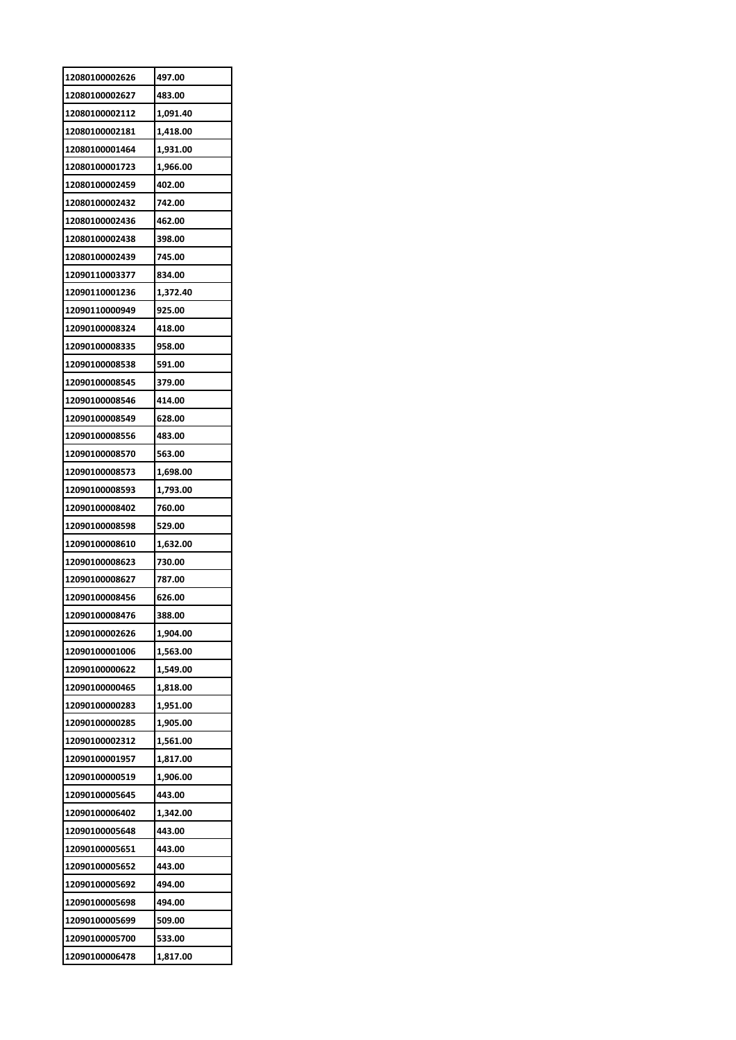| 12080100002626 | 497.00 |
|---|---|
| 12080100002627 | 483.00 |
| 12080100002112 | 1,091.40 |
| 12080100002181 | 1,418.00 |
| 12080100001464 | 1,931.00 |
| 12080100001723 | 1,966.00 |
| 12080100002459 | 402.00 |
| 12080100002432 | 742.00 |
| 12080100002436 | 462.00 |
| 12080100002438 | 398.00 |
| 12080100002439 | 745.00 |
| 12090110003377 | 834.00 |
| 12090110001236 | 1,372.40 |
| 12090110000949 | 925.00 |
| 12090100008324 | 418.00 |
| 12090100008335 | 958.00 |
| 12090100008538 | 591.00 |
| 12090100008545 | 379.00 |
| 12090100008546 | 414.00 |
| 12090100008549 | 628.00 |
| 12090100008556 | 483.00 |
| 12090100008570 | 563.00 |
| 12090100008573 | 1,698.00 |
| 12090100008593 | 1,793.00 |
| 12090100008402 | 760.00 |
| 12090100008598 | 529.00 |
| 12090100008610 | 1,632.00 |
| 12090100008623 | 730.00 |
| 12090100008627 | 787.00 |
| 12090100008456 | 626.00 |
| 12090100008476 | 388.00 |
| 12090100002626 | 1,904.00 |
| 12090100001006 | 1,563.00 |
| 12090100000622 | 1,549.00 |
| 12090100000465 | 1,818.00 |
| 12090100000283 | 1,951.00 |
| 12090100000285 | 1,905.00 |
| 12090100002312 | 1,561.00 |
| 12090100001957 | 1,817.00 |
| 12090100000519 | 1,906.00 |
| 12090100005645 | 443.00 |
| 12090100006402 | 1,342.00 |
| 12090100005648 | 443.00 |
| 12090100005651 | 443.00 |
| 12090100005652 | 443.00 |
| 12090100005692 | 494.00 |
| 12090100005698 | 494.00 |
| 12090100005699 | 509.00 |
| 12090100005700 | 533.00 |
| 12090100006478 | 1,817.00 |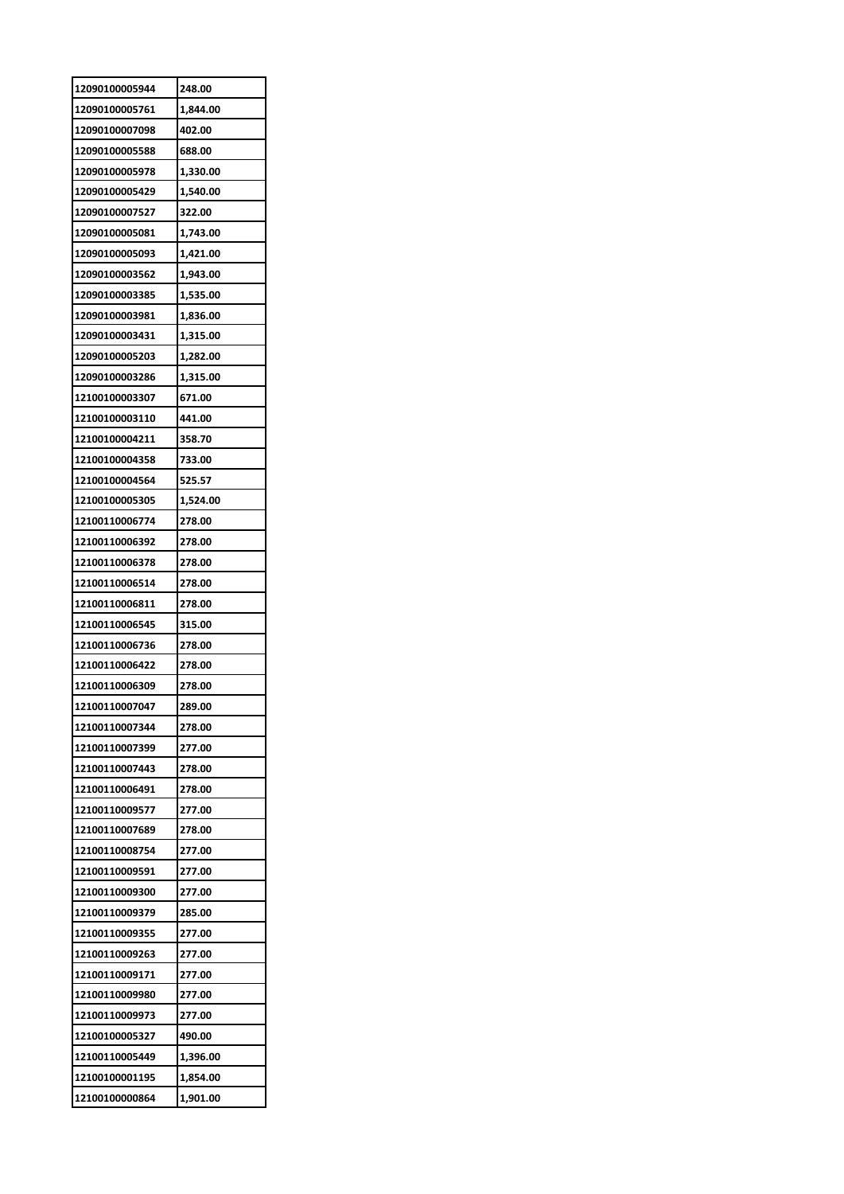| | |
|---|---|
| 12090100005944 | 248.00 |
| 12090100005761 | 1,844.00 |
| 12090100007098 | 402.00 |
| 12090100005588 | 688.00 |
| 12090100005978 | 1,330.00 |
| 12090100005429 | 1,540.00 |
| 12090100007527 | 322.00 |
| 12090100005081 | 1,743.00 |
| 12090100005093 | 1,421.00 |
| 12090100003562 | 1,943.00 |
| 12090100003385 | 1,535.00 |
| 12090100003981 | 1,836.00 |
| 12090100003431 | 1,315.00 |
| 12090100005203 | 1,282.00 |
| 12090100003286 | 1,315.00 |
| 12100100003307 | 671.00 |
| 12100100003110 | 441.00 |
| 12100100004211 | 358.70 |
| 12100100004358 | 733.00 |
| 12100100004564 | 525.57 |
| 12100100005305 | 1,524.00 |
| 12100110006774 | 278.00 |
| 12100110006392 | 278.00 |
| 12100110006378 | 278.00 |
| 12100110006514 | 278.00 |
| 12100110006811 | 278.00 |
| 12100110006545 | 315.00 |
| 12100110006736 | 278.00 |
| 12100110006422 | 278.00 |
| 12100110006309 | 278.00 |
| 12100110007047 | 289.00 |
| 12100110007344 | 278.00 |
| 12100110007399 | 277.00 |
| 12100110007443 | 278.00 |
| 12100110006491 | 278.00 |
| 12100110009577 | 277.00 |
| 12100110007689 | 278.00 |
| 12100110008754 | 277.00 |
| 12100110009591 | 277.00 |
| 12100110009300 | 277.00 |
| 12100110009379 | 285.00 |
| 12100110009355 | 277.00 |
| 12100110009263 | 277.00 |
| 12100110009171 | 277.00 |
| 12100110009980 | 277.00 |
| 12100110009973 | 277.00 |
| 12100100005327 | 490.00 |
| 12100110005449 | 1,396.00 |
| 12100100001195 | 1,854.00 |
| 12100100000864 | 1,901.00 |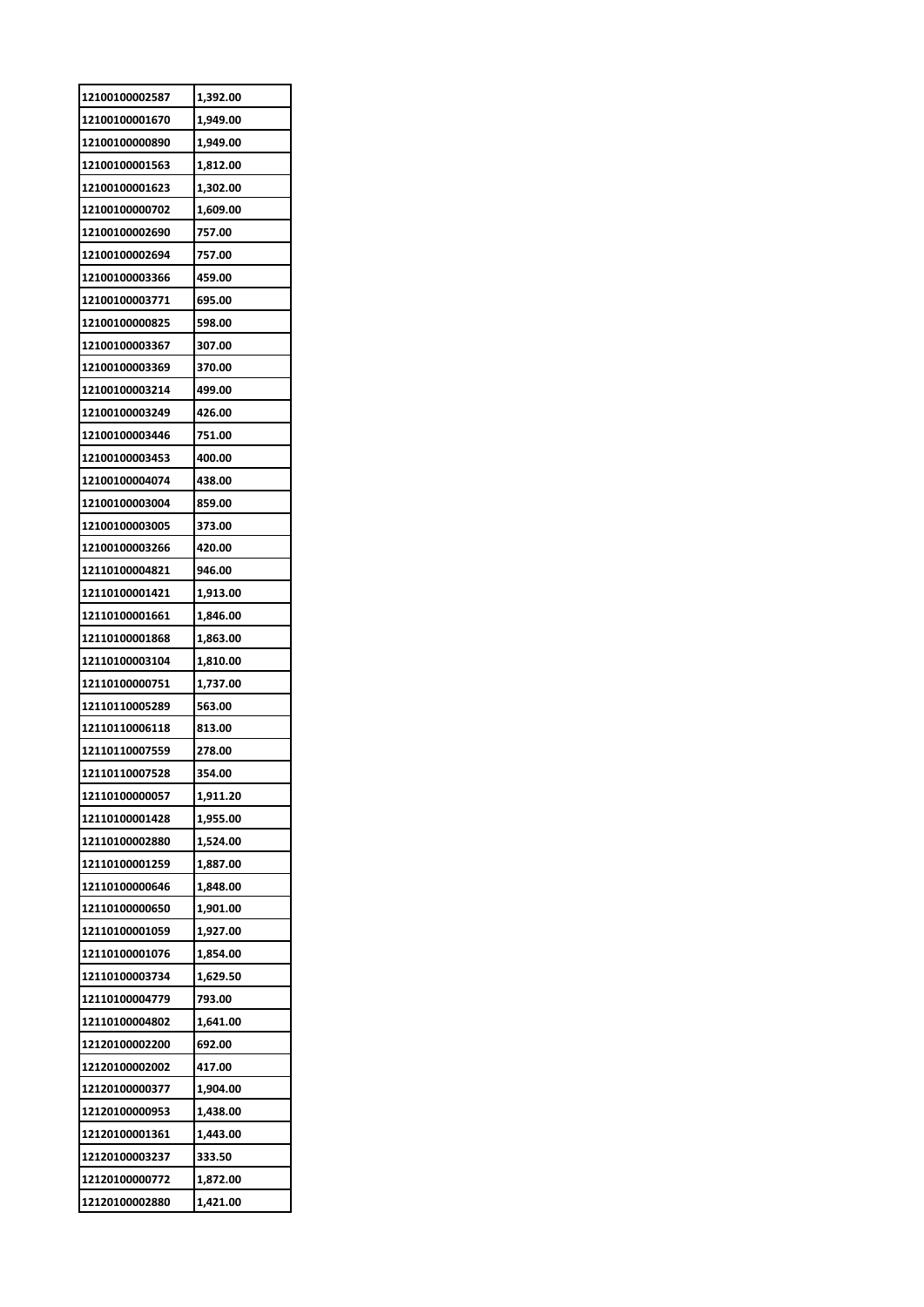| 12100100002587 | 1,392.00 |
|---|---|
| 12100100001670 | 1,949.00 |
| 12100100000890 | 1,949.00 |
| 12100100001563 | 1,812.00 |
| 12100100001623 | 1,302.00 |
| 12100100000702 | 1,609.00 |
| 12100100002690 | 757.00 |
| 12100100002694 | 757.00 |
| 12100100003366 | 459.00 |
| 12100100003771 | 695.00 |
| 12100100000825 | 598.00 |
| 12100100003367 | 307.00 |
| 12100100003369 | 370.00 |
| 12100100003214 | 499.00 |
| 12100100003249 | 426.00 |
| 12100100003446 | 751.00 |
| 12100100003453 | 400.00 |
| 12100100004074 | 438.00 |
| 12100100003004 | 859.00 |
| 12100100003005 | 373.00 |
| 12100100003266 | 420.00 |
| 12110100004821 | 946.00 |
| 12110100001421 | 1,913.00 |
| 12110100001661 | 1,846.00 |
| 12110100001868 | 1,863.00 |
| 12110100003104 | 1,810.00 |
| 12110100000751 | 1,737.00 |
| 12110110005289 | 563.00 |
| 12110110006118 | 813.00 |
| 12110110007559 | 278.00 |
| 12110110007528 | 354.00 |
| 12110100000057 | 1,911.20 |
| 12110100001428 | 1,955.00 |
| 12110100002880 | 1,524.00 |
| 12110100001259 | 1,887.00 |
| 12110100000646 | 1,848.00 |
| 12110100000650 | 1,901.00 |
| 12110100001059 | 1,927.00 |
| 12110100001076 | 1,854.00 |
| 12110100003734 | 1,629.50 |
| 12110100004779 | 793.00 |
| 12110100004802 | 1,641.00 |
| 12120100002200 | 692.00 |
| 12120100002002 | 417.00 |
| 12120100000377 | 1,904.00 |
| 12120100000953 | 1,438.00 |
| 12120100001361 | 1,443.00 |
| 12120100003237 | 333.50 |
| 12120100000772 | 1,872.00 |
| 12120100002880 | 1,421.00 |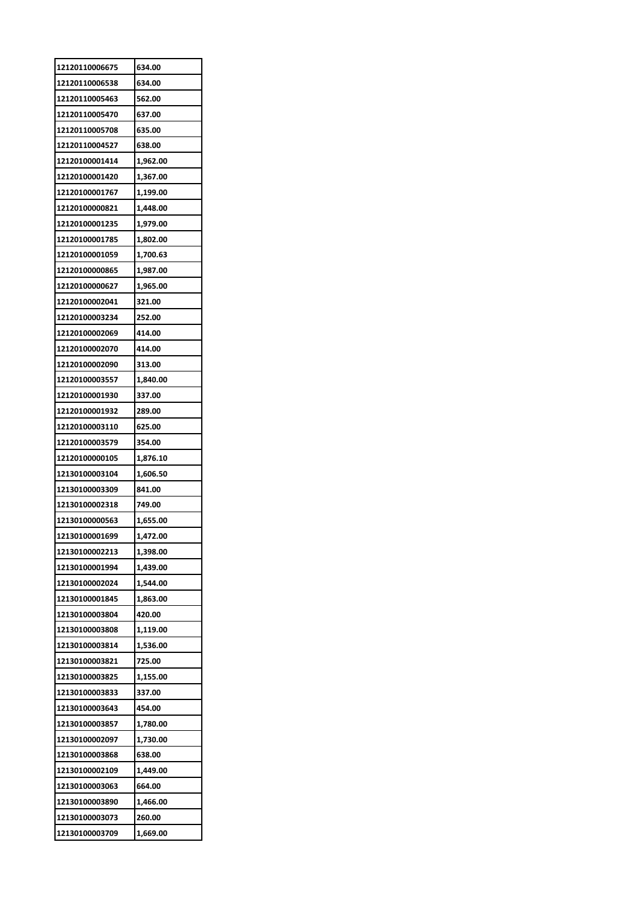| 12120110006675 | 634.00 |
|---|---|
| 12120110006538 | 634.00 |
| 12120110005463 | 562.00 |
| 12120110005470 | 637.00 |
| 12120110005708 | 635.00 |
| 12120110004527 | 638.00 |
| 12120100001414 | 1,962.00 |
| 12120100001420 | 1,367.00 |
| 12120100001767 | 1,199.00 |
| 12120100000821 | 1,448.00 |
| 12120100001235 | 1,979.00 |
| 12120100001785 | 1,802.00 |
| 12120100001059 | 1,700.63 |
| 12120100000865 | 1,987.00 |
| 12120100000627 | 1,965.00 |
| 12120100002041 | 321.00 |
| 12120100003234 | 252.00 |
| 12120100002069 | 414.00 |
| 12120100002070 | 414.00 |
| 12120100002090 | 313.00 |
| 12120100003557 | 1,840.00 |
| 12120100001930 | 337.00 |
| 12120100001932 | 289.00 |
| 12120100003110 | 625.00 |
| 12120100003579 | 354.00 |
| 12120100000105 | 1,876.10 |
| 12130100003104 | 1,606.50 |
| 12130100003309 | 841.00 |
| 12130100002318 | 749.00 |
| 12130100000563 | 1,655.00 |
| 12130100001699 | 1,472.00 |
| 12130100002213 | 1,398.00 |
| 12130100001994 | 1,439.00 |
| 12130100002024 | 1,544.00 |
| 12130100001845 | 1,863.00 |
| 12130100003804 | 420.00 |
| 12130100003808 | 1,119.00 |
| 12130100003814 | 1,536.00 |
| 12130100003821 | 725.00 |
| 12130100003825 | 1,155.00 |
| 12130100003833 | 337.00 |
| 12130100003643 | 454.00 |
| 12130100003857 | 1,780.00 |
| 12130100002097 | 1,730.00 |
| 12130100003868 | 638.00 |
| 12130100002109 | 1,449.00 |
| 12130100003063 | 664.00 |
| 12130100003890 | 1,466.00 |
| 12130100003073 | 260.00 |
| 12130100003709 | 1,669.00 |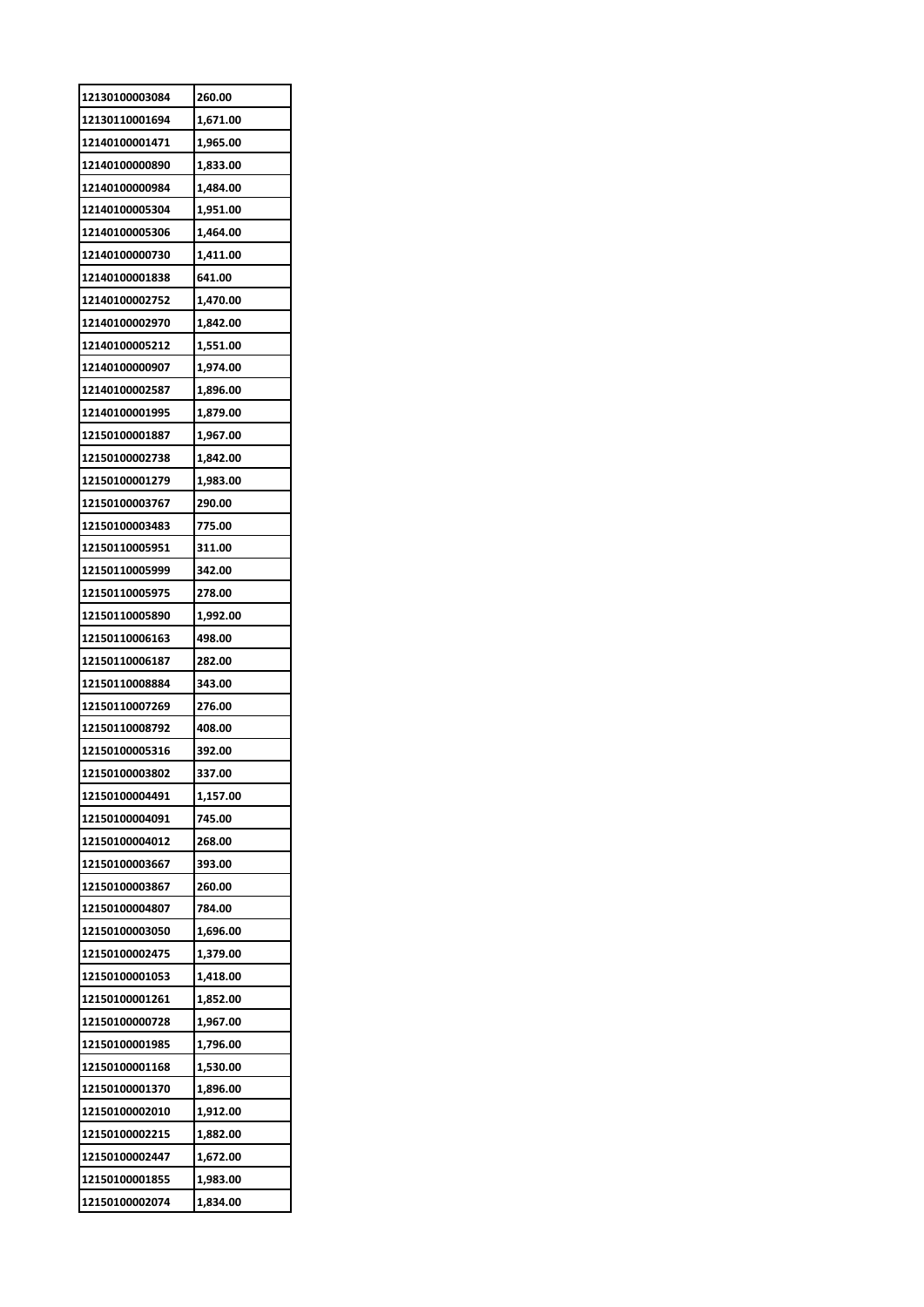| 12130100003084 | 260.00 |
|---|---|
| 12130110001694 | 1,671.00 |
| 12140100001471 | 1,965.00 |
| 12140100000890 | 1,833.00 |
| 12140100000984 | 1,484.00 |
| 12140100005304 | 1,951.00 |
| 12140100005306 | 1,464.00 |
| 12140100000730 | 1,411.00 |
| 12140100001838 | 641.00 |
| 12140100002752 | 1,470.00 |
| 12140100002970 | 1,842.00 |
| 12140100005212 | 1,551.00 |
| 12140100000907 | 1,974.00 |
| 12140100002587 | 1,896.00 |
| 12140100001995 | 1,879.00 |
| 12150100001887 | 1,967.00 |
| 12150100002738 | 1,842.00 |
| 12150100001279 | 1,983.00 |
| 12150100003767 | 290.00 |
| 12150100003483 | 775.00 |
| 12150110005951 | 311.00 |
| 12150110005999 | 342.00 |
| 12150110005975 | 278.00 |
| 12150110005890 | 1,992.00 |
| 12150110006163 | 498.00 |
| 12150110006187 | 282.00 |
| 12150110008884 | 343.00 |
| 12150110007269 | 276.00 |
| 12150110008792 | 408.00 |
| 12150100005316 | 392.00 |
| 12150100003802 | 337.00 |
| 12150100004491 | 1,157.00 |
| 12150100004091 | 745.00 |
| 12150100004012 | 268.00 |
| 12150100003667 | 393.00 |
| 12150100003867 | 260.00 |
| 12150100004807 | 784.00 |
| 12150100003050 | 1,696.00 |
| 12150100002475 | 1,379.00 |
| 12150100001053 | 1,418.00 |
| 12150100001261 | 1,852.00 |
| 12150100000728 | 1,967.00 |
| 12150100001985 | 1,796.00 |
| 12150100001168 | 1,530.00 |
| 12150100001370 | 1,896.00 |
| 12150100002010 | 1,912.00 |
| 12150100002215 | 1,882.00 |
| 12150100002447 | 1,672.00 |
| 12150100001855 | 1,983.00 |
| 12150100002074 | 1,834.00 |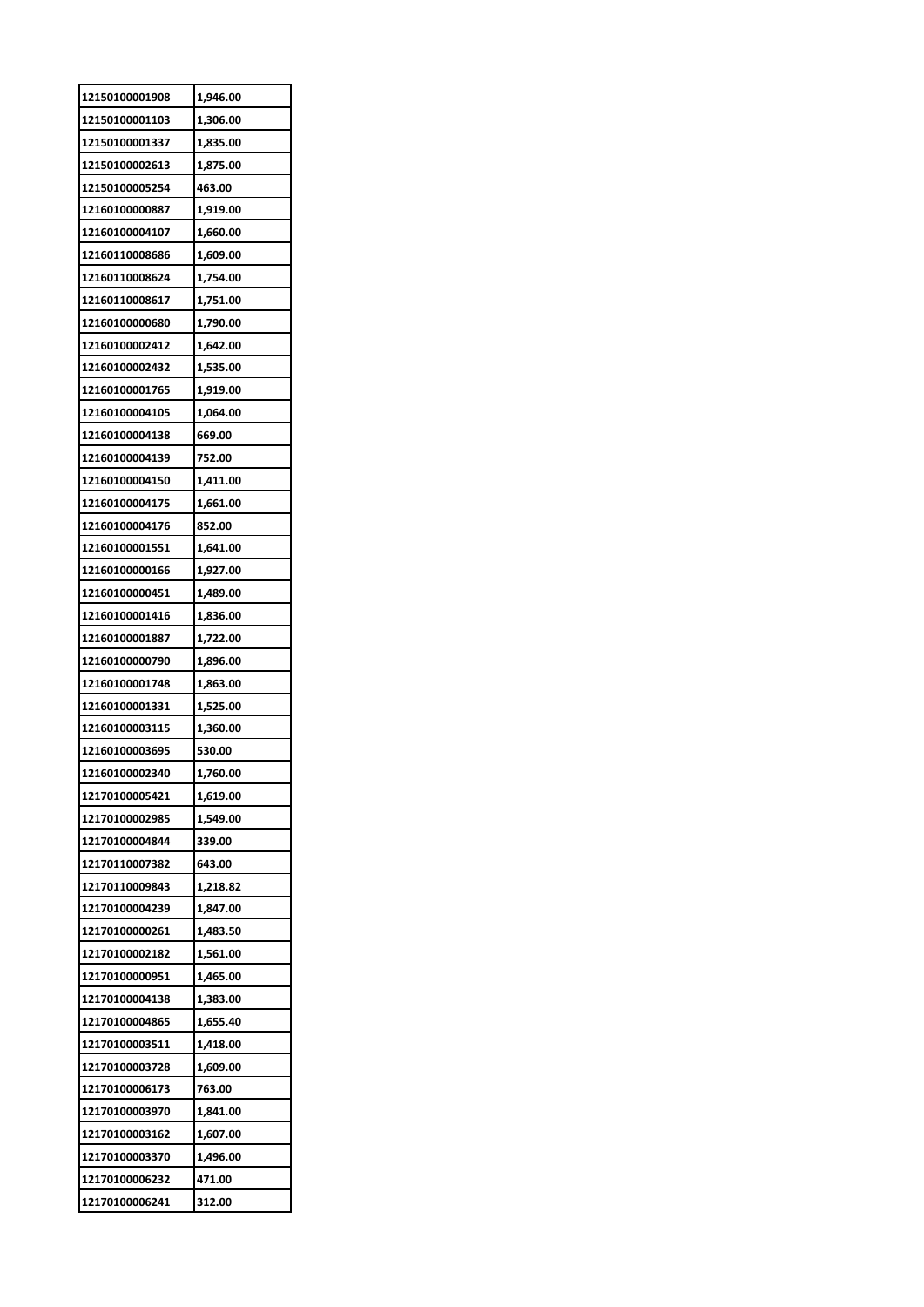| 12150100001908 | 1,946.00 |
|---|---|
| 12150100001103 | 1,306.00 |
| 12150100001337 | 1,835.00 |
| 12150100002613 | 1,875.00 |
| 12150100005254 | 463.00 |
| 12160100000887 | 1,919.00 |
| 12160100004107 | 1,660.00 |
| 12160110008686 | 1,609.00 |
| 12160110008624 | 1,754.00 |
| 12160110008617 | 1,751.00 |
| 12160100000680 | 1,790.00 |
| 12160100002412 | 1,642.00 |
| 12160100002432 | 1,535.00 |
| 12160100001765 | 1,919.00 |
| 12160100004105 | 1,064.00 |
| 12160100004138 | 669.00 |
| 12160100004139 | 752.00 |
| 12160100004150 | 1,411.00 |
| 12160100004175 | 1,661.00 |
| 12160100004176 | 852.00 |
| 12160100001551 | 1,641.00 |
| 12160100000166 | 1,927.00 |
| 12160100000451 | 1,489.00 |
| 12160100001416 | 1,836.00 |
| 12160100001887 | 1,722.00 |
| 12160100000790 | 1,896.00 |
| 12160100001748 | 1,863.00 |
| 12160100001331 | 1,525.00 |
| 12160100003115 | 1,360.00 |
| 12160100003695 | 530.00 |
| 12160100002340 | 1,760.00 |
| 12170100005421 | 1,619.00 |
| 12170100002985 | 1,549.00 |
| 12170100004844 | 339.00 |
| 12170110007382 | 643.00 |
| 12170110009843 | 1,218.82 |
| 12170100004239 | 1,847.00 |
| 12170100000261 | 1,483.50 |
| 12170100002182 | 1,561.00 |
| 12170100000951 | 1,465.00 |
| 12170100004138 | 1,383.00 |
| 12170100004865 | 1,655.40 |
| 12170100003511 | 1,418.00 |
| 12170100003728 | 1,609.00 |
| 12170100006173 | 763.00 |
| 12170100003970 | 1,841.00 |
| 12170100003162 | 1,607.00 |
| 12170100003370 | 1,496.00 |
| 12170100006232 | 471.00 |
| 12170100006241 | 312.00 |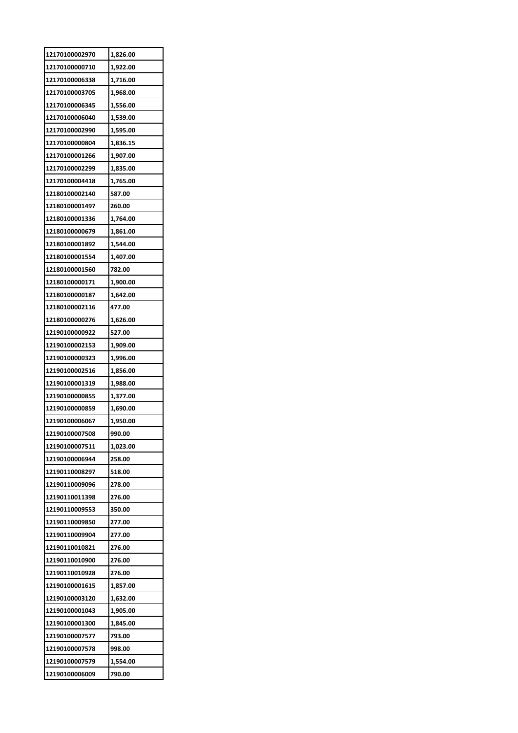| 12170100002970 | 1,826.00 |
|---|---|
| 12170100000710 | 1,922.00 |
| 12170100006338 | 1,716.00 |
| 12170100003705 | 1,968.00 |
| 12170100006345 | 1,556.00 |
| 12170100006040 | 1,539.00 |
| 12170100002990 | 1,595.00 |
| 12170100000804 | 1,836.15 |
| 12170100001266 | 1,907.00 |
| 12170100002299 | 1,835.00 |
| 12170100004418 | 1,765.00 |
| 12180100002140 | 587.00 |
| 12180100001497 | 260.00 |
| 12180100001336 | 1,764.00 |
| 12180100000679 | 1,861.00 |
| 12180100001892 | 1,544.00 |
| 12180100001554 | 1,407.00 |
| 12180100001560 | 782.00 |
| 12180100000171 | 1,900.00 |
| 12180100000187 | 1,642.00 |
| 12180100002116 | 477.00 |
| 12180100000276 | 1,626.00 |
| 12190100000922 | 527.00 |
| 12190100002153 | 1,909.00 |
| 12190100000323 | 1,996.00 |
| 12190100002516 | 1,856.00 |
| 12190100001319 | 1,988.00 |
| 12190100000855 | 1,377.00 |
| 12190100000859 | 1,690.00 |
| 12190100006067 | 1,950.00 |
| 12190100007508 | 990.00 |
| 12190100007511 | 1,023.00 |
| 12190100006944 | 258.00 |
| 12190110008297 | 518.00 |
| 12190110009096 | 278.00 |
| 12190110011398 | 276.00 |
| 12190110009553 | 350.00 |
| 12190110009850 | 277.00 |
| 12190110009904 | 277.00 |
| 12190110010821 | 276.00 |
| 12190110010900 | 276.00 |
| 12190110010928 | 276.00 |
| 12190100001615 | 1,857.00 |
| 12190100003120 | 1,632.00 |
| 12190100001043 | 1,905.00 |
| 12190100001300 | 1,845.00 |
| 12190100007577 | 793.00 |
| 12190100007578 | 998.00 |
| 12190100007579 | 1,554.00 |
| 12190100006009 | 790.00 |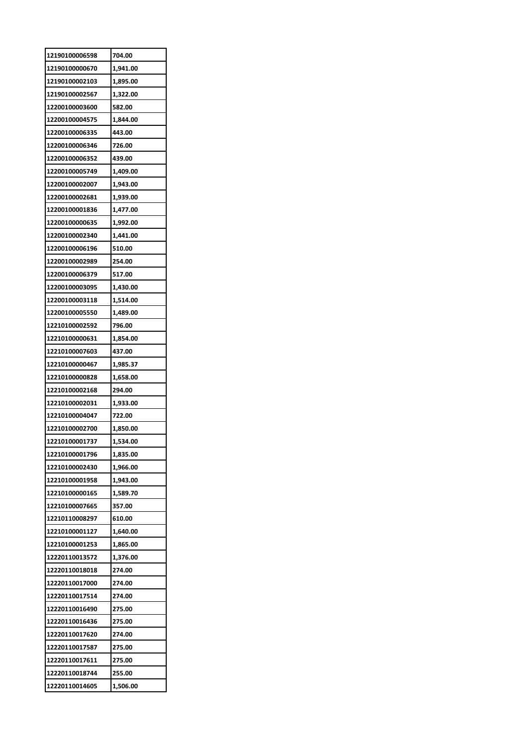| 12190100006598 | 704.00 |
|---|---|
| 12190100000670 | 1,941.00 |
| 12190100002103 | 1,895.00 |
| 12190100002567 | 1,322.00 |
| 12200100003600 | 582.00 |
| 12200100004575 | 1,844.00 |
| 12200100006335 | 443.00 |
| 12200100006346 | 726.00 |
| 12200100006352 | 439.00 |
| 12200100005749 | 1,409.00 |
| 12200100002007 | 1,943.00 |
| 12200100002681 | 1,939.00 |
| 12200100001836 | 1,477.00 |
| 12200100000635 | 1,992.00 |
| 12200100002340 | 1,441.00 |
| 12200100006196 | 510.00 |
| 12200100002989 | 254.00 |
| 12200100006379 | 517.00 |
| 12200100003095 | 1,430.00 |
| 12200100003118 | 1,514.00 |
| 12200100005550 | 1,489.00 |
| 12210100002592 | 796.00 |
| 12210100000631 | 1,854.00 |
| 12210100007603 | 437.00 |
| 12210100000467 | 1,985.37 |
| 12210100000828 | 1,658.00 |
| 12210100002168 | 294.00 |
| 12210100002031 | 1,933.00 |
| 12210100004047 | 722.00 |
| 12210100002700 | 1,850.00 |
| 12210100001737 | 1,534.00 |
| 12210100001796 | 1,835.00 |
| 12210100002430 | 1,966.00 |
| 12210100001958 | 1,943.00 |
| 12210100000165 | 1,589.70 |
| 12210100007665 | 357.00 |
| 12210110008297 | 610.00 |
| 12210100001127 | 1,640.00 |
| 12210100001253 | 1,865.00 |
| 12220110013572 | 1,376.00 |
| 12220110018018 | 274.00 |
| 12220110017000 | 274.00 |
| 12220110017514 | 274.00 |
| 12220110016490 | 275.00 |
| 12220110016436 | 275.00 |
| 12220110017620 | 274.00 |
| 12220110017587 | 275.00 |
| 12220110017611 | 275.00 |
| 12220110018744 | 255.00 |
| 12220110014605 | 1,506.00 |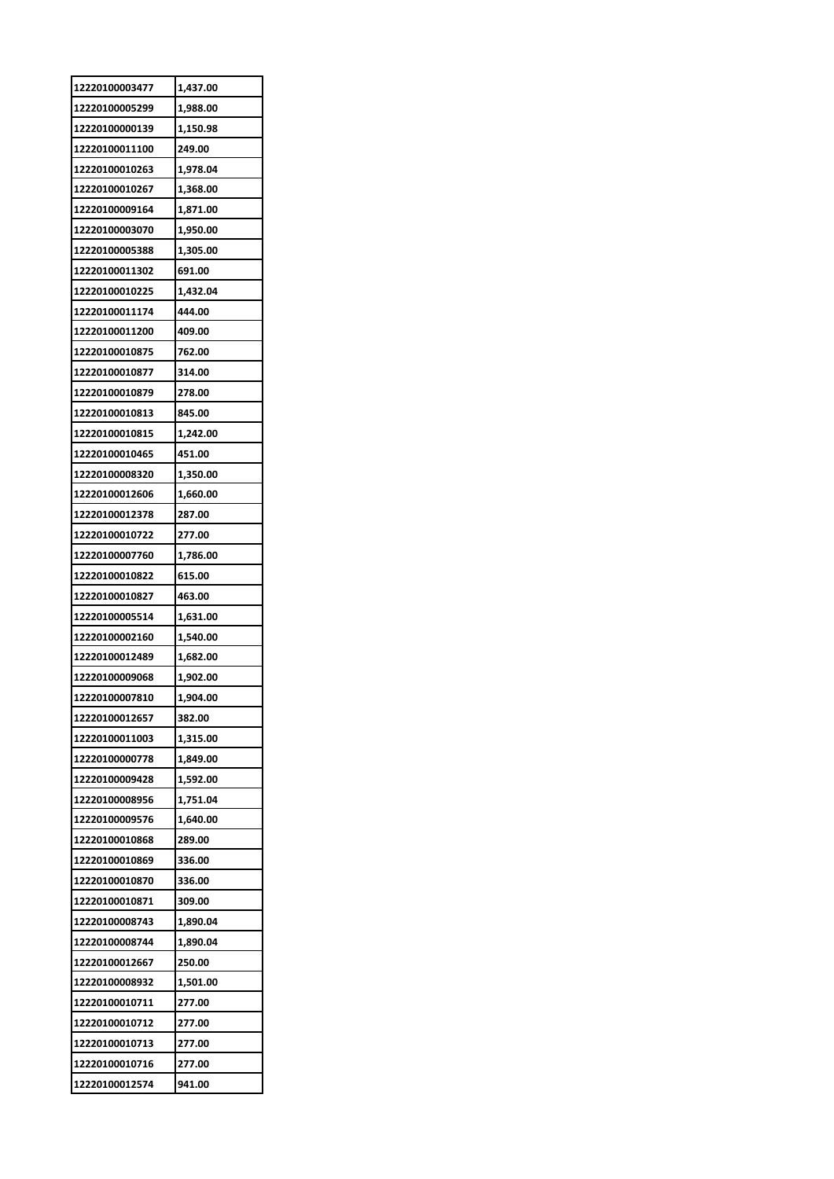| 12220100003477 | 1,437.00 |
|---|---|
| 12220100005299 | 1,988.00 |
| 12220100000139 | 1,150.98 |
| 12220100011100 | 249.00 |
| 12220100010263 | 1,978.04 |
| 12220100010267 | 1,368.00 |
| 12220100009164 | 1,871.00 |
| 12220100003070 | 1,950.00 |
| 12220100005388 | 1,305.00 |
| 12220100011302 | 691.00 |
| 12220100010225 | 1,432.04 |
| 12220100011174 | 444.00 |
| 12220100011200 | 409.00 |
| 12220100010875 | 762.00 |
| 12220100010877 | 314.00 |
| 12220100010879 | 278.00 |
| 12220100010813 | 845.00 |
| 12220100010815 | 1,242.00 |
| 12220100010465 | 451.00 |
| 12220100008320 | 1,350.00 |
| 12220100012606 | 1,660.00 |
| 12220100012378 | 287.00 |
| 12220100010722 | 277.00 |
| 12220100007760 | 1,786.00 |
| 12220100010822 | 615.00 |
| 12220100010827 | 463.00 |
| 12220100005514 | 1,631.00 |
| 12220100002160 | 1,540.00 |
| 12220100012489 | 1,682.00 |
| 12220100009068 | 1,902.00 |
| 12220100007810 | 1,904.00 |
| 12220100012657 | 382.00 |
| 12220100011003 | 1,315.00 |
| 12220100000778 | 1,849.00 |
| 12220100009428 | 1,592.00 |
| 12220100008956 | 1,751.04 |
| 12220100009576 | 1,640.00 |
| 12220100010868 | 289.00 |
| 12220100010869 | 336.00 |
| 12220100010870 | 336.00 |
| 12220100010871 | 309.00 |
| 12220100008743 | 1,890.04 |
| 12220100008744 | 1,890.04 |
| 12220100012667 | 250.00 |
| 12220100008932 | 1,501.00 |
| 12220100010711 | 277.00 |
| 12220100010712 | 277.00 |
| 12220100010713 | 277.00 |
| 12220100010716 | 277.00 |
| 12220100012574 | 941.00 |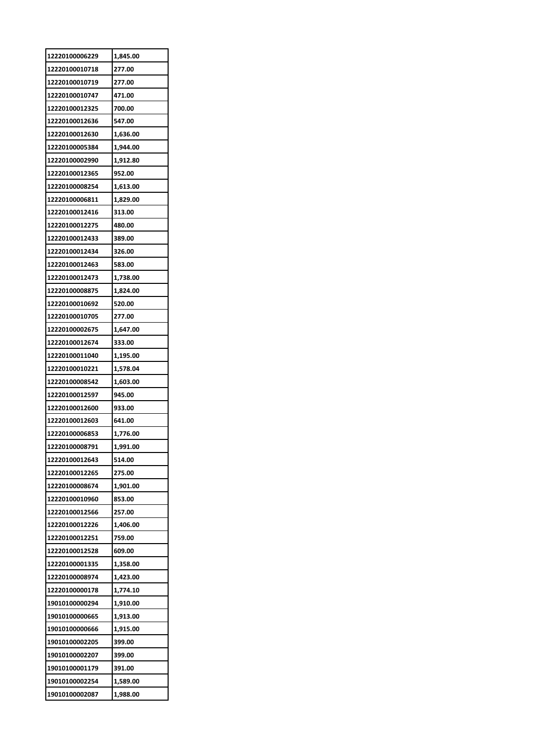| 12220100006229 | 1,845.00 |
|---|---|
| 12220100010718 | 277.00 |
| 12220100010719 | 277.00 |
| 12220100010747 | 471.00 |
| 12220100012325 | 700.00 |
| 12220100012636 | 547.00 |
| 12220100012630 | 1,636.00 |
| 12220100005384 | 1,944.00 |
| 12220100002990 | 1,912.80 |
| 12220100012365 | 952.00 |
| 12220100008254 | 1,613.00 |
| 12220100006811 | 1,829.00 |
| 12220100012416 | 313.00 |
| 12220100012275 | 480.00 |
| 12220100012433 | 389.00 |
| 12220100012434 | 326.00 |
| 12220100012463 | 583.00 |
| 12220100012473 | 1,738.00 |
| 12220100008875 | 1,824.00 |
| 12220100010692 | 520.00 |
| 12220100010705 | 277.00 |
| 12220100002675 | 1,647.00 |
| 12220100012674 | 333.00 |
| 12220100011040 | 1,195.00 |
| 12220100010221 | 1,578.04 |
| 12220100008542 | 1,603.00 |
| 12220100012597 | 945.00 |
| 12220100012600 | 933.00 |
| 12220100012603 | 641.00 |
| 12220100006853 | 1,776.00 |
| 12220100008791 | 1,991.00 |
| 12220100012643 | 514.00 |
| 12220100012265 | 275.00 |
| 12220100008674 | 1,901.00 |
| 12220100010960 | 853.00 |
| 12220100012566 | 257.00 |
| 12220100012226 | 1,406.00 |
| 12220100012251 | 759.00 |
| 12220100012528 | 609.00 |
| 12220100001335 | 1,358.00 |
| 12220100008974 | 1,423.00 |
| 12220100000178 | 1,774.10 |
| 19010100000294 | 1,910.00 |
| 19010100000665 | 1,913.00 |
| 19010100000666 | 1,915.00 |
| 19010100002205 | 399.00 |
| 19010100002207 | 399.00 |
| 19010100001179 | 391.00 |
| 19010100002254 | 1,589.00 |
| 19010100002087 | 1,988.00 |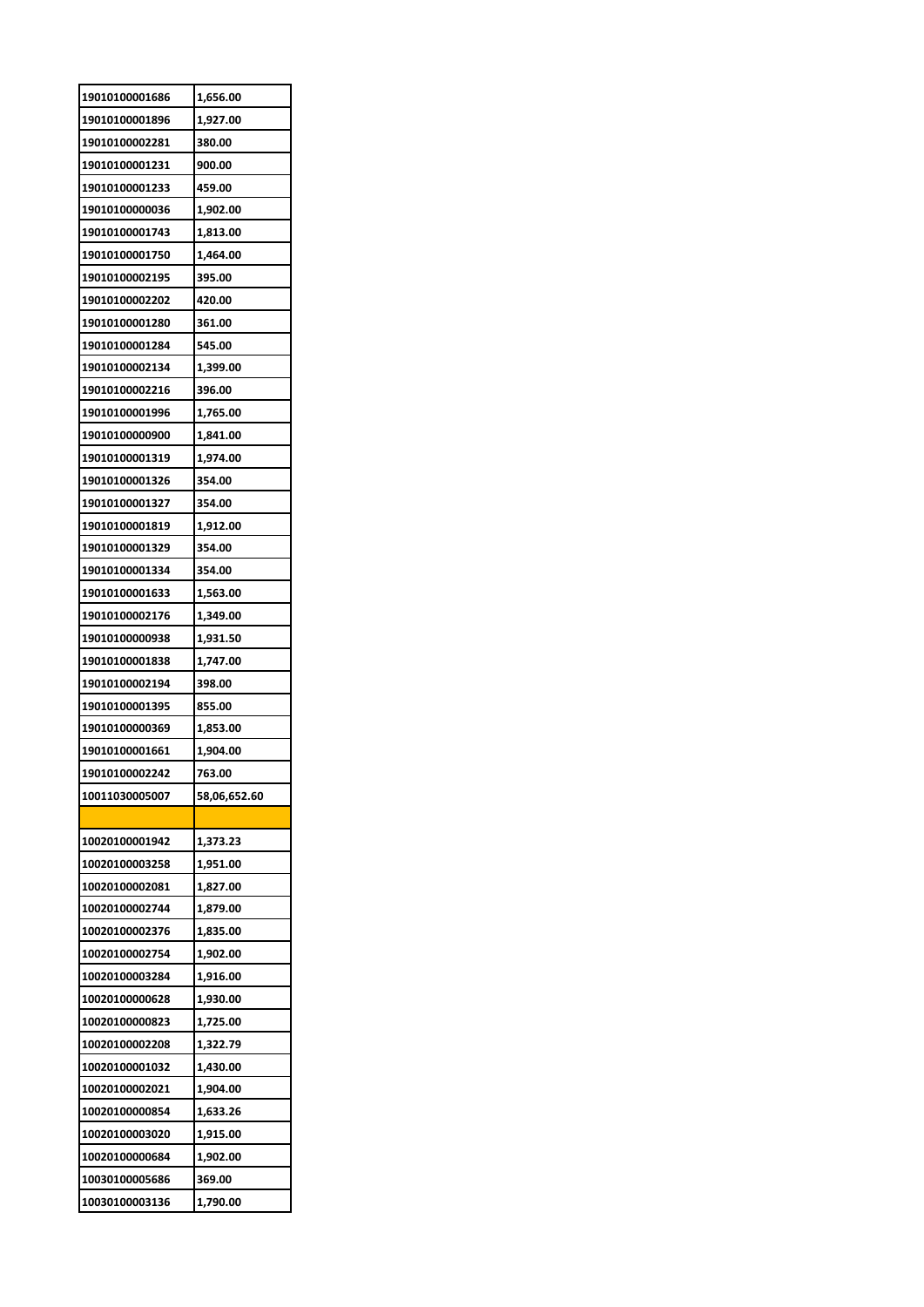| | |
|---|---|
| 19010100001686 | 1,656.00 |
| 19010100001896 | 1,927.00 |
| 19010100002281 | 380.00 |
| 19010100001231 | 900.00 |
| 19010100001233 | 459.00 |
| 19010100000036 | 1,902.00 |
| 19010100001743 | 1,813.00 |
| 19010100001750 | 1,464.00 |
| 19010100002195 | 395.00 |
| 19010100002202 | 420.00 |
| 19010100001280 | 361.00 |
| 19010100001284 | 545.00 |
| 19010100002134 | 1,399.00 |
| 19010100002216 | 396.00 |
| 19010100001996 | 1,765.00 |
| 19010100000900 | 1,841.00 |
| 19010100001319 | 1,974.00 |
| 19010100001326 | 354.00 |
| 19010100001327 | 354.00 |
| 19010100001819 | 1,912.00 |
| 19010100001329 | 354.00 |
| 19010100001334 | 354.00 |
| 19010100001633 | 1,563.00 |
| 19010100002176 | 1,349.00 |
| 19010100000938 | 1,931.50 |
| 19010100001838 | 1,747.00 |
| 19010100002194 | 398.00 |
| 19010100001395 | 855.00 |
| 19010100000369 | 1,853.00 |
| 19010100001661 | 1,904.00 |
| 19010100002242 | 763.00 |
| 10011030005007 | 58,06,652.60 |
| | |
| 10020100001942 | 1,373.23 |
| 10020100003258 | 1,951.00 |
| 10020100002081 | 1,827.00 |
| 10020100002744 | 1,879.00 |
| 10020100002376 | 1,835.00 |
| 10020100002754 | 1,902.00 |
| 10020100003284 | 1,916.00 |
| 10020100000628 | 1,930.00 |
| 10020100000823 | 1,725.00 |
| 10020100002208 | 1,322.79 |
| 10020100001032 | 1,430.00 |
| 10020100002021 | 1,904.00 |
| 10020100000854 | 1,633.26 |
| 10020100003020 | 1,915.00 |
| 10020100000684 | 1,902.00 |
| 10030100005686 | 369.00 |
| 10030100003136 | 1,790.00 |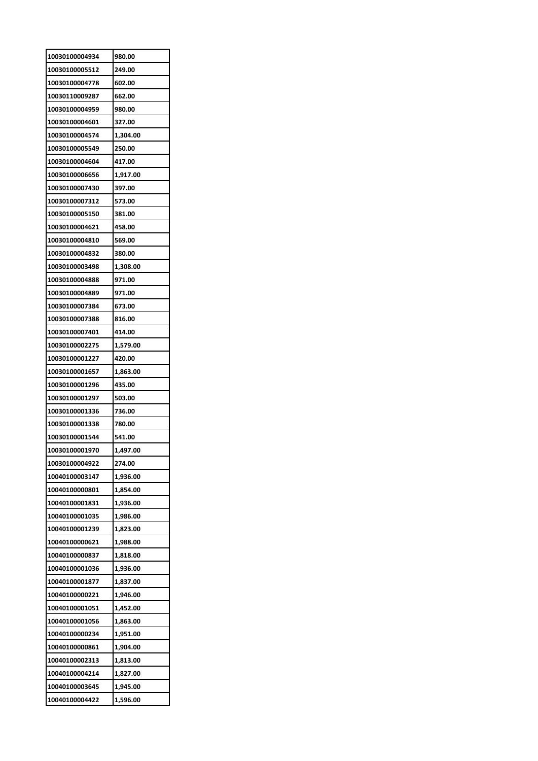| | |
|---|---|
| 10030100004934 | 980.00 |
| 10030100005512 | 249.00 |
| 10030100004778 | 602.00 |
| 10030110009287 | 662.00 |
| 10030100004959 | 980.00 |
| 10030100004601 | 327.00 |
| 10030100004574 | 1,304.00 |
| 10030100005549 | 250.00 |
| 10030100004604 | 417.00 |
| 10030100006656 | 1,917.00 |
| 10030100007430 | 397.00 |
| 10030100007312 | 573.00 |
| 10030100005150 | 381.00 |
| 10030100004621 | 458.00 |
| 10030100004810 | 569.00 |
| 10030100004832 | 380.00 |
| 10030100003498 | 1,308.00 |
| 10030100004888 | 971.00 |
| 10030100004889 | 971.00 |
| 10030100007384 | 673.00 |
| 10030100007388 | 816.00 |
| 10030100007401 | 414.00 |
| 10030100002275 | 1,579.00 |
| 10030100001227 | 420.00 |
| 10030100001657 | 1,863.00 |
| 10030100001296 | 435.00 |
| 10030100001297 | 503.00 |
| 10030100001336 | 736.00 |
| 10030100001338 | 780.00 |
| 10030100001544 | 541.00 |
| 10030100001970 | 1,497.00 |
| 10030100004922 | 274.00 |
| 10040100003147 | 1,936.00 |
| 10040100000801 | 1,854.00 |
| 10040100001831 | 1,936.00 |
| 10040100001035 | 1,986.00 |
| 10040100001239 | 1,823.00 |
| 10040100000621 | 1,988.00 |
| 10040100000837 | 1,818.00 |
| 10040100001036 | 1,936.00 |
| 10040100001877 | 1,837.00 |
| 10040100000221 | 1,946.00 |
| 10040100001051 | 1,452.00 |
| 10040100001056 | 1,863.00 |
| 10040100000234 | 1,951.00 |
| 10040100000861 | 1,904.00 |
| 10040100002313 | 1,813.00 |
| 10040100004214 | 1,827.00 |
| 10040100003645 | 1,945.00 |
| 10040100004422 | 1,596.00 |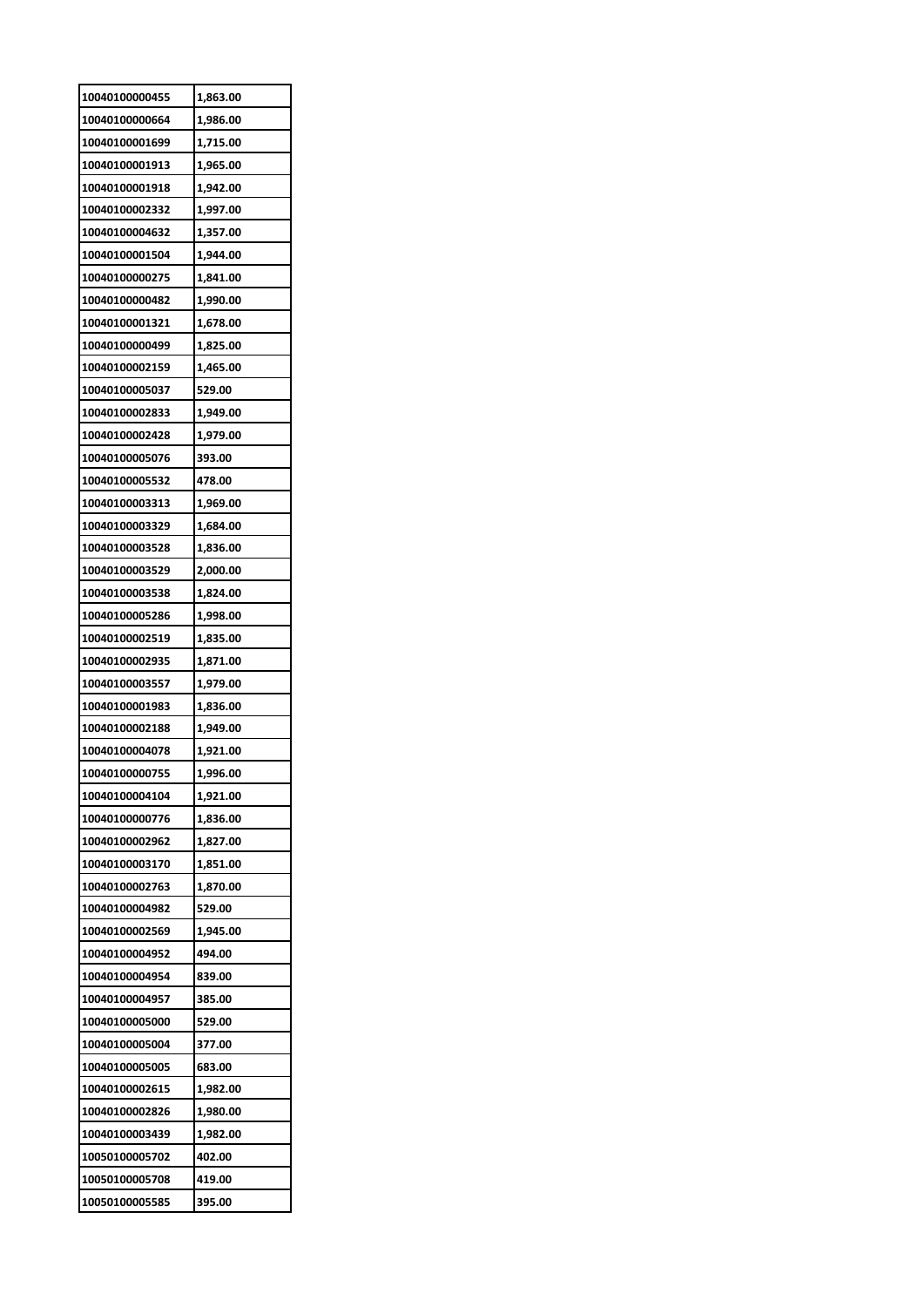| 10040100000455 | 1,863.00 |
|---|---|
| 10040100000664 | 1,986.00 |
| 10040100001699 | 1,715.00 |
| 10040100001913 | 1,965.00 |
| 10040100001918 | 1,942.00 |
| 10040100002332 | 1,997.00 |
| 10040100004632 | 1,357.00 |
| 10040100001504 | 1,944.00 |
| 10040100000275 | 1,841.00 |
| 10040100000482 | 1,990.00 |
| 10040100001321 | 1,678.00 |
| 10040100000499 | 1,825.00 |
| 10040100002159 | 1,465.00 |
| 10040100005037 | 529.00 |
| 10040100002833 | 1,949.00 |
| 10040100002428 | 1,979.00 |
| 10040100005076 | 393.00 |
| 10040100005532 | 478.00 |
| 10040100003313 | 1,969.00 |
| 10040100003329 | 1,684.00 |
| 10040100003528 | 1,836.00 |
| 10040100003529 | 2,000.00 |
| 10040100003538 | 1,824.00 |
| 10040100005286 | 1,998.00 |
| 10040100002519 | 1,835.00 |
| 10040100002935 | 1,871.00 |
| 10040100003557 | 1,979.00 |
| 10040100001983 | 1,836.00 |
| 10040100002188 | 1,949.00 |
| 10040100004078 | 1,921.00 |
| 10040100000755 | 1,996.00 |
| 10040100004104 | 1,921.00 |
| 10040100000776 | 1,836.00 |
| 10040100002962 | 1,827.00 |
| 10040100003170 | 1,851.00 |
| 10040100002763 | 1,870.00 |
| 10040100004982 | 529.00 |
| 10040100002569 | 1,945.00 |
| 10040100004952 | 494.00 |
| 10040100004954 | 839.00 |
| 10040100004957 | 385.00 |
| 10040100005000 | 529.00 |
| 10040100005004 | 377.00 |
| 10040100005005 | 683.00 |
| 10040100002615 | 1,982.00 |
| 10040100002826 | 1,980.00 |
| 10040100003439 | 1,982.00 |
| 10050100005702 | 402.00 |
| 10050100005708 | 419.00 |
| 10050100005585 | 395.00 |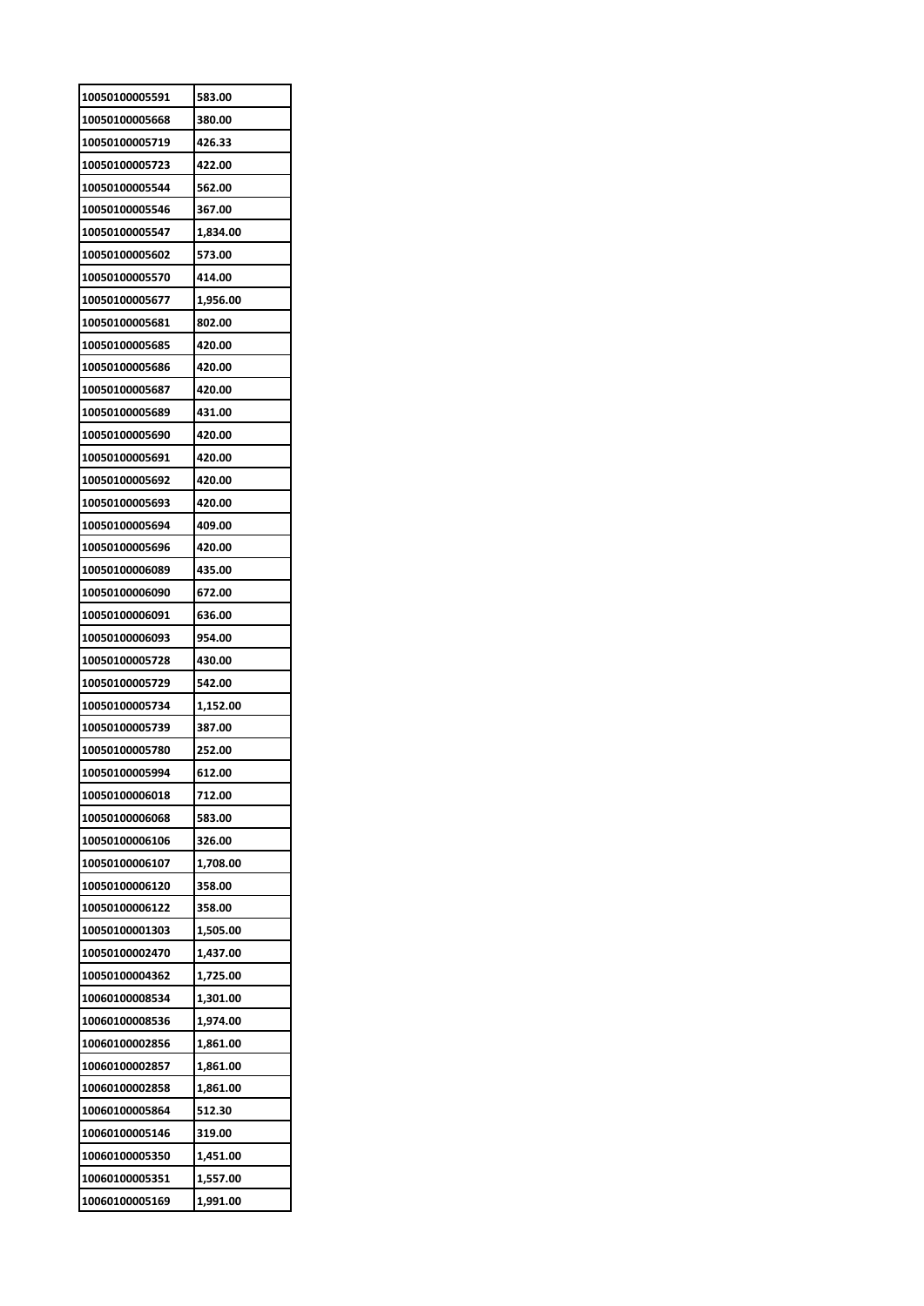| 10050100005591 | 583.00 |
|---|---|
| 10050100005668 | 380.00 |
| 10050100005719 | 426.33 |
| 10050100005723 | 422.00 |
| 10050100005544 | 562.00 |
| 10050100005546 | 367.00 |
| 10050100005547 | 1,834.00 |
| 10050100005602 | 573.00 |
| 10050100005570 | 414.00 |
| 10050100005677 | 1,956.00 |
| 10050100005681 | 802.00 |
| 10050100005685 | 420.00 |
| 10050100005686 | 420.00 |
| 10050100005687 | 420.00 |
| 10050100005689 | 431.00 |
| 10050100005690 | 420.00 |
| 10050100005691 | 420.00 |
| 10050100005692 | 420.00 |
| 10050100005693 | 420.00 |
| 10050100005694 | 409.00 |
| 10050100005696 | 420.00 |
| 10050100006089 | 435.00 |
| 10050100006090 | 672.00 |
| 10050100006091 | 636.00 |
| 10050100006093 | 954.00 |
| 10050100005728 | 430.00 |
| 10050100005729 | 542.00 |
| 10050100005734 | 1,152.00 |
| 10050100005739 | 387.00 |
| 10050100005780 | 252.00 |
| 10050100005994 | 612.00 |
| 10050100006018 | 712.00 |
| 10050100006068 | 583.00 |
| 10050100006106 | 326.00 |
| 10050100006107 | 1,708.00 |
| 10050100006120 | 358.00 |
| 10050100006122 | 358.00 |
| 10050100001303 | 1,505.00 |
| 10050100002470 | 1,437.00 |
| 10050100004362 | 1,725.00 |
| 10060100008534 | 1,301.00 |
| 10060100008536 | 1,974.00 |
| 10060100002856 | 1,861.00 |
| 10060100002857 | 1,861.00 |
| 10060100002858 | 1,861.00 |
| 10060100005864 | 512.30 |
| 10060100005146 | 319.00 |
| 10060100005350 | 1,451.00 |
| 10060100005351 | 1,557.00 |
| 10060100005169 | 1,991.00 |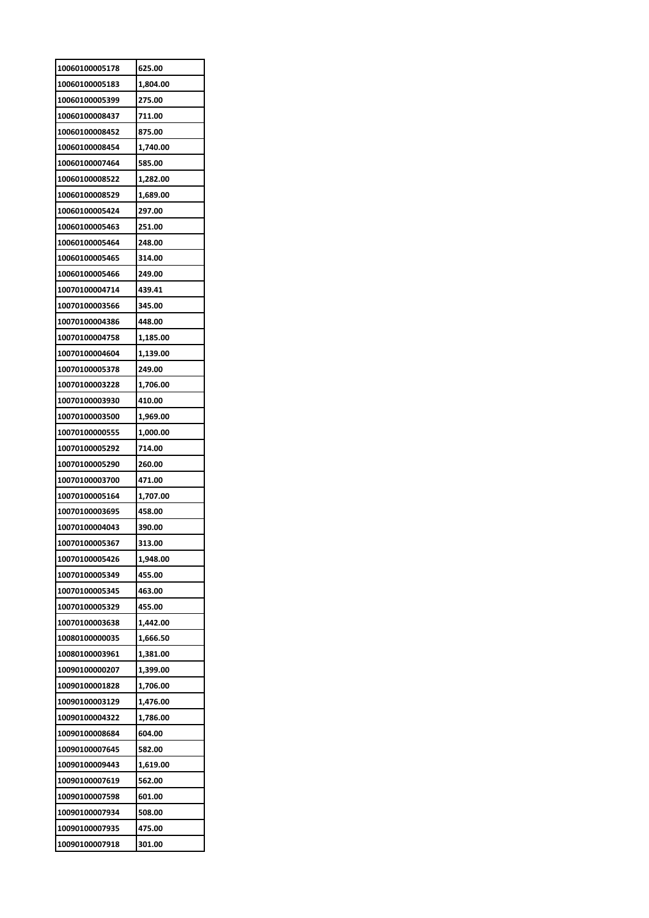| 10060100005178 | 625.00 |
|---|---|
| 10060100005183 | 1,804.00 |
| 10060100005399 | 275.00 |
| 10060100008437 | 711.00 |
| 10060100008452 | 875.00 |
| 10060100008454 | 1,740.00 |
| 10060100007464 | 585.00 |
| 10060100008522 | 1,282.00 |
| 10060100008529 | 1,689.00 |
| 10060100005424 | 297.00 |
| 10060100005463 | 251.00 |
| 10060100005464 | 248.00 |
| 10060100005465 | 314.00 |
| 10060100005466 | 249.00 |
| 10070100004714 | 439.41 |
| 10070100003566 | 345.00 |
| 10070100004386 | 448.00 |
| 10070100004758 | 1,185.00 |
| 10070100004604 | 1,139.00 |
| 10070100005378 | 249.00 |
| 10070100003228 | 1,706.00 |
| 10070100003930 | 410.00 |
| 10070100003500 | 1,969.00 |
| 10070100000555 | 1,000.00 |
| 10070100005292 | 714.00 |
| 10070100005290 | 260.00 |
| 10070100003700 | 471.00 |
| 10070100005164 | 1,707.00 |
| 10070100003695 | 458.00 |
| 10070100004043 | 390.00 |
| 10070100005367 | 313.00 |
| 10070100005426 | 1,948.00 |
| 10070100005349 | 455.00 |
| 10070100005345 | 463.00 |
| 10070100005329 | 455.00 |
| 10070100003638 | 1,442.00 |
| 10080100000035 | 1,666.50 |
| 10080100003961 | 1,381.00 |
| 10090100000207 | 1,399.00 |
| 10090100001828 | 1,706.00 |
| 10090100003129 | 1,476.00 |
| 10090100004322 | 1,786.00 |
| 10090100008684 | 604.00 |
| 10090100007645 | 582.00 |
| 10090100009443 | 1,619.00 |
| 10090100007619 | 562.00 |
| 10090100007598 | 601.00 |
| 10090100007934 | 508.00 |
| 10090100007935 | 475.00 |
| 10090100007918 | 301.00 |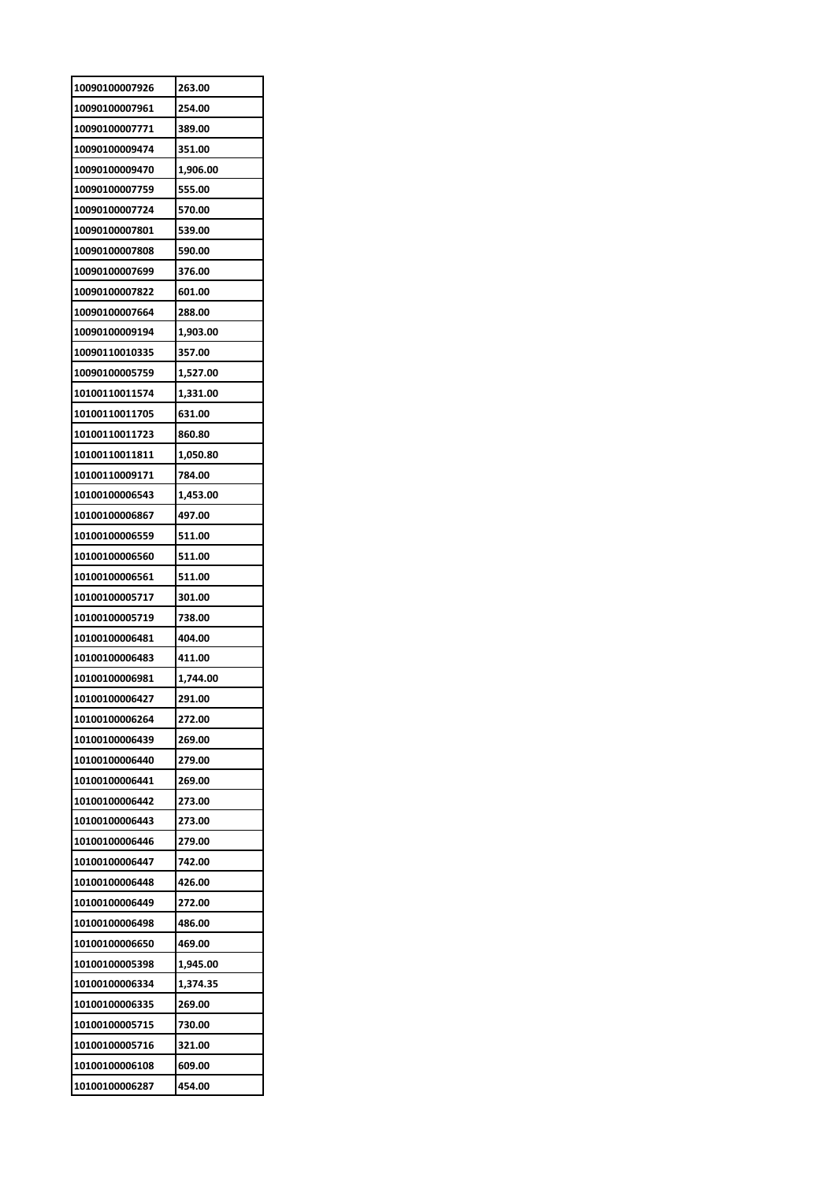| 10090100007926 | 263.00 |
|---|---|
| 10090100007961 | 254.00 |
| 10090100007771 | 389.00 |
| 10090100009474 | 351.00 |
| 10090100009470 | 1,906.00 |
| 10090100007759 | 555.00 |
| 10090100007724 | 570.00 |
| 10090100007801 | 539.00 |
| 10090100007808 | 590.00 |
| 10090100007699 | 376.00 |
| 10090100007822 | 601.00 |
| 10090100007664 | 288.00 |
| 10090100009194 | 1,903.00 |
| 10090110010335 | 357.00 |
| 10090100005759 | 1,527.00 |
| 10100110011574 | 1,331.00 |
| 10100110011705 | 631.00 |
| 10100110011723 | 860.80 |
| 10100110011811 | 1,050.80 |
| 10100110009171 | 784.00 |
| 10100100006543 | 1,453.00 |
| 10100100006867 | 497.00 |
| 10100100006559 | 511.00 |
| 10100100006560 | 511.00 |
| 10100100006561 | 511.00 |
| 10100100005717 | 301.00 |
| 10100100005719 | 738.00 |
| 10100100006481 | 404.00 |
| 10100100006483 | 411.00 |
| 10100100006981 | 1,744.00 |
| 10100100006427 | 291.00 |
| 10100100006264 | 272.00 |
| 10100100006439 | 269.00 |
| 10100100006440 | 279.00 |
| 10100100006441 | 269.00 |
| 10100100006442 | 273.00 |
| 10100100006443 | 273.00 |
| 10100100006446 | 279.00 |
| 10100100006447 | 742.00 |
| 10100100006448 | 426.00 |
| 10100100006449 | 272.00 |
| 10100100006498 | 486.00 |
| 10100100006650 | 469.00 |
| 10100100005398 | 1,945.00 |
| 10100100006334 | 1,374.35 |
| 10100100006335 | 269.00 |
| 10100100005715 | 730.00 |
| 10100100005716 | 321.00 |
| 10100100006108 | 609.00 |
| 10100100006287 | 454.00 |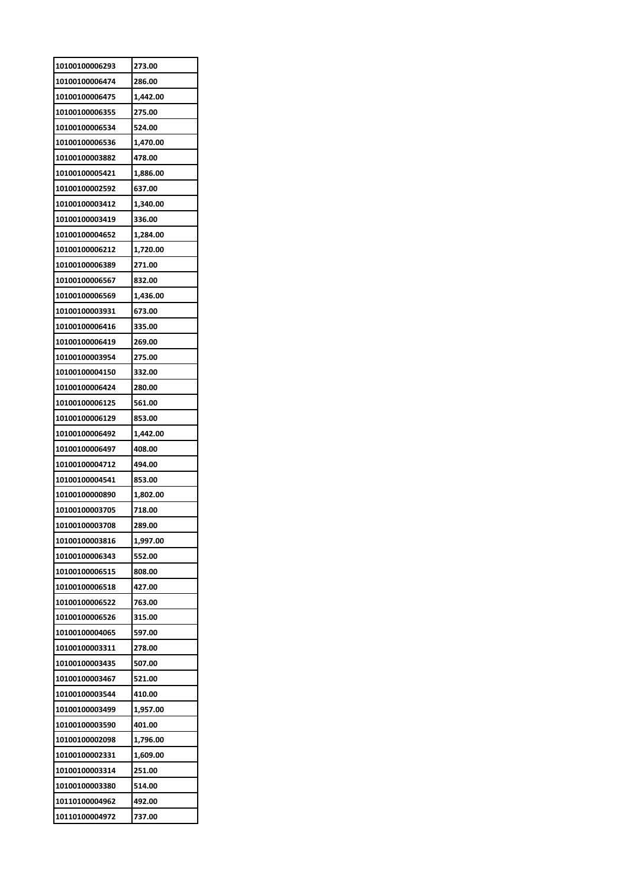| 10100100006293 | 273.00 |
|---|---|
| 10100100006474 | 286.00 |
| 10100100006475 | 1,442.00 |
| 10100100006355 | 275.00 |
| 10100100006534 | 524.00 |
| 10100100006536 | 1,470.00 |
| 10100100003882 | 478.00 |
| 10100100005421 | 1,886.00 |
| 10100100002592 | 637.00 |
| 10100100003412 | 1,340.00 |
| 10100100003419 | 336.00 |
| 10100100004652 | 1,284.00 |
| 10100100006212 | 1,720.00 |
| 10100100006389 | 271.00 |
| 10100100006567 | 832.00 |
| 10100100006569 | 1,436.00 |
| 10100100003931 | 673.00 |
| 10100100006416 | 335.00 |
| 10100100006419 | 269.00 |
| 10100100003954 | 275.00 |
| 10100100004150 | 332.00 |
| 10100100006424 | 280.00 |
| 10100100006125 | 561.00 |
| 10100100006129 | 853.00 |
| 10100100006492 | 1,442.00 |
| 10100100006497 | 408.00 |
| 10100100004712 | 494.00 |
| 10100100004541 | 853.00 |
| 10100100000890 | 1,802.00 |
| 10100100003705 | 718.00 |
| 10100100003708 | 289.00 |
| 10100100003816 | 1,997.00 |
| 10100100006343 | 552.00 |
| 10100100006515 | 808.00 |
| 10100100006518 | 427.00 |
| 10100100006522 | 763.00 |
| 10100100006526 | 315.00 |
| 10100100004065 | 597.00 |
| 10100100003311 | 278.00 |
| 10100100003435 | 507.00 |
| 10100100003467 | 521.00 |
| 10100100003544 | 410.00 |
| 10100100003499 | 1,957.00 |
| 10100100003590 | 401.00 |
| 10100100002098 | 1,796.00 |
| 10100100002331 | 1,609.00 |
| 10100100003314 | 251.00 |
| 10100100003380 | 514.00 |
| 10110100004962 | 492.00 |
| 10110100004972 | 737.00 |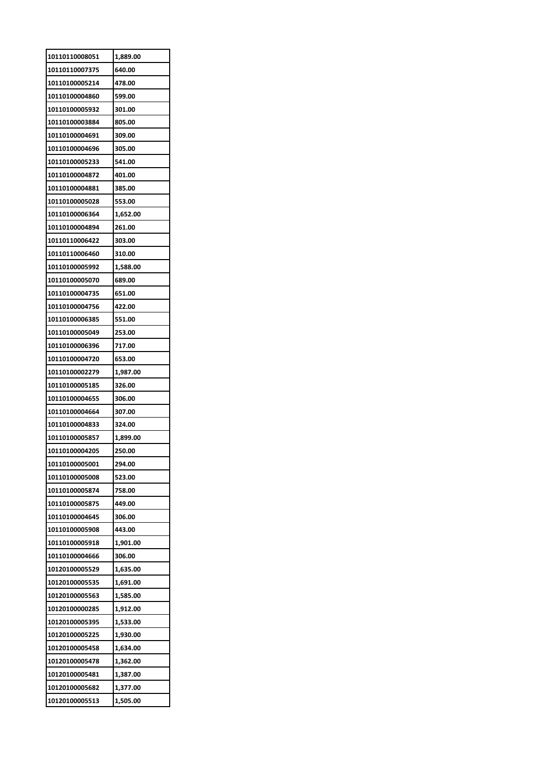| | |
|---|---|
| 10110110008051 | 1,889.00 |
| 10110110007375 | 640.00 |
| 10110100005214 | 478.00 |
| 10110100004860 | 599.00 |
| 10110100005932 | 301.00 |
| 10110100003884 | 805.00 |
| 10110100004691 | 309.00 |
| 10110100004696 | 305.00 |
| 10110100005233 | 541.00 |
| 10110100004872 | 401.00 |
| 10110100004881 | 385.00 |
| 10110100005028 | 553.00 |
| 10110100006364 | 1,652.00 |
| 10110100004894 | 261.00 |
| 10110110006422 | 303.00 |
| 10110110006460 | 310.00 |
| 10110100005992 | 1,588.00 |
| 10110100005070 | 689.00 |
| 10110100004735 | 651.00 |
| 10110100004756 | 422.00 |
| 10110100006385 | 551.00 |
| 10110100005049 | 253.00 |
| 10110100006396 | 717.00 |
| 10110100004720 | 653.00 |
| 10110100002279 | 1,987.00 |
| 10110100005185 | 326.00 |
| 10110100004655 | 306.00 |
| 10110100004664 | 307.00 |
| 10110100004833 | 324.00 |
| 10110100005857 | 1,899.00 |
| 10110100004205 | 250.00 |
| 10110100005001 | 294.00 |
| 10110100005008 | 523.00 |
| 10110100005874 | 758.00 |
| 10110100005875 | 449.00 |
| 10110100004645 | 306.00 |
| 10110100005908 | 443.00 |
| 10110100005918 | 1,901.00 |
| 10110100004666 | 306.00 |
| 10120100005529 | 1,635.00 |
| 10120100005535 | 1,691.00 |
| 10120100005563 | 1,585.00 |
| 10120100000285 | 1,912.00 |
| 10120100005395 | 1,533.00 |
| 10120100005225 | 1,930.00 |
| 10120100005458 | 1,634.00 |
| 10120100005478 | 1,362.00 |
| 10120100005481 | 1,387.00 |
| 10120100005682 | 1,377.00 |
| 10120100005513 | 1,505.00 |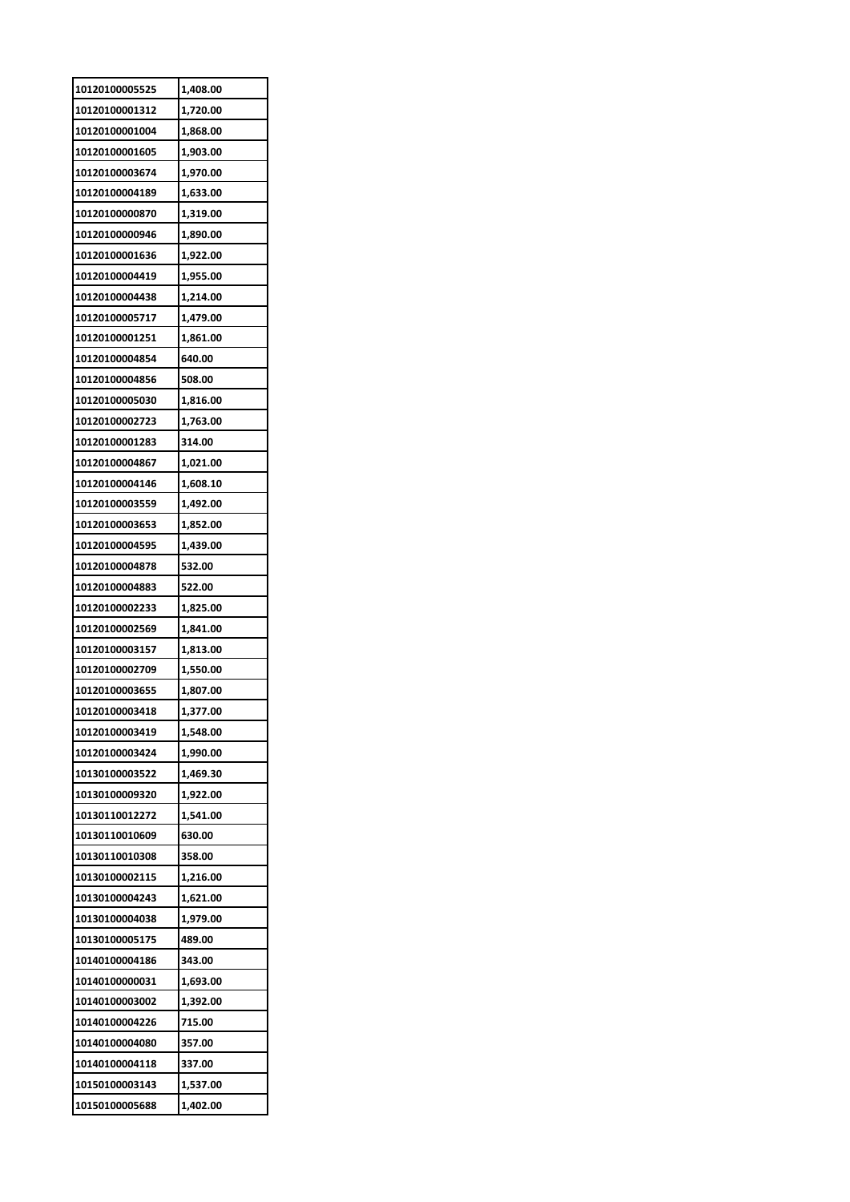| 10120100005525 | 1,408.00 |
|---|---|
| 10120100001312 | 1,720.00 |
| 10120100001004 | 1,868.00 |
| 10120100001605 | 1,903.00 |
| 10120100003674 | 1,970.00 |
| 10120100004189 | 1,633.00 |
| 10120100000870 | 1,319.00 |
| 10120100000946 | 1,890.00 |
| 10120100001636 | 1,922.00 |
| 10120100004419 | 1,955.00 |
| 10120100004438 | 1,214.00 |
| 10120100005717 | 1,479.00 |
| 10120100001251 | 1,861.00 |
| 10120100004854 | 640.00 |
| 10120100004856 | 508.00 |
| 10120100005030 | 1,816.00 |
| 10120100002723 | 1,763.00 |
| 10120100001283 | 314.00 |
| 10120100004867 | 1,021.00 |
| 10120100004146 | 1,608.10 |
| 10120100003559 | 1,492.00 |
| 10120100003653 | 1,852.00 |
| 10120100004595 | 1,439.00 |
| 10120100004878 | 532.00 |
| 10120100004883 | 522.00 |
| 10120100002233 | 1,825.00 |
| 10120100002569 | 1,841.00 |
| 10120100003157 | 1,813.00 |
| 10120100002709 | 1,550.00 |
| 10120100003655 | 1,807.00 |
| 10120100003418 | 1,377.00 |
| 10120100003419 | 1,548.00 |
| 10120100003424 | 1,990.00 |
| 10130100003522 | 1,469.30 |
| 10130100009320 | 1,922.00 |
| 10130110012272 | 1,541.00 |
| 10130110010609 | 630.00 |
| 10130110010308 | 358.00 |
| 10130100002115 | 1,216.00 |
| 10130100004243 | 1,621.00 |
| 10130100004038 | 1,979.00 |
| 10130100005175 | 489.00 |
| 10140100004186 | 343.00 |
| 10140100000031 | 1,693.00 |
| 10140100003002 | 1,392.00 |
| 10140100004226 | 715.00 |
| 10140100004080 | 357.00 |
| 10140100004118 | 337.00 |
| 10150100003143 | 1,537.00 |
| 10150100005688 | 1,402.00 |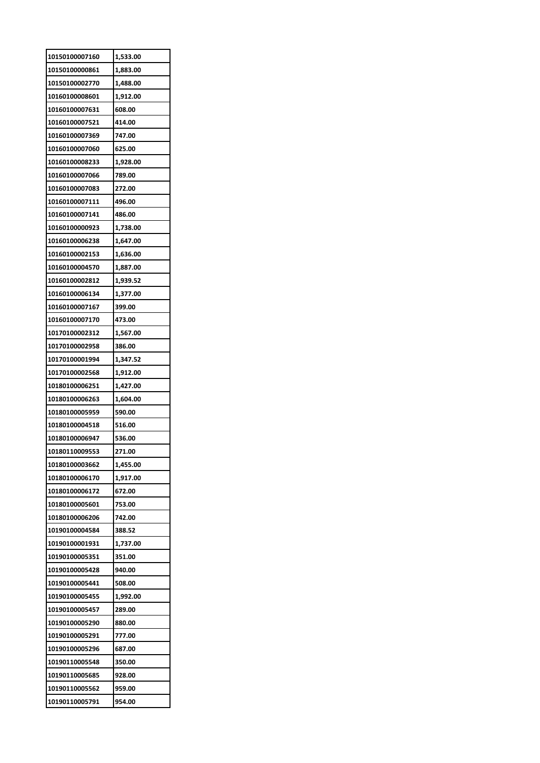| 10150100007160 | 1,533.00 |
|---|---|
| 10150100000861 | 1,883.00 |
| 10150100002770 | 1,488.00 |
| 10160100008601 | 1,912.00 |
| 10160100007631 | 608.00 |
| 10160100007521 | 414.00 |
| 10160100007369 | 747.00 |
| 10160100007060 | 625.00 |
| 10160100008233 | 1,928.00 |
| 10160100007066 | 789.00 |
| 10160100007083 | 272.00 |
| 10160100007111 | 496.00 |
| 10160100007141 | 486.00 |
| 10160100000923 | 1,738.00 |
| 10160100006238 | 1,647.00 |
| 10160100002153 | 1,636.00 |
| 10160100004570 | 1,887.00 |
| 10160100002812 | 1,939.52 |
| 10160100006134 | 1,377.00 |
| 10160100007167 | 399.00 |
| 10160100007170 | 473.00 |
| 10170100002312 | 1,567.00 |
| 10170100002958 | 386.00 |
| 10170100001994 | 1,347.52 |
| 10170100002568 | 1,912.00 |
| 10180100006251 | 1,427.00 |
| 10180100006263 | 1,604.00 |
| 10180100005959 | 590.00 |
| 10180100004518 | 516.00 |
| 10180100006947 | 536.00 |
| 10180110009553 | 271.00 |
| 10180100003662 | 1,455.00 |
| 10180100006170 | 1,917.00 |
| 10180100006172 | 672.00 |
| 10180100005601 | 753.00 |
| 10180100006206 | 742.00 |
| 10190100004584 | 388.52 |
| 10190100001931 | 1,737.00 |
| 10190100005351 | 351.00 |
| 10190100005428 | 940.00 |
| 10190100005441 | 508.00 |
| 10190100005455 | 1,992.00 |
| 10190100005457 | 289.00 |
| 10190100005290 | 880.00 |
| 10190100005291 | 777.00 |
| 10190100005296 | 687.00 |
| 10190110005548 | 350.00 |
| 10190110005685 | 928.00 |
| 10190110005562 | 959.00 |
| 10190110005791 | 954.00 |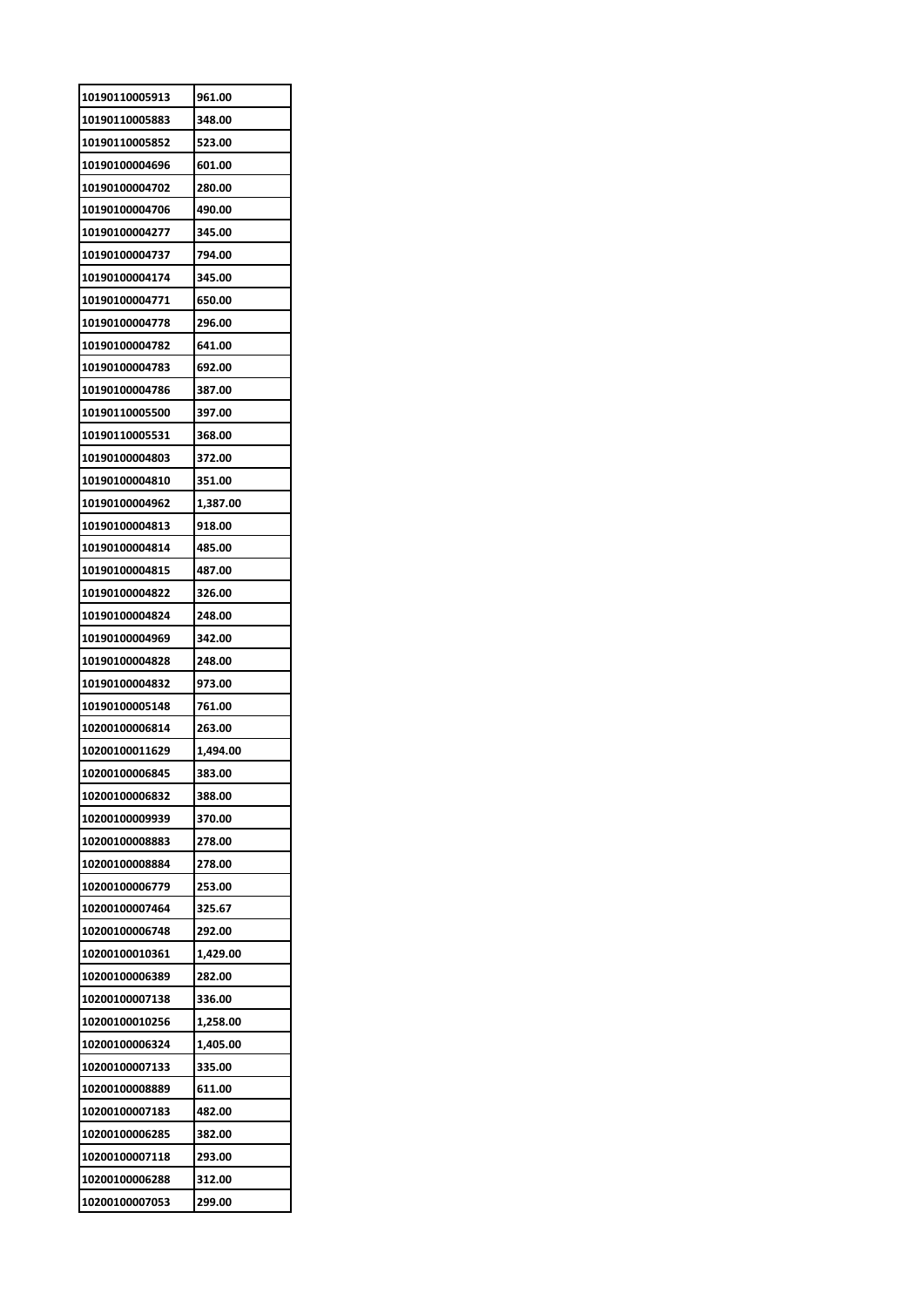| | |
|---|---|
| 10190110005913 | 961.00 |
| 10190110005883 | 348.00 |
| 10190110005852 | 523.00 |
| 10190100004696 | 601.00 |
| 10190100004702 | 280.00 |
| 10190100004706 | 490.00 |
| 10190100004277 | 345.00 |
| 10190100004737 | 794.00 |
| 10190100004174 | 345.00 |
| 10190100004771 | 650.00 |
| 10190100004778 | 296.00 |
| 10190100004782 | 641.00 |
| 10190100004783 | 692.00 |
| 10190100004786 | 387.00 |
| 10190110005500 | 397.00 |
| 10190110005531 | 368.00 |
| 10190100004803 | 372.00 |
| 10190100004810 | 351.00 |
| 10190100004962 | 1,387.00 |
| 10190100004813 | 918.00 |
| 10190100004814 | 485.00 |
| 10190100004815 | 487.00 |
| 10190100004822 | 326.00 |
| 10190100004824 | 248.00 |
| 10190100004969 | 342.00 |
| 10190100004828 | 248.00 |
| 10190100004832 | 973.00 |
| 10190100005148 | 761.00 |
| 10200100006814 | 263.00 |
| 10200100011629 | 1,494.00 |
| 10200100006845 | 383.00 |
| 10200100006832 | 388.00 |
| 10200100009939 | 370.00 |
| 10200100008883 | 278.00 |
| 10200100008884 | 278.00 |
| 10200100006779 | 253.00 |
| 10200100007464 | 325.67 |
| 10200100006748 | 292.00 |
| 10200100010361 | 1,429.00 |
| 10200100006389 | 282.00 |
| 10200100007138 | 336.00 |
| 10200100010256 | 1,258.00 |
| 10200100006324 | 1,405.00 |
| 10200100007133 | 335.00 |
| 10200100008889 | 611.00 |
| 10200100007183 | 482.00 |
| 10200100006285 | 382.00 |
| 10200100007118 | 293.00 |
| 10200100006288 | 312.00 |
| 10200100007053 | 299.00 |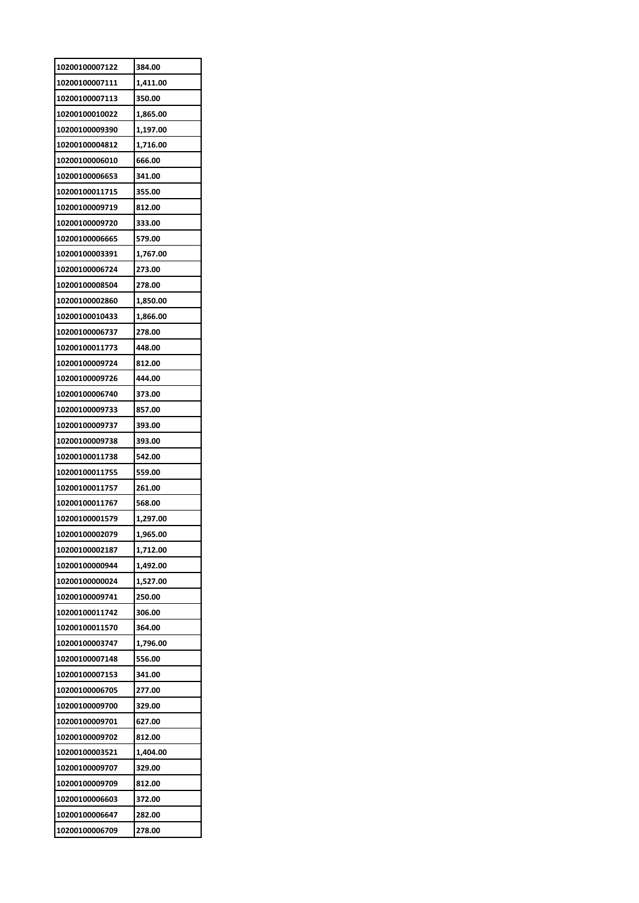| 10200100007122 | 384.00 |
|---|---|
| 10200100007111 | 1,411.00 |
| 10200100007113 | 350.00 |
| 10200100010022 | 1,865.00 |
| 10200100009390 | 1,197.00 |
| 10200100004812 | 1,716.00 |
| 10200100006010 | 666.00 |
| 10200100006653 | 341.00 |
| 10200100011715 | 355.00 |
| 10200100009719 | 812.00 |
| 10200100009720 | 333.00 |
| 10200100006665 | 579.00 |
| 10200100003391 | 1,767.00 |
| 10200100006724 | 273.00 |
| 10200100008504 | 278.00 |
| 10200100002860 | 1,850.00 |
| 10200100010433 | 1,866.00 |
| 10200100006737 | 278.00 |
| 10200100011773 | 448.00 |
| 10200100009724 | 812.00 |
| 10200100009726 | 444.00 |
| 10200100006740 | 373.00 |
| 10200100009733 | 857.00 |
| 10200100009737 | 393.00 |
| 10200100009738 | 393.00 |
| 10200100011738 | 542.00 |
| 10200100011755 | 559.00 |
| 10200100011757 | 261.00 |
| 10200100011767 | 568.00 |
| 10200100001579 | 1,297.00 |
| 10200100002079 | 1,965.00 |
| 10200100002187 | 1,712.00 |
| 10200100000944 | 1,492.00 |
| 10200100000024 | 1,527.00 |
| 10200100009741 | 250.00 |
| 10200100011742 | 306.00 |
| 10200100011570 | 364.00 |
| 10200100003747 | 1,796.00 |
| 10200100007148 | 556.00 |
| 10200100007153 | 341.00 |
| 10200100006705 | 277.00 |
| 10200100009700 | 329.00 |
| 10200100009701 | 627.00 |
| 10200100009702 | 812.00 |
| 10200100003521 | 1,404.00 |
| 10200100009707 | 329.00 |
| 10200100009709 | 812.00 |
| 10200100006603 | 372.00 |
| 10200100006647 | 282.00 |
| 10200100006709 | 278.00 |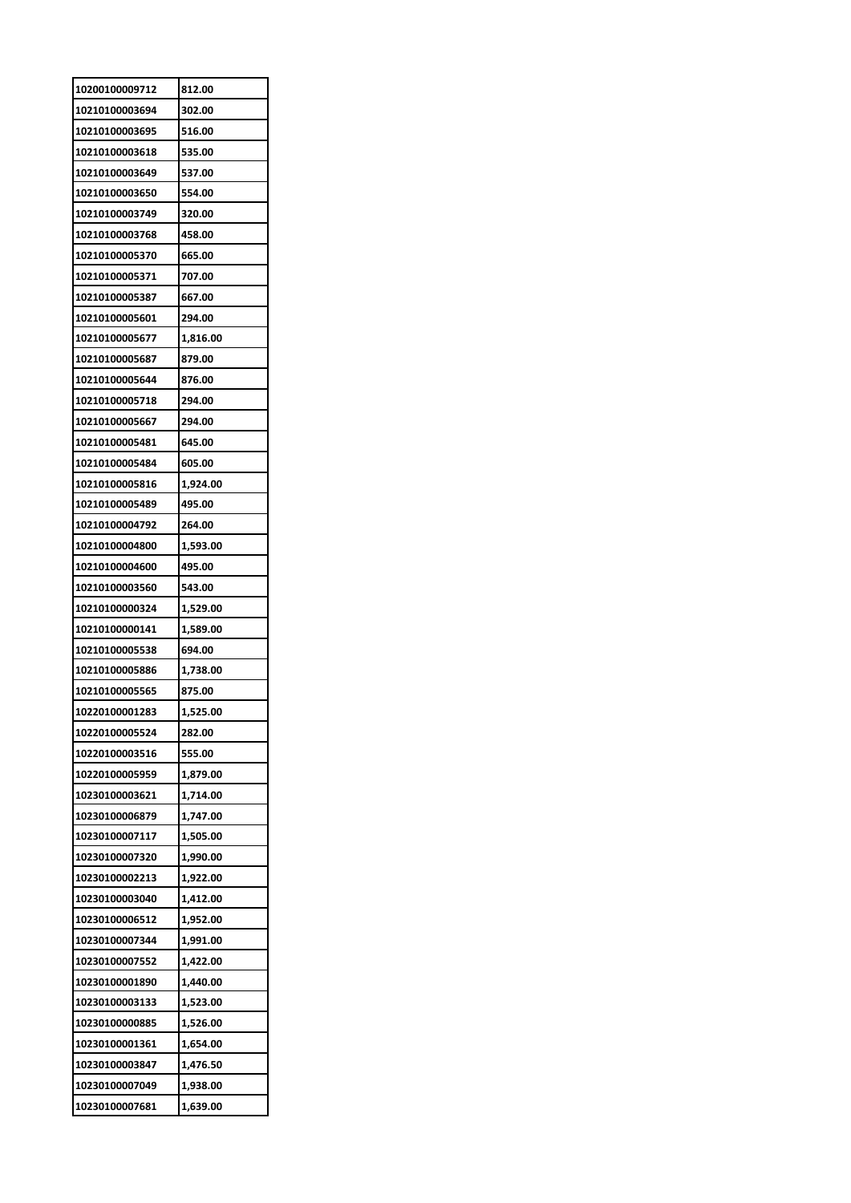| 10200100009712 | 812.00 |
|---|---|
| 10210100003694 | 302.00 |
| 10210100003695 | 516.00 |
| 10210100003618 | 535.00 |
| 10210100003649 | 537.00 |
| 10210100003650 | 554.00 |
| 10210100003749 | 320.00 |
| 10210100003768 | 458.00 |
| 10210100005370 | 665.00 |
| 10210100005371 | 707.00 |
| 10210100005387 | 667.00 |
| 10210100005601 | 294.00 |
| 10210100005677 | 1,816.00 |
| 10210100005687 | 879.00 |
| 10210100005644 | 876.00 |
| 10210100005718 | 294.00 |
| 10210100005667 | 294.00 |
| 10210100005481 | 645.00 |
| 10210100005484 | 605.00 |
| 10210100005816 | 1,924.00 |
| 10210100005489 | 495.00 |
| 10210100004792 | 264.00 |
| 10210100004800 | 1,593.00 |
| 10210100004600 | 495.00 |
| 10210100003560 | 543.00 |
| 10210100000324 | 1,529.00 |
| 10210100000141 | 1,589.00 |
| 10210100005538 | 694.00 |
| 10210100005886 | 1,738.00 |
| 10210100005565 | 875.00 |
| 10220100001283 | 1,525.00 |
| 10220100005524 | 282.00 |
| 10220100003516 | 555.00 |
| 10220100005959 | 1,879.00 |
| 10230100003621 | 1,714.00 |
| 10230100006879 | 1,747.00 |
| 10230100007117 | 1,505.00 |
| 10230100007320 | 1,990.00 |
| 10230100002213 | 1,922.00 |
| 10230100003040 | 1,412.00 |
| 10230100006512 | 1,952.00 |
| 10230100007344 | 1,991.00 |
| 10230100007552 | 1,422.00 |
| 10230100001890 | 1,440.00 |
| 10230100003133 | 1,523.00 |
| 10230100000885 | 1,526.00 |
| 10230100001361 | 1,654.00 |
| 10230100003847 | 1,476.50 |
| 10230100007049 | 1,938.00 |
| 10230100007681 | 1,639.00 |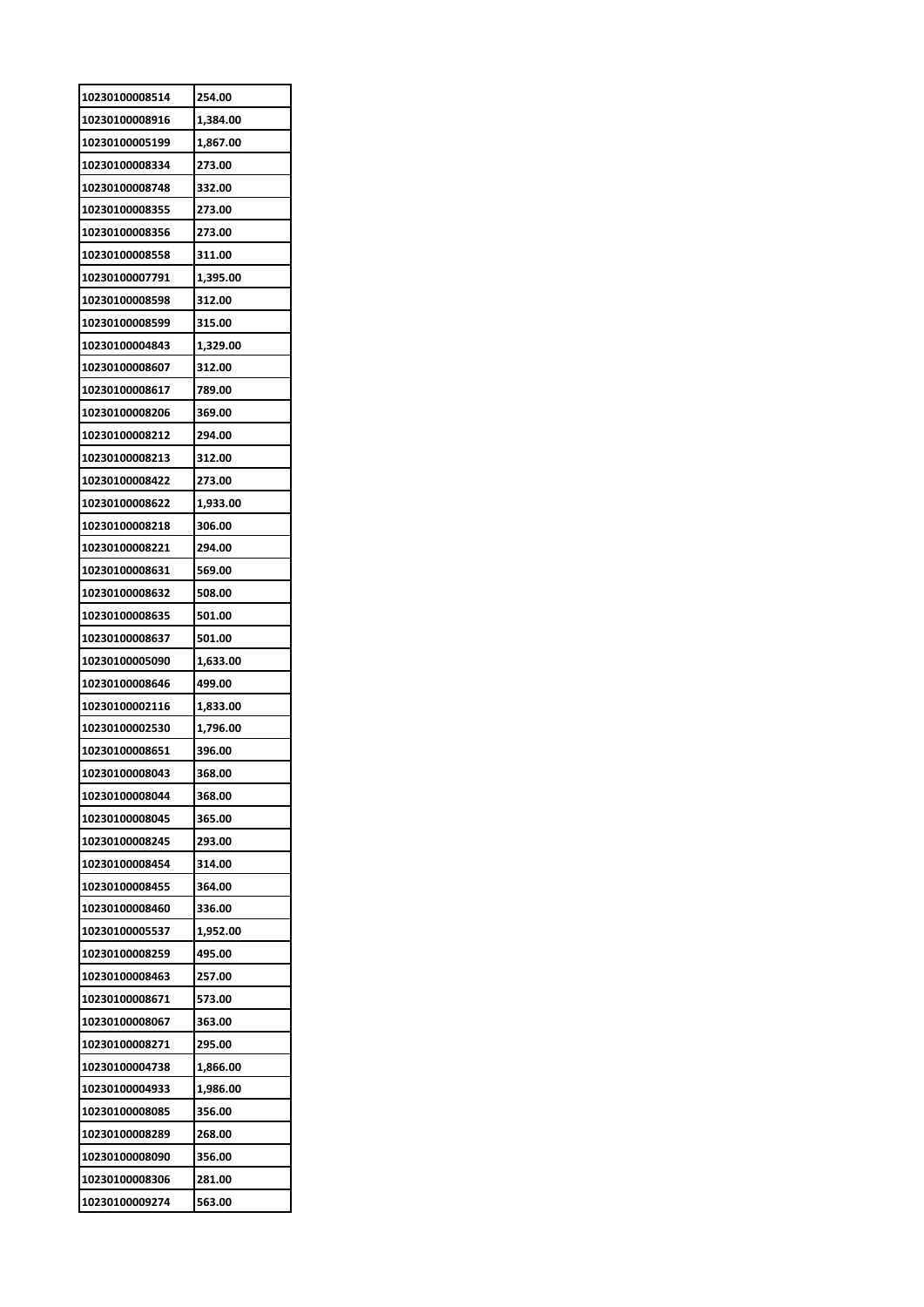| 10230100008514 | 254.00 |
|---|---|
| 10230100008916 | 1,384.00 |
| 10230100005199 | 1,867.00 |
| 10230100008334 | 273.00 |
| 10230100008748 | 332.00 |
| 10230100008355 | 273.00 |
| 10230100008356 | 273.00 |
| 10230100008558 | 311.00 |
| 10230100007791 | 1,395.00 |
| 10230100008598 | 312.00 |
| 10230100008599 | 315.00 |
| 10230100004843 | 1,329.00 |
| 10230100008607 | 312.00 |
| 10230100008617 | 789.00 |
| 10230100008206 | 369.00 |
| 10230100008212 | 294.00 |
| 10230100008213 | 312.00 |
| 10230100008422 | 273.00 |
| 10230100008622 | 1,933.00 |
| 10230100008218 | 306.00 |
| 10230100008221 | 294.00 |
| 10230100008631 | 569.00 |
| 10230100008632 | 508.00 |
| 10230100008635 | 501.00 |
| 10230100008637 | 501.00 |
| 10230100005090 | 1,633.00 |
| 10230100008646 | 499.00 |
| 10230100002116 | 1,833.00 |
| 10230100002530 | 1,796.00 |
| 10230100008651 | 396.00 |
| 10230100008043 | 368.00 |
| 10230100008044 | 368.00 |
| 10230100008045 | 365.00 |
| 10230100008245 | 293.00 |
| 10230100008454 | 314.00 |
| 10230100008455 | 364.00 |
| 10230100008460 | 336.00 |
| 10230100005537 | 1,952.00 |
| 10230100008259 | 495.00 |
| 10230100008463 | 257.00 |
| 10230100008671 | 573.00 |
| 10230100008067 | 363.00 |
| 10230100008271 | 295.00 |
| 10230100004738 | 1,866.00 |
| 10230100004933 | 1,986.00 |
| 10230100008085 | 356.00 |
| 10230100008289 | 268.00 |
| 10230100008090 | 356.00 |
| 10230100008306 | 281.00 |
| 10230100009274 | 563.00 |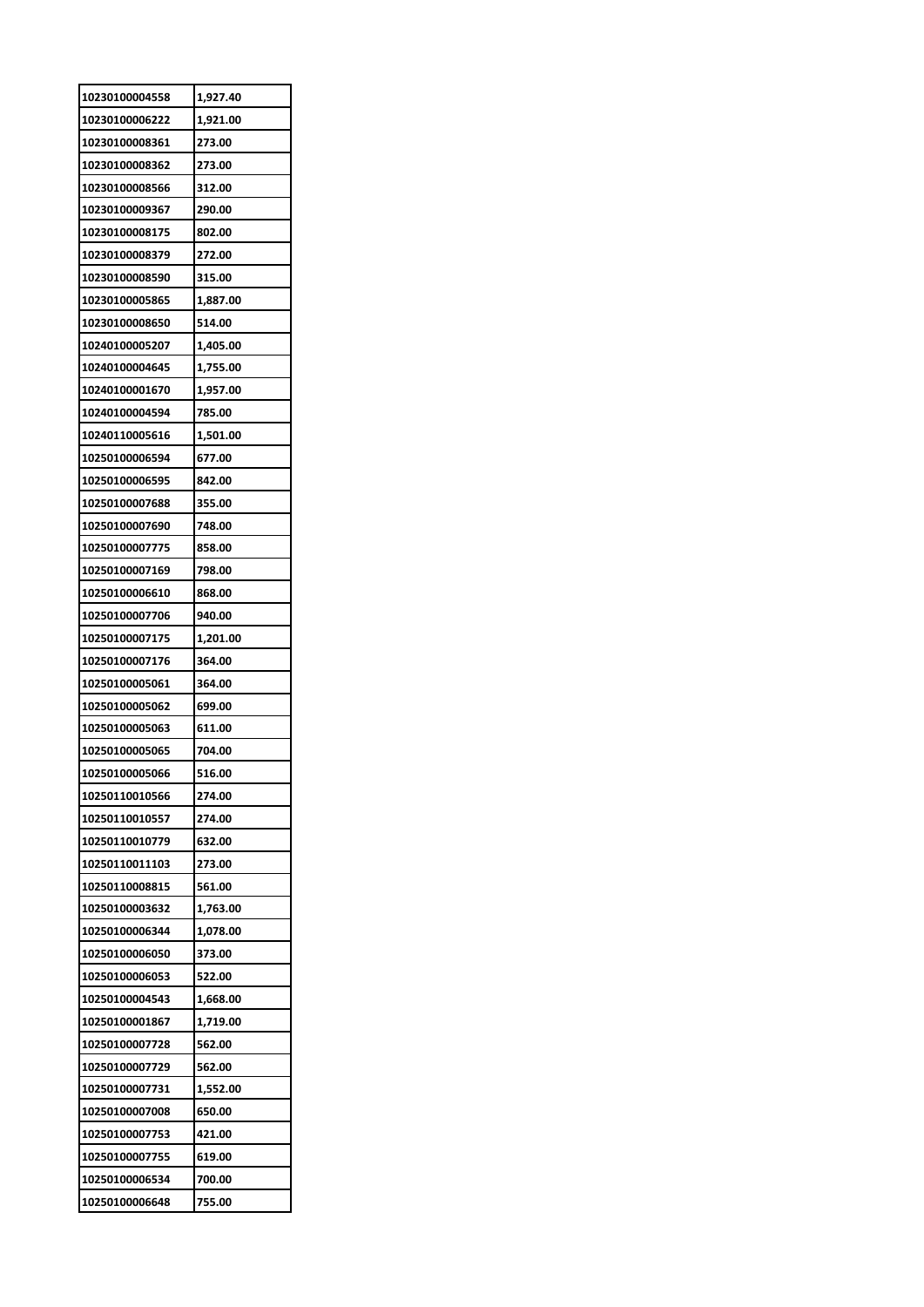| 10230100004558 | 1,927.40 |
|---|---|
| 10230100006222 | 1,921.00 |
| 10230100008361 | 273.00 |
| 10230100008362 | 273.00 |
| 10230100008566 | 312.00 |
| 10230100009367 | 290.00 |
| 10230100008175 | 802.00 |
| 10230100008379 | 272.00 |
| 10230100008590 | 315.00 |
| 10230100005865 | 1,887.00 |
| 10230100008650 | 514.00 |
| 10240100005207 | 1,405.00 |
| 10240100004645 | 1,755.00 |
| 10240100001670 | 1,957.00 |
| 10240100004594 | 785.00 |
| 10240110005616 | 1,501.00 |
| 10250100006594 | 677.00 |
| 10250100006595 | 842.00 |
| 10250100007688 | 355.00 |
| 10250100007690 | 748.00 |
| 10250100007775 | 858.00 |
| 10250100007169 | 798.00 |
| 10250100006610 | 868.00 |
| 10250100007706 | 940.00 |
| 10250100007175 | 1,201.00 |
| 10250100007176 | 364.00 |
| 10250100005061 | 364.00 |
| 10250100005062 | 699.00 |
| 10250100005063 | 611.00 |
| 10250100005065 | 704.00 |
| 10250100005066 | 516.00 |
| 10250110010566 | 274.00 |
| 10250110010557 | 274.00 |
| 10250110010779 | 632.00 |
| 10250110011103 | 273.00 |
| 10250110008815 | 561.00 |
| 10250100003632 | 1,763.00 |
| 10250100006344 | 1,078.00 |
| 10250100006050 | 373.00 |
| 10250100006053 | 522.00 |
| 10250100004543 | 1,668.00 |
| 10250100001867 | 1,719.00 |
| 10250100007728 | 562.00 |
| 10250100007729 | 562.00 |
| 10250100007731 | 1,552.00 |
| 10250100007008 | 650.00 |
| 10250100007753 | 421.00 |
| 10250100007755 | 619.00 |
| 10250100006534 | 700.00 |
| 10250100006648 | 755.00 |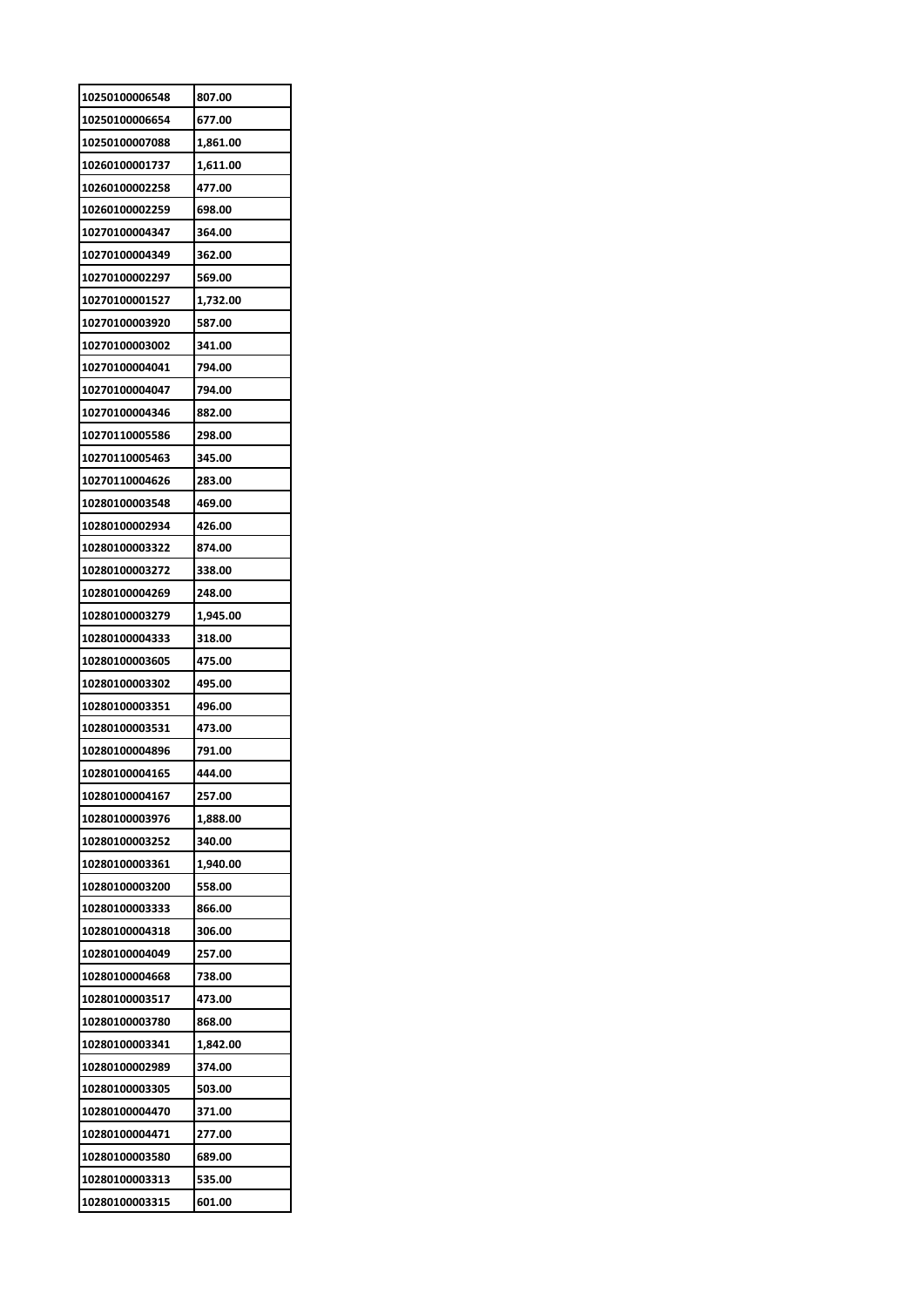| | |
|---|---|
| 10250100006548 | 807.00 |
| 10250100006654 | 677.00 |
| 10250100007088 | 1,861.00 |
| 10260100001737 | 1,611.00 |
| 10260100002258 | 477.00 |
| 10260100002259 | 698.00 |
| 10270100004347 | 364.00 |
| 10270100004349 | 362.00 |
| 10270100002297 | 569.00 |
| 10270100001527 | 1,732.00 |
| 10270100003920 | 587.00 |
| 10270100003002 | 341.00 |
| 10270100004041 | 794.00 |
| 10270100004047 | 794.00 |
| 10270100004346 | 882.00 |
| 10270110005586 | 298.00 |
| 10270110005463 | 345.00 |
| 10270110004626 | 283.00 |
| 10280100003548 | 469.00 |
| 10280100002934 | 426.00 |
| 10280100003322 | 874.00 |
| 10280100003272 | 338.00 |
| 10280100004269 | 248.00 |
| 10280100003279 | 1,945.00 |
| 10280100004333 | 318.00 |
| 10280100003605 | 475.00 |
| 10280100003302 | 495.00 |
| 10280100003351 | 496.00 |
| 10280100003531 | 473.00 |
| 10280100004896 | 791.00 |
| 10280100004165 | 444.00 |
| 10280100004167 | 257.00 |
| 10280100003976 | 1,888.00 |
| 10280100003252 | 340.00 |
| 10280100003361 | 1,940.00 |
| 10280100003200 | 558.00 |
| 10280100003333 | 866.00 |
| 10280100004318 | 306.00 |
| 10280100004049 | 257.00 |
| 10280100004668 | 738.00 |
| 10280100003517 | 473.00 |
| 10280100003780 | 868.00 |
| 10280100003341 | 1,842.00 |
| 10280100002989 | 374.00 |
| 10280100003305 | 503.00 |
| 10280100004470 | 371.00 |
| 10280100004471 | 277.00 |
| 10280100003580 | 689.00 |
| 10280100003313 | 535.00 |
| 10280100003315 | 601.00 |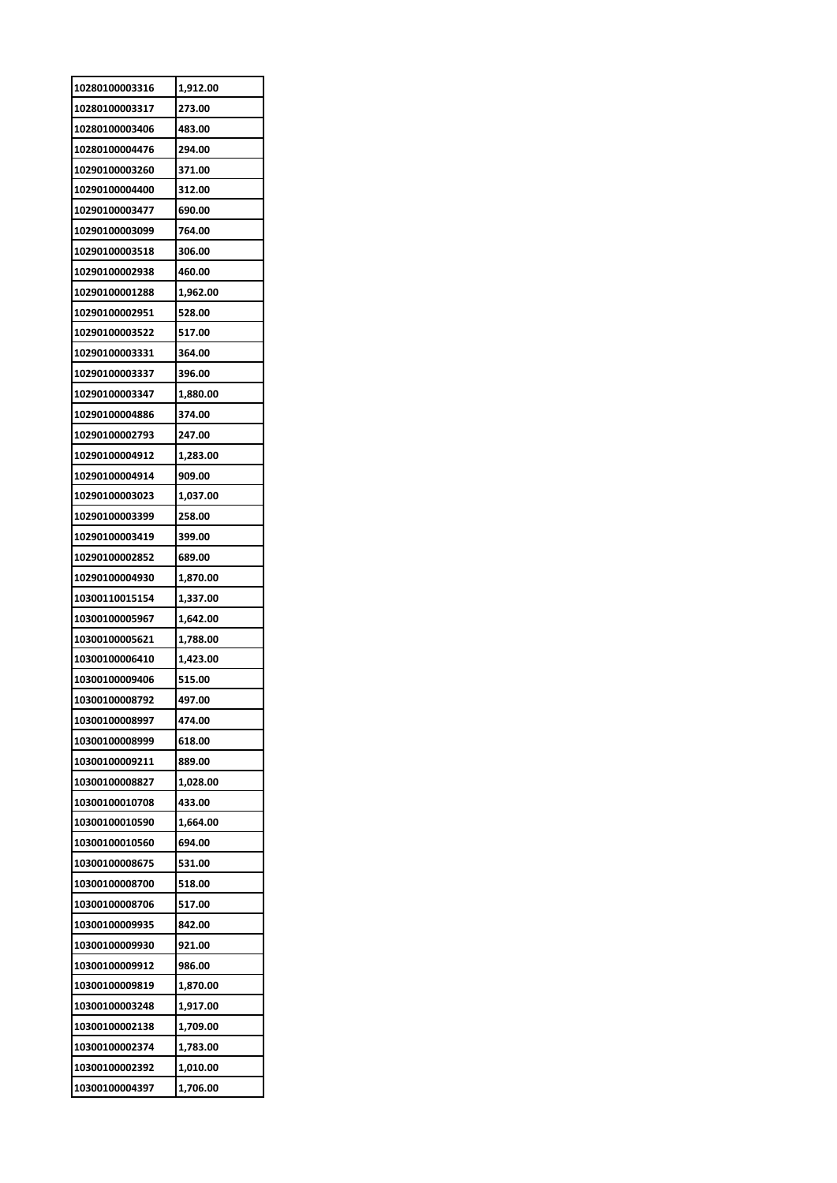| 10280100003316 | 1,912.00 |
|---|---|
| 10280100003317 | 273.00 |
| 10280100003406 | 483.00 |
| 10280100004476 | 294.00 |
| 10290100003260 | 371.00 |
| 10290100004400 | 312.00 |
| 10290100003477 | 690.00 |
| 10290100003099 | 764.00 |
| 10290100003518 | 306.00 |
| 10290100002938 | 460.00 |
| 10290100001288 | 1,962.00 |
| 10290100002951 | 528.00 |
| 10290100003522 | 517.00 |
| 10290100003331 | 364.00 |
| 10290100003337 | 396.00 |
| 10290100003347 | 1,880.00 |
| 10290100004886 | 374.00 |
| 10290100002793 | 247.00 |
| 10290100004912 | 1,283.00 |
| 10290100004914 | 909.00 |
| 10290100003023 | 1,037.00 |
| 10290100003399 | 258.00 |
| 10290100003419 | 399.00 |
| 10290100002852 | 689.00 |
| 10290100004930 | 1,870.00 |
| 10300110015154 | 1,337.00 |
| 10300100005967 | 1,642.00 |
| 10300100005621 | 1,788.00 |
| 10300100006410 | 1,423.00 |
| 10300100009406 | 515.00 |
| 10300100008792 | 497.00 |
| 10300100008997 | 474.00 |
| 10300100008999 | 618.00 |
| 10300100009211 | 889.00 |
| 10300100008827 | 1,028.00 |
| 10300100010708 | 433.00 |
| 10300100010590 | 1,664.00 |
| 10300100010560 | 694.00 |
| 10300100008675 | 531.00 |
| 10300100008700 | 518.00 |
| 10300100008706 | 517.00 |
| 10300100009935 | 842.00 |
| 10300100009930 | 921.00 |
| 10300100009912 | 986.00 |
| 10300100009819 | 1,870.00 |
| 10300100003248 | 1,917.00 |
| 10300100002138 | 1,709.00 |
| 10300100002374 | 1,783.00 |
| 10300100002392 | 1,010.00 |
| 10300100004397 | 1,706.00 |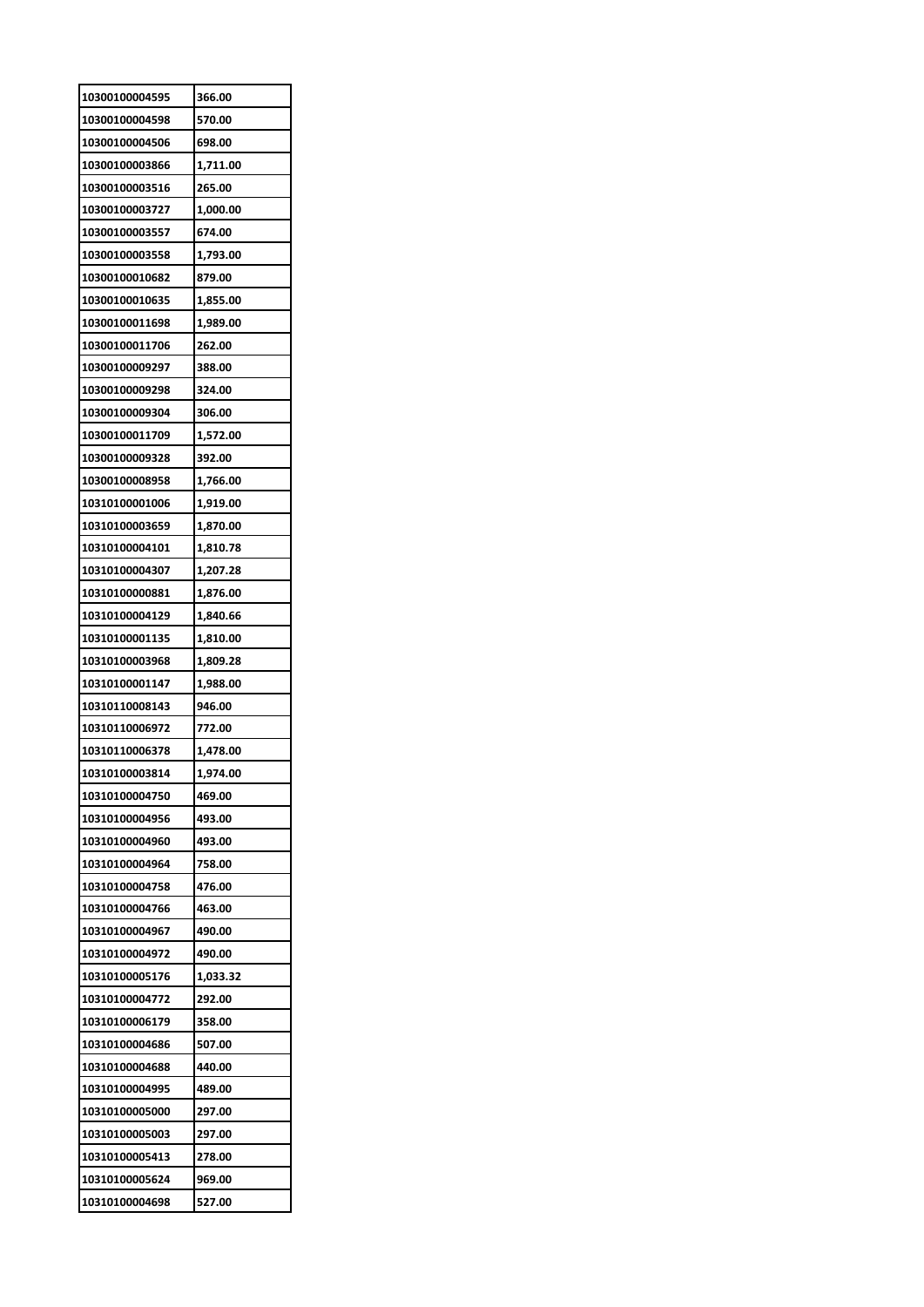| 10300100004595 | 366.00 |
|---|---|
| 10300100004598 | 570.00 |
| 10300100004506 | 698.00 |
| 10300100003866 | 1,711.00 |
| 10300100003516 | 265.00 |
| 10300100003727 | 1,000.00 |
| 10300100003557 | 674.00 |
| 10300100003558 | 1,793.00 |
| 10300100010682 | 879.00 |
| 10300100010635 | 1,855.00 |
| 10300100011698 | 1,989.00 |
| 10300100011706 | 262.00 |
| 10300100009297 | 388.00 |
| 10300100009298 | 324.00 |
| 10300100009304 | 306.00 |
| 10300100011709 | 1,572.00 |
| 10300100009328 | 392.00 |
| 10300100008958 | 1,766.00 |
| 10310100001006 | 1,919.00 |
| 10310100003659 | 1,870.00 |
| 10310100004101 | 1,810.78 |
| 10310100004307 | 1,207.28 |
| 10310100000881 | 1,876.00 |
| 10310100004129 | 1,840.66 |
| 10310100001135 | 1,810.00 |
| 10310100003968 | 1,809.28 |
| 10310100001147 | 1,988.00 |
| 10310110008143 | 946.00 |
| 10310110006972 | 772.00 |
| 10310110006378 | 1,478.00 |
| 10310100003814 | 1,974.00 |
| 10310100004750 | 469.00 |
| 10310100004956 | 493.00 |
| 10310100004960 | 493.00 |
| 10310100004964 | 758.00 |
| 10310100004758 | 476.00 |
| 10310100004766 | 463.00 |
| 10310100004967 | 490.00 |
| 10310100004972 | 490.00 |
| 10310100005176 | 1,033.32 |
| 10310100004772 | 292.00 |
| 10310100006179 | 358.00 |
| 10310100004686 | 507.00 |
| 10310100004688 | 440.00 |
| 10310100004995 | 489.00 |
| 10310100005000 | 297.00 |
| 10310100005003 | 297.00 |
| 10310100005413 | 278.00 |
| 10310100005624 | 969.00 |
| 10310100004698 | 527.00 |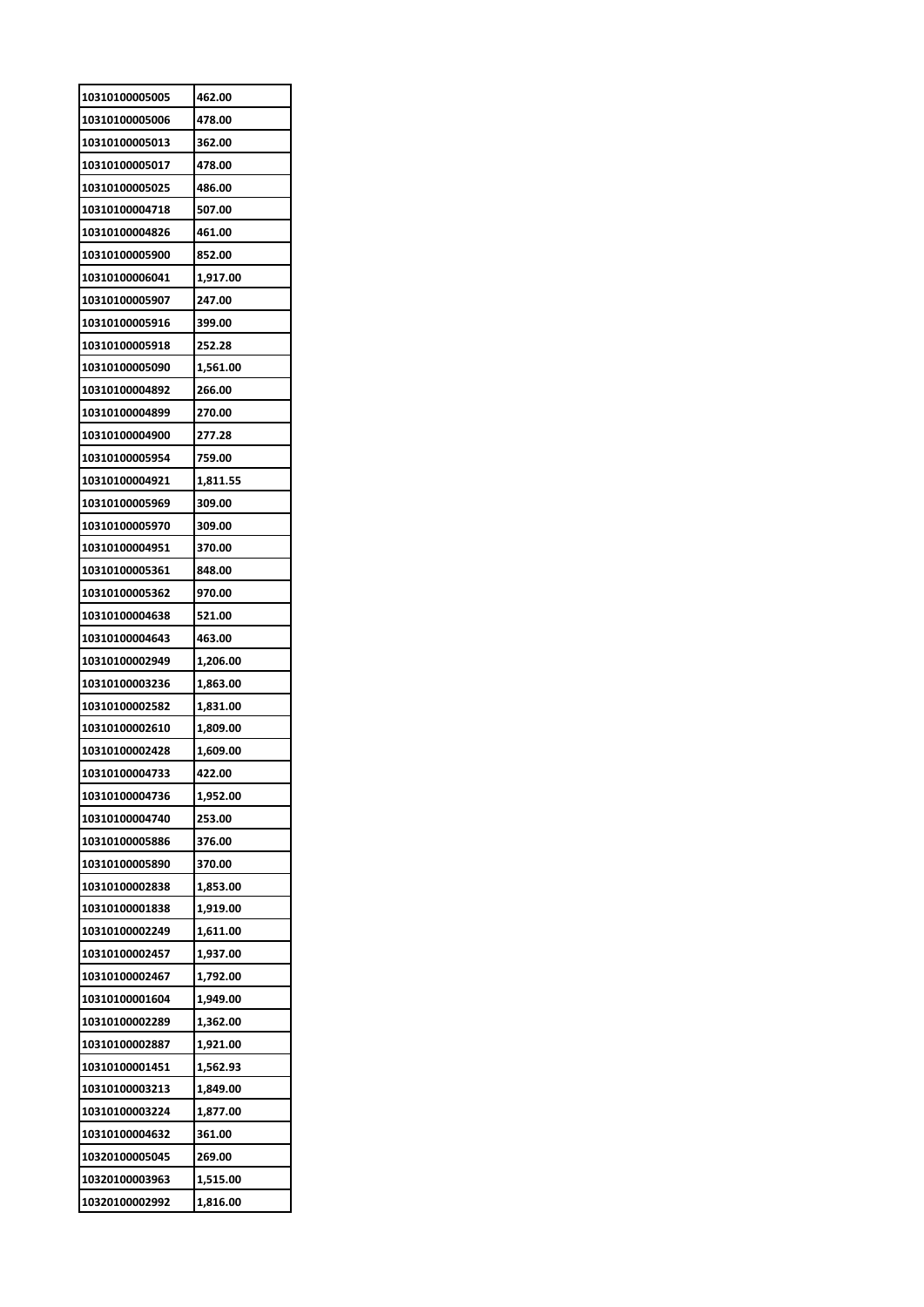| 10310100005005 | 462.00 |
|---|---|
| 10310100005006 | 478.00 |
| 10310100005013 | 362.00 |
| 10310100005017 | 478.00 |
| 10310100005025 | 486.00 |
| 10310100004718 | 507.00 |
| 10310100004826 | 461.00 |
| 10310100005900 | 852.00 |
| 10310100006041 | 1,917.00 |
| 10310100005907 | 247.00 |
| 10310100005916 | 399.00 |
| 10310100005918 | 252.28 |
| 10310100005090 | 1,561.00 |
| 10310100004892 | 266.00 |
| 10310100004899 | 270.00 |
| 10310100004900 | 277.28 |
| 10310100005954 | 759.00 |
| 10310100004921 | 1,811.55 |
| 10310100005969 | 309.00 |
| 10310100005970 | 309.00 |
| 10310100004951 | 370.00 |
| 10310100005361 | 848.00 |
| 10310100005362 | 970.00 |
| 10310100004638 | 521.00 |
| 10310100004643 | 463.00 |
| 10310100002949 | 1,206.00 |
| 10310100003236 | 1,863.00 |
| 10310100002582 | 1,831.00 |
| 10310100002610 | 1,809.00 |
| 10310100002428 | 1,609.00 |
| 10310100004733 | 422.00 |
| 10310100004736 | 1,952.00 |
| 10310100004740 | 253.00 |
| 10310100005886 | 376.00 |
| 10310100005890 | 370.00 |
| 10310100002838 | 1,853.00 |
| 10310100001838 | 1,919.00 |
| 10310100002249 | 1,611.00 |
| 10310100002457 | 1,937.00 |
| 10310100002467 | 1,792.00 |
| 10310100001604 | 1,949.00 |
| 10310100002289 | 1,362.00 |
| 10310100002887 | 1,921.00 |
| 10310100001451 | 1,562.93 |
| 10310100003213 | 1,849.00 |
| 10310100003224 | 1,877.00 |
| 10310100004632 | 361.00 |
| 10320100005045 | 269.00 |
| 10320100003963 | 1,515.00 |
| 10320100002992 | 1,816.00 |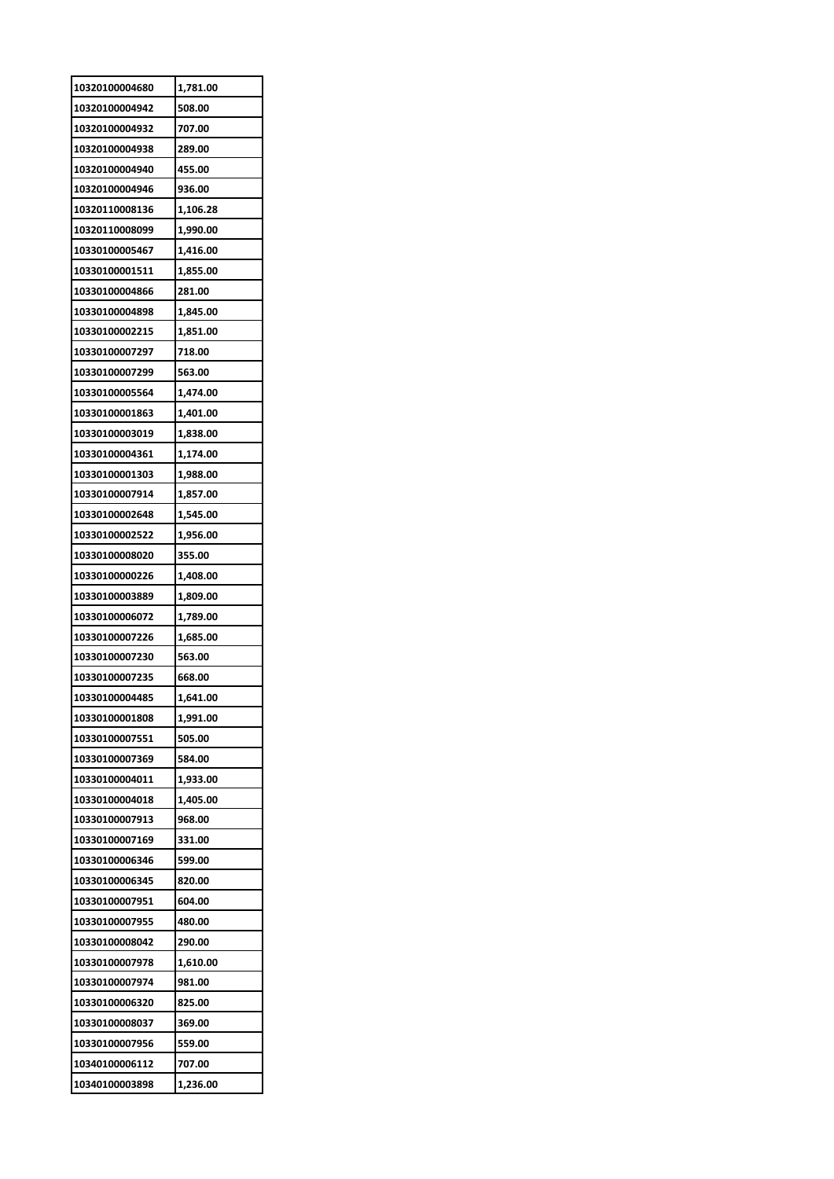| 10320100004680 | 1,781.00 |
|---|---|
| 10320100004942 | 508.00 |
| 10320100004932 | 707.00 |
| 10320100004938 | 289.00 |
| 10320100004940 | 455.00 |
| 10320100004946 | 936.00 |
| 10320110008136 | 1,106.28 |
| 10320110008099 | 1,990.00 |
| 10330100005467 | 1,416.00 |
| 10330100001511 | 1,855.00 |
| 10330100004866 | 281.00 |
| 10330100004898 | 1,845.00 |
| 10330100002215 | 1,851.00 |
| 10330100007297 | 718.00 |
| 10330100007299 | 563.00 |
| 10330100005564 | 1,474.00 |
| 10330100001863 | 1,401.00 |
| 10330100003019 | 1,838.00 |
| 10330100004361 | 1,174.00 |
| 10330100001303 | 1,988.00 |
| 10330100007914 | 1,857.00 |
| 10330100002648 | 1,545.00 |
| 10330100002522 | 1,956.00 |
| 10330100008020 | 355.00 |
| 10330100000226 | 1,408.00 |
| 10330100003889 | 1,809.00 |
| 10330100006072 | 1,789.00 |
| 10330100007226 | 1,685.00 |
| 10330100007230 | 563.00 |
| 10330100007235 | 668.00 |
| 10330100004485 | 1,641.00 |
| 10330100001808 | 1,991.00 |
| 10330100007551 | 505.00 |
| 10330100007369 | 584.00 |
| 10330100004011 | 1,933.00 |
| 10330100004018 | 1,405.00 |
| 10330100007913 | 968.00 |
| 10330100007169 | 331.00 |
| 10330100006346 | 599.00 |
| 10330100006345 | 820.00 |
| 10330100007951 | 604.00 |
| 10330100007955 | 480.00 |
| 10330100008042 | 290.00 |
| 10330100007978 | 1,610.00 |
| 10330100007974 | 981.00 |
| 10330100006320 | 825.00 |
| 10330100008037 | 369.00 |
| 10330100007956 | 559.00 |
| 10340100006112 | 707.00 |
| 10340100003898 | 1,236.00 |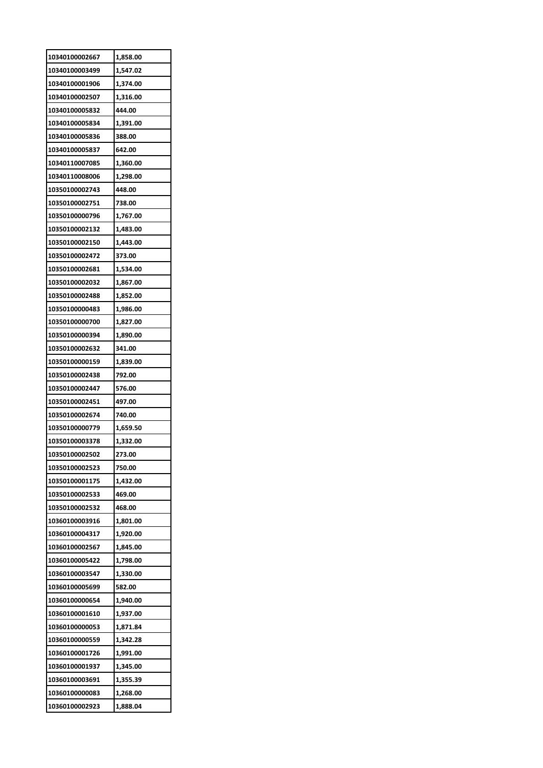| 10340100002667 | 1,858.00 |
|---|---|
| 10340100003499 | 1,547.02 |
| 10340100001906 | 1,374.00 |
| 10340100002507 | 1,316.00 |
| 10340100005832 | 444.00 |
| 10340100005834 | 1,391.00 |
| 10340100005836 | 388.00 |
| 10340100005837 | 642.00 |
| 10340110007085 | 1,360.00 |
| 10340110008006 | 1,298.00 |
| 10350100002743 | 448.00 |
| 10350100002751 | 738.00 |
| 10350100000796 | 1,767.00 |
| 10350100002132 | 1,483.00 |
| 10350100002150 | 1,443.00 |
| 10350100002472 | 373.00 |
| 10350100002681 | 1,534.00 |
| 10350100002032 | 1,867.00 |
| 10350100002488 | 1,852.00 |
| 10350100000483 | 1,986.00 |
| 10350100000700 | 1,827.00 |
| 10350100000394 | 1,890.00 |
| 10350100002632 | 341.00 |
| 10350100000159 | 1,839.00 |
| 10350100002438 | 792.00 |
| 10350100002447 | 576.00 |
| 10350100002451 | 497.00 |
| 10350100002674 | 740.00 |
| 10350100000779 | 1,659.50 |
| 10350100003378 | 1,332.00 |
| 10350100002502 | 273.00 |
| 10350100002523 | 750.00 |
| 10350100001175 | 1,432.00 |
| 10350100002533 | 469.00 |
| 10350100002532 | 468.00 |
| 10360100003916 | 1,801.00 |
| 10360100004317 | 1,920.00 |
| 10360100002567 | 1,845.00 |
| 10360100005422 | 1,798.00 |
| 10360100003547 | 1,330.00 |
| 10360100005699 | 582.00 |
| 10360100000654 | 1,940.00 |
| 10360100001610 | 1,937.00 |
| 10360100000053 | 1,871.84 |
| 10360100000559 | 1,342.28 |
| 10360100001726 | 1,991.00 |
| 10360100001937 | 1,345.00 |
| 10360100003691 | 1,355.39 |
| 10360100000083 | 1,268.00 |
| 10360100002923 | 1,888.04 |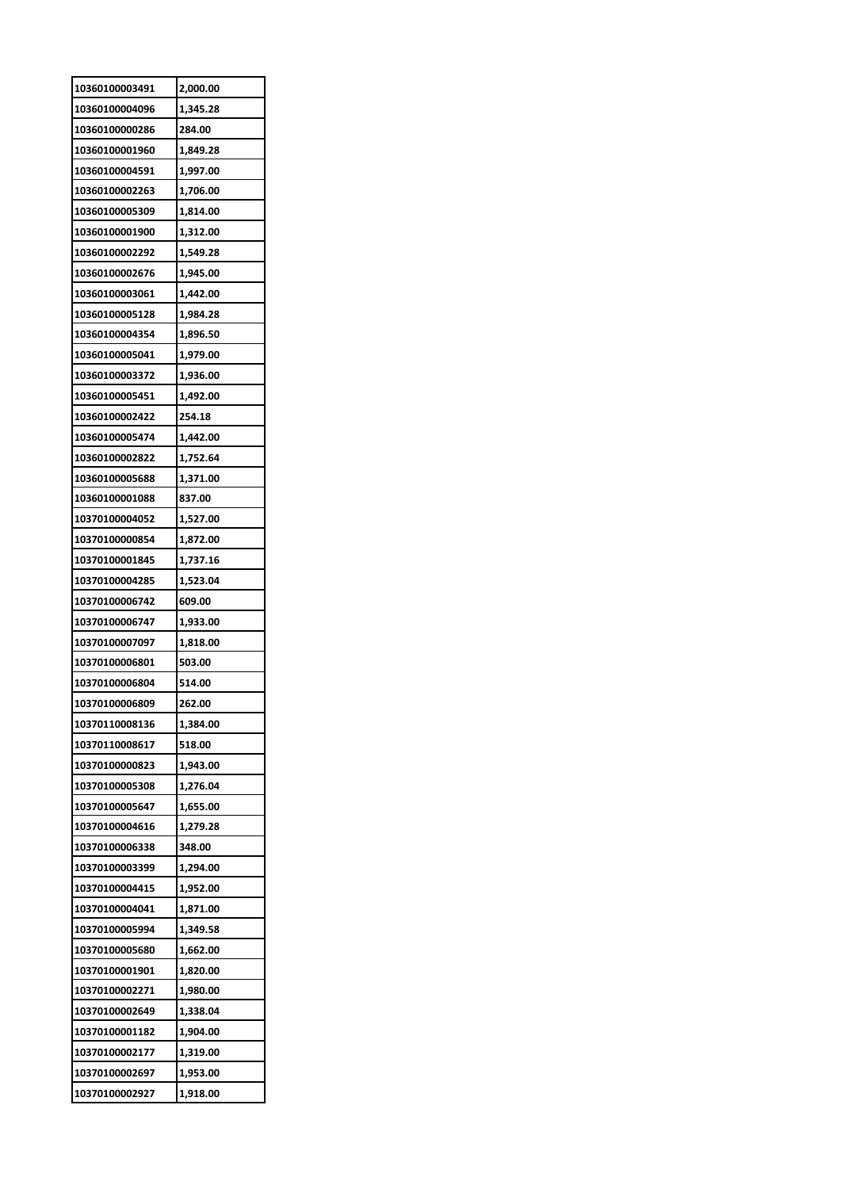| 10360100003491 | 2,000.00 |
|---|---|
| 10360100004096 | 1,345.28 |
| 10360100000286 | 284.00 |
| 10360100001960 | 1,849.28 |
| 10360100004591 | 1,997.00 |
| 10360100002263 | 1,706.00 |
| 10360100005309 | 1,814.00 |
| 10360100001900 | 1,312.00 |
| 10360100002292 | 1,549.28 |
| 10360100002676 | 1,945.00 |
| 10360100003061 | 1,442.00 |
| 10360100005128 | 1,984.28 |
| 10360100004354 | 1,896.50 |
| 10360100005041 | 1,979.00 |
| 10360100003372 | 1,936.00 |
| 10360100005451 | 1,492.00 |
| 10360100002422 | 254.18 |
| 10360100005474 | 1,442.00 |
| 10360100002822 | 1,752.64 |
| 10360100005688 | 1,371.00 |
| 10360100001088 | 837.00 |
| 10370100004052 | 1,527.00 |
| 10370100000854 | 1,872.00 |
| 10370100001845 | 1,737.16 |
| 10370100004285 | 1,523.04 |
| 10370100006742 | 609.00 |
| 10370100006747 | 1,933.00 |
| 10370100007097 | 1,818.00 |
| 10370100006801 | 503.00 |
| 10370100006804 | 514.00 |
| 10370100006809 | 262.00 |
| 10370110008136 | 1,384.00 |
| 10370110008617 | 518.00 |
| 10370100000823 | 1,943.00 |
| 10370100005308 | 1,276.04 |
| 10370100005647 | 1,655.00 |
| 10370100004616 | 1,279.28 |
| 10370100006338 | 348.00 |
| 10370100003399 | 1,294.00 |
| 10370100004415 | 1,952.00 |
| 10370100004041 | 1,871.00 |
| 10370100005994 | 1,349.58 |
| 10370100005680 | 1,662.00 |
| 10370100001901 | 1,820.00 |
| 10370100002271 | 1,980.00 |
| 10370100002649 | 1,338.04 |
| 10370100001182 | 1,904.00 |
| 10370100002177 | 1,319.00 |
| 10370100002697 | 1,953.00 |
| 10370100002927 | 1,918.00 |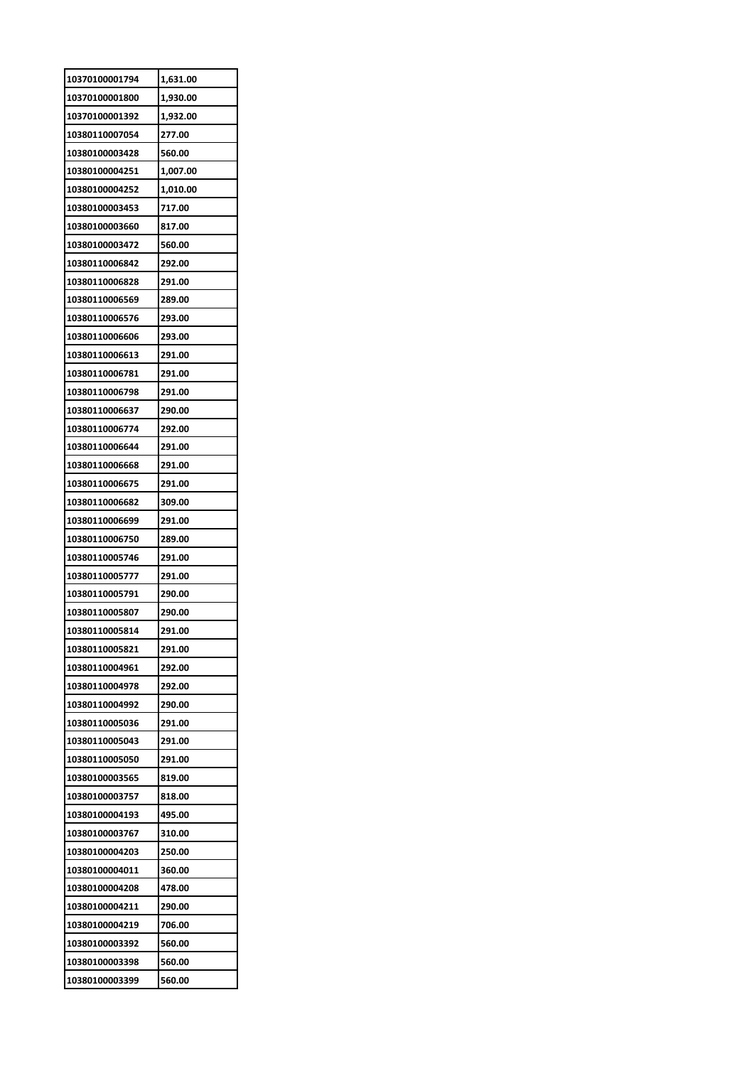| 10370100001794 | 1,631.00 |
|---|---|
| 10370100001800 | 1,930.00 |
| 10370100001392 | 1,932.00 |
| 10380110007054 | 277.00 |
| 10380100003428 | 560.00 |
| 10380100004251 | 1,007.00 |
| 10380100004252 | 1,010.00 |
| 10380100003453 | 717.00 |
| 10380100003660 | 817.00 |
| 10380100003472 | 560.00 |
| 10380110006842 | 292.00 |
| 10380110006828 | 291.00 |
| 10380110006569 | 289.00 |
| 10380110006576 | 293.00 |
| 10380110006606 | 293.00 |
| 10380110006613 | 291.00 |
| 10380110006781 | 291.00 |
| 10380110006798 | 291.00 |
| 10380110006637 | 290.00 |
| 10380110006774 | 292.00 |
| 10380110006644 | 291.00 |
| 10380110006668 | 291.00 |
| 10380110006675 | 291.00 |
| 10380110006682 | 309.00 |
| 10380110006699 | 291.00 |
| 10380110006750 | 289.00 |
| 10380110005746 | 291.00 |
| 10380110005777 | 291.00 |
| 10380110005791 | 290.00 |
| 10380110005807 | 290.00 |
| 10380110005814 | 291.00 |
| 10380110005821 | 291.00 |
| 10380110004961 | 292.00 |
| 10380110004978 | 292.00 |
| 10380110004992 | 290.00 |
| 10380110005036 | 291.00 |
| 10380110005043 | 291.00 |
| 10380110005050 | 291.00 |
| 10380100003565 | 819.00 |
| 10380100003757 | 818.00 |
| 10380100004193 | 495.00 |
| 10380100003767 | 310.00 |
| 10380100004203 | 250.00 |
| 10380100004011 | 360.00 |
| 10380100004208 | 478.00 |
| 10380100004211 | 290.00 |
| 10380100004219 | 706.00 |
| 10380100003392 | 560.00 |
| 10380100003398 | 560.00 |
| 10380100003399 | 560.00 |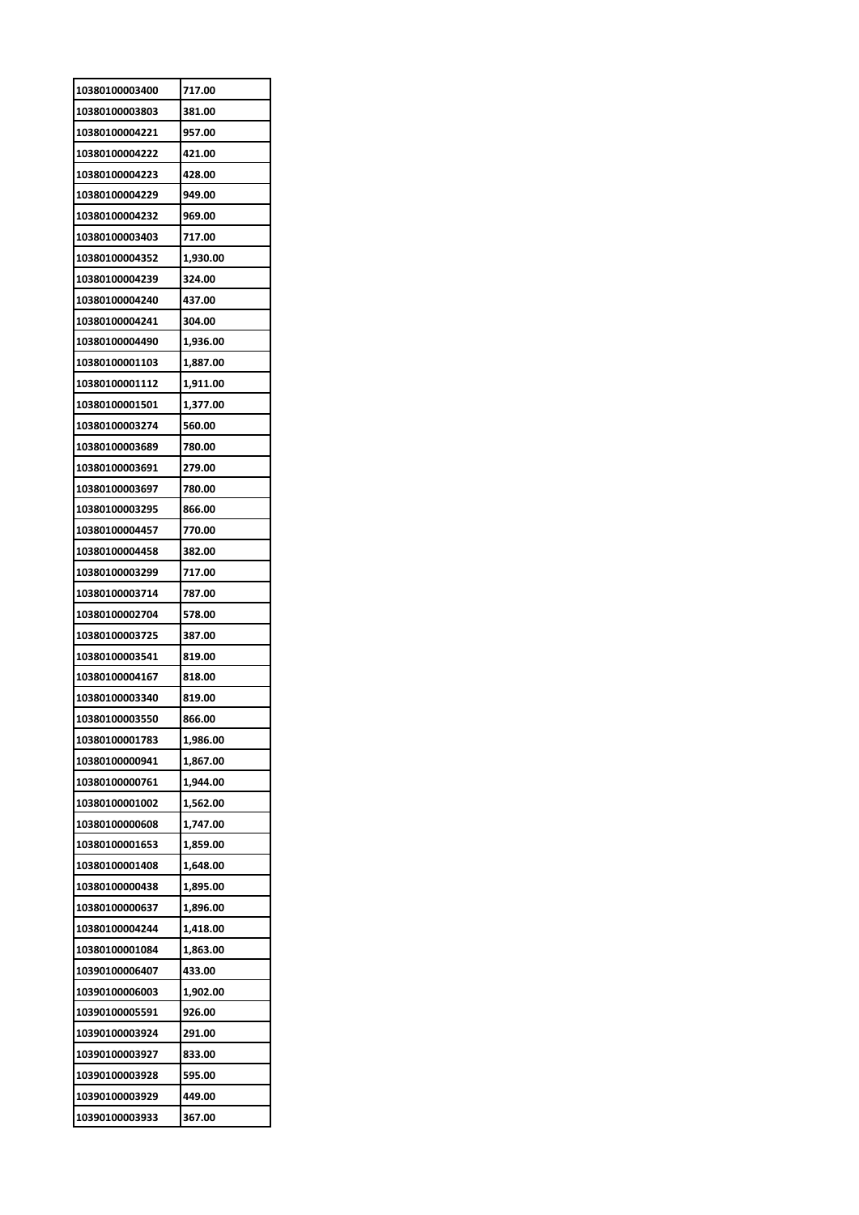| | |
|---|---|
| 10380100003400 | 717.00 |
| 10380100003803 | 381.00 |
| 10380100004221 | 957.00 |
| 10380100004222 | 421.00 |
| 10380100004223 | 428.00 |
| 10380100004229 | 949.00 |
| 10380100004232 | 969.00 |
| 10380100003403 | 717.00 |
| 10380100004352 | 1,930.00 |
| 10380100004239 | 324.00 |
| 10380100004240 | 437.00 |
| 10380100004241 | 304.00 |
| 10380100004490 | 1,936.00 |
| 10380100001103 | 1,887.00 |
| 10380100001112 | 1,911.00 |
| 10380100001501 | 1,377.00 |
| 10380100003274 | 560.00 |
| 10380100003689 | 780.00 |
| 10380100003691 | 279.00 |
| 10380100003697 | 780.00 |
| 10380100003295 | 866.00 |
| 10380100004457 | 770.00 |
| 10380100004458 | 382.00 |
| 10380100003299 | 717.00 |
| 10380100003714 | 787.00 |
| 10380100002704 | 578.00 |
| 10380100003725 | 387.00 |
| 10380100003541 | 819.00 |
| 10380100004167 | 818.00 |
| 10380100003340 | 819.00 |
| 10380100003550 | 866.00 |
| 10380100001783 | 1,986.00 |
| 10380100000941 | 1,867.00 |
| 10380100000761 | 1,944.00 |
| 10380100001002 | 1,562.00 |
| 10380100000608 | 1,747.00 |
| 10380100001653 | 1,859.00 |
| 10380100001408 | 1,648.00 |
| 10380100000438 | 1,895.00 |
| 10380100000637 | 1,896.00 |
| 10380100004244 | 1,418.00 |
| 10380100001084 | 1,863.00 |
| 10390100006407 | 433.00 |
| 10390100006003 | 1,902.00 |
| 10390100005591 | 926.00 |
| 10390100003924 | 291.00 |
| 10390100003927 | 833.00 |
| 10390100003928 | 595.00 |
| 10390100003929 | 449.00 |
| 10390100003933 | 367.00 |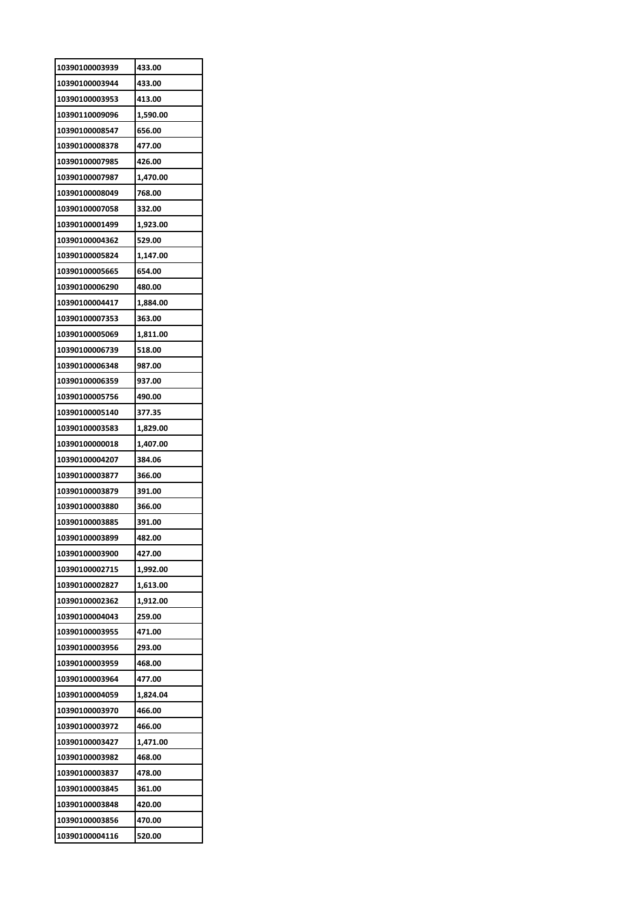| 10390100003939 | 433.00 |
|---|---|
| 10390100003944 | 433.00 |
| 10390100003953 | 413.00 |
| 10390110009096 | 1,590.00 |
| 10390100008547 | 656.00 |
| 10390100008378 | 477.00 |
| 10390100007985 | 426.00 |
| 10390100007987 | 1,470.00 |
| 10390100008049 | 768.00 |
| 10390100007058 | 332.00 |
| 10390100001499 | 1,923.00 |
| 10390100004362 | 529.00 |
| 10390100005824 | 1,147.00 |
| 10390100005665 | 654.00 |
| 10390100006290 | 480.00 |
| 10390100004417 | 1,884.00 |
| 10390100007353 | 363.00 |
| 10390100005069 | 1,811.00 |
| 10390100006739 | 518.00 |
| 10390100006348 | 987.00 |
| 10390100006359 | 937.00 |
| 10390100005756 | 490.00 |
| 10390100005140 | 377.35 |
| 10390100003583 | 1,829.00 |
| 10390100000018 | 1,407.00 |
| 10390100004207 | 384.06 |
| 10390100003877 | 366.00 |
| 10390100003879 | 391.00 |
| 10390100003880 | 366.00 |
| 10390100003885 | 391.00 |
| 10390100003899 | 482.00 |
| 10390100003900 | 427.00 |
| 10390100002715 | 1,992.00 |
| 10390100002827 | 1,613.00 |
| 10390100002362 | 1,912.00 |
| 10390100004043 | 259.00 |
| 10390100003955 | 471.00 |
| 10390100003956 | 293.00 |
| 10390100003959 | 468.00 |
| 10390100003964 | 477.00 |
| 10390100004059 | 1,824.04 |
| 10390100003970 | 466.00 |
| 10390100003972 | 466.00 |
| 10390100003427 | 1,471.00 |
| 10390100003982 | 468.00 |
| 10390100003837 | 478.00 |
| 10390100003845 | 361.00 |
| 10390100003848 | 420.00 |
| 10390100003856 | 470.00 |
| 10390100004116 | 520.00 |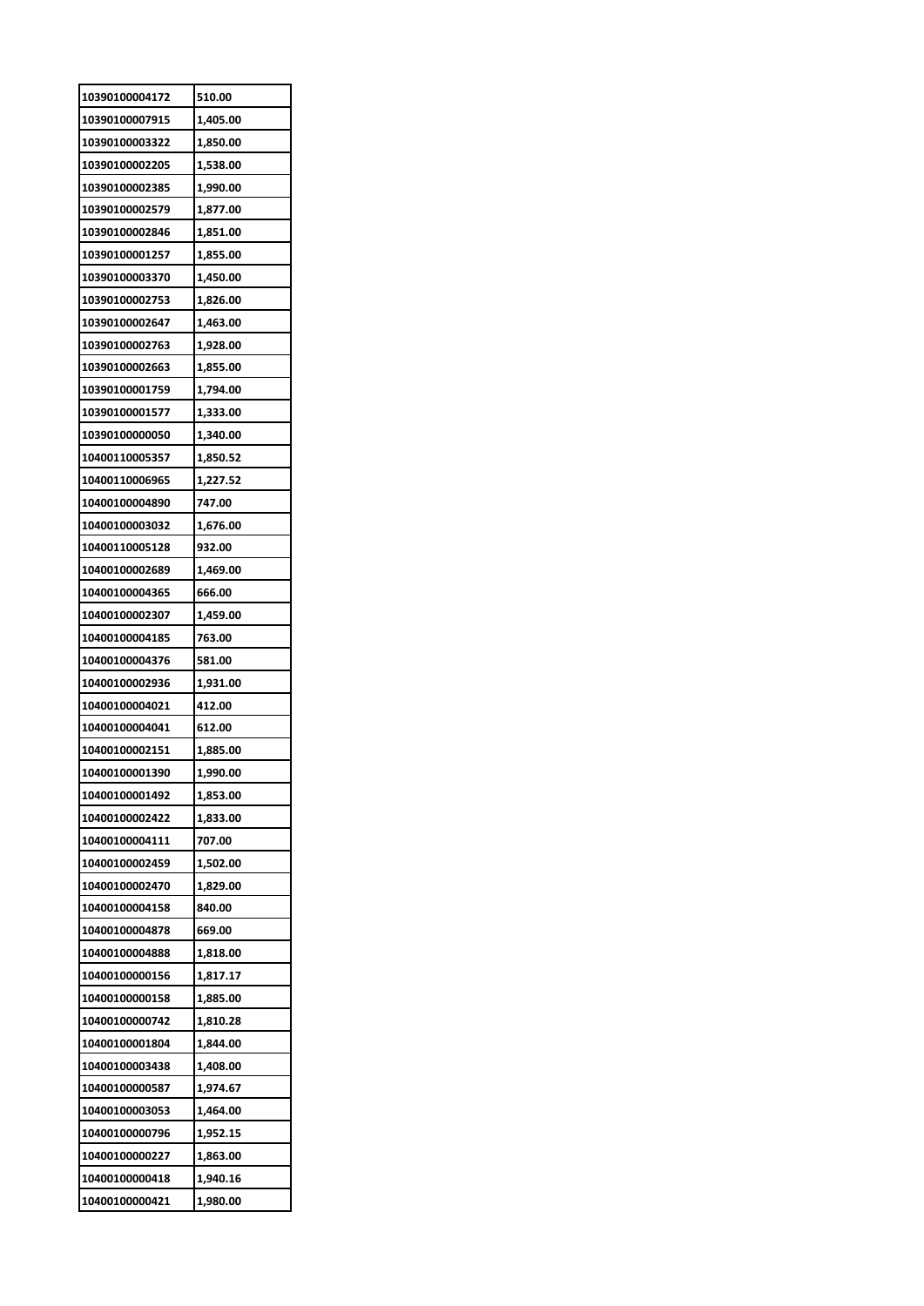| 10390100004172 | 510.00 |
|---|---|
| 10390100007915 | 1,405.00 |
| 10390100003322 | 1,850.00 |
| 10390100002205 | 1,538.00 |
| 10390100002385 | 1,990.00 |
| 10390100002579 | 1,877.00 |
| 10390100002846 | 1,851.00 |
| 10390100001257 | 1,855.00 |
| 10390100003370 | 1,450.00 |
| 10390100002753 | 1,826.00 |
| 10390100002647 | 1,463.00 |
| 10390100002763 | 1,928.00 |
| 10390100002663 | 1,855.00 |
| 10390100001759 | 1,794.00 |
| 10390100001577 | 1,333.00 |
| 10390100000050 | 1,340.00 |
| 10400110005357 | 1,850.52 |
| 10400110006965 | 1,227.52 |
| 10400100004890 | 747.00 |
| 10400100003032 | 1,676.00 |
| 10400110005128 | 932.00 |
| 10400100002689 | 1,469.00 |
| 10400100004365 | 666.00 |
| 10400100002307 | 1,459.00 |
| 10400100004185 | 763.00 |
| 10400100004376 | 581.00 |
| 10400100002936 | 1,931.00 |
| 10400100004021 | 412.00 |
| 10400100004041 | 612.00 |
| 10400100002151 | 1,885.00 |
| 10400100001390 | 1,990.00 |
| 10400100001492 | 1,853.00 |
| 10400100002422 | 1,833.00 |
| 10400100004111 | 707.00 |
| 10400100002459 | 1,502.00 |
| 10400100002470 | 1,829.00 |
| 10400100004158 | 840.00 |
| 10400100004878 | 669.00 |
| 10400100004888 | 1,818.00 |
| 10400100000156 | 1,817.17 |
| 10400100000158 | 1,885.00 |
| 10400100000742 | 1,810.28 |
| 10400100001804 | 1,844.00 |
| 10400100003438 | 1,408.00 |
| 10400100000587 | 1,974.67 |
| 10400100003053 | 1,464.00 |
| 10400100000796 | 1,952.15 |
| 10400100000227 | 1,863.00 |
| 10400100000418 | 1,940.16 |
| 10400100000421 | 1,980.00 |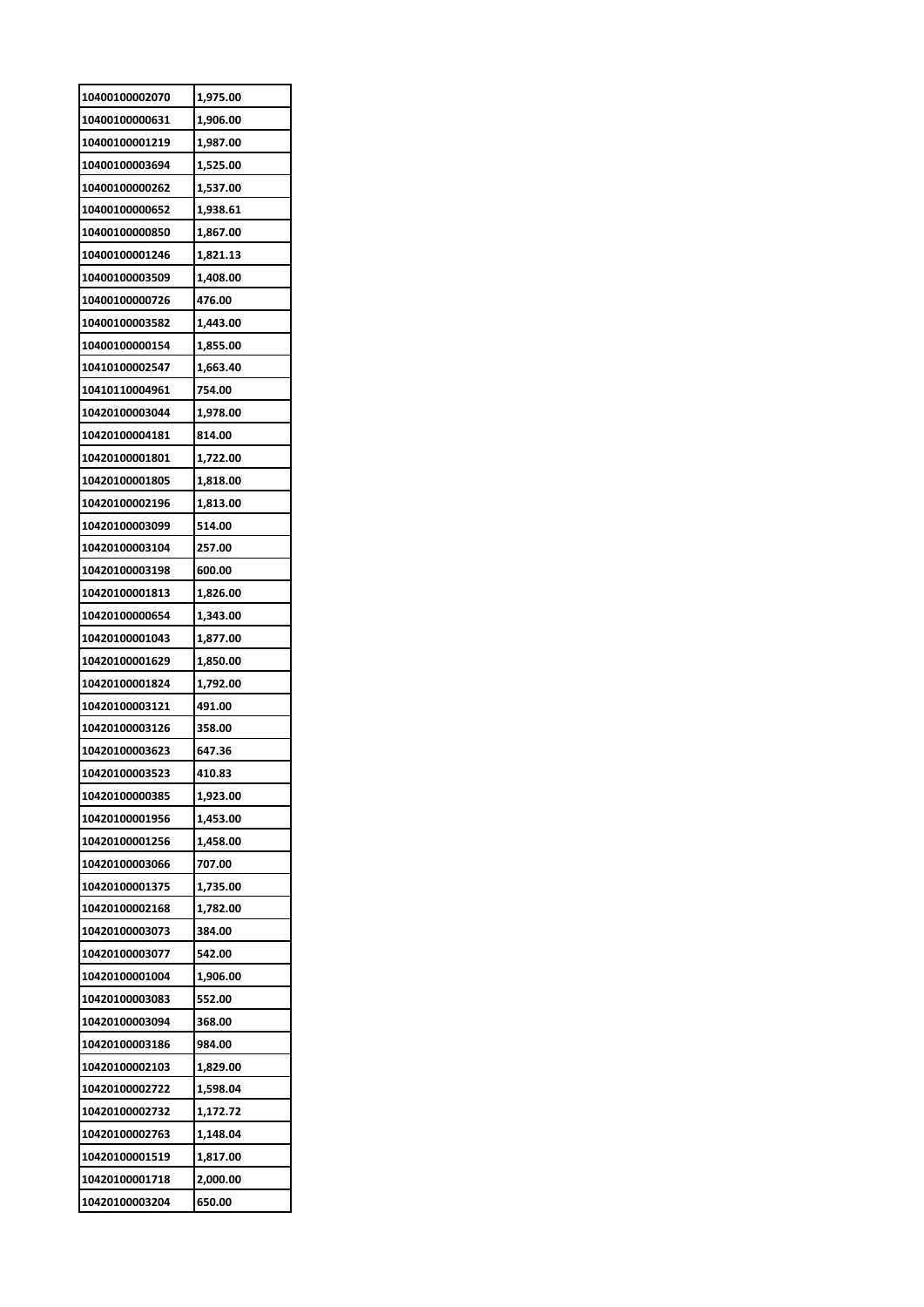| 10400100002070 | 1,975.00 |
|---|---|
| 10400100000631 | 1,906.00 |
| 10400100001219 | 1,987.00 |
| 10400100003694 | 1,525.00 |
| 10400100000262 | 1,537.00 |
| 10400100000652 | 1,938.61 |
| 10400100000850 | 1,867.00 |
| 10400100001246 | 1,821.13 |
| 10400100003509 | 1,408.00 |
| 10400100000726 | 476.00 |
| 10400100003582 | 1,443.00 |
| 10400100000154 | 1,855.00 |
| 10410100002547 | 1,663.40 |
| 10410110004961 | 754.00 |
| 10420100003044 | 1,978.00 |
| 10420100004181 | 814.00 |
| 10420100001801 | 1,722.00 |
| 10420100001805 | 1,818.00 |
| 10420100002196 | 1,813.00 |
| 10420100003099 | 514.00 |
| 10420100003104 | 257.00 |
| 10420100003198 | 600.00 |
| 10420100001813 | 1,826.00 |
| 10420100000654 | 1,343.00 |
| 10420100001043 | 1,877.00 |
| 10420100001629 | 1,850.00 |
| 10420100001824 | 1,792.00 |
| 10420100003121 | 491.00 |
| 10420100003126 | 358.00 |
| 10420100003623 | 647.36 |
| 10420100003523 | 410.83 |
| 10420100000385 | 1,923.00 |
| 10420100001956 | 1,453.00 |
| 10420100001256 | 1,458.00 |
| 10420100003066 | 707.00 |
| 10420100001375 | 1,735.00 |
| 10420100002168 | 1,782.00 |
| 10420100003073 | 384.00 |
| 10420100003077 | 542.00 |
| 10420100001004 | 1,906.00 |
| 10420100003083 | 552.00 |
| 10420100003094 | 368.00 |
| 10420100003186 | 984.00 |
| 10420100002103 | 1,829.00 |
| 10420100002722 | 1,598.04 |
| 10420100002732 | 1,172.72 |
| 10420100002763 | 1,148.04 |
| 10420100001519 | 1,817.00 |
| 10420100001718 | 2,000.00 |
| 10420100003204 | 650.00 |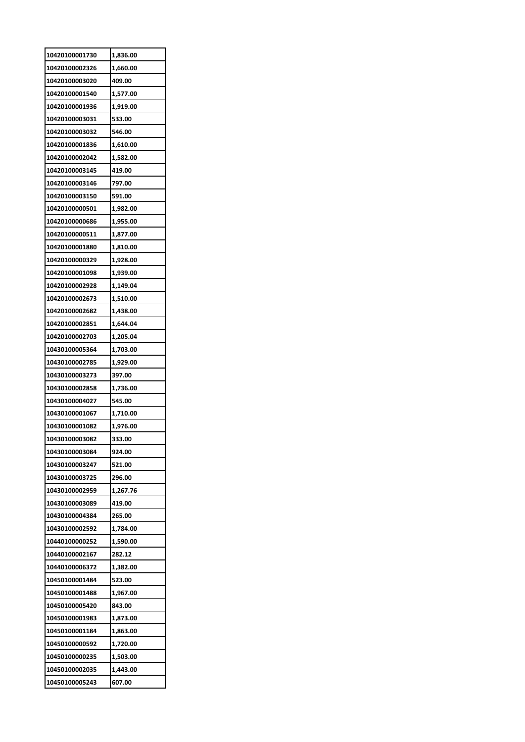| 10420100001730 | 1,836.00 |
|---|---|
| 10420100002326 | 1,660.00 |
| 10420100003020 | 409.00 |
| 10420100001540 | 1,577.00 |
| 10420100001936 | 1,919.00 |
| 10420100003031 | 533.00 |
| 10420100003032 | 546.00 |
| 10420100001836 | 1,610.00 |
| 10420100002042 | 1,582.00 |
| 10420100003145 | 419.00 |
| 10420100003146 | 797.00 |
| 10420100003150 | 591.00 |
| 10420100000501 | 1,982.00 |
| 10420100000686 | 1,955.00 |
| 10420100000511 | 1,877.00 |
| 10420100001880 | 1,810.00 |
| 10420100000329 | 1,928.00 |
| 10420100001098 | 1,939.00 |
| 10420100002928 | 1,149.04 |
| 10420100002673 | 1,510.00 |
| 10420100002682 | 1,438.00 |
| 10420100002851 | 1,644.04 |
| 10420100002703 | 1,205.04 |
| 10430100005364 | 1,703.00 |
| 10430100002785 | 1,929.00 |
| 10430100003273 | 397.00 |
| 10430100002858 | 1,736.00 |
| 10430100004027 | 545.00 |
| 10430100001067 | 1,710.00 |
| 10430100001082 | 1,976.00 |
| 10430100003082 | 333.00 |
| 10430100003084 | 924.00 |
| 10430100003247 | 521.00 |
| 10430100003725 | 296.00 |
| 10430100002959 | 1,267.76 |
| 10430100003089 | 419.00 |
| 10430100004384 | 265.00 |
| 10430100002592 | 1,784.00 |
| 10440100000252 | 1,590.00 |
| 10440100002167 | 282.12 |
| 10440100006372 | 1,382.00 |
| 10450100001484 | 523.00 |
| 10450100001488 | 1,967.00 |
| 10450100005420 | 843.00 |
| 10450100001983 | 1,873.00 |
| 10450100001184 | 1,863.00 |
| 10450100000592 | 1,720.00 |
| 10450100000235 | 1,503.00 |
| 10450100002035 | 1,443.00 |
| 10450100005243 | 607.00 |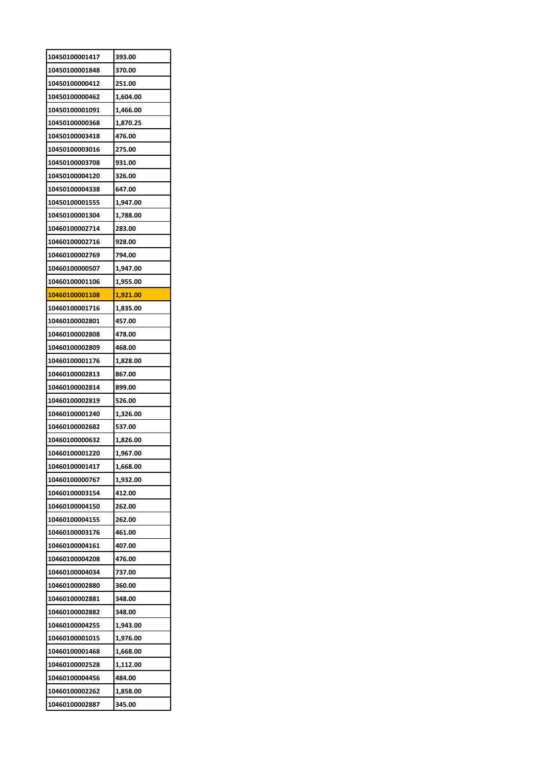| 10450100001417 | 393.00 |
|---|---|
| 10450100001848 | 370.00 |
| 10450100000412 | 251.00 |
| 10450100000462 | 1,604.00 |
| 10450100001091 | 1,466.00 |
| 10450100000368 | 1,870.25 |
| 10450100003418 | 476.00 |
| 10450100003016 | 275.00 |
| 10450100003708 | 931.00 |
| 10450100004120 | 326.00 |
| 10450100004338 | 647.00 |
| 10450100001555 | 1,947.00 |
| 10450100001304 | 1,788.00 |
| 10460100002714 | 283.00 |
| 10460100002716 | 928.00 |
| 10460100002769 | 794.00 |
| 10460100000507 | 1,947.00 |
| 10460100001106 | 1,955.00 |
| 10460100001108 | 1,921.00 |
| 10460100001716 | 1,835.00 |
| 10460100002801 | 457.00 |
| 10460100002808 | 478.00 |
| 10460100002809 | 468.00 |
| 10460100001176 | 1,828.00 |
| 10460100002813 | 867.00 |
| 10460100002814 | 899.00 |
| 10460100002819 | 526.00 |
| 10460100001240 | 1,326.00 |
| 10460100002682 | 537.00 |
| 10460100000632 | 1,826.00 |
| 10460100001220 | 1,967.00 |
| 10460100001417 | 1,668.00 |
| 10460100000767 | 1,932.00 |
| 10460100003154 | 412.00 |
| 10460100004150 | 262.00 |
| 10460100004155 | 262.00 |
| 10460100003176 | 461.00 |
| 10460100004161 | 407.00 |
| 10460100004208 | 476.00 |
| 10460100004034 | 737.00 |
| 10460100002880 | 360.00 |
| 10460100002881 | 348.00 |
| 10460100002882 | 348.00 |
| 10460100004255 | 1,943.00 |
| 10460100001015 | 1,976.00 |
| 10460100001468 | 1,668.00 |
| 10460100002528 | 1,112.00 |
| 10460100004456 | 484.00 |
| 10460100002262 | 1,858.00 |
| 10460100002887 | 345.00 |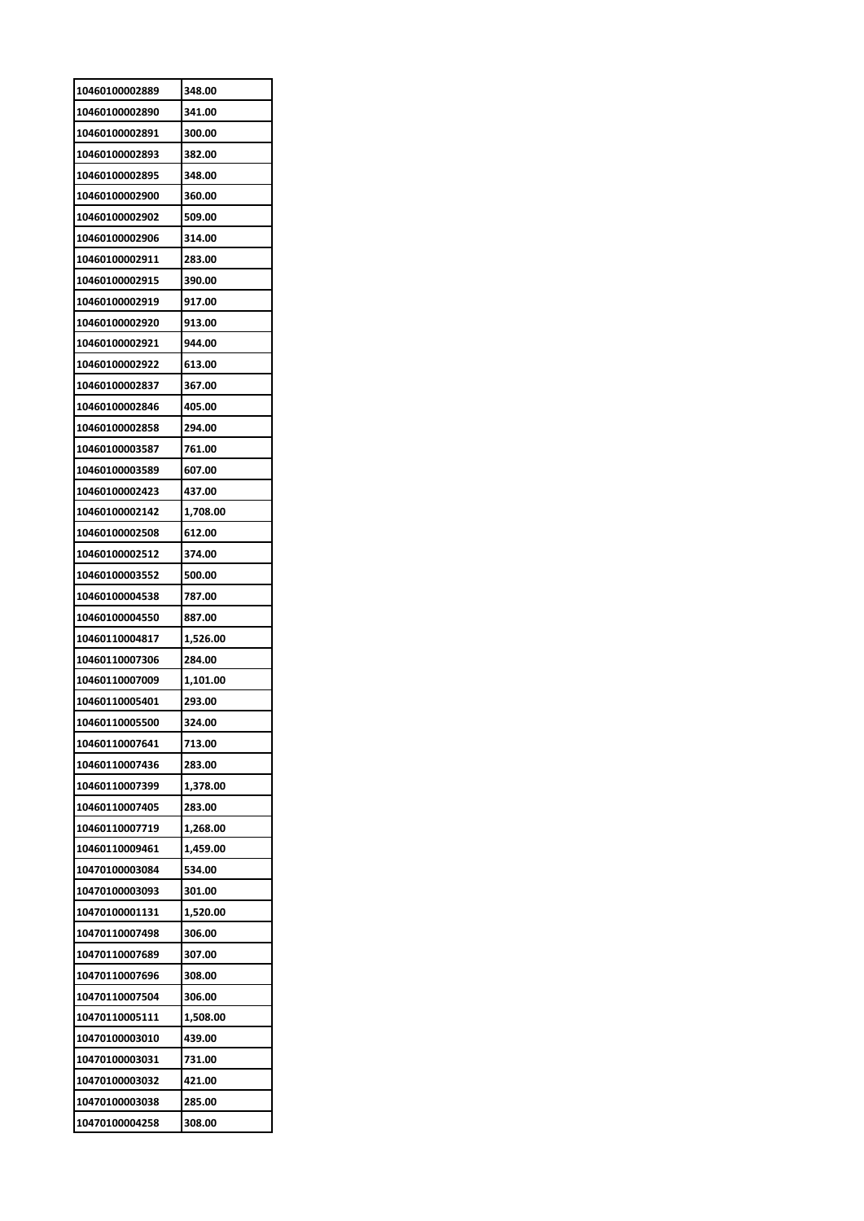| | |
|---|---|
| 10460100002889 | 348.00 |
| 10460100002890 | 341.00 |
| 10460100002891 | 300.00 |
| 10460100002893 | 382.00 |
| 10460100002895 | 348.00 |
| 10460100002900 | 360.00 |
| 10460100002902 | 509.00 |
| 10460100002906 | 314.00 |
| 10460100002911 | 283.00 |
| 10460100002915 | 390.00 |
| 10460100002919 | 917.00 |
| 10460100002920 | 913.00 |
| 10460100002921 | 944.00 |
| 10460100002922 | 613.00 |
| 10460100002837 | 367.00 |
| 10460100002846 | 405.00 |
| 10460100002858 | 294.00 |
| 10460100003587 | 761.00 |
| 10460100003589 | 607.00 |
| 10460100002423 | 437.00 |
| 10460100002142 | 1,708.00 |
| 10460100002508 | 612.00 |
| 10460100002512 | 374.00 |
| 10460100003552 | 500.00 |
| 10460100004538 | 787.00 |
| 10460100004550 | 887.00 |
| 10460110004817 | 1,526.00 |
| 10460110007306 | 284.00 |
| 10460110007009 | 1,101.00 |
| 10460110005401 | 293.00 |
| 10460110005500 | 324.00 |
| 10460110007641 | 713.00 |
| 10460110007436 | 283.00 |
| 10460110007399 | 1,378.00 |
| 10460110007405 | 283.00 |
| 10460110007719 | 1,268.00 |
| 10460110009461 | 1,459.00 |
| 10470100003084 | 534.00 |
| 10470100003093 | 301.00 |
| 10470100001131 | 1,520.00 |
| 10470110007498 | 306.00 |
| 10470110007689 | 307.00 |
| 10470110007696 | 308.00 |
| 10470110007504 | 306.00 |
| 10470110005111 | 1,508.00 |
| 10470100003010 | 439.00 |
| 10470100003031 | 731.00 |
| 10470100003032 | 421.00 |
| 10470100003038 | 285.00 |
| 10470100004258 | 308.00 |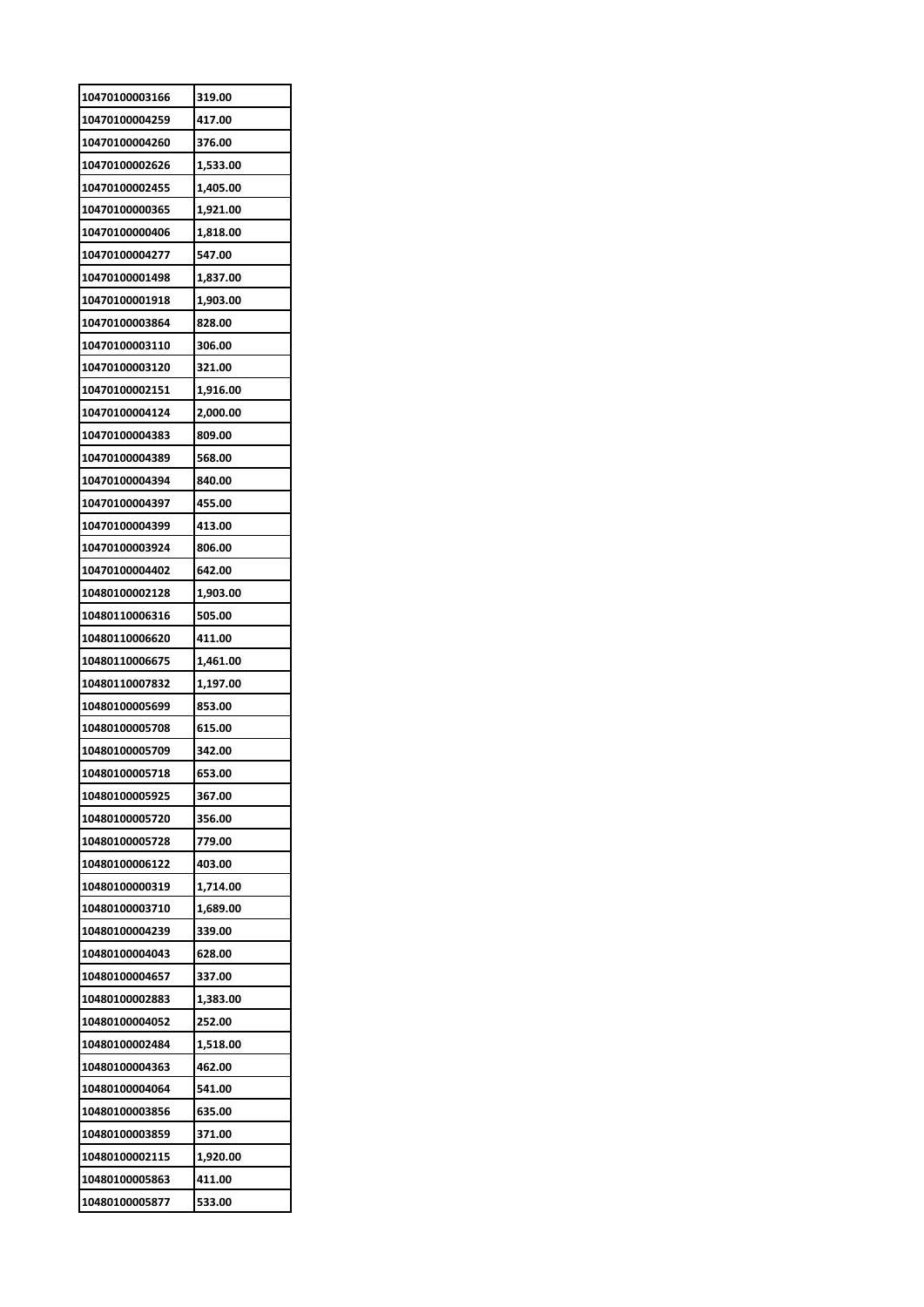| 10470100003166 | 319.00 |
|---|---|
| 10470100004259 | 417.00 |
| 10470100004260 | 376.00 |
| 10470100002626 | 1,533.00 |
| 10470100002455 | 1,405.00 |
| 10470100000365 | 1,921.00 |
| 10470100000406 | 1,818.00 |
| 10470100004277 | 547.00 |
| 10470100001498 | 1,837.00 |
| 10470100001918 | 1,903.00 |
| 10470100003864 | 828.00 |
| 10470100003110 | 306.00 |
| 10470100003120 | 321.00 |
| 10470100002151 | 1,916.00 |
| 10470100004124 | 2,000.00 |
| 10470100004383 | 809.00 |
| 10470100004389 | 568.00 |
| 10470100004394 | 840.00 |
| 10470100004397 | 455.00 |
| 10470100004399 | 413.00 |
| 10470100003924 | 806.00 |
| 10470100004402 | 642.00 |
| 10480100002128 | 1,903.00 |
| 10480110006316 | 505.00 |
| 10480110006620 | 411.00 |
| 10480110006675 | 1,461.00 |
| 10480110007832 | 1,197.00 |
| 10480100005699 | 853.00 |
| 10480100005708 | 615.00 |
| 10480100005709 | 342.00 |
| 10480100005718 | 653.00 |
| 10480100005925 | 367.00 |
| 10480100005720 | 356.00 |
| 10480100005728 | 779.00 |
| 10480100006122 | 403.00 |
| 10480100000319 | 1,714.00 |
| 10480100003710 | 1,689.00 |
| 10480100004239 | 339.00 |
| 10480100004043 | 628.00 |
| 10480100004657 | 337.00 |
| 10480100002883 | 1,383.00 |
| 10480100004052 | 252.00 |
| 10480100002484 | 1,518.00 |
| 10480100004363 | 462.00 |
| 10480100004064 | 541.00 |
| 10480100003856 | 635.00 |
| 10480100003859 | 371.00 |
| 10480100002115 | 1,920.00 |
| 10480100005863 | 411.00 |
| 10480100005877 | 533.00 |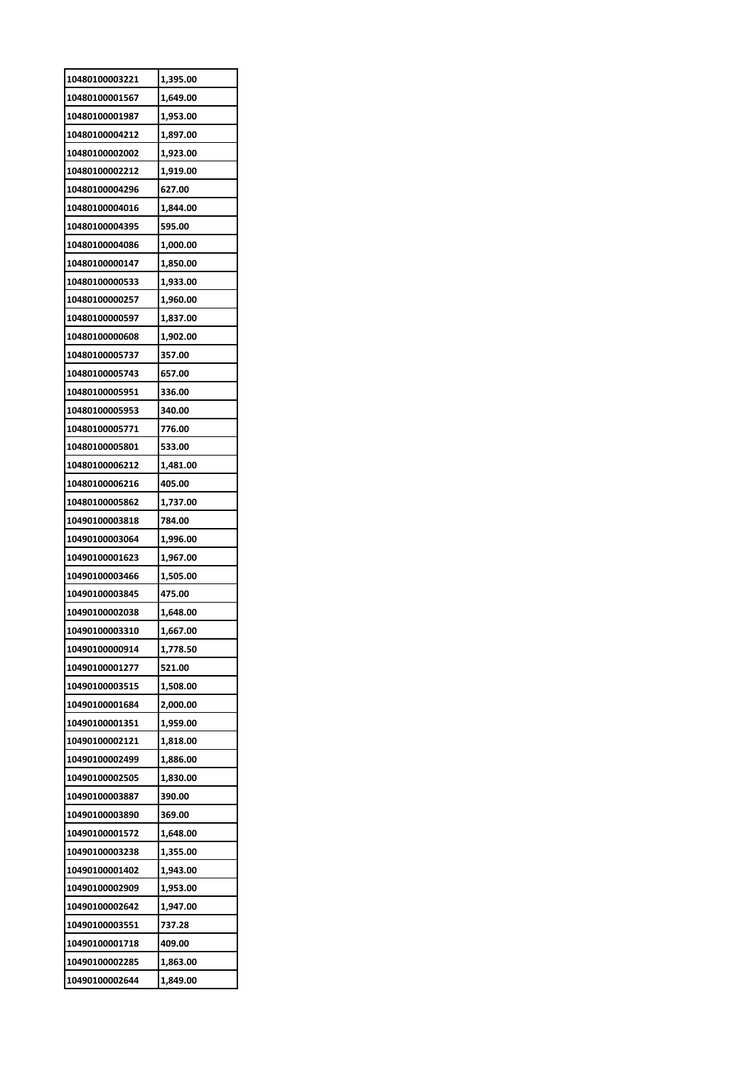| 10480100003221 | 1,395.00 |
|---|---|
| 10480100001567 | 1,649.00 |
| 10480100001987 | 1,953.00 |
| 10480100004212 | 1,897.00 |
| 10480100002002 | 1,923.00 |
| 10480100002212 | 1,919.00 |
| 10480100004296 | 627.00 |
| 10480100004016 | 1,844.00 |
| 10480100004395 | 595.00 |
| 10480100004086 | 1,000.00 |
| 10480100000147 | 1,850.00 |
| 10480100000533 | 1,933.00 |
| 10480100000257 | 1,960.00 |
| 10480100000597 | 1,837.00 |
| 10480100000608 | 1,902.00 |
| 10480100005737 | 357.00 |
| 10480100005743 | 657.00 |
| 10480100005951 | 336.00 |
| 10480100005953 | 340.00 |
| 10480100005771 | 776.00 |
| 10480100005801 | 533.00 |
| 10480100006212 | 1,481.00 |
| 10480100006216 | 405.00 |
| 10480100005862 | 1,737.00 |
| 10490100003818 | 784.00 |
| 10490100003064 | 1,996.00 |
| 10490100001623 | 1,967.00 |
| 10490100003466 | 1,505.00 |
| 10490100003845 | 475.00 |
| 10490100002038 | 1,648.00 |
| 10490100003310 | 1,667.00 |
| 10490100000914 | 1,778.50 |
| 10490100001277 | 521.00 |
| 10490100003515 | 1,508.00 |
| 10490100001684 | 2,000.00 |
| 10490100001351 | 1,959.00 |
| 10490100002121 | 1,818.00 |
| 10490100002499 | 1,886.00 |
| 10490100002505 | 1,830.00 |
| 10490100003887 | 390.00 |
| 10490100003890 | 369.00 |
| 10490100001572 | 1,648.00 |
| 10490100003238 | 1,355.00 |
| 10490100001402 | 1,943.00 |
| 10490100002909 | 1,953.00 |
| 10490100002642 | 1,947.00 |
| 10490100003551 | 737.28 |
| 10490100001718 | 409.00 |
| 10490100002285 | 1,863.00 |
| 10490100002644 | 1,849.00 |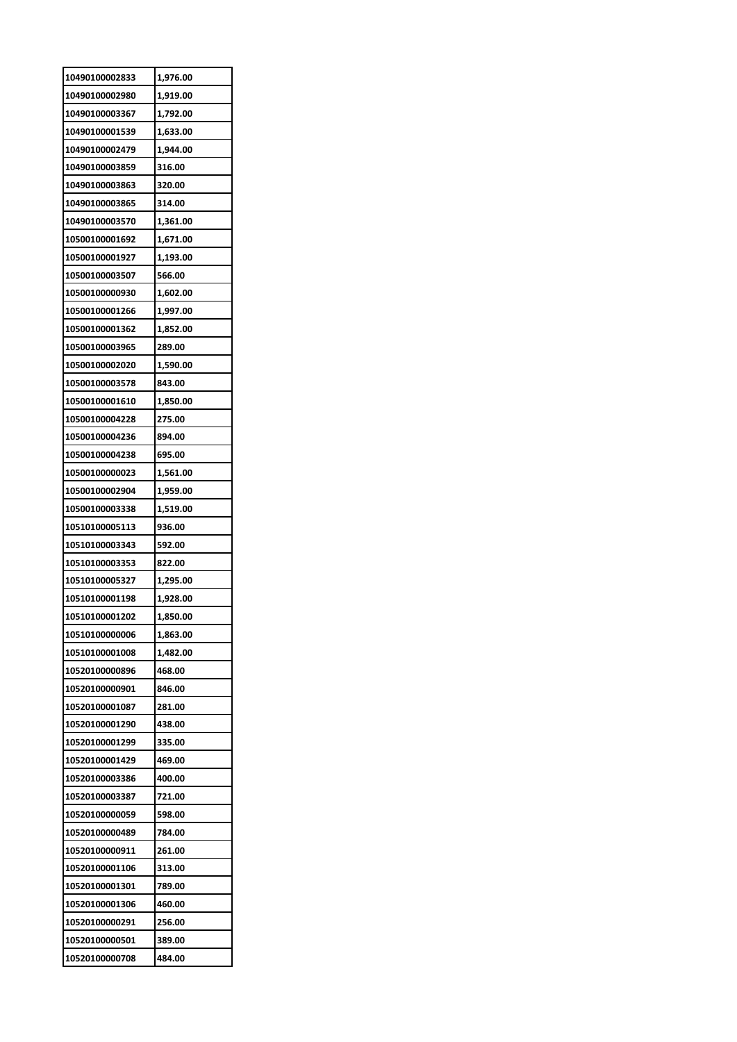| 10490100002833 | 1,976.00 |
|---|---|
| 10490100002980 | 1,919.00 |
| 10490100003367 | 1,792.00 |
| 10490100001539 | 1,633.00 |
| 10490100002479 | 1,944.00 |
| 10490100003859 | 316.00 |
| 10490100003863 | 320.00 |
| 10490100003865 | 314.00 |
| 10490100003570 | 1,361.00 |
| 10500100001692 | 1,671.00 |
| 10500100001927 | 1,193.00 |
| 10500100003507 | 566.00 |
| 10500100000930 | 1,602.00 |
| 10500100001266 | 1,997.00 |
| 10500100001362 | 1,852.00 |
| 10500100003965 | 289.00 |
| 10500100002020 | 1,590.00 |
| 10500100003578 | 843.00 |
| 10500100001610 | 1,850.00 |
| 10500100004228 | 275.00 |
| 10500100004236 | 894.00 |
| 10500100004238 | 695.00 |
| 10500100000023 | 1,561.00 |
| 10500100002904 | 1,959.00 |
| 10500100003338 | 1,519.00 |
| 10510100005113 | 936.00 |
| 10510100003343 | 592.00 |
| 10510100003353 | 822.00 |
| 10510100005327 | 1,295.00 |
| 10510100001198 | 1,928.00 |
| 10510100001202 | 1,850.00 |
| 10510100000006 | 1,863.00 |
| 10510100001008 | 1,482.00 |
| 10520100000896 | 468.00 |
| 10520100000901 | 846.00 |
| 10520100001087 | 281.00 |
| 10520100001290 | 438.00 |
| 10520100001299 | 335.00 |
| 10520100001429 | 469.00 |
| 10520100003386 | 400.00 |
| 10520100003387 | 721.00 |
| 10520100000059 | 598.00 |
| 10520100000489 | 784.00 |
| 10520100000911 | 261.00 |
| 10520100001106 | 313.00 |
| 10520100001301 | 789.00 |
| 10520100001306 | 460.00 |
| 10520100000291 | 256.00 |
| 10520100000501 | 389.00 |
| 10520100000708 | 484.00 |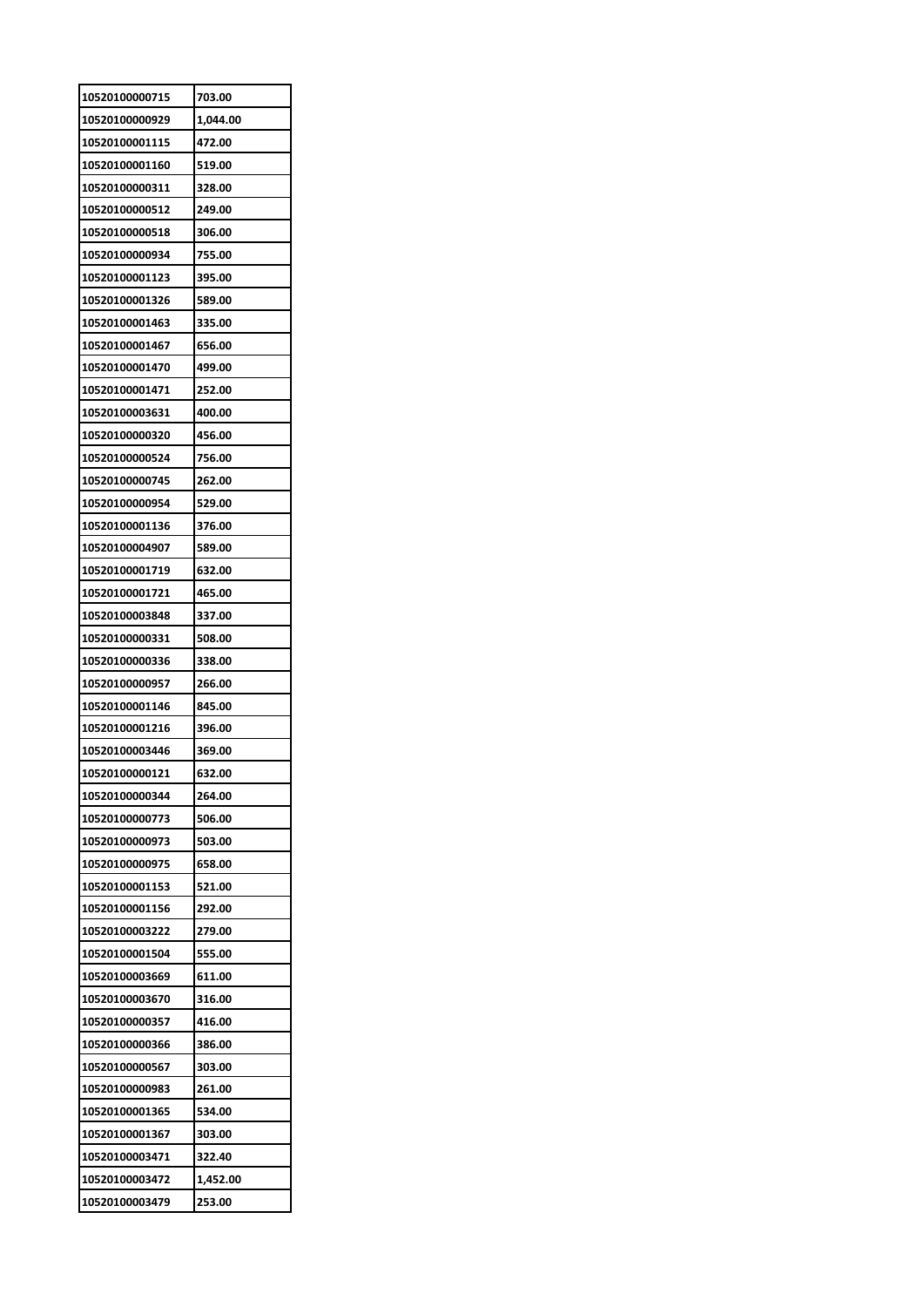| 10520100000715 | 703.00 |
|---|---|
| 10520100000929 | 1,044.00 |
| 10520100001115 | 472.00 |
| 10520100001160 | 519.00 |
| 10520100000311 | 328.00 |
| 10520100000512 | 249.00 |
| 10520100000518 | 306.00 |
| 10520100000934 | 755.00 |
| 10520100001123 | 395.00 |
| 10520100001326 | 589.00 |
| 10520100001463 | 335.00 |
| 10520100001467 | 656.00 |
| 10520100001470 | 499.00 |
| 10520100001471 | 252.00 |
| 10520100003631 | 400.00 |
| 10520100000320 | 456.00 |
| 10520100000524 | 756.00 |
| 10520100000745 | 262.00 |
| 10520100000954 | 529.00 |
| 10520100001136 | 376.00 |
| 10520100004907 | 589.00 |
| 10520100001719 | 632.00 |
| 10520100001721 | 465.00 |
| 10520100003848 | 337.00 |
| 10520100000331 | 508.00 |
| 10520100000336 | 338.00 |
| 10520100000957 | 266.00 |
| 10520100001146 | 845.00 |
| 10520100001216 | 396.00 |
| 10520100003446 | 369.00 |
| 10520100000121 | 632.00 |
| 10520100000344 | 264.00 |
| 10520100000773 | 506.00 |
| 10520100000973 | 503.00 |
| 10520100000975 | 658.00 |
| 10520100001153 | 521.00 |
| 10520100001156 | 292.00 |
| 10520100003222 | 279.00 |
| 10520100001504 | 555.00 |
| 10520100003669 | 611.00 |
| 10520100003670 | 316.00 |
| 10520100000357 | 416.00 |
| 10520100000366 | 386.00 |
| 10520100000567 | 303.00 |
| 10520100000983 | 261.00 |
| 10520100001365 | 534.00 |
| 10520100001367 | 303.00 |
| 10520100003471 | 322.40 |
| 10520100003472 | 1,452.00 |
| 10520100003479 | 253.00 |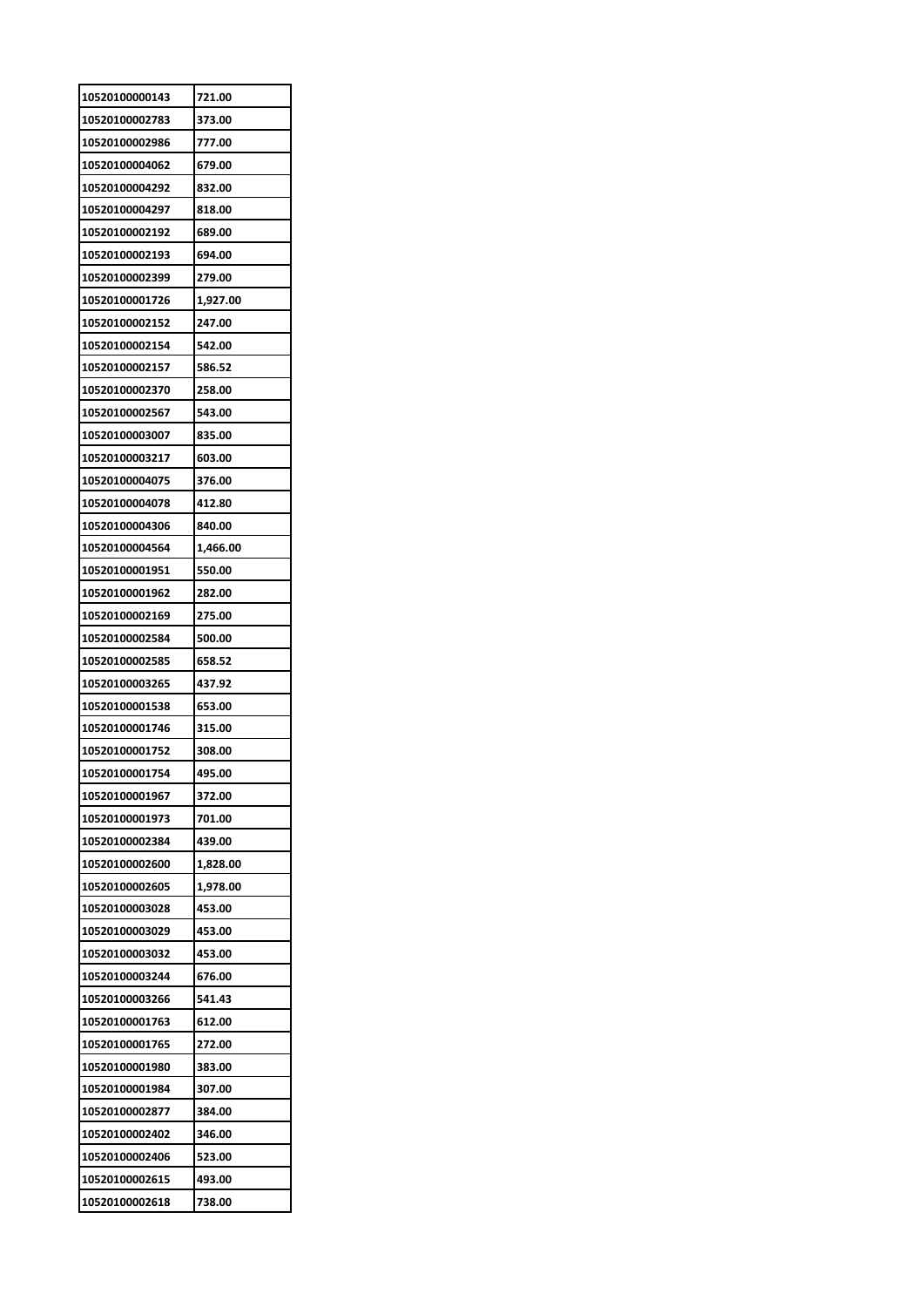| 10520100000143 | 721.00 |
|---|---|
| 10520100002783 | 373.00 |
| 10520100002986 | 777.00 |
| 10520100004062 | 679.00 |
| 10520100004292 | 832.00 |
| 10520100004297 | 818.00 |
| 10520100002192 | 689.00 |
| 10520100002193 | 694.00 |
| 10520100002399 | 279.00 |
| 10520100001726 | 1,927.00 |
| 10520100002152 | 247.00 |
| 10520100002154 | 542.00 |
| 10520100002157 | 586.52 |
| 10520100002370 | 258.00 |
| 10520100002567 | 543.00 |
| 10520100003007 | 835.00 |
| 10520100003217 | 603.00 |
| 10520100004075 | 376.00 |
| 10520100004078 | 412.80 |
| 10520100004306 | 840.00 |
| 10520100004564 | 1,466.00 |
| 10520100001951 | 550.00 |
| 10520100001962 | 282.00 |
| 10520100002169 | 275.00 |
| 10520100002584 | 500.00 |
| 10520100002585 | 658.52 |
| 10520100003265 | 437.92 |
| 10520100001538 | 653.00 |
| 10520100001746 | 315.00 |
| 10520100001752 | 308.00 |
| 10520100001754 | 495.00 |
| 10520100001967 | 372.00 |
| 10520100001973 | 701.00 |
| 10520100002384 | 439.00 |
| 10520100002600 | 1,828.00 |
| 10520100002605 | 1,978.00 |
| 10520100003028 | 453.00 |
| 10520100003029 | 453.00 |
| 10520100003032 | 453.00 |
| 10520100003244 | 676.00 |
| 10520100003266 | 541.43 |
| 10520100001763 | 612.00 |
| 10520100001765 | 272.00 |
| 10520100001980 | 383.00 |
| 10520100001984 | 307.00 |
| 10520100002877 | 384.00 |
| 10520100002402 | 346.00 |
| 10520100002406 | 523.00 |
| 10520100002615 | 493.00 |
| 10520100002618 | 738.00 |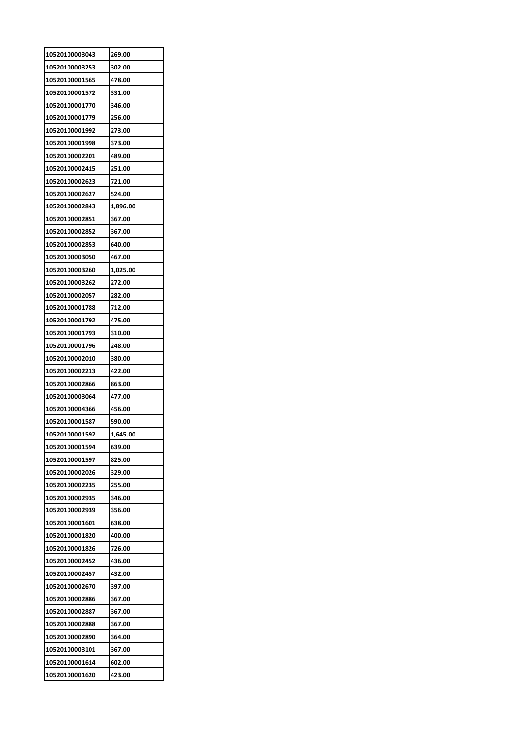| 10520100003043 | 269.00 |
|---|---|
| 10520100003253 | 302.00 |
| 10520100001565 | 478.00 |
| 10520100001572 | 331.00 |
| 10520100001770 | 346.00 |
| 10520100001779 | 256.00 |
| 10520100001992 | 273.00 |
| 10520100001998 | 373.00 |
| 10520100002201 | 489.00 |
| 10520100002415 | 251.00 |
| 10520100002623 | 721.00 |
| 10520100002627 | 524.00 |
| 10520100002843 | 1,896.00 |
| 10520100002851 | 367.00 |
| 10520100002852 | 367.00 |
| 10520100002853 | 640.00 |
| 10520100003050 | 467.00 |
| 10520100003260 | 1,025.00 |
| 10520100003262 | 272.00 |
| 10520100002057 | 282.00 |
| 10520100001788 | 712.00 |
| 10520100001792 | 475.00 |
| 10520100001793 | 310.00 |
| 10520100001796 | 248.00 |
| 10520100002010 | 380.00 |
| 10520100002213 | 422.00 |
| 10520100002866 | 863.00 |
| 10520100003064 | 477.00 |
| 10520100004366 | 456.00 |
| 10520100001587 | 590.00 |
| 10520100001592 | 1,645.00 |
| 10520100001594 | 639.00 |
| 10520100001597 | 825.00 |
| 10520100002026 | 329.00 |
| 10520100002235 | 255.00 |
| 10520100002935 | 346.00 |
| 10520100002939 | 356.00 |
| 10520100001601 | 638.00 |
| 10520100001820 | 400.00 |
| 10520100001826 | 726.00 |
| 10520100002452 | 436.00 |
| 10520100002457 | 432.00 |
| 10520100002670 | 397.00 |
| 10520100002886 | 367.00 |
| 10520100002887 | 367.00 |
| 10520100002888 | 367.00 |
| 10520100002890 | 364.00 |
| 10520100003101 | 367.00 |
| 10520100001614 | 602.00 |
| 10520100001620 | 423.00 |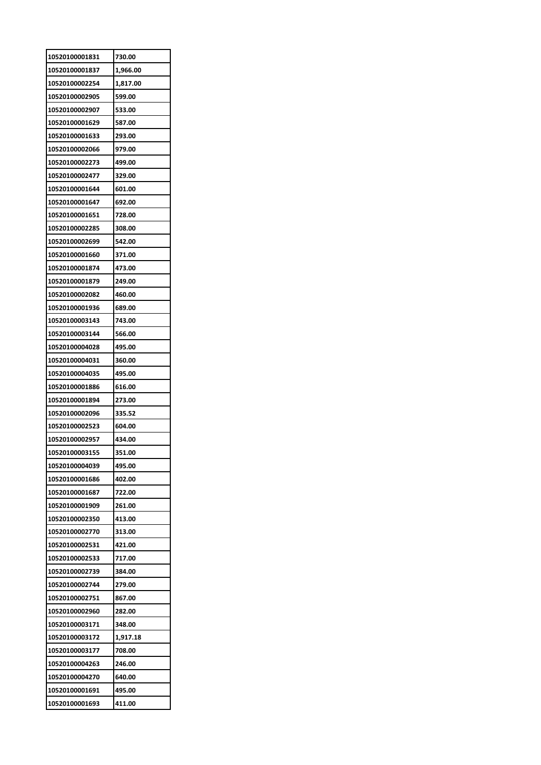| 10520100001831 | 730.00 |
|---|---|
| 10520100001837 | 1,966.00 |
| 10520100002254 | 1,817.00 |
| 10520100002905 | 599.00 |
| 10520100002907 | 533.00 |
| 10520100001629 | 587.00 |
| 10520100001633 | 293.00 |
| 10520100002066 | 979.00 |
| 10520100002273 | 499.00 |
| 10520100002477 | 329.00 |
| 10520100001644 | 601.00 |
| 10520100001647 | 692.00 |
| 10520100001651 | 728.00 |
| 10520100002285 | 308.00 |
| 10520100002699 | 542.00 |
| 10520100001660 | 371.00 |
| 10520100001874 | 473.00 |
| 10520100001879 | 249.00 |
| 10520100002082 | 460.00 |
| 10520100001936 | 689.00 |
| 10520100003143 | 743.00 |
| 10520100003144 | 566.00 |
| 10520100004028 | 495.00 |
| 10520100004031 | 360.00 |
| 10520100004035 | 495.00 |
| 10520100001886 | 616.00 |
| 10520100001894 | 273.00 |
| 10520100002096 | 335.52 |
| 10520100002523 | 604.00 |
| 10520100002957 | 434.00 |
| 10520100003155 | 351.00 |
| 10520100004039 | 495.00 |
| 10520100001686 | 402.00 |
| 10520100001687 | 722.00 |
| 10520100001909 | 261.00 |
| 10520100002350 | 413.00 |
| 10520100002770 | 313.00 |
| 10520100002531 | 421.00 |
| 10520100002533 | 717.00 |
| 10520100002739 | 384.00 |
| 10520100002744 | 279.00 |
| 10520100002751 | 867.00 |
| 10520100002960 | 282.00 |
| 10520100003171 | 348.00 |
| 10520100003172 | 1,917.18 |
| 10520100003177 | 708.00 |
| 10520100004263 | 246.00 |
| 10520100004270 | 640.00 |
| 10520100001691 | 495.00 |
| 10520100001693 | 411.00 |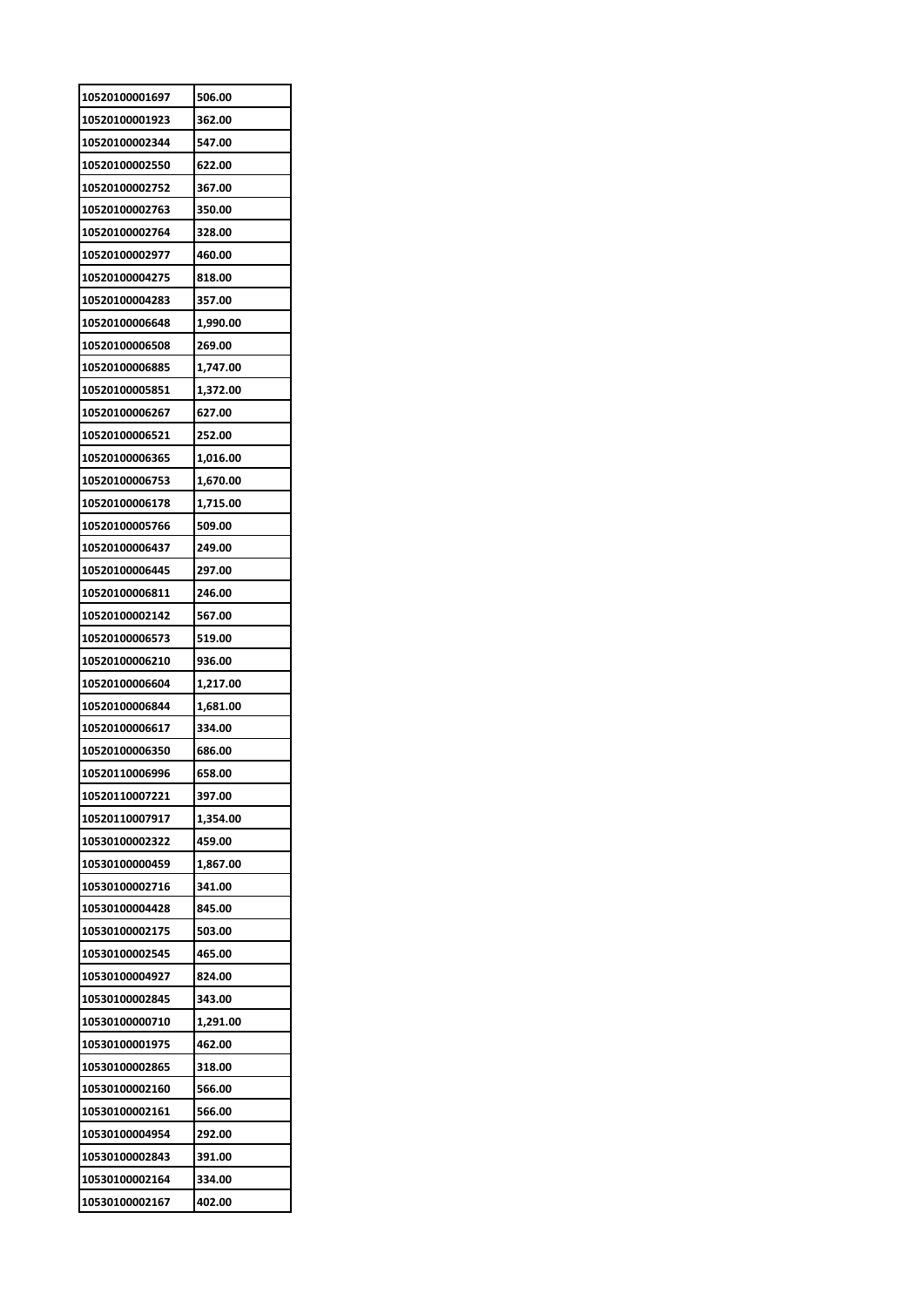| 10520100001697 | 506.00 |
|---|---|
| 10520100001923 | 362.00 |
| 10520100002344 | 547.00 |
| 10520100002550 | 622.00 |
| 10520100002752 | 367.00 |
| 10520100002763 | 350.00 |
| 10520100002764 | 328.00 |
| 10520100002977 | 460.00 |
| 10520100004275 | 818.00 |
| 10520100004283 | 357.00 |
| 10520100006648 | 1,990.00 |
| 10520100006508 | 269.00 |
| 10520100006885 | 1,747.00 |
| 10520100005851 | 1,372.00 |
| 10520100006267 | 627.00 |
| 10520100006521 | 252.00 |
| 10520100006365 | 1,016.00 |
| 10520100006753 | 1,670.00 |
| 10520100006178 | 1,715.00 |
| 10520100005766 | 509.00 |
| 10520100006437 | 249.00 |
| 10520100006445 | 297.00 |
| 10520100006811 | 246.00 |
| 10520100002142 | 567.00 |
| 10520100006573 | 519.00 |
| 10520100006210 | 936.00 |
| 10520100006604 | 1,217.00 |
| 10520100006844 | 1,681.00 |
| 10520100006617 | 334.00 |
| 10520100006350 | 686.00 |
| 10520110006996 | 658.00 |
| 10520110007221 | 397.00 |
| 10520110007917 | 1,354.00 |
| 10530100002322 | 459.00 |
| 10530100000459 | 1,867.00 |
| 10530100002716 | 341.00 |
| 10530100004428 | 845.00 |
| 10530100002175 | 503.00 |
| 10530100002545 | 465.00 |
| 10530100004927 | 824.00 |
| 10530100002845 | 343.00 |
| 10530100000710 | 1,291.00 |
| 10530100001975 | 462.00 |
| 10530100002865 | 318.00 |
| 10530100002160 | 566.00 |
| 10530100002161 | 566.00 |
| 10530100004954 | 292.00 |
| 10530100002843 | 391.00 |
| 10530100002164 | 334.00 |
| 10530100002167 | 402.00 |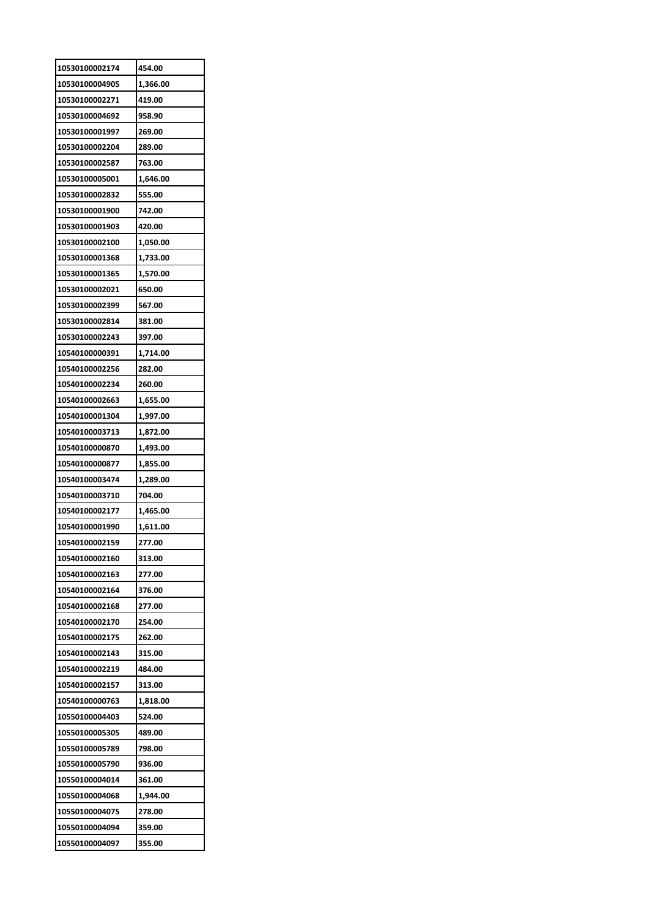| 10530100002174 | 454.00 |
|---|---|
| 10530100004905 | 1,366.00 |
| 10530100002271 | 419.00 |
| 10530100004692 | 958.90 |
| 10530100001997 | 269.00 |
| 10530100002204 | 289.00 |
| 10530100002587 | 763.00 |
| 10530100005001 | 1,646.00 |
| 10530100002832 | 555.00 |
| 10530100001900 | 742.00 |
| 10530100001903 | 420.00 |
| 10530100002100 | 1,050.00 |
| 10530100001368 | 1,733.00 |
| 10530100001365 | 1,570.00 |
| 10530100002021 | 650.00 |
| 10530100002399 | 567.00 |
| 10530100002814 | 381.00 |
| 10530100002243 | 397.00 |
| 10540100000391 | 1,714.00 |
| 10540100002256 | 282.00 |
| 10540100002234 | 260.00 |
| 10540100002663 | 1,655.00 |
| 10540100001304 | 1,997.00 |
| 10540100003713 | 1,872.00 |
| 10540100000870 | 1,493.00 |
| 10540100000877 | 1,855.00 |
| 10540100003474 | 1,289.00 |
| 10540100003710 | 704.00 |
| 10540100002177 | 1,465.00 |
| 10540100001990 | 1,611.00 |
| 10540100002159 | 277.00 |
| 10540100002160 | 313.00 |
| 10540100002163 | 277.00 |
| 10540100002164 | 376.00 |
| 10540100002168 | 277.00 |
| 10540100002170 | 254.00 |
| 10540100002175 | 262.00 |
| 10540100002143 | 315.00 |
| 10540100002219 | 484.00 |
| 10540100002157 | 313.00 |
| 10540100000763 | 1,818.00 |
| 10550100004403 | 524.00 |
| 10550100005305 | 489.00 |
| 10550100005789 | 798.00 |
| 10550100005790 | 936.00 |
| 10550100004014 | 361.00 |
| 10550100004068 | 1,944.00 |
| 10550100004075 | 278.00 |
| 10550100004094 | 359.00 |
| 10550100004097 | 355.00 |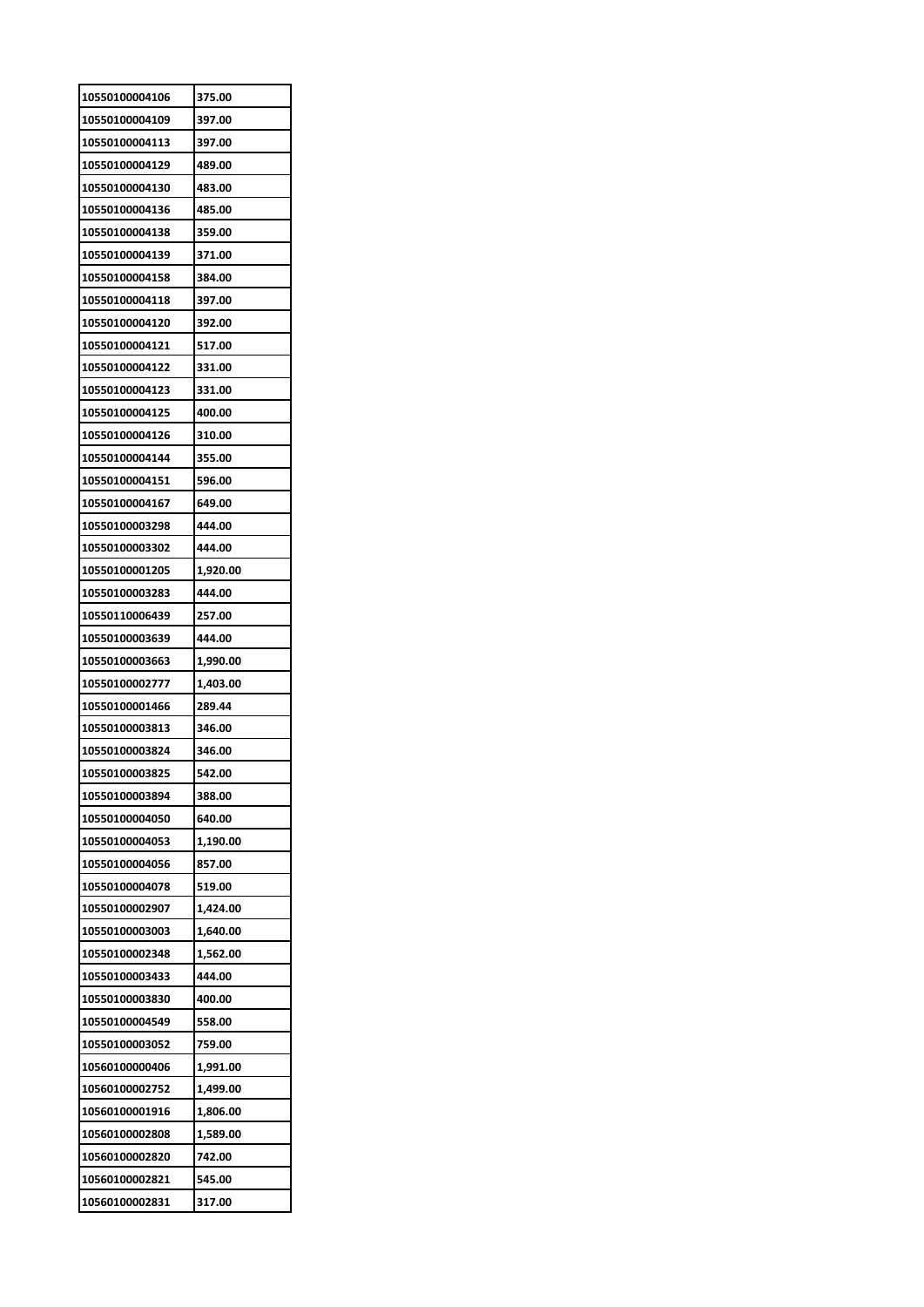| 10550100004106 | 375.00 |
|---|---|
| 10550100004109 | 397.00 |
| 10550100004113 | 397.00 |
| 10550100004129 | 489.00 |
| 10550100004130 | 483.00 |
| 10550100004136 | 485.00 |
| 10550100004138 | 359.00 |
| 10550100004139 | 371.00 |
| 10550100004158 | 384.00 |
| 10550100004118 | 397.00 |
| 10550100004120 | 392.00 |
| 10550100004121 | 517.00 |
| 10550100004122 | 331.00 |
| 10550100004123 | 331.00 |
| 10550100004125 | 400.00 |
| 10550100004126 | 310.00 |
| 10550100004144 | 355.00 |
| 10550100004151 | 596.00 |
| 10550100004167 | 649.00 |
| 10550100003298 | 444.00 |
| 10550100003302 | 444.00 |
| 10550100001205 | 1,920.00 |
| 10550100003283 | 444.00 |
| 10550110006439 | 257.00 |
| 10550100003639 | 444.00 |
| 10550100003663 | 1,990.00 |
| 10550100002777 | 1,403.00 |
| 10550100001466 | 289.44 |
| 10550100003813 | 346.00 |
| 10550100003824 | 346.00 |
| 10550100003825 | 542.00 |
| 10550100003894 | 388.00 |
| 10550100004050 | 640.00 |
| 10550100004053 | 1,190.00 |
| 10550100004056 | 857.00 |
| 10550100004078 | 519.00 |
| 10550100002907 | 1,424.00 |
| 10550100003003 | 1,640.00 |
| 10550100002348 | 1,562.00 |
| 10550100003433 | 444.00 |
| 10550100003830 | 400.00 |
| 10550100004549 | 558.00 |
| 10550100003052 | 759.00 |
| 10560100000406 | 1,991.00 |
| 10560100002752 | 1,499.00 |
| 10560100001916 | 1,806.00 |
| 10560100002808 | 1,589.00 |
| 10560100002820 | 742.00 |
| 10560100002821 | 545.00 |
| 10560100002831 | 317.00 |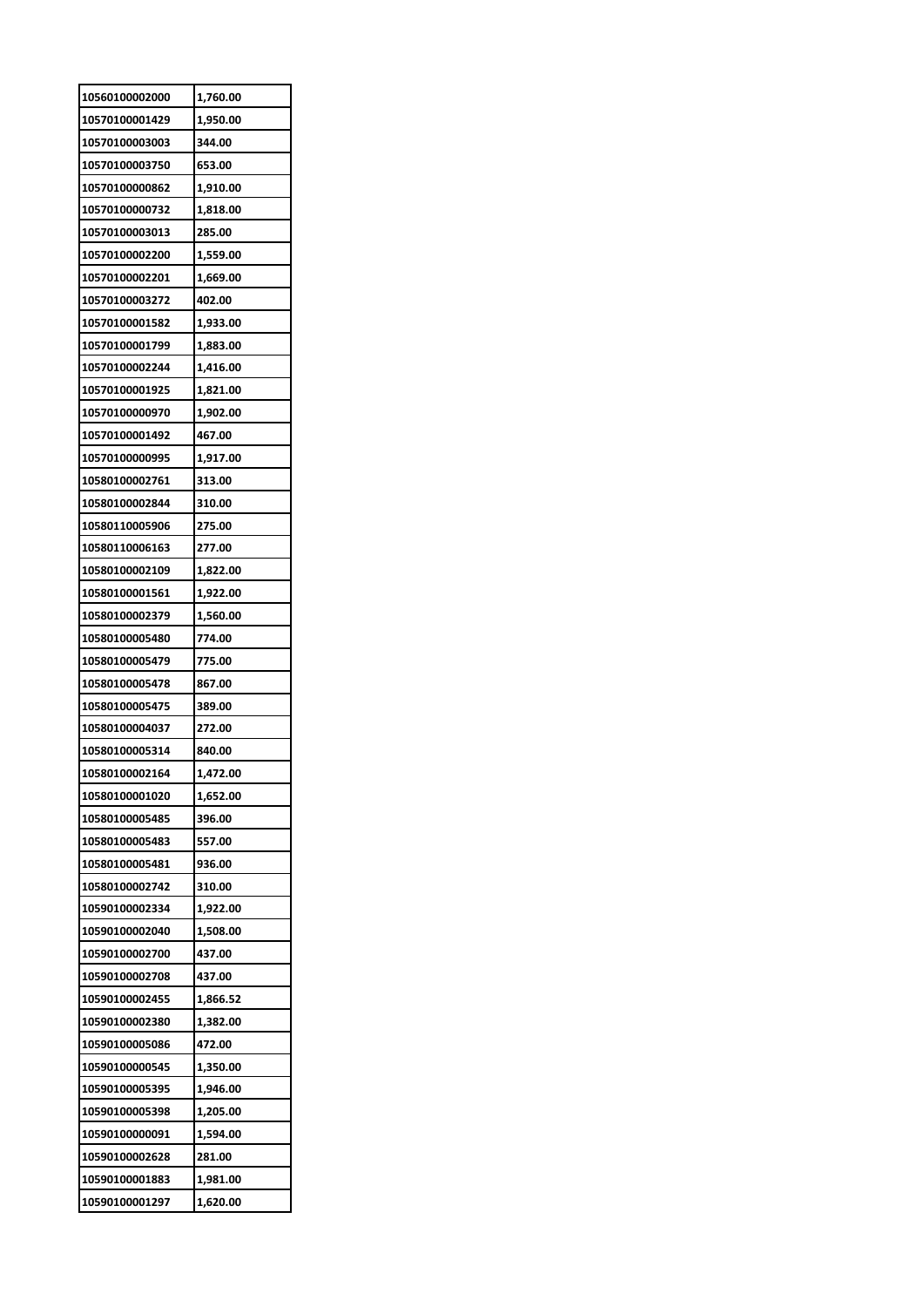| 10560100002000 | 1,760.00 |
|---|---|
| 10570100001429 | 1,950.00 |
| 10570100003003 | 344.00 |
| 10570100003750 | 653.00 |
| 10570100000862 | 1,910.00 |
| 10570100000732 | 1,818.00 |
| 10570100003013 | 285.00 |
| 10570100002200 | 1,559.00 |
| 10570100002201 | 1,669.00 |
| 10570100003272 | 402.00 |
| 10570100001582 | 1,933.00 |
| 10570100001799 | 1,883.00 |
| 10570100002244 | 1,416.00 |
| 10570100001925 | 1,821.00 |
| 10570100000970 | 1,902.00 |
| 10570100001492 | 467.00 |
| 10570100000995 | 1,917.00 |
| 10580100002761 | 313.00 |
| 10580100002844 | 310.00 |
| 10580110005906 | 275.00 |
| 10580110006163 | 277.00 |
| 10580100002109 | 1,822.00 |
| 10580100001561 | 1,922.00 |
| 10580100002379 | 1,560.00 |
| 10580100005480 | 774.00 |
| 10580100005479 | 775.00 |
| 10580100005478 | 867.00 |
| 10580100005475 | 389.00 |
| 10580100004037 | 272.00 |
| 10580100005314 | 840.00 |
| 10580100002164 | 1,472.00 |
| 10580100001020 | 1,652.00 |
| 10580100005485 | 396.00 |
| 10580100005483 | 557.00 |
| 10580100005481 | 936.00 |
| 10580100002742 | 310.00 |
| 10590100002334 | 1,922.00 |
| 10590100002040 | 1,508.00 |
| 10590100002700 | 437.00 |
| 10590100002708 | 437.00 |
| 10590100002455 | 1,866.52 |
| 10590100002380 | 1,382.00 |
| 10590100005086 | 472.00 |
| 10590100000545 | 1,350.00 |
| 10590100005395 | 1,946.00 |
| 10590100005398 | 1,205.00 |
| 10590100000091 | 1,594.00 |
| 10590100002628 | 281.00 |
| 10590100001883 | 1,981.00 |
| 10590100001297 | 1,620.00 |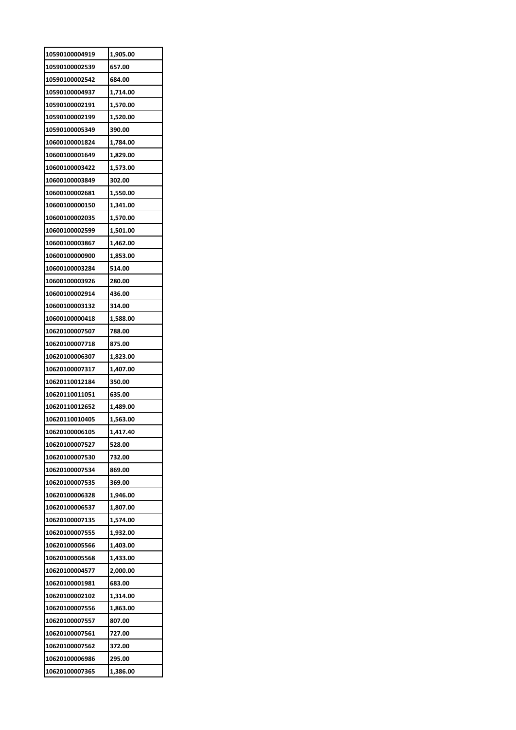| 10590100004919 | 1,905.00 |
|---|---|
| 10590100002539 | 657.00 |
| 10590100002542 | 684.00 |
| 10590100004937 | 1,714.00 |
| 10590100002191 | 1,570.00 |
| 10590100002199 | 1,520.00 |
| 10590100005349 | 390.00 |
| 10600100001824 | 1,784.00 |
| 10600100001649 | 1,829.00 |
| 10600100003422 | 1,573.00 |
| 10600100003849 | 302.00 |
| 10600100002681 | 1,550.00 |
| 10600100000150 | 1,341.00 |
| 10600100002035 | 1,570.00 |
| 10600100002599 | 1,501.00 |
| 10600100003867 | 1,462.00 |
| 10600100000900 | 1,853.00 |
| 10600100003284 | 514.00 |
| 10600100003926 | 280.00 |
| 10600100002914 | 436.00 |
| 10600100003132 | 314.00 |
| 10600100000418 | 1,588.00 |
| 10620100007507 | 788.00 |
| 10620100007718 | 875.00 |
| 10620100006307 | 1,823.00 |
| 10620100007317 | 1,407.00 |
| 10620110012184 | 350.00 |
| 10620110011051 | 635.00 |
| 10620110012652 | 1,489.00 |
| 10620110010405 | 1,563.00 |
| 10620100006105 | 1,417.40 |
| 10620100007527 | 528.00 |
| 10620100007530 | 732.00 |
| 10620100007534 | 869.00 |
| 10620100007535 | 369.00 |
| 10620100006328 | 1,946.00 |
| 10620100006537 | 1,807.00 |
| 10620100007135 | 1,574.00 |
| 10620100007555 | 1,932.00 |
| 10620100005566 | 1,403.00 |
| 10620100005568 | 1,433.00 |
| 10620100004577 | 2,000.00 |
| 10620100001981 | 683.00 |
| 10620100002102 | 1,314.00 |
| 10620100007556 | 1,863.00 |
| 10620100007557 | 807.00 |
| 10620100007561 | 727.00 |
| 10620100007562 | 372.00 |
| 10620100006986 | 295.00 |
| 10620100007365 | 1,386.00 |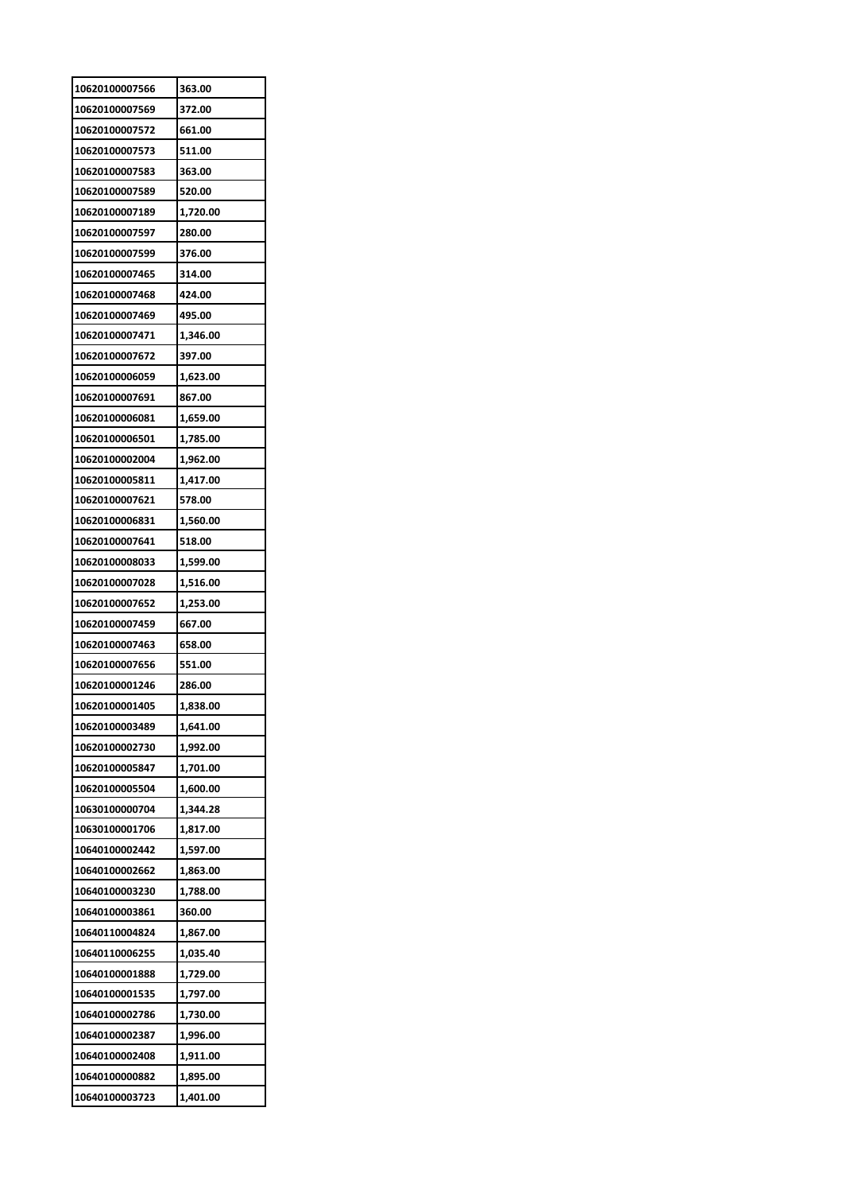| 10620100007566 | 363.00 |
|---|---|
| 10620100007569 | 372.00 |
| 10620100007572 | 661.00 |
| 10620100007573 | 511.00 |
| 10620100007583 | 363.00 |
| 10620100007589 | 520.00 |
| 10620100007189 | 1,720.00 |
| 10620100007597 | 280.00 |
| 10620100007599 | 376.00 |
| 10620100007465 | 314.00 |
| 10620100007468 | 424.00 |
| 10620100007469 | 495.00 |
| 10620100007471 | 1,346.00 |
| 10620100007672 | 397.00 |
| 10620100006059 | 1,623.00 |
| 10620100007691 | 867.00 |
| 10620100006081 | 1,659.00 |
| 10620100006501 | 1,785.00 |
| 10620100002004 | 1,962.00 |
| 10620100005811 | 1,417.00 |
| 10620100007621 | 578.00 |
| 10620100006831 | 1,560.00 |
| 10620100007641 | 518.00 |
| 10620100008033 | 1,599.00 |
| 10620100007028 | 1,516.00 |
| 10620100007652 | 1,253.00 |
| 10620100007459 | 667.00 |
| 10620100007463 | 658.00 |
| 10620100007656 | 551.00 |
| 10620100001246 | 286.00 |
| 10620100001405 | 1,838.00 |
| 10620100003489 | 1,641.00 |
| 10620100002730 | 1,992.00 |
| 10620100005847 | 1,701.00 |
| 10620100005504 | 1,600.00 |
| 10630100000704 | 1,344.28 |
| 10630100001706 | 1,817.00 |
| 10640100002442 | 1,597.00 |
| 10640100002662 | 1,863.00 |
| 10640100003230 | 1,788.00 |
| 10640100003861 | 360.00 |
| 10640110004824 | 1,867.00 |
| 10640110006255 | 1,035.40 |
| 10640100001888 | 1,729.00 |
| 10640100001535 | 1,797.00 |
| 10640100002786 | 1,730.00 |
| 10640100002387 | 1,996.00 |
| 10640100002408 | 1,911.00 |
| 10640100000882 | 1,895.00 |
| 10640100003723 | 1,401.00 |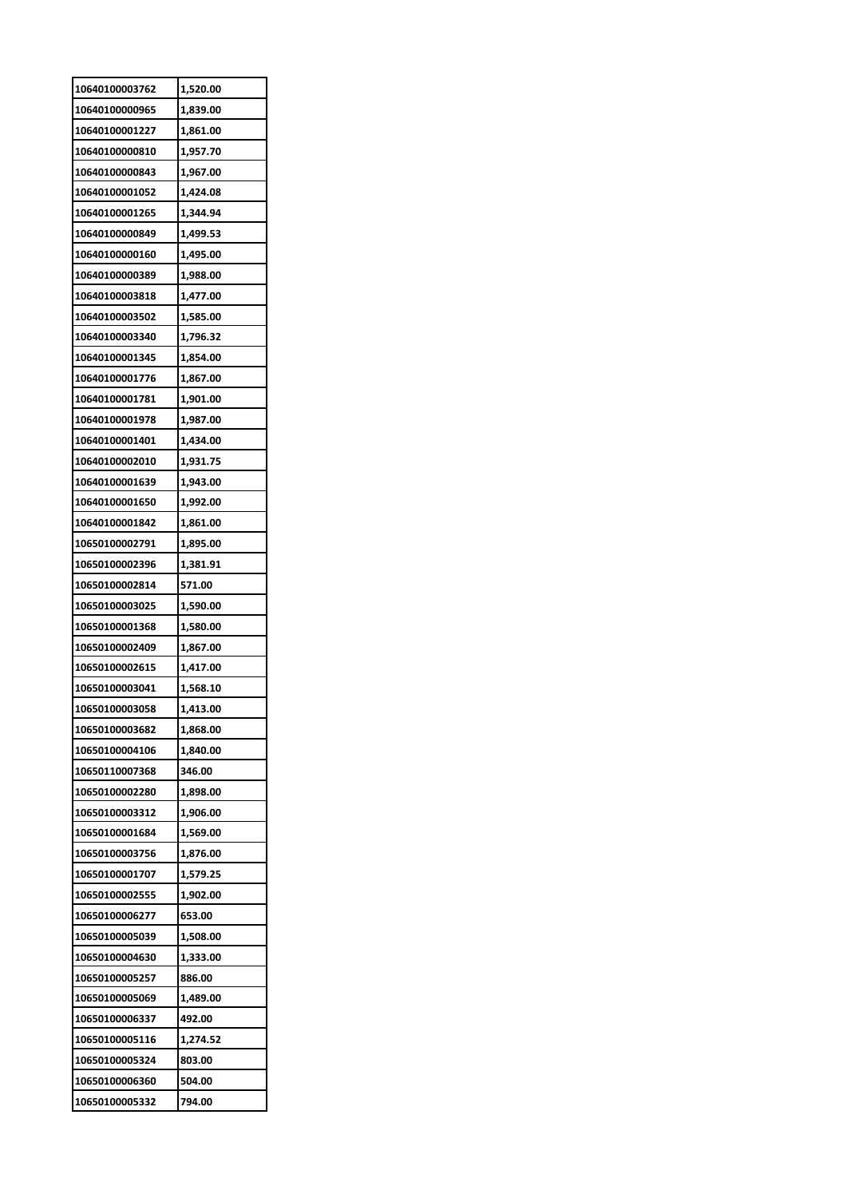| 10640100003762 | 1,520.00 |
|---|---|
| 10640100000965 | 1,839.00 |
| 10640100001227 | 1,861.00 |
| 10640100000810 | 1,957.70 |
| 10640100000843 | 1,967.00 |
| 10640100001052 | 1,424.08 |
| 10640100001265 | 1,344.94 |
| 10640100000849 | 1,499.53 |
| 10640100000160 | 1,495.00 |
| 10640100000389 | 1,988.00 |
| 10640100003818 | 1,477.00 |
| 10640100003502 | 1,585.00 |
| 10640100003340 | 1,796.32 |
| 10640100001345 | 1,854.00 |
| 10640100001776 | 1,867.00 |
| 10640100001781 | 1,901.00 |
| 10640100001978 | 1,987.00 |
| 10640100001401 | 1,434.00 |
| 10640100002010 | 1,931.75 |
| 10640100001639 | 1,943.00 |
| 10640100001650 | 1,992.00 |
| 10640100001842 | 1,861.00 |
| 10650100002791 | 1,895.00 |
| 10650100002396 | 1,381.91 |
| 10650100002814 | 571.00 |
| 10650100003025 | 1,590.00 |
| 10650100001368 | 1,580.00 |
| 10650100002409 | 1,867.00 |
| 10650100002615 | 1,417.00 |
| 10650100003041 | 1,568.10 |
| 10650100003058 | 1,413.00 |
| 10650100003682 | 1,868.00 |
| 10650100004106 | 1,840.00 |
| 10650110007368 | 346.00 |
| 10650100002280 | 1,898.00 |
| 10650100003312 | 1,906.00 |
| 10650100001684 | 1,569.00 |
| 10650100003756 | 1,876.00 |
| 10650100001707 | 1,579.25 |
| 10650100002555 | 1,902.00 |
| 10650100006277 | 653.00 |
| 10650100005039 | 1,508.00 |
| 10650100004630 | 1,333.00 |
| 10650100005257 | 886.00 |
| 10650100005069 | 1,489.00 |
| 10650100006337 | 492.00 |
| 10650100005116 | 1,274.52 |
| 10650100005324 | 803.00 |
| 10650100006360 | 504.00 |
| 10650100005332 | 794.00 |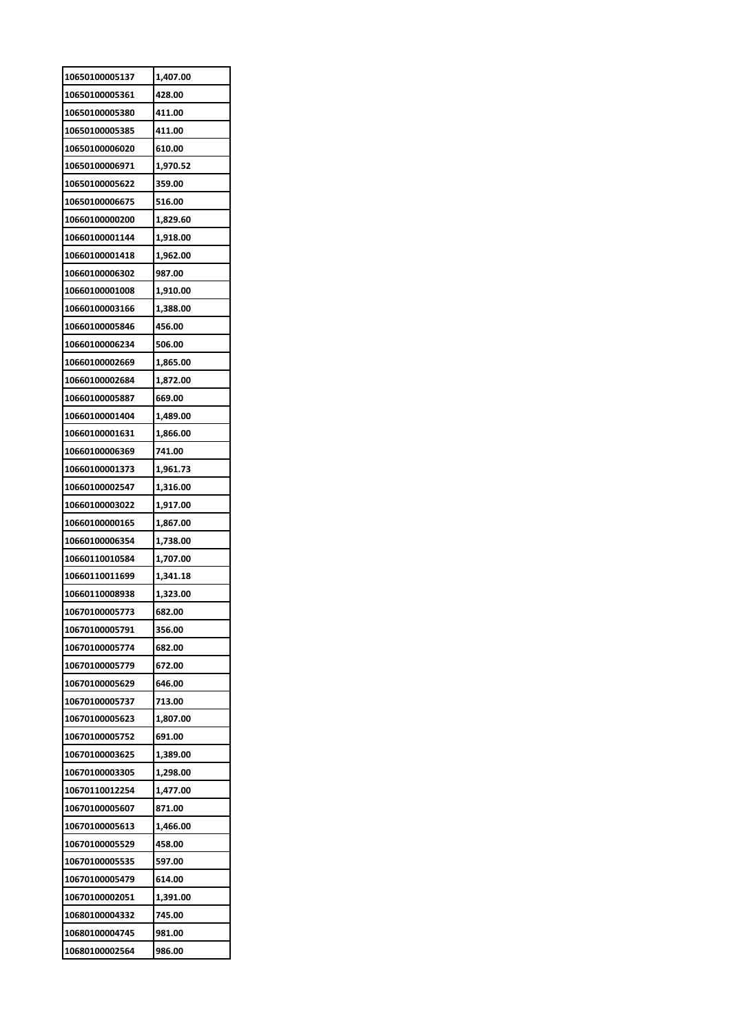| 10650100005137 | 1,407.00 |
|---|---|
| 10650100005361 | 428.00 |
| 10650100005380 | 411.00 |
| 10650100005385 | 411.00 |
| 10650100006020 | 610.00 |
| 10650100006971 | 1,970.52 |
| 10650100005622 | 359.00 |
| 10650100006675 | 516.00 |
| 10660100000200 | 1,829.60 |
| 10660100001144 | 1,918.00 |
| 10660100001418 | 1,962.00 |
| 10660100006302 | 987.00 |
| 10660100001008 | 1,910.00 |
| 10660100003166 | 1,388.00 |
| 10660100005846 | 456.00 |
| 10660100006234 | 506.00 |
| 10660100002669 | 1,865.00 |
| 10660100002684 | 1,872.00 |
| 10660100005887 | 669.00 |
| 10660100001404 | 1,489.00 |
| 10660100001631 | 1,866.00 |
| 10660100006369 | 741.00 |
| 10660100001373 | 1,961.73 |
| 10660100002547 | 1,316.00 |
| 10660100003022 | 1,917.00 |
| 10660100000165 | 1,867.00 |
| 10660100006354 | 1,738.00 |
| 10660110010584 | 1,707.00 |
| 10660110011699 | 1,341.18 |
| 10660110008938 | 1,323.00 |
| 10670100005773 | 682.00 |
| 10670100005791 | 356.00 |
| 10670100005774 | 682.00 |
| 10670100005779 | 672.00 |
| 10670100005629 | 646.00 |
| 10670100005737 | 713.00 |
| 10670100005623 | 1,807.00 |
| 10670100005752 | 691.00 |
| 10670100003625 | 1,389.00 |
| 10670100003305 | 1,298.00 |
| 10670110012254 | 1,477.00 |
| 10670100005607 | 871.00 |
| 10670100005613 | 1,466.00 |
| 10670100005529 | 458.00 |
| 10670100005535 | 597.00 |
| 10670100005479 | 614.00 |
| 10670100002051 | 1,391.00 |
| 10680100004332 | 745.00 |
| 10680100004745 | 981.00 |
| 10680100002564 | 986.00 |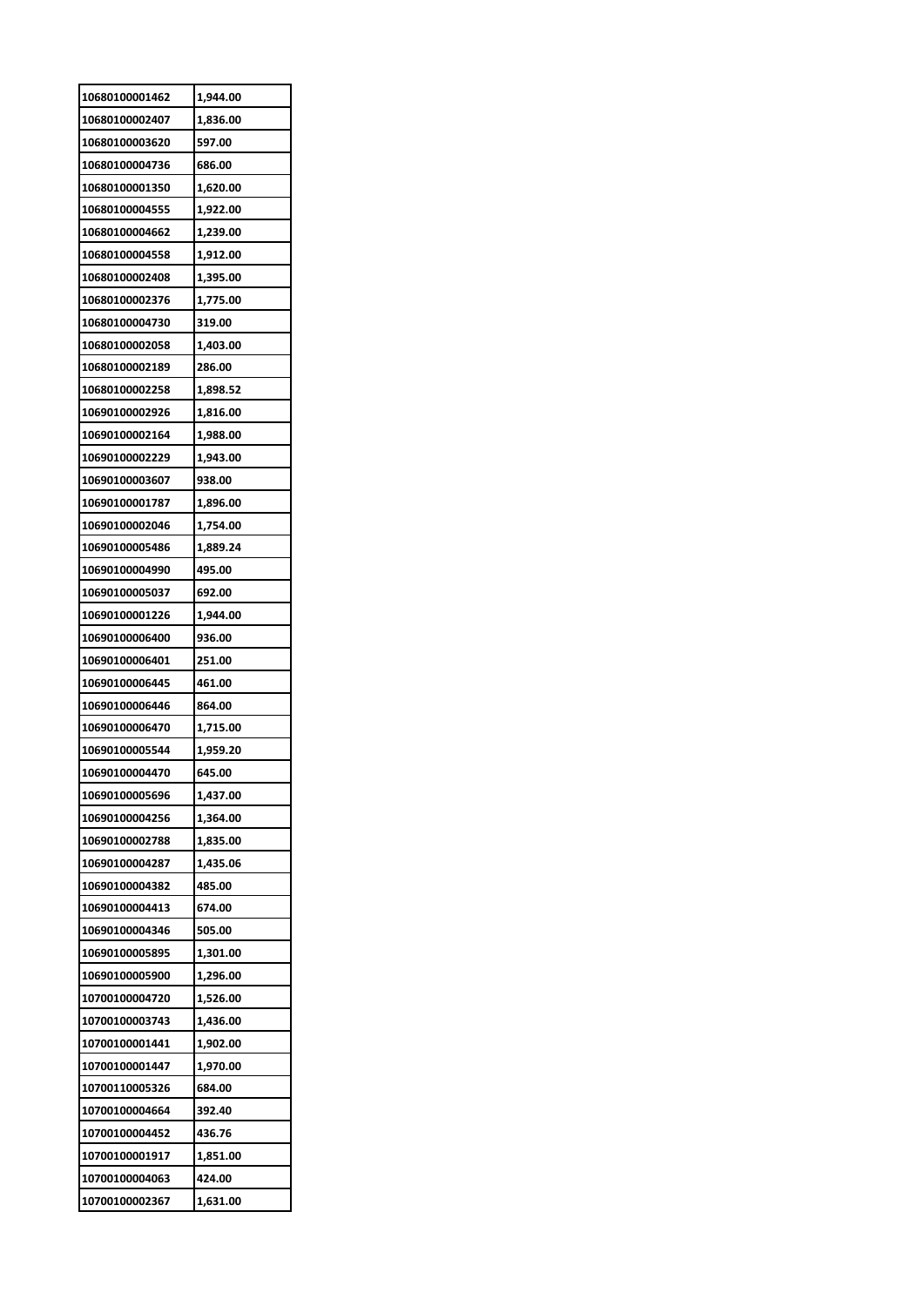| | |
|---|---|
| 10680100001462 | 1,944.00 |
| 10680100002407 | 1,836.00 |
| 10680100003620 | 597.00 |
| 10680100004736 | 686.00 |
| 10680100001350 | 1,620.00 |
| 10680100004555 | 1,922.00 |
| 10680100004662 | 1,239.00 |
| 10680100004558 | 1,912.00 |
| 10680100002408 | 1,395.00 |
| 10680100002376 | 1,775.00 |
| 10680100004730 | 319.00 |
| 10680100002058 | 1,403.00 |
| 10680100002189 | 286.00 |
| 10680100002258 | 1,898.52 |
| 10690100002926 | 1,816.00 |
| 10690100002164 | 1,988.00 |
| 10690100002229 | 1,943.00 |
| 10690100003607 | 938.00 |
| 10690100001787 | 1,896.00 |
| 10690100002046 | 1,754.00 |
| 10690100005486 | 1,889.24 |
| 10690100004990 | 495.00 |
| 10690100005037 | 692.00 |
| 10690100001226 | 1,944.00 |
| 10690100006400 | 936.00 |
| 10690100006401 | 251.00 |
| 10690100006445 | 461.00 |
| 10690100006446 | 864.00 |
| 10690100006470 | 1,715.00 |
| 10690100005544 | 1,959.20 |
| 10690100004470 | 645.00 |
| 10690100005696 | 1,437.00 |
| 10690100004256 | 1,364.00 |
| 10690100002788 | 1,835.00 |
| 10690100004287 | 1,435.06 |
| 10690100004382 | 485.00 |
| 10690100004413 | 674.00 |
| 10690100004346 | 505.00 |
| 10690100005895 | 1,301.00 |
| 10690100005900 | 1,296.00 |
| 10700100004720 | 1,526.00 |
| 10700100003743 | 1,436.00 |
| 10700100001441 | 1,902.00 |
| 10700100001447 | 1,970.00 |
| 10700110005326 | 684.00 |
| 10700100004664 | 392.40 |
| 10700100004452 | 436.76 |
| 10700100001917 | 1,851.00 |
| 10700100004063 | 424.00 |
| 10700100002367 | 1,631.00 |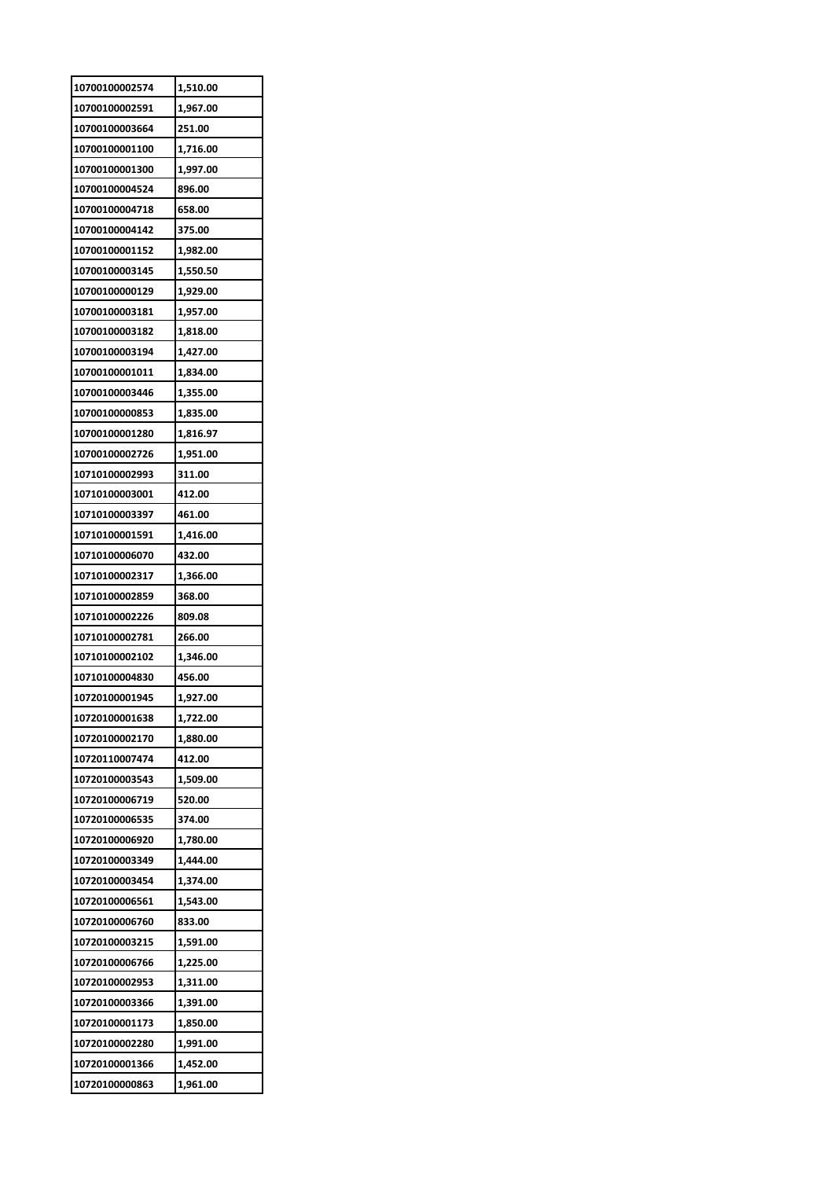| 10700100002574 | 1,510.00 |
|---|---|
| 10700100002591 | 1,967.00 |
| 10700100003664 | 251.00 |
| 10700100001100 | 1,716.00 |
| 10700100001300 | 1,997.00 |
| 10700100004524 | 896.00 |
| 10700100004718 | 658.00 |
| 10700100004142 | 375.00 |
| 10700100001152 | 1,982.00 |
| 10700100003145 | 1,550.50 |
| 10700100000129 | 1,929.00 |
| 10700100003181 | 1,957.00 |
| 10700100003182 | 1,818.00 |
| 10700100003194 | 1,427.00 |
| 10700100001011 | 1,834.00 |
| 10700100003446 | 1,355.00 |
| 10700100000853 | 1,835.00 |
| 10700100001280 | 1,816.97 |
| 10700100002726 | 1,951.00 |
| 10710100002993 | 311.00 |
| 10710100003001 | 412.00 |
| 10710100003397 | 461.00 |
| 10710100001591 | 1,416.00 |
| 10710100006070 | 432.00 |
| 10710100002317 | 1,366.00 |
| 10710100002859 | 368.00 |
| 10710100002226 | 809.08 |
| 10710100002781 | 266.00 |
| 10710100002102 | 1,346.00 |
| 10710100004830 | 456.00 |
| 10720100001945 | 1,927.00 |
| 10720100001638 | 1,722.00 |
| 10720100002170 | 1,880.00 |
| 10720110007474 | 412.00 |
| 10720100003543 | 1,509.00 |
| 10720100006719 | 520.00 |
| 10720100006535 | 374.00 |
| 10720100006920 | 1,780.00 |
| 10720100003349 | 1,444.00 |
| 10720100003454 | 1,374.00 |
| 10720100006561 | 1,543.00 |
| 10720100006760 | 833.00 |
| 10720100003215 | 1,591.00 |
| 10720100006766 | 1,225.00 |
| 10720100002953 | 1,311.00 |
| 10720100003366 | 1,391.00 |
| 10720100001173 | 1,850.00 |
| 10720100002280 | 1,991.00 |
| 10720100001366 | 1,452.00 |
| 10720100000863 | 1,961.00 |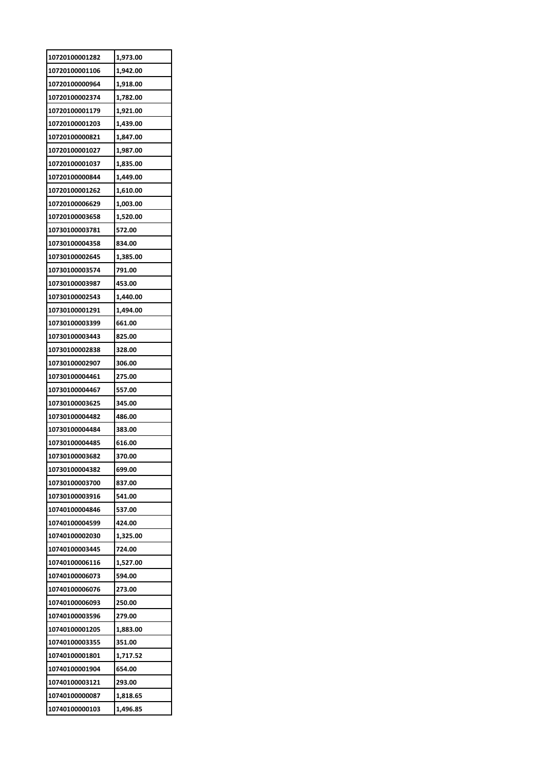| 10720100001282 | 1,973.00 |
|---|---|
| 10720100001106 | 1,942.00 |
| 10720100000964 | 1,918.00 |
| 10720100002374 | 1,782.00 |
| 10720100001179 | 1,921.00 |
| 10720100001203 | 1,439.00 |
| 10720100000821 | 1,847.00 |
| 10720100001027 | 1,987.00 |
| 10720100001037 | 1,835.00 |
| 10720100000844 | 1,449.00 |
| 10720100001262 | 1,610.00 |
| 10720100006629 | 1,003.00 |
| 10720100003658 | 1,520.00 |
| 10730100003781 | 572.00 |
| 10730100004358 | 834.00 |
| 10730100002645 | 1,385.00 |
| 10730100003574 | 791.00 |
| 10730100003987 | 453.00 |
| 10730100002543 | 1,440.00 |
| 10730100001291 | 1,494.00 |
| 10730100003399 | 661.00 |
| 10730100003443 | 825.00 |
| 10730100002838 | 328.00 |
| 10730100002907 | 306.00 |
| 10730100004461 | 275.00 |
| 10730100004467 | 557.00 |
| 10730100003625 | 345.00 |
| 10730100004482 | 486.00 |
| 10730100004484 | 383.00 |
| 10730100004485 | 616.00 |
| 10730100003682 | 370.00 |
| 10730100004382 | 699.00 |
| 10730100003700 | 837.00 |
| 10730100003916 | 541.00 |
| 10740100004846 | 537.00 |
| 10740100004599 | 424.00 |
| 10740100002030 | 1,325.00 |
| 10740100003445 | 724.00 |
| 10740100006116 | 1,527.00 |
| 10740100006073 | 594.00 |
| 10740100006076 | 273.00 |
| 10740100006093 | 250.00 |
| 10740100003596 | 279.00 |
| 10740100001205 | 1,883.00 |
| 10740100003355 | 351.00 |
| 10740100001801 | 1,717.52 |
| 10740100001904 | 654.00 |
| 10740100003121 | 293.00 |
| 10740100000087 | 1,818.65 |
| 10740100000103 | 1,496.85 |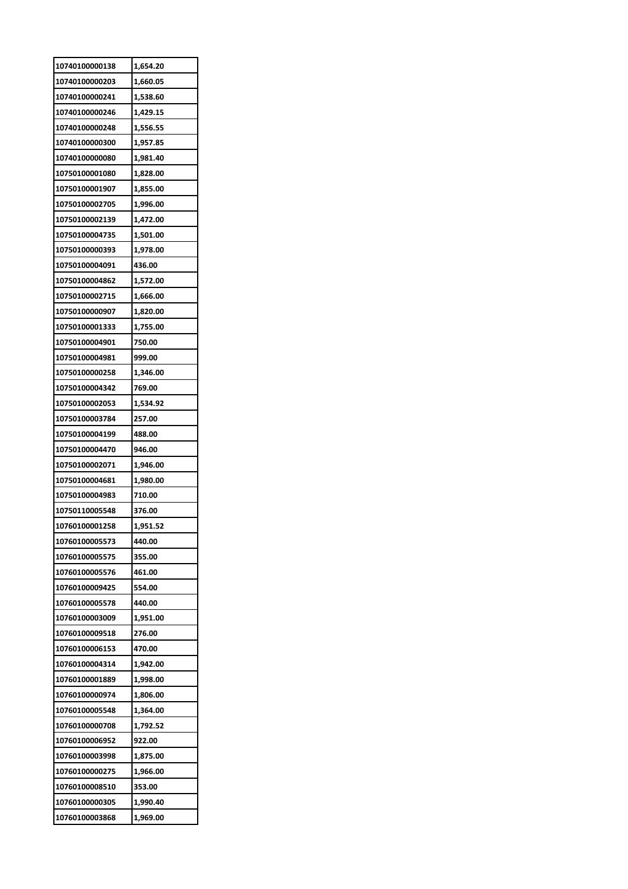| 10740100000138 | 1,654.20 |
|---|---|
| 10740100000203 | 1,660.05 |
| 10740100000241 | 1,538.60 |
| 10740100000246 | 1,429.15 |
| 10740100000248 | 1,556.55 |
| 10740100000300 | 1,957.85 |
| 10740100000080 | 1,981.40 |
| 10750100001080 | 1,828.00 |
| 10750100001907 | 1,855.00 |
| 10750100002705 | 1,996.00 |
| 10750100002139 | 1,472.00 |
| 10750100004735 | 1,501.00 |
| 10750100000393 | 1,978.00 |
| 10750100004091 | 436.00 |
| 10750100004862 | 1,572.00 |
| 10750100002715 | 1,666.00 |
| 10750100000907 | 1,820.00 |
| 10750100001333 | 1,755.00 |
| 10750100004901 | 750.00 |
| 10750100004981 | 999.00 |
| 10750100000258 | 1,346.00 |
| 10750100004342 | 769.00 |
| 10750100002053 | 1,534.92 |
| 10750100003784 | 257.00 |
| 10750100004199 | 488.00 |
| 10750100004470 | 946.00 |
| 10750100002071 | 1,946.00 |
| 10750100004681 | 1,980.00 |
| 10750100004983 | 710.00 |
| 10750110005548 | 376.00 |
| 10760100001258 | 1,951.52 |
| 10760100005573 | 440.00 |
| 10760100005575 | 355.00 |
| 10760100005576 | 461.00 |
| 10760100009425 | 554.00 |
| 10760100005578 | 440.00 |
| 10760100003009 | 1,951.00 |
| 10760100009518 | 276.00 |
| 10760100006153 | 470.00 |
| 10760100004314 | 1,942.00 |
| 10760100001889 | 1,998.00 |
| 10760100000974 | 1,806.00 |
| 10760100005548 | 1,364.00 |
| 10760100000708 | 1,792.52 |
| 10760100006952 | 922.00 |
| 10760100003998 | 1,875.00 |
| 10760100000275 | 1,966.00 |
| 10760100008510 | 353.00 |
| 10760100000305 | 1,990.40 |
| 10760100003868 | 1,969.00 |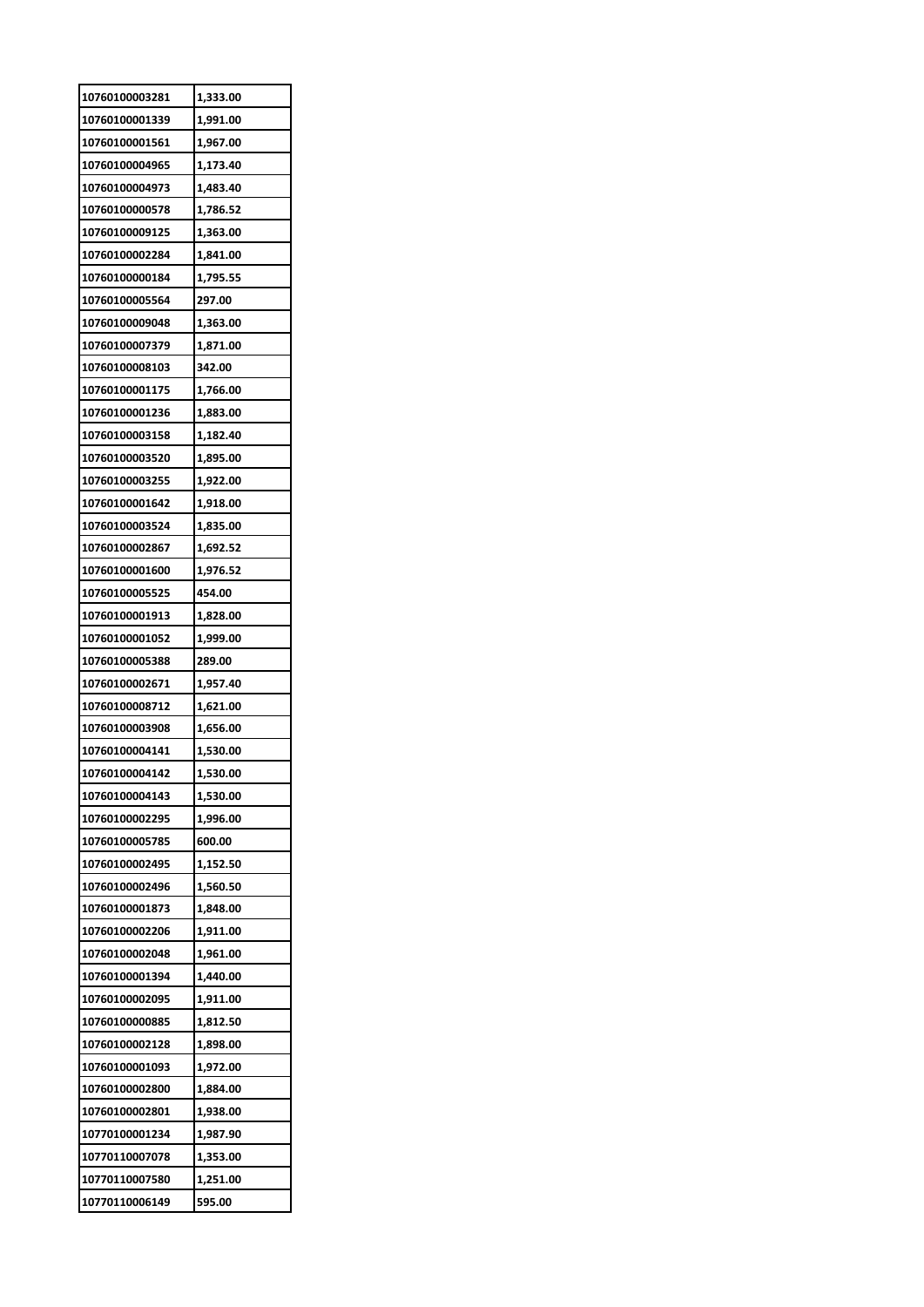| 10760100003281 | 1,333.00 |
|---|---|
| 10760100001339 | 1,991.00 |
| 10760100001561 | 1,967.00 |
| 10760100004965 | 1,173.40 |
| 10760100004973 | 1,483.40 |
| 10760100000578 | 1,786.52 |
| 10760100009125 | 1,363.00 |
| 10760100002284 | 1,841.00 |
| 10760100000184 | 1,795.55 |
| 10760100005564 | 297.00 |
| 10760100009048 | 1,363.00 |
| 10760100007379 | 1,871.00 |
| 10760100008103 | 342.00 |
| 10760100001175 | 1,766.00 |
| 10760100001236 | 1,883.00 |
| 10760100003158 | 1,182.40 |
| 10760100003520 | 1,895.00 |
| 10760100003255 | 1,922.00 |
| 10760100001642 | 1,918.00 |
| 10760100003524 | 1,835.00 |
| 10760100002867 | 1,692.52 |
| 10760100001600 | 1,976.52 |
| 10760100005525 | 454.00 |
| 10760100001913 | 1,828.00 |
| 10760100001052 | 1,999.00 |
| 10760100005388 | 289.00 |
| 10760100002671 | 1,957.40 |
| 10760100008712 | 1,621.00 |
| 10760100003908 | 1,656.00 |
| 10760100004141 | 1,530.00 |
| 10760100004142 | 1,530.00 |
| 10760100004143 | 1,530.00 |
| 10760100002295 | 1,996.00 |
| 10760100005785 | 600.00 |
| 10760100002495 | 1,152.50 |
| 10760100002496 | 1,560.50 |
| 10760100001873 | 1,848.00 |
| 10760100002206 | 1,911.00 |
| 10760100002048 | 1,961.00 |
| 10760100001394 | 1,440.00 |
| 10760100002095 | 1,911.00 |
| 10760100000885 | 1,812.50 |
| 10760100002128 | 1,898.00 |
| 10760100001093 | 1,972.00 |
| 10760100002800 | 1,884.00 |
| 10760100002801 | 1,938.00 |
| 10770100001234 | 1,987.90 |
| 10770110007078 | 1,353.00 |
| 10770110007580 | 1,251.00 |
| 10770110006149 | 595.00 |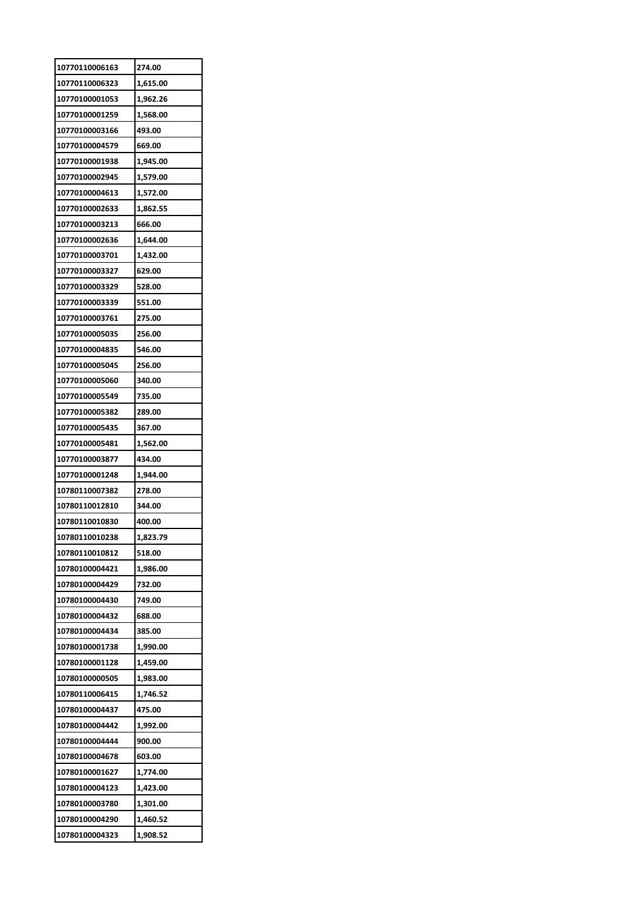| 10770110006163 | 274.00 |
|---|---|
| 10770110006323 | 1,615.00 |
| 10770100001053 | 1,962.26 |
| 10770100001259 | 1,568.00 |
| 10770100003166 | 493.00 |
| 10770100004579 | 669.00 |
| 10770100001938 | 1,945.00 |
| 10770100002945 | 1,579.00 |
| 10770100004613 | 1,572.00 |
| 10770100002633 | 1,862.55 |
| 10770100003213 | 666.00 |
| 10770100002636 | 1,644.00 |
| 10770100003701 | 1,432.00 |
| 10770100003327 | 629.00 |
| 10770100003329 | 528.00 |
| 10770100003339 | 551.00 |
| 10770100003761 | 275.00 |
| 10770100005035 | 256.00 |
| 10770100004835 | 546.00 |
| 10770100005045 | 256.00 |
| 10770100005060 | 340.00 |
| 10770100005549 | 735.00 |
| 10770100005382 | 289.00 |
| 10770100005435 | 367.00 |
| 10770100005481 | 1,562.00 |
| 10770100003877 | 434.00 |
| 10770100001248 | 1,944.00 |
| 10780110007382 | 278.00 |
| 10780110012810 | 344.00 |
| 10780110010830 | 400.00 |
| 10780110010238 | 1,823.79 |
| 10780110010812 | 518.00 |
| 10780100004421 | 1,986.00 |
| 10780100004429 | 732.00 |
| 10780100004430 | 749.00 |
| 10780100004432 | 688.00 |
| 10780100004434 | 385.00 |
| 10780100001738 | 1,990.00 |
| 10780100001128 | 1,459.00 |
| 10780100000505 | 1,983.00 |
| 10780110006415 | 1,746.52 |
| 10780100004437 | 475.00 |
| 10780100004442 | 1,992.00 |
| 10780100004444 | 900.00 |
| 10780100004678 | 603.00 |
| 10780100001627 | 1,774.00 |
| 10780100004123 | 1,423.00 |
| 10780100003780 | 1,301.00 |
| 10780100004290 | 1,460.52 |
| 10780100004323 | 1,908.52 |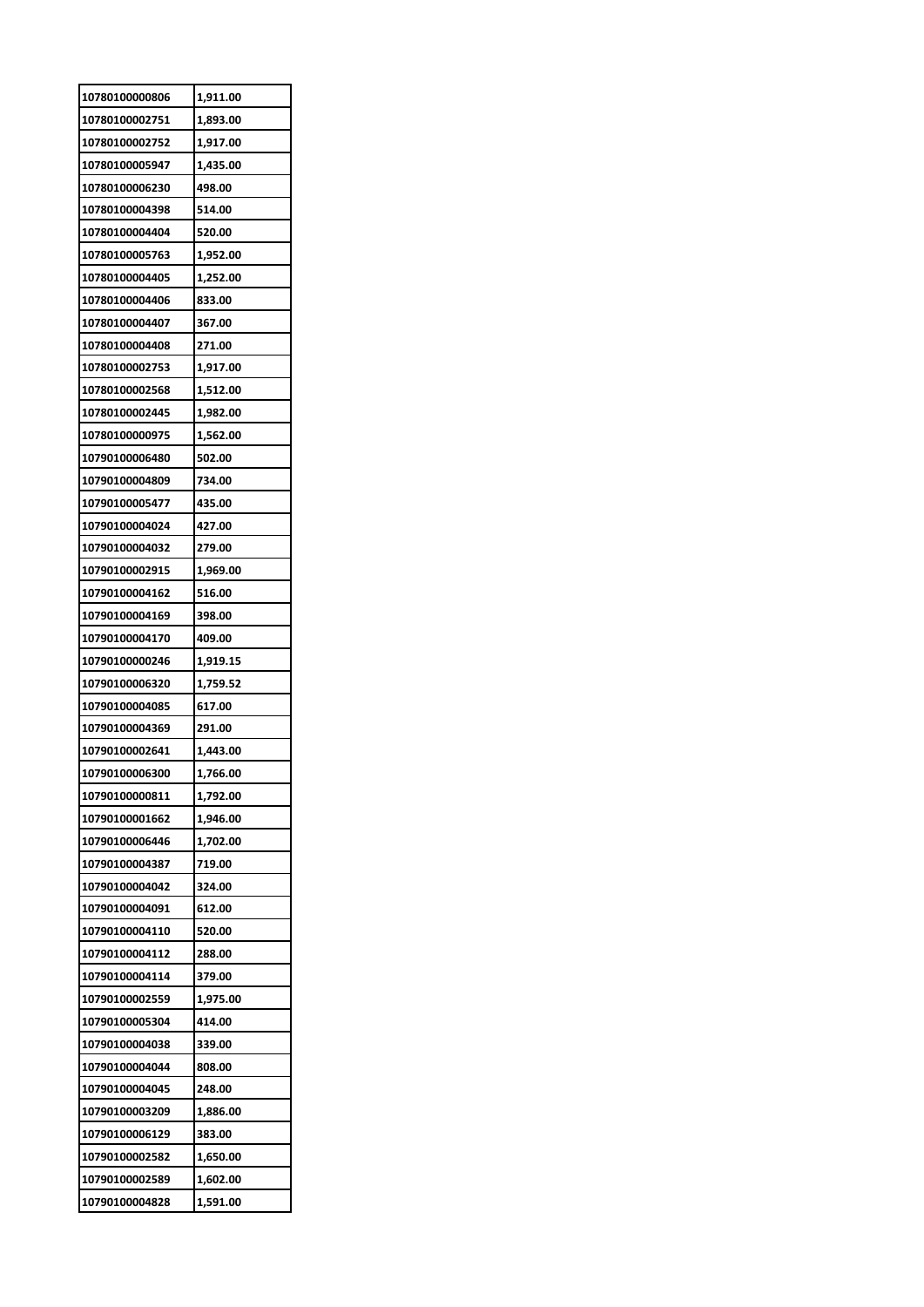| 10780100000806 | 1,911.00 |
|---|---|
| 10780100002751 | 1,893.00 |
| 10780100002752 | 1,917.00 |
| 10780100005947 | 1,435.00 |
| 10780100006230 | 498.00 |
| 10780100004398 | 514.00 |
| 10780100004404 | 520.00 |
| 10780100005763 | 1,952.00 |
| 10780100004405 | 1,252.00 |
| 10780100004406 | 833.00 |
| 10780100004407 | 367.00 |
| 10780100004408 | 271.00 |
| 10780100002753 | 1,917.00 |
| 10780100002568 | 1,512.00 |
| 10780100002445 | 1,982.00 |
| 10780100000975 | 1,562.00 |
| 10790100006480 | 502.00 |
| 10790100004809 | 734.00 |
| 10790100005477 | 435.00 |
| 10790100004024 | 427.00 |
| 10790100004032 | 279.00 |
| 10790100002915 | 1,969.00 |
| 10790100004162 | 516.00 |
| 10790100004169 | 398.00 |
| 10790100004170 | 409.00 |
| 10790100000246 | 1,919.15 |
| 10790100006320 | 1,759.52 |
| 10790100004085 | 617.00 |
| 10790100004369 | 291.00 |
| 10790100002641 | 1,443.00 |
| 10790100006300 | 1,766.00 |
| 10790100000811 | 1,792.00 |
| 10790100001662 | 1,946.00 |
| 10790100006446 | 1,702.00 |
| 10790100004387 | 719.00 |
| 10790100004042 | 324.00 |
| 10790100004091 | 612.00 |
| 10790100004110 | 520.00 |
| 10790100004112 | 288.00 |
| 10790100004114 | 379.00 |
| 10790100002559 | 1,975.00 |
| 10790100005304 | 414.00 |
| 10790100004038 | 339.00 |
| 10790100004044 | 808.00 |
| 10790100004045 | 248.00 |
| 10790100003209 | 1,886.00 |
| 10790100006129 | 383.00 |
| 10790100002582 | 1,650.00 |
| 10790100002589 | 1,602.00 |
| 10790100004828 | 1,591.00 |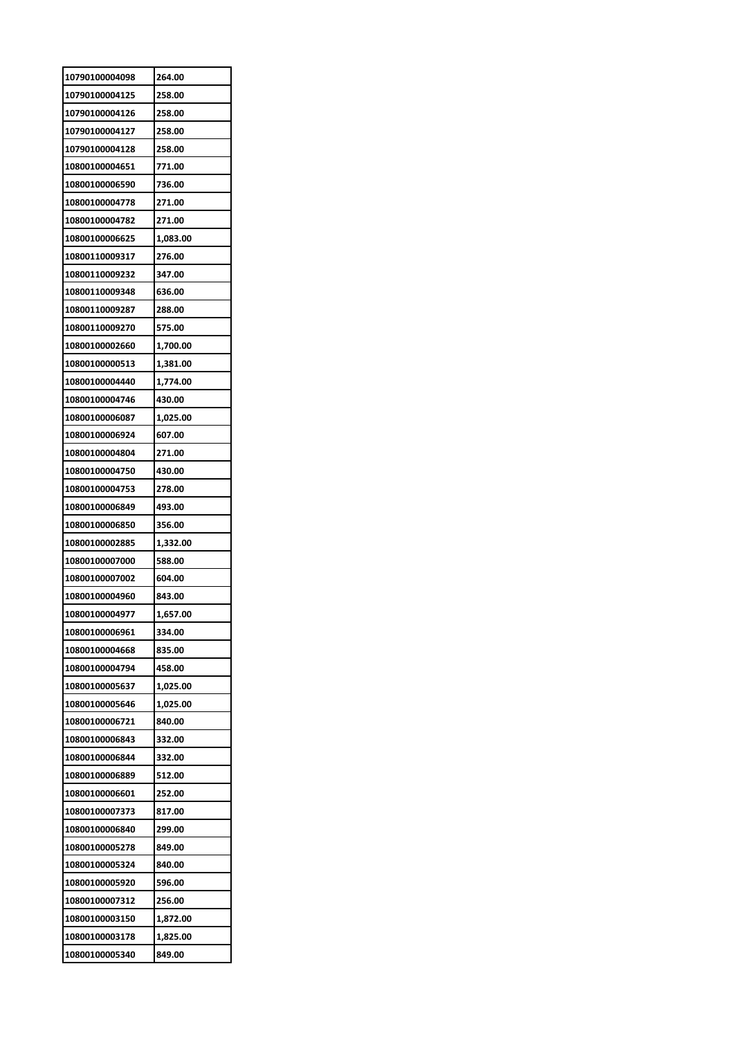| 10790100004098 | 264.00 |
|---|---|
| 10790100004125 | 258.00 |
| 10790100004126 | 258.00 |
| 10790100004127 | 258.00 |
| 10790100004128 | 258.00 |
| 10800100004651 | 771.00 |
| 10800100006590 | 736.00 |
| 10800100004778 | 271.00 |
| 10800100004782 | 271.00 |
| 10800100006625 | 1,083.00 |
| 10800110009317 | 276.00 |
| 10800110009232 | 347.00 |
| 10800110009348 | 636.00 |
| 10800110009287 | 288.00 |
| 10800110009270 | 575.00 |
| 10800100002660 | 1,700.00 |
| 10800100000513 | 1,381.00 |
| 10800100004440 | 1,774.00 |
| 10800100004746 | 430.00 |
| 10800100006087 | 1,025.00 |
| 10800100006924 | 607.00 |
| 10800100004804 | 271.00 |
| 10800100004750 | 430.00 |
| 10800100004753 | 278.00 |
| 10800100006849 | 493.00 |
| 10800100006850 | 356.00 |
| 10800100002885 | 1,332.00 |
| 10800100007000 | 588.00 |
| 10800100007002 | 604.00 |
| 10800100004960 | 843.00 |
| 10800100004977 | 1,657.00 |
| 10800100006961 | 334.00 |
| 10800100004668 | 835.00 |
| 10800100004794 | 458.00 |
| 10800100005637 | 1,025.00 |
| 10800100005646 | 1,025.00 |
| 10800100006721 | 840.00 |
| 10800100006843 | 332.00 |
| 10800100006844 | 332.00 |
| 10800100006889 | 512.00 |
| 10800100006601 | 252.00 |
| 10800100007373 | 817.00 |
| 10800100006840 | 299.00 |
| 10800100005278 | 849.00 |
| 10800100005324 | 840.00 |
| 10800100005920 | 596.00 |
| 10800100007312 | 256.00 |
| 10800100003150 | 1,872.00 |
| 10800100003178 | 1,825.00 |
| 10800100005340 | 849.00 |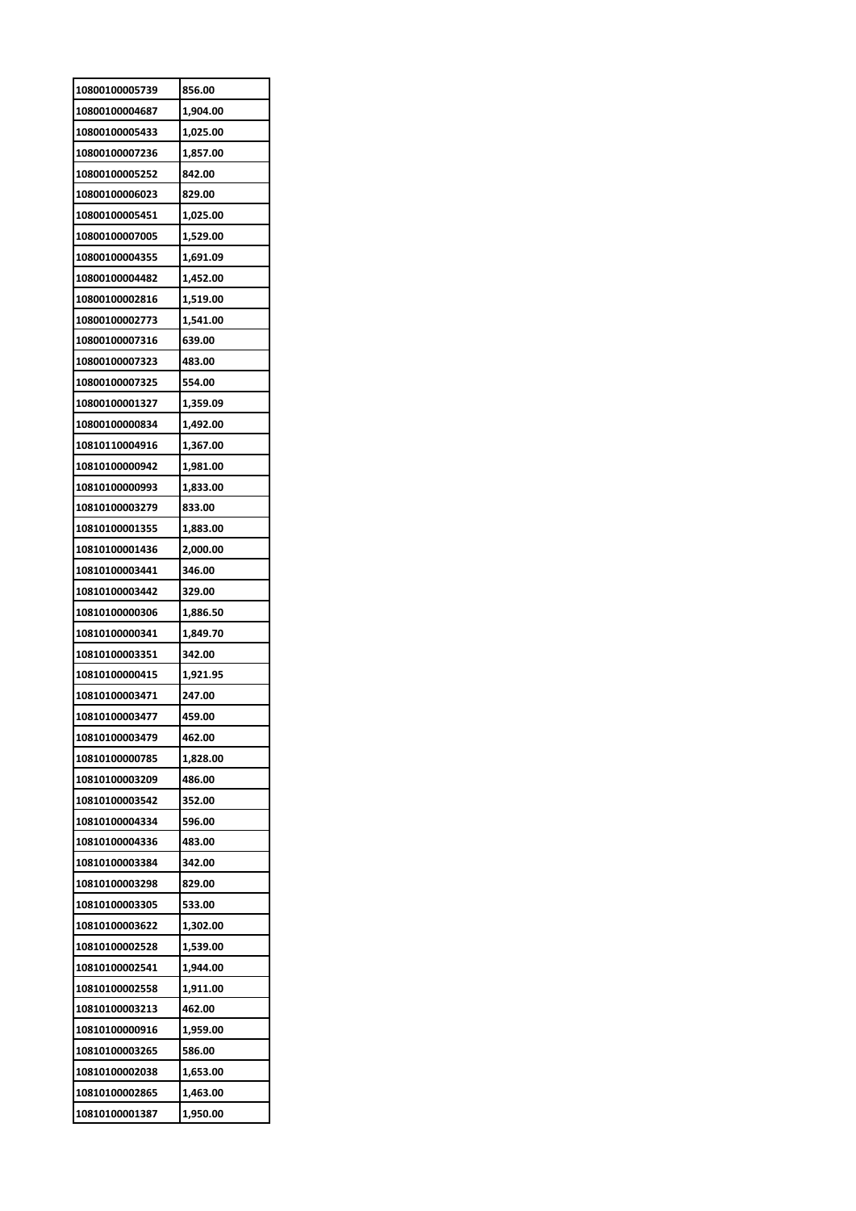| | |
|---|---|
| 10800100005739 | 856.00 |
| 10800100004687 | 1,904.00 |
| 10800100005433 | 1,025.00 |
| 10800100007236 | 1,857.00 |
| 10800100005252 | 842.00 |
| 10800100006023 | 829.00 |
| 10800100005451 | 1,025.00 |
| 10800100007005 | 1,529.00 |
| 10800100004355 | 1,691.09 |
| 10800100004482 | 1,452.00 |
| 10800100002816 | 1,519.00 |
| 10800100002773 | 1,541.00 |
| 10800100007316 | 639.00 |
| 10800100007323 | 483.00 |
| 10800100007325 | 554.00 |
| 10800100001327 | 1,359.09 |
| 10800100000834 | 1,492.00 |
| 10810110004916 | 1,367.00 |
| 10810100000942 | 1,981.00 |
| 10810100000993 | 1,833.00 |
| 10810100003279 | 833.00 |
| 10810100001355 | 1,883.00 |
| 10810100001436 | 2,000.00 |
| 10810100003441 | 346.00 |
| 10810100003442 | 329.00 |
| 10810100000306 | 1,886.50 |
| 10810100000341 | 1,849.70 |
| 10810100003351 | 342.00 |
| 10810100000415 | 1,921.95 |
| 10810100003471 | 247.00 |
| 10810100003477 | 459.00 |
| 10810100003479 | 462.00 |
| 10810100000785 | 1,828.00 |
| 10810100003209 | 486.00 |
| 10810100003542 | 352.00 |
| 10810100004334 | 596.00 |
| 10810100004336 | 483.00 |
| 10810100003384 | 342.00 |
| 10810100003298 | 829.00 |
| 10810100003305 | 533.00 |
| 10810100003622 | 1,302.00 |
| 10810100002528 | 1,539.00 |
| 10810100002541 | 1,944.00 |
| 10810100002558 | 1,911.00 |
| 10810100003213 | 462.00 |
| 10810100000916 | 1,959.00 |
| 10810100003265 | 586.00 |
| 10810100002038 | 1,653.00 |
| 10810100002865 | 1,463.00 |
| 10810100001387 | 1,950.00 |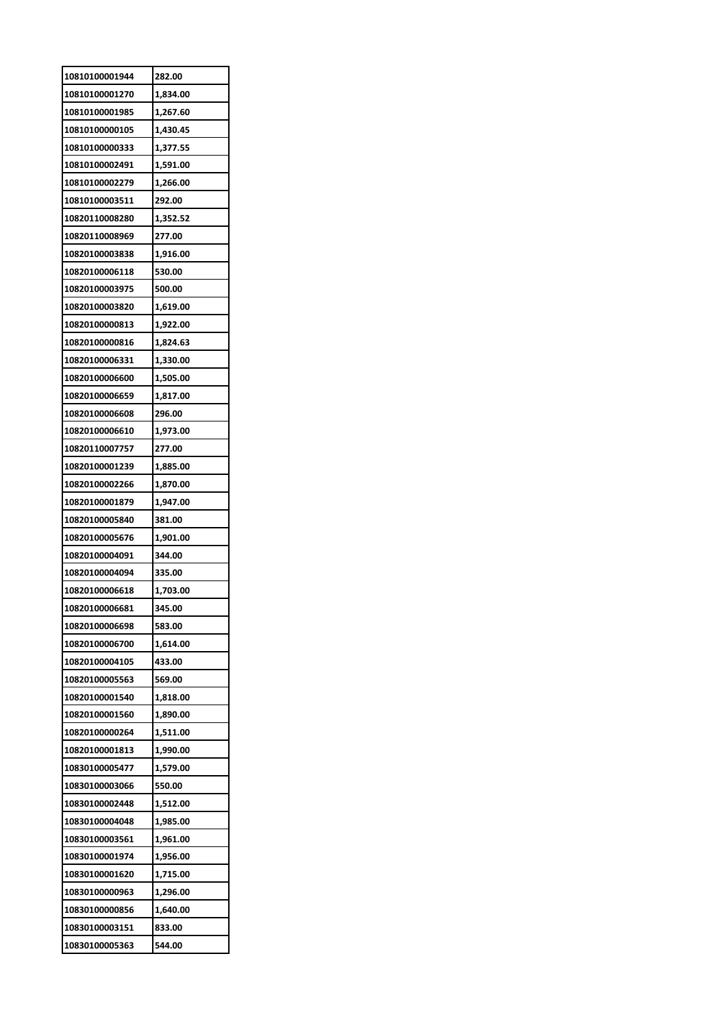| | |
|---|---|
| 10810100001944 | 282.00 |
| 10810100001270 | 1,834.00 |
| 10810100001985 | 1,267.60 |
| 10810100000105 | 1,430.45 |
| 10810100000333 | 1,377.55 |
| 10810100002491 | 1,591.00 |
| 10810100002279 | 1,266.00 |
| 10810100003511 | 292.00 |
| 10820110008280 | 1,352.52 |
| 10820110008969 | 277.00 |
| 10820100003838 | 1,916.00 |
| 10820100006118 | 530.00 |
| 10820100003975 | 500.00 |
| 10820100003820 | 1,619.00 |
| 10820100000813 | 1,922.00 |
| 10820100000816 | 1,824.63 |
| 10820100006331 | 1,330.00 |
| 10820100006600 | 1,505.00 |
| 10820100006659 | 1,817.00 |
| 10820100006608 | 296.00 |
| 10820100006610 | 1,973.00 |
| 10820110007757 | 277.00 |
| 10820100001239 | 1,885.00 |
| 10820100002266 | 1,870.00 |
| 10820100001879 | 1,947.00 |
| 10820100005840 | 381.00 |
| 10820100005676 | 1,901.00 |
| 10820100004091 | 344.00 |
| 10820100004094 | 335.00 |
| 10820100006618 | 1,703.00 |
| 10820100006681 | 345.00 |
| 10820100006698 | 583.00 |
| 10820100006700 | 1,614.00 |
| 10820100004105 | 433.00 |
| 10820100005563 | 569.00 |
| 10820100001540 | 1,818.00 |
| 10820100001560 | 1,890.00 |
| 10820100000264 | 1,511.00 |
| 10820100001813 | 1,990.00 |
| 10830100005477 | 1,579.00 |
| 10830100003066 | 550.00 |
| 10830100002448 | 1,512.00 |
| 10830100004048 | 1,985.00 |
| 10830100003561 | 1,961.00 |
| 10830100001974 | 1,956.00 |
| 10830100001620 | 1,715.00 |
| 10830100000963 | 1,296.00 |
| 10830100000856 | 1,640.00 |
| 10830100003151 | 833.00 |
| 10830100005363 | 544.00 |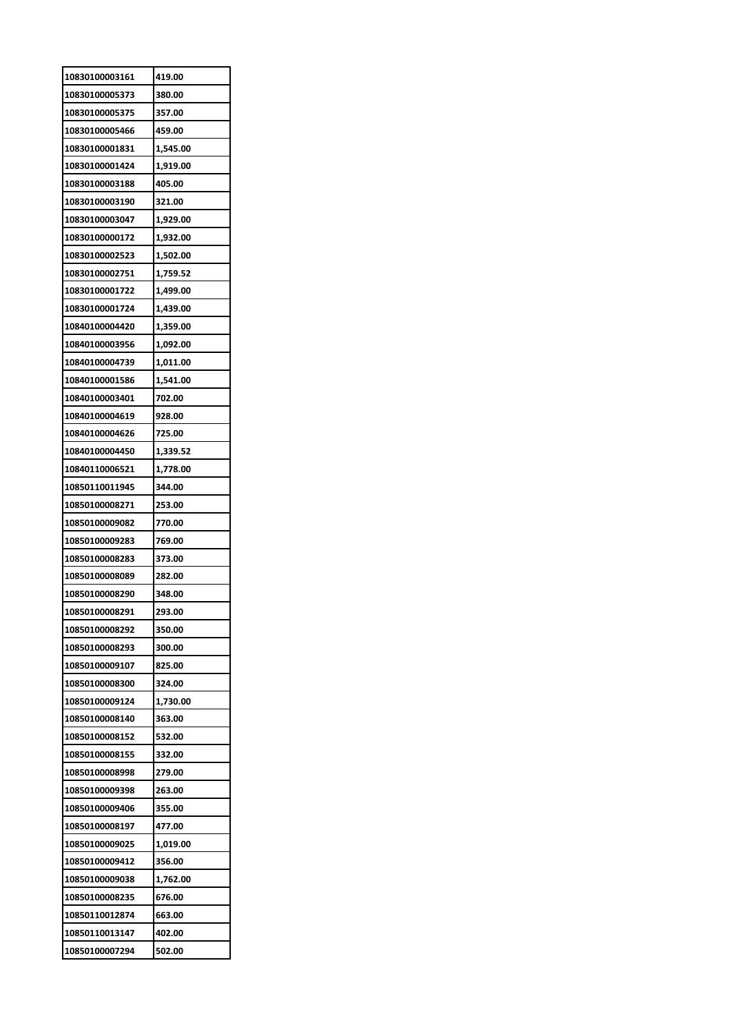| 10830100003161 | 419.00 |
|---|---|
| 10830100005373 | 380.00 |
| 10830100005375 | 357.00 |
| 10830100005466 | 459.00 |
| 10830100001831 | 1,545.00 |
| 10830100001424 | 1,919.00 |
| 10830100003188 | 405.00 |
| 10830100003190 | 321.00 |
| 10830100003047 | 1,929.00 |
| 10830100000172 | 1,932.00 |
| 10830100002523 | 1,502.00 |
| 10830100002751 | 1,759.52 |
| 10830100001722 | 1,499.00 |
| 10830100001724 | 1,439.00 |
| 10840100004420 | 1,359.00 |
| 10840100003956 | 1,092.00 |
| 10840100004739 | 1,011.00 |
| 10840100001586 | 1,541.00 |
| 10840100003401 | 702.00 |
| 10840100004619 | 928.00 |
| 10840100004626 | 725.00 |
| 10840100004450 | 1,339.52 |
| 10840110006521 | 1,778.00 |
| 10850110011945 | 344.00 |
| 10850100008271 | 253.00 |
| 10850100009082 | 770.00 |
| 10850100009283 | 769.00 |
| 10850100008283 | 373.00 |
| 10850100008089 | 282.00 |
| 10850100008290 | 348.00 |
| 10850100008291 | 293.00 |
| 10850100008292 | 350.00 |
| 10850100008293 | 300.00 |
| 10850100009107 | 825.00 |
| 10850100008300 | 324.00 |
| 10850100009124 | 1,730.00 |
| 10850100008140 | 363.00 |
| 10850100008152 | 532.00 |
| 10850100008155 | 332.00 |
| 10850100008998 | 279.00 |
| 10850100009398 | 263.00 |
| 10850100009406 | 355.00 |
| 10850100008197 | 477.00 |
| 10850100009025 | 1,019.00 |
| 10850100009412 | 356.00 |
| 10850100009038 | 1,762.00 |
| 10850100008235 | 676.00 |
| 10850110012874 | 663.00 |
| 10850110013147 | 402.00 |
| 10850100007294 | 502.00 |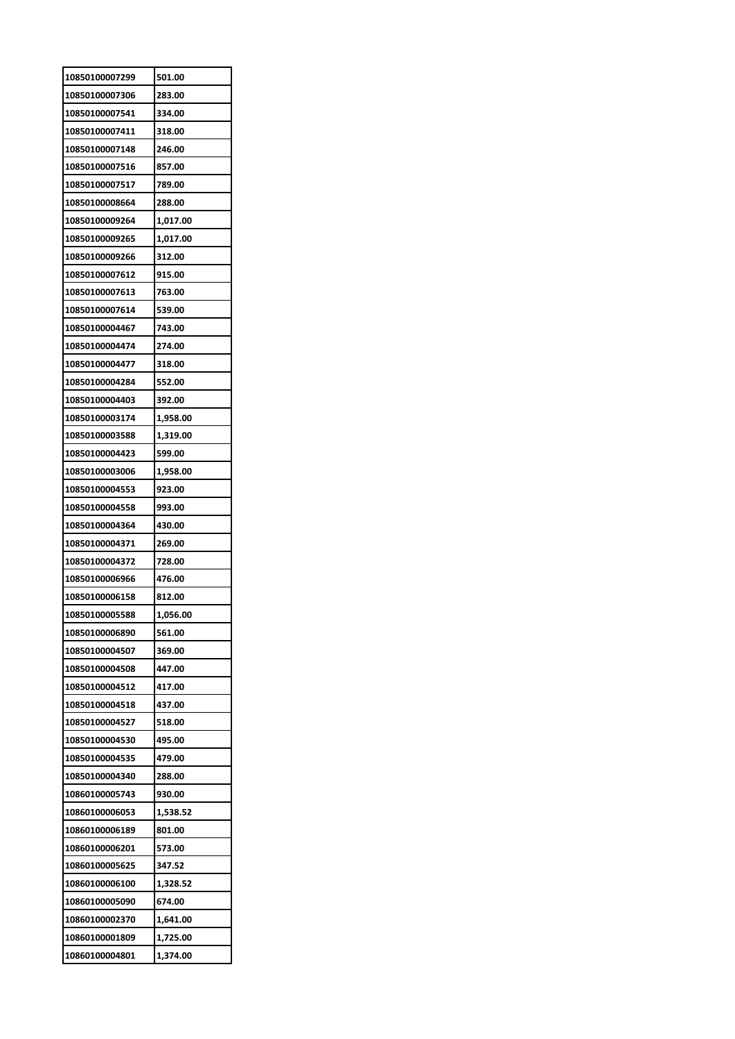| 10850100007299 | 501.00 |
|---|---|
| 10850100007306 | 283.00 |
| 10850100007541 | 334.00 |
| 10850100007411 | 318.00 |
| 10850100007148 | 246.00 |
| 10850100007516 | 857.00 |
| 10850100007517 | 789.00 |
| 10850100008664 | 288.00 |
| 10850100009264 | 1,017.00 |
| 10850100009265 | 1,017.00 |
| 10850100009266 | 312.00 |
| 10850100007612 | 915.00 |
| 10850100007613 | 763.00 |
| 10850100007614 | 539.00 |
| 10850100004467 | 743.00 |
| 10850100004474 | 274.00 |
| 10850100004477 | 318.00 |
| 10850100004284 | 552.00 |
| 10850100004403 | 392.00 |
| 10850100003174 | 1,958.00 |
| 10850100003588 | 1,319.00 |
| 10850100004423 | 599.00 |
| 10850100003006 | 1,958.00 |
| 10850100004553 | 923.00 |
| 10850100004558 | 993.00 |
| 10850100004364 | 430.00 |
| 10850100004371 | 269.00 |
| 10850100004372 | 728.00 |
| 10850100006966 | 476.00 |
| 10850100006158 | 812.00 |
| 10850100005588 | 1,056.00 |
| 10850100006890 | 561.00 |
| 10850100004507 | 369.00 |
| 10850100004508 | 447.00 |
| 10850100004512 | 417.00 |
| 10850100004518 | 437.00 |
| 10850100004527 | 518.00 |
| 10850100004530 | 495.00 |
| 10850100004535 | 479.00 |
| 10850100004340 | 288.00 |
| 10860100005743 | 930.00 |
| 10860100006053 | 1,538.52 |
| 10860100006189 | 801.00 |
| 10860100006201 | 573.00 |
| 10860100005625 | 347.52 |
| 10860100006100 | 1,328.52 |
| 10860100005090 | 674.00 |
| 10860100002370 | 1,641.00 |
| 10860100001809 | 1,725.00 |
| 10860100004801 | 1,374.00 |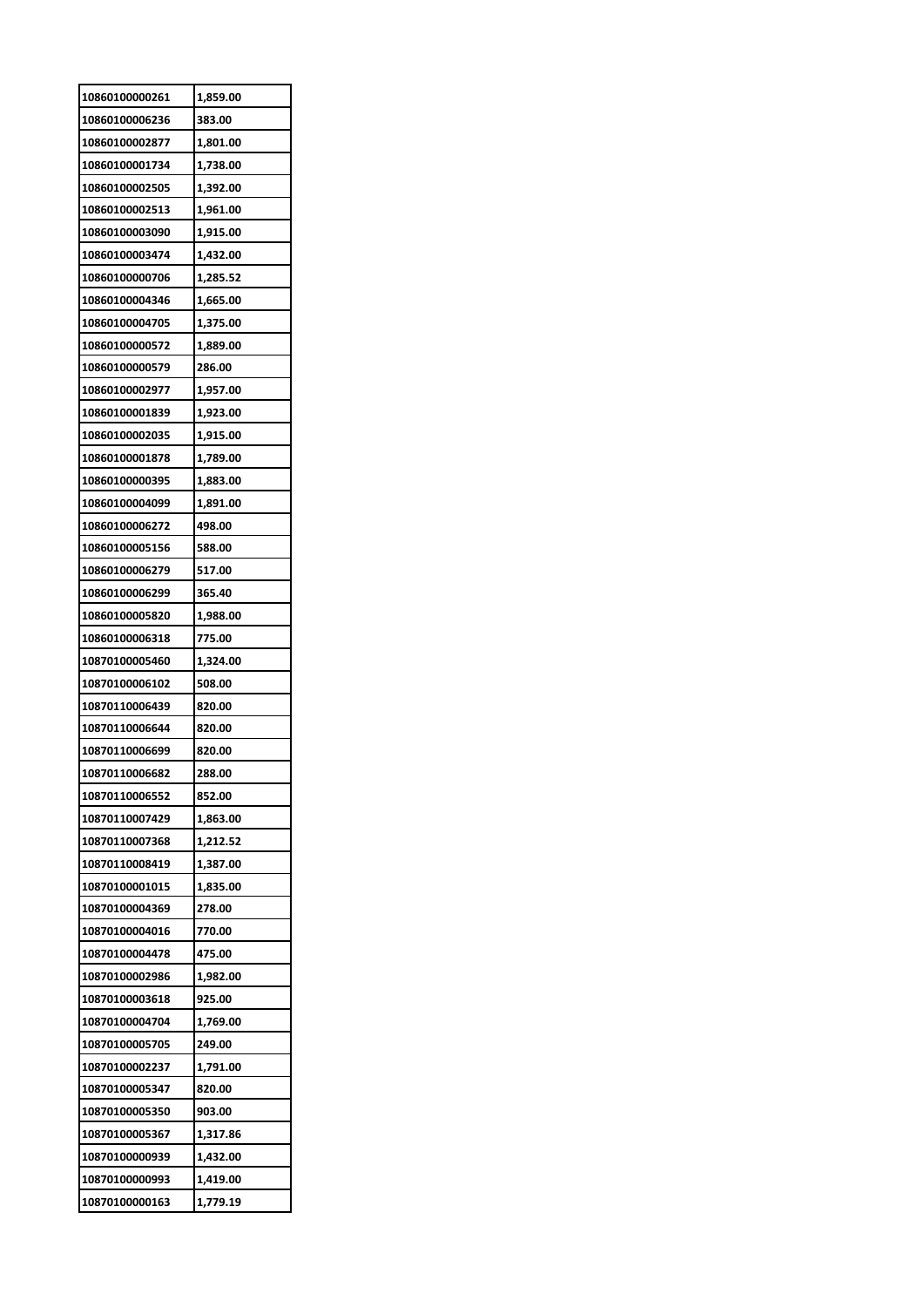| 10860100000261 | 1,859.00 |
|---|---|
| 10860100006236 | 383.00 |
| 10860100002877 | 1,801.00 |
| 10860100001734 | 1,738.00 |
| 10860100002505 | 1,392.00 |
| 10860100002513 | 1,961.00 |
| 10860100003090 | 1,915.00 |
| 10860100003474 | 1,432.00 |
| 10860100000706 | 1,285.52 |
| 10860100004346 | 1,665.00 |
| 10860100004705 | 1,375.00 |
| 10860100000572 | 1,889.00 |
| 10860100000579 | 286.00 |
| 10860100002977 | 1,957.00 |
| 10860100001839 | 1,923.00 |
| 10860100002035 | 1,915.00 |
| 10860100001878 | 1,789.00 |
| 10860100000395 | 1,883.00 |
| 10860100004099 | 1,891.00 |
| 10860100006272 | 498.00 |
| 10860100005156 | 588.00 |
| 10860100006279 | 517.00 |
| 10860100006299 | 365.40 |
| 10860100005820 | 1,988.00 |
| 10860100006318 | 775.00 |
| 10870100005460 | 1,324.00 |
| 10870100006102 | 508.00 |
| 10870110006439 | 820.00 |
| 10870110006644 | 820.00 |
| 10870110006699 | 820.00 |
| 10870110006682 | 288.00 |
| 10870110006552 | 852.00 |
| 10870110007429 | 1,863.00 |
| 10870110007368 | 1,212.52 |
| 10870110008419 | 1,387.00 |
| 10870100001015 | 1,835.00 |
| 10870100004369 | 278.00 |
| 10870100004016 | 770.00 |
| 10870100004478 | 475.00 |
| 10870100002986 | 1,982.00 |
| 10870100003618 | 925.00 |
| 10870100004704 | 1,769.00 |
| 10870100005705 | 249.00 |
| 10870100002237 | 1,791.00 |
| 10870100005347 | 820.00 |
| 10870100005350 | 903.00 |
| 10870100005367 | 1,317.86 |
| 10870100000939 | 1,432.00 |
| 10870100000993 | 1,419.00 |
| 10870100000163 | 1,779.19 |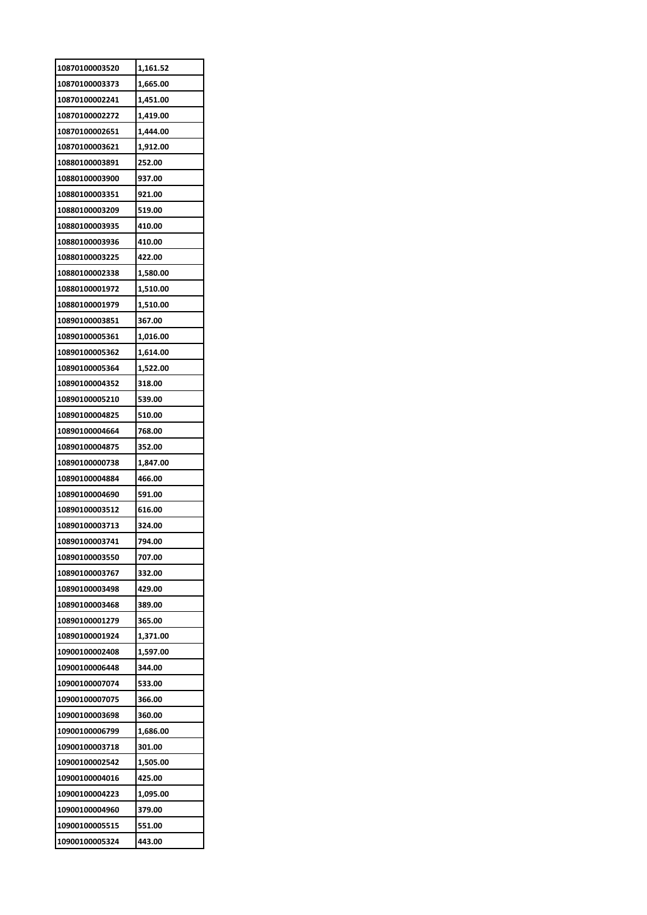| 10870100003520 | 1,161.52 |
|---|---|
| 10870100003373 | 1,665.00 |
| 10870100002241 | 1,451.00 |
| 10870100002272 | 1,419.00 |
| 10870100002651 | 1,444.00 |
| 10870100003621 | 1,912.00 |
| 10880100003891 | 252.00 |
| 10880100003900 | 937.00 |
| 10880100003351 | 921.00 |
| 10880100003209 | 519.00 |
| 10880100003935 | 410.00 |
| 10880100003936 | 410.00 |
| 10880100003225 | 422.00 |
| 10880100002338 | 1,580.00 |
| 10880100001972 | 1,510.00 |
| 10880100001979 | 1,510.00 |
| 10890100003851 | 367.00 |
| 10890100005361 | 1,016.00 |
| 10890100005362 | 1,614.00 |
| 10890100005364 | 1,522.00 |
| 10890100004352 | 318.00 |
| 10890100005210 | 539.00 |
| 10890100004825 | 510.00 |
| 10890100004664 | 768.00 |
| 10890100004875 | 352.00 |
| 10890100000738 | 1,847.00 |
| 10890100004884 | 466.00 |
| 10890100004690 | 591.00 |
| 10890100003512 | 616.00 |
| 10890100003713 | 324.00 |
| 10890100003741 | 794.00 |
| 10890100003550 | 707.00 |
| 10890100003767 | 332.00 |
| 10890100003498 | 429.00 |
| 10890100003468 | 389.00 |
| 10890100001279 | 365.00 |
| 10890100001924 | 1,371.00 |
| 10900100002408 | 1,597.00 |
| 10900100006448 | 344.00 |
| 10900100007074 | 533.00 |
| 10900100007075 | 366.00 |
| 10900100003698 | 360.00 |
| 10900100006799 | 1,686.00 |
| 10900100003718 | 301.00 |
| 10900100002542 | 1,505.00 |
| 10900100004016 | 425.00 |
| 10900100004223 | 1,095.00 |
| 10900100004960 | 379.00 |
| 10900100005515 | 551.00 |
| 10900100005324 | 443.00 |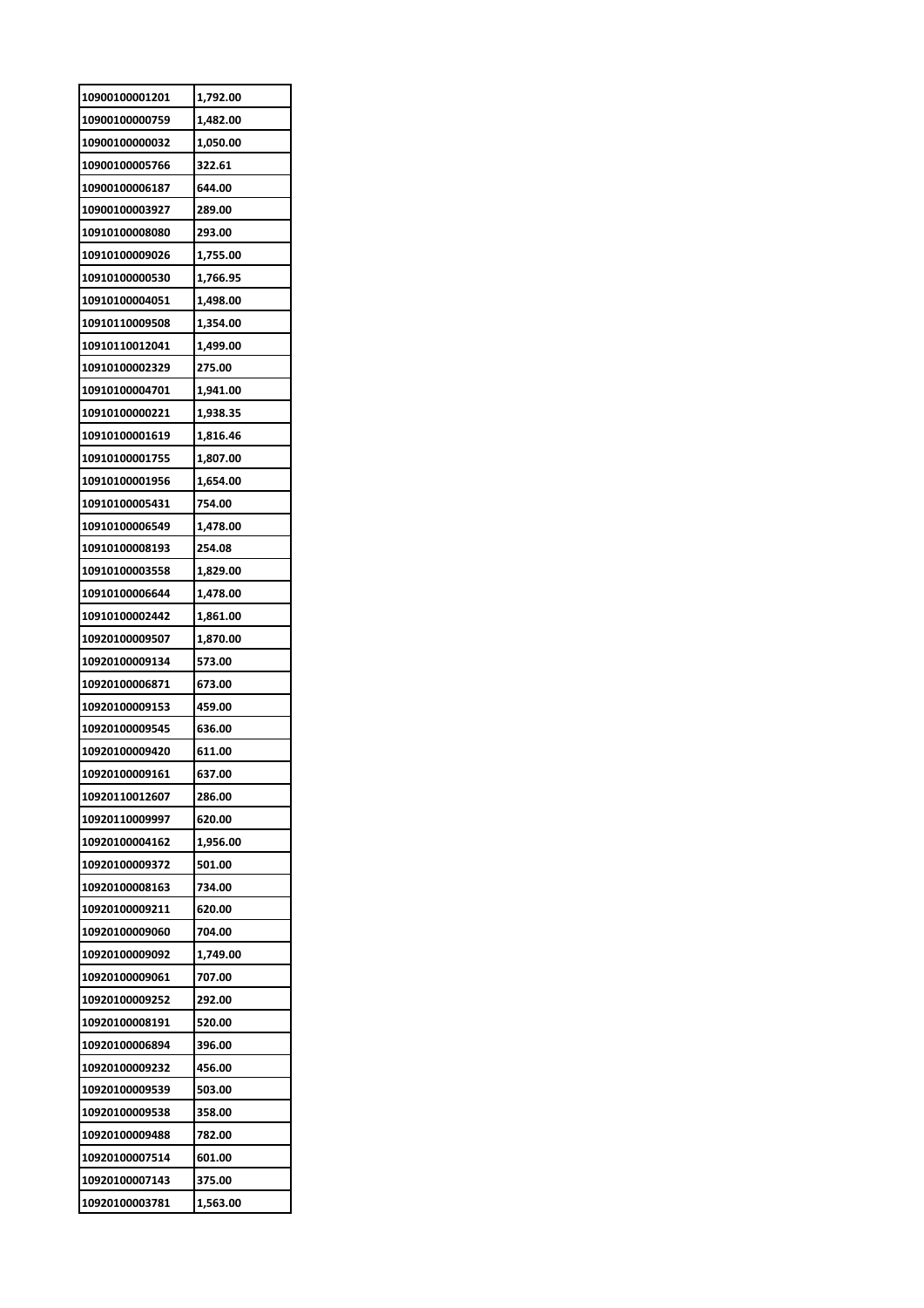| 10900100001201 | 1,792.00 |
|---|---|
| 10900100000759 | 1,482.00 |
| 10900100000032 | 1,050.00 |
| 10900100005766 | 322.61 |
| 10900100006187 | 644.00 |
| 10900100003927 | 289.00 |
| 10910100008080 | 293.00 |
| 10910100009026 | 1,755.00 |
| 10910100000530 | 1,766.95 |
| 10910100004051 | 1,498.00 |
| 10910110009508 | 1,354.00 |
| 10910110012041 | 1,499.00 |
| 10910100002329 | 275.00 |
| 10910100004701 | 1,941.00 |
| 10910100000221 | 1,938.35 |
| 10910100001619 | 1,816.46 |
| 10910100001755 | 1,807.00 |
| 10910100001956 | 1,654.00 |
| 10910100005431 | 754.00 |
| 10910100006549 | 1,478.00 |
| 10910100008193 | 254.08 |
| 10910100003558 | 1,829.00 |
| 10910100006644 | 1,478.00 |
| 10910100002442 | 1,861.00 |
| 10920100009507 | 1,870.00 |
| 10920100009134 | 573.00 |
| 10920100006871 | 673.00 |
| 10920100009153 | 459.00 |
| 10920100009545 | 636.00 |
| 10920100009420 | 611.00 |
| 10920100009161 | 637.00 |
| 10920110012607 | 286.00 |
| 10920110009997 | 620.00 |
| 10920100004162 | 1,956.00 |
| 10920100009372 | 501.00 |
| 10920100008163 | 734.00 |
| 10920100009211 | 620.00 |
| 10920100009060 | 704.00 |
| 10920100009092 | 1,749.00 |
| 10920100009061 | 707.00 |
| 10920100009252 | 292.00 |
| 10920100008191 | 520.00 |
| 10920100006894 | 396.00 |
| 10920100009232 | 456.00 |
| 10920100009539 | 503.00 |
| 10920100009538 | 358.00 |
| 10920100009488 | 782.00 |
| 10920100007514 | 601.00 |
| 10920100007143 | 375.00 |
| 10920100003781 | 1,563.00 |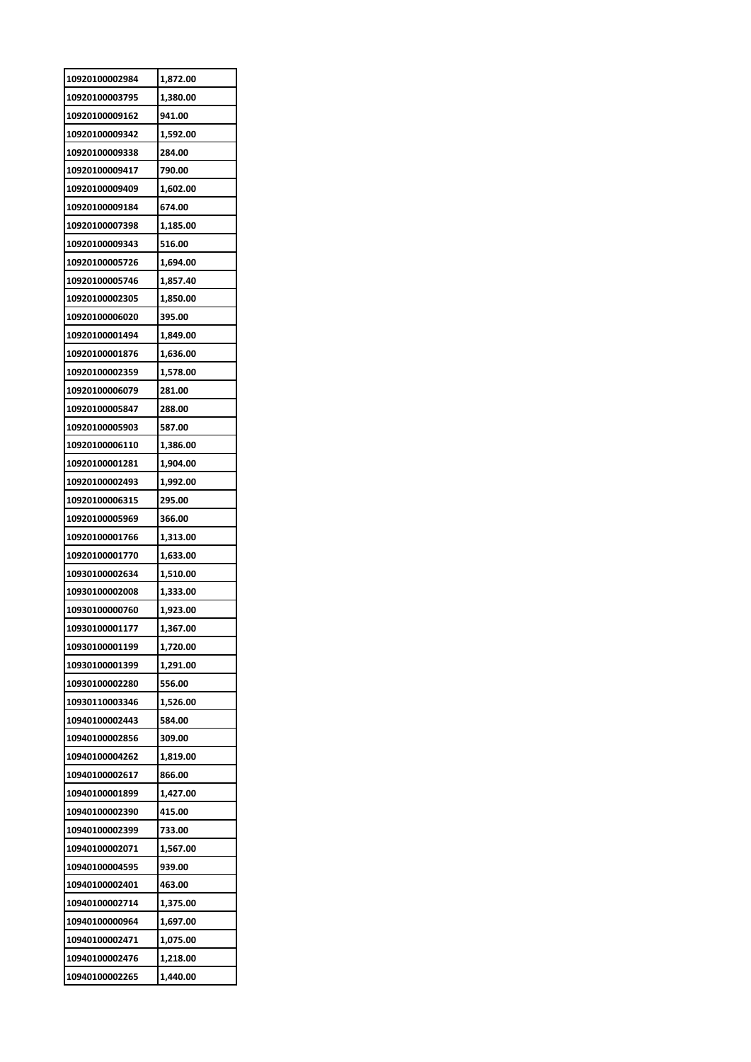| 10920100002984 | 1,872.00 |
|---|---|
| 10920100003795 | 1,380.00 |
| 10920100009162 | 941.00 |
| 10920100009342 | 1,592.00 |
| 10920100009338 | 284.00 |
| 10920100009417 | 790.00 |
| 10920100009409 | 1,602.00 |
| 10920100009184 | 674.00 |
| 10920100007398 | 1,185.00 |
| 10920100009343 | 516.00 |
| 10920100005726 | 1,694.00 |
| 10920100005746 | 1,857.40 |
| 10920100002305 | 1,850.00 |
| 10920100006020 | 395.00 |
| 10920100001494 | 1,849.00 |
| 10920100001876 | 1,636.00 |
| 10920100002359 | 1,578.00 |
| 10920100006079 | 281.00 |
| 10920100005847 | 288.00 |
| 10920100005903 | 587.00 |
| 10920100006110 | 1,386.00 |
| 10920100001281 | 1,904.00 |
| 10920100002493 | 1,992.00 |
| 10920100006315 | 295.00 |
| 10920100005969 | 366.00 |
| 10920100001766 | 1,313.00 |
| 10920100001770 | 1,633.00 |
| 10930100002634 | 1,510.00 |
| 10930100002008 | 1,333.00 |
| 10930100000760 | 1,923.00 |
| 10930100001177 | 1,367.00 |
| 10930100001199 | 1,720.00 |
| 10930100001399 | 1,291.00 |
| 10930100002280 | 556.00 |
| 10930110003346 | 1,526.00 |
| 10940100002443 | 584.00 |
| 10940100002856 | 309.00 |
| 10940100004262 | 1,819.00 |
| 10940100002617 | 866.00 |
| 10940100001899 | 1,427.00 |
| 10940100002390 | 415.00 |
| 10940100002399 | 733.00 |
| 10940100002071 | 1,567.00 |
| 10940100004595 | 939.00 |
| 10940100002401 | 463.00 |
| 10940100002714 | 1,375.00 |
| 10940100000964 | 1,697.00 |
| 10940100002471 | 1,075.00 |
| 10940100002476 | 1,218.00 |
| 10940100002265 | 1,440.00 |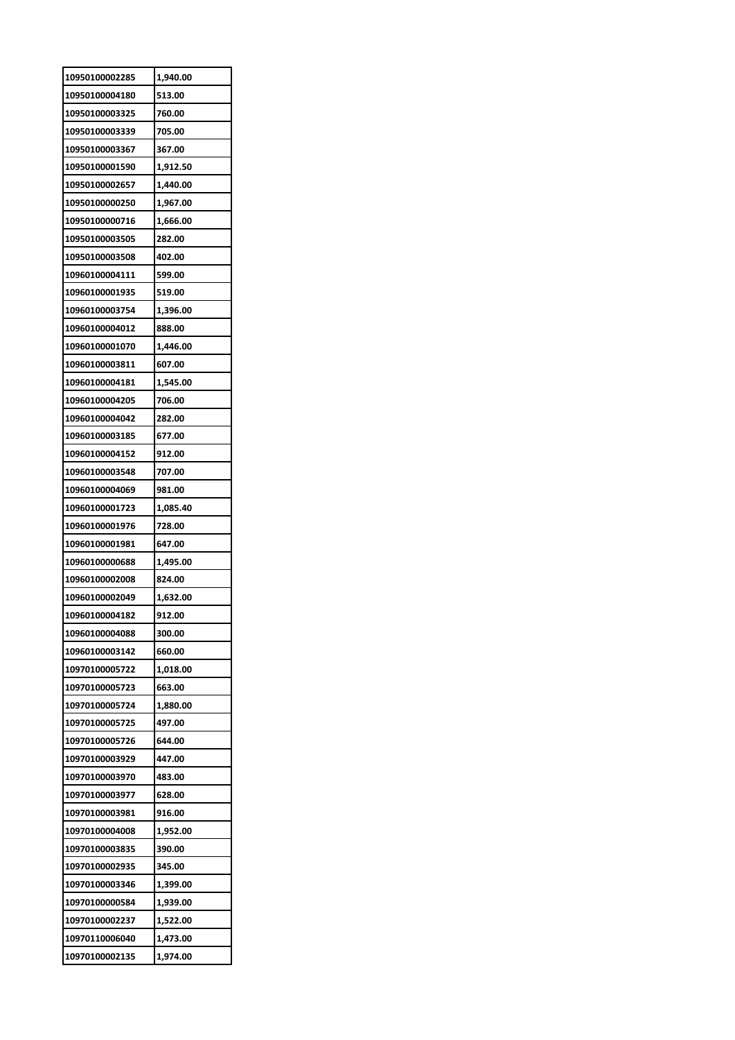| | |
|---|---|
| 10950100002285 | 1,940.00 |
| 10950100004180 | 513.00 |
| 10950100003325 | 760.00 |
| 10950100003339 | 705.00 |
| 10950100003367 | 367.00 |
| 10950100001590 | 1,912.50 |
| 10950100002657 | 1,440.00 |
| 10950100000250 | 1,967.00 |
| 10950100000716 | 1,666.00 |
| 10950100003505 | 282.00 |
| 10950100003508 | 402.00 |
| 10960100004111 | 599.00 |
| 10960100001935 | 519.00 |
| 10960100003754 | 1,396.00 |
| 10960100004012 | 888.00 |
| 10960100001070 | 1,446.00 |
| 10960100003811 | 607.00 |
| 10960100004181 | 1,545.00 |
| 10960100004205 | 706.00 |
| 10960100004042 | 282.00 |
| 10960100003185 | 677.00 |
| 10960100004152 | 912.00 |
| 10960100003548 | 707.00 |
| 10960100004069 | 981.00 |
| 10960100001723 | 1,085.40 |
| 10960100001976 | 728.00 |
| 10960100001981 | 647.00 |
| 10960100000688 | 1,495.00 |
| 10960100002008 | 824.00 |
| 10960100002049 | 1,632.00 |
| 10960100004182 | 912.00 |
| 10960100004088 | 300.00 |
| 10960100003142 | 660.00 |
| 10970100005722 | 1,018.00 |
| 10970100005723 | 663.00 |
| 10970100005724 | 1,880.00 |
| 10970100005725 | 497.00 |
| 10970100005726 | 644.00 |
| 10970100003929 | 447.00 |
| 10970100003970 | 483.00 |
| 10970100003977 | 628.00 |
| 10970100003981 | 916.00 |
| 10970100004008 | 1,952.00 |
| 10970100003835 | 390.00 |
| 10970100002935 | 345.00 |
| 10970100003346 | 1,399.00 |
| 10970100000584 | 1,939.00 |
| 10970100002237 | 1,522.00 |
| 10970110006040 | 1,473.00 |
| 10970100002135 | 1,974.00 |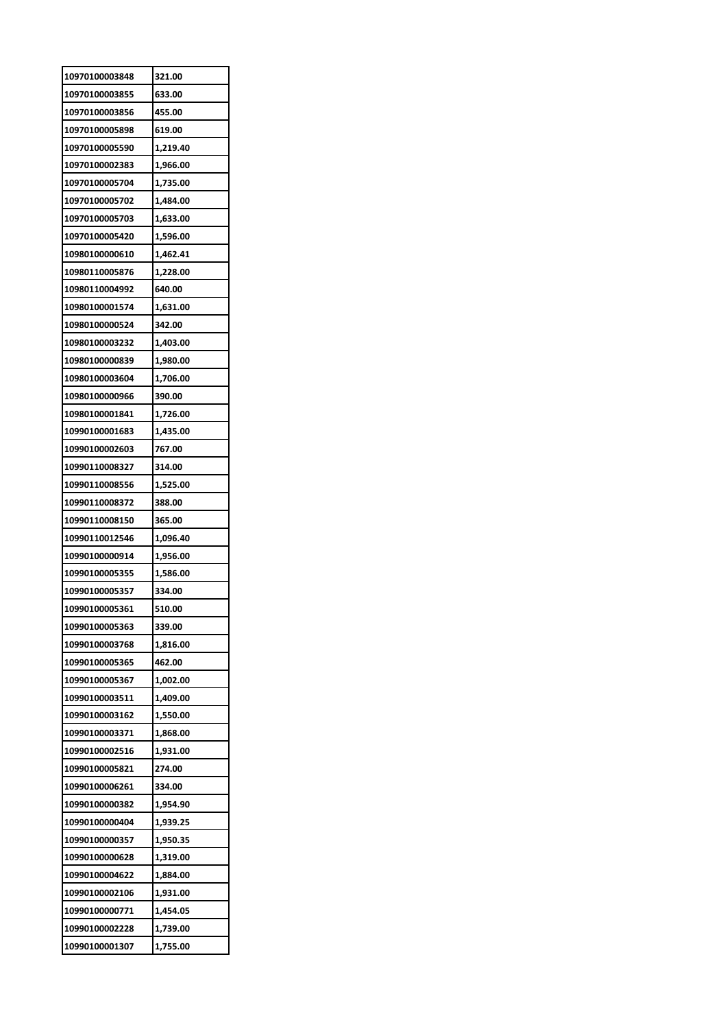| | |
|---|---|
| 10970100003848 | 321.00 |
| 10970100003855 | 633.00 |
| 10970100003856 | 455.00 |
| 10970100005898 | 619.00 |
| 10970100005590 | 1,219.40 |
| 10970100002383 | 1,966.00 |
| 10970100005704 | 1,735.00 |
| 10970100005702 | 1,484.00 |
| 10970100005703 | 1,633.00 |
| 10970100005420 | 1,596.00 |
| 10980100000610 | 1,462.41 |
| 10980110005876 | 1,228.00 |
| 10980110004992 | 640.00 |
| 10980100001574 | 1,631.00 |
| 10980100000524 | 342.00 |
| 10980100003232 | 1,403.00 |
| 10980100000839 | 1,980.00 |
| 10980100003604 | 1,706.00 |
| 10980100000966 | 390.00 |
| 10980100001841 | 1,726.00 |
| 10990100001683 | 1,435.00 |
| 10990100002603 | 767.00 |
| 10990110008327 | 314.00 |
| 10990110008556 | 1,525.00 |
| 10990110008372 | 388.00 |
| 10990110008150 | 365.00 |
| 10990110012546 | 1,096.40 |
| 10990100000914 | 1,956.00 |
| 10990100005355 | 1,586.00 |
| 10990100005357 | 334.00 |
| 10990100005361 | 510.00 |
| 10990100005363 | 339.00 |
| 10990100003768 | 1,816.00 |
| 10990100005365 | 462.00 |
| 10990100005367 | 1,002.00 |
| 10990100003511 | 1,409.00 |
| 10990100003162 | 1,550.00 |
| 10990100003371 | 1,868.00 |
| 10990100002516 | 1,931.00 |
| 10990100005821 | 274.00 |
| 10990100006261 | 334.00 |
| 10990100000382 | 1,954.90 |
| 10990100000404 | 1,939.25 |
| 10990100000357 | 1,950.35 |
| 10990100000628 | 1,319.00 |
| 10990100004622 | 1,884.00 |
| 10990100002106 | 1,931.00 |
| 10990100000771 | 1,454.05 |
| 10990100002228 | 1,739.00 |
| 10990100001307 | 1,755.00 |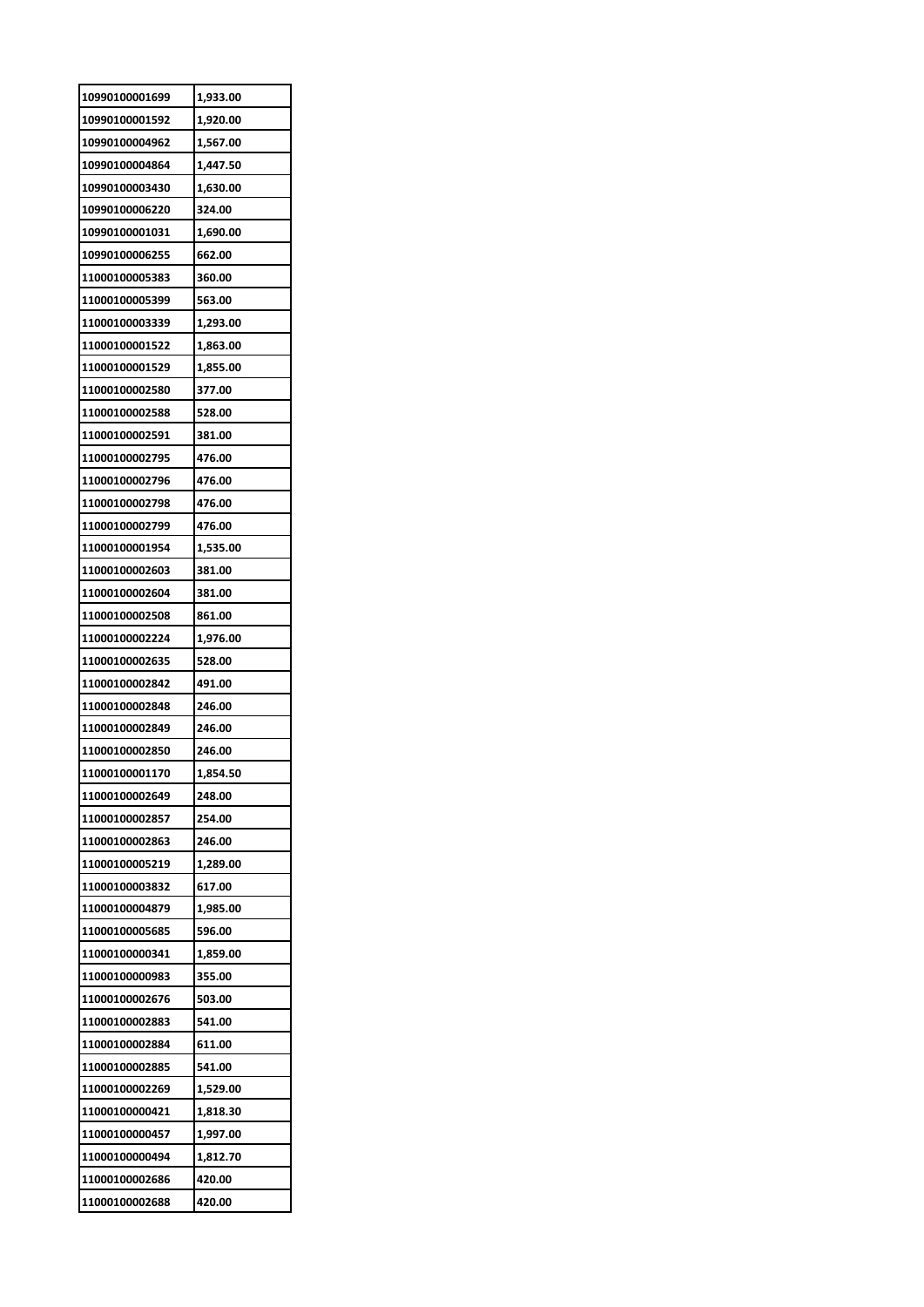| | |
|---|---|
| 10990100001699 | 1,933.00 |
| 10990100001592 | 1,920.00 |
| 10990100004962 | 1,567.00 |
| 10990100004864 | 1,447.50 |
| 10990100003430 | 1,630.00 |
| 10990100006220 | 324.00 |
| 10990100001031 | 1,690.00 |
| 10990100006255 | 662.00 |
| 11000100005383 | 360.00 |
| 11000100005399 | 563.00 |
| 11000100003339 | 1,293.00 |
| 11000100001522 | 1,863.00 |
| 11000100001529 | 1,855.00 |
| 11000100002580 | 377.00 |
| 11000100002588 | 528.00 |
| 11000100002591 | 381.00 |
| 11000100002795 | 476.00 |
| 11000100002796 | 476.00 |
| 11000100002798 | 476.00 |
| 11000100002799 | 476.00 |
| 11000100001954 | 1,535.00 |
| 11000100002603 | 381.00 |
| 11000100002604 | 381.00 |
| 11000100002508 | 861.00 |
| 11000100002224 | 1,976.00 |
| 11000100002635 | 528.00 |
| 11000100002842 | 491.00 |
| 11000100002848 | 246.00 |
| 11000100002849 | 246.00 |
| 11000100002850 | 246.00 |
| 11000100001170 | 1,854.50 |
| 11000100002649 | 248.00 |
| 11000100002857 | 254.00 |
| 11000100002863 | 246.00 |
| 11000100005219 | 1,289.00 |
| 11000100003832 | 617.00 |
| 11000100004879 | 1,985.00 |
| 11000100005685 | 596.00 |
| 11000100000341 | 1,859.00 |
| 11000100000983 | 355.00 |
| 11000100002676 | 503.00 |
| 11000100002883 | 541.00 |
| 11000100002884 | 611.00 |
| 11000100002885 | 541.00 |
| 11000100002269 | 1,529.00 |
| 11000100000421 | 1,818.30 |
| 11000100000457 | 1,997.00 |
| 11000100000494 | 1,812.70 |
| 11000100002686 | 420.00 |
| 11000100002688 | 420.00 |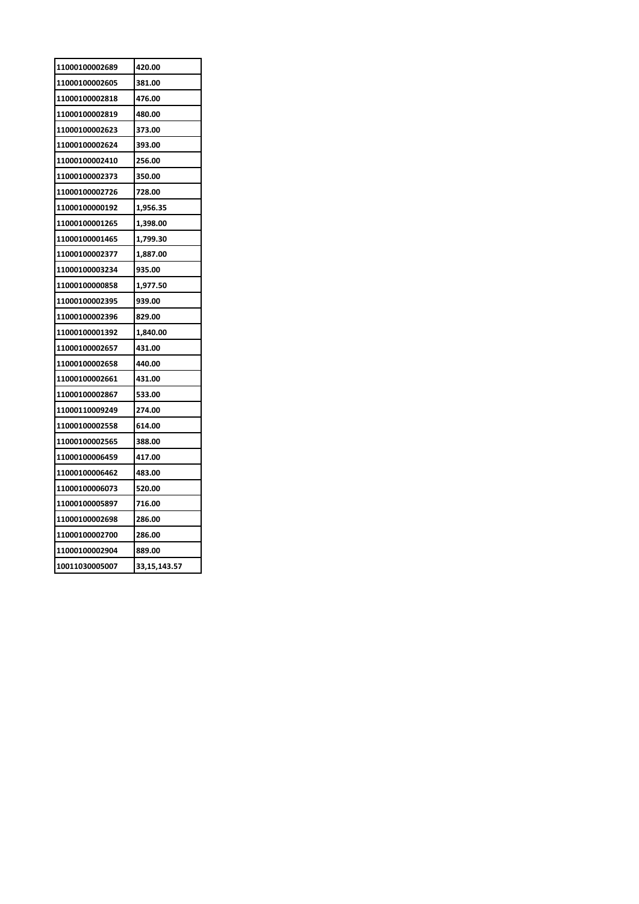| | |
|---|---|
| 11000100002689 | 420.00 |
| 11000100002605 | 381.00 |
| 11000100002818 | 476.00 |
| 11000100002819 | 480.00 |
| 11000100002623 | 373.00 |
| 11000100002624 | 393.00 |
| 11000100002410 | 256.00 |
| 11000100002373 | 350.00 |
| 11000100002726 | 728.00 |
| 11000100000192 | 1,956.35 |
| 11000100001265 | 1,398.00 |
| 11000100001465 | 1,799.30 |
| 11000100002377 | 1,887.00 |
| 11000100003234 | 935.00 |
| 11000100000858 | 1,977.50 |
| 11000100002395 | 939.00 |
| 11000100002396 | 829.00 |
| 11000100001392 | 1,840.00 |
| 11000100002657 | 431.00 |
| 11000100002658 | 440.00 |
| 11000100002661 | 431.00 |
| 11000100002867 | 533.00 |
| 11000110009249 | 274.00 |
| 11000100002558 | 614.00 |
| 11000100002565 | 388.00 |
| 11000100006459 | 417.00 |
| 11000100006462 | 483.00 |
| 11000100006073 | 520.00 |
| 11000100005897 | 716.00 |
| 11000100002698 | 286.00 |
| 11000100002700 | 286.00 |
| 11000100002904 | 889.00 |
| 10011030005007 | 33,15,143.57 |